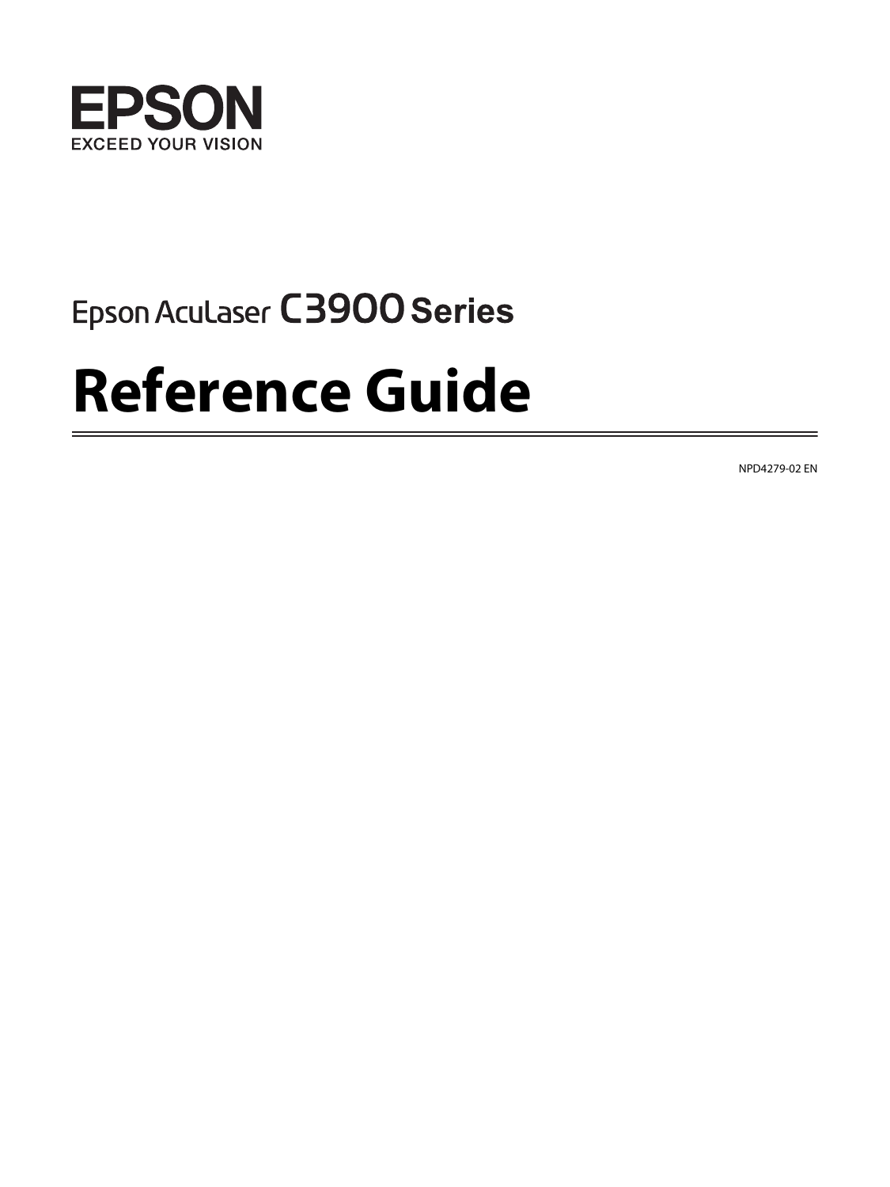EPSON

EXCEED YOUR VISION

Epson AcuLaser C3900 Series

# Reference Guide

NPD4279-02 EN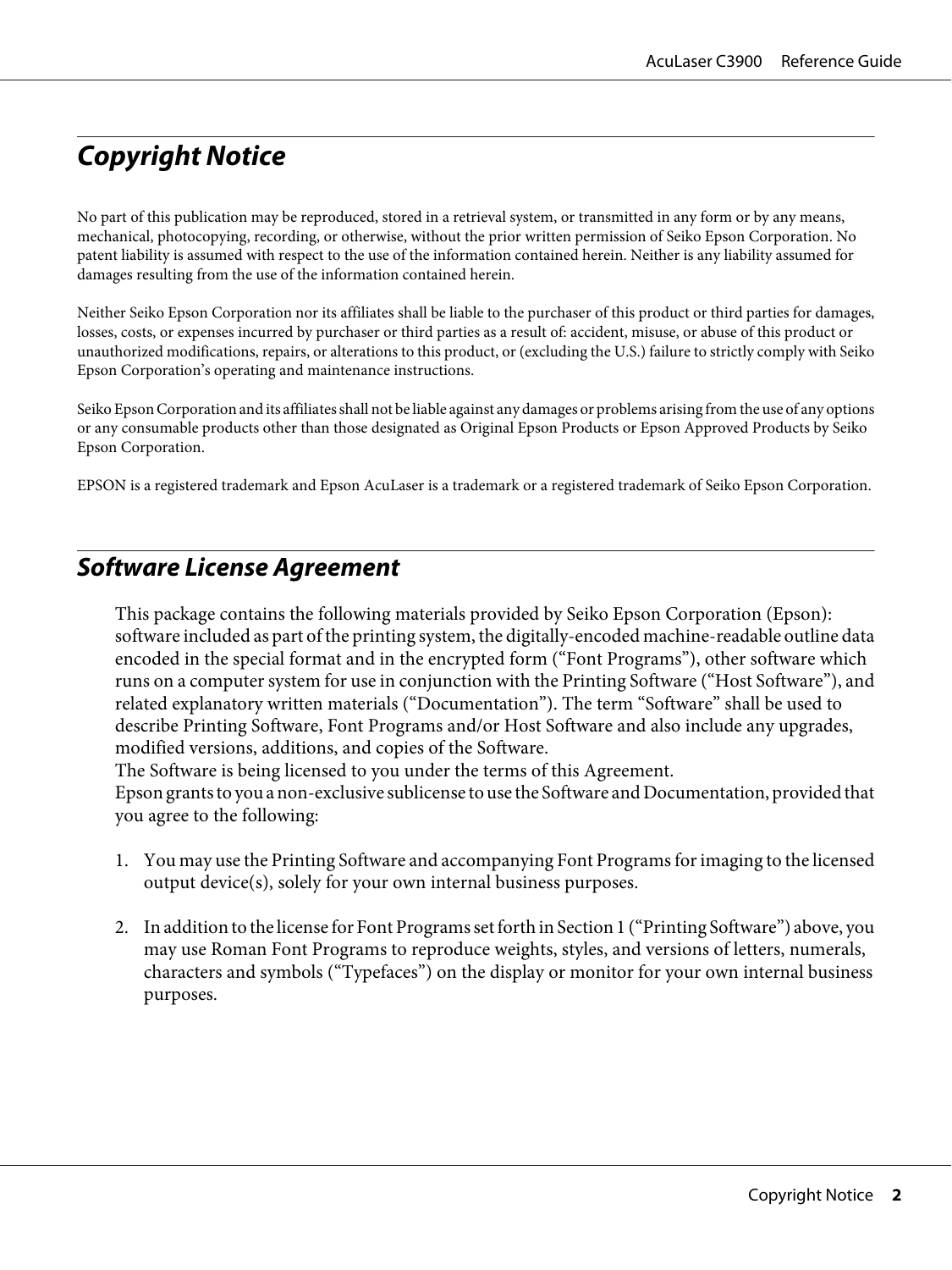## *Copyright Notice*

No part of this publication may be reproduced, stored in a retrieval system, or transmitted in any form or by any means, mechanical, photocopying, recording, or otherwise, without the prior written permission of Seiko Epson Corporation. No patent liability is assumed with respect to the use of the information contained herein. Neither is any liability assumed for damages resulting from the use of the information contained herein.

Neither Seiko Epson Corporation nor its affiliates shall be liable to the purchaser of this product or third parties for damages, losses, costs, or expenses incurred by purchaser or third parties as a result of: accident, misuse, or abuse of this product or unauthorized modifications, repairs, or alterations to this product, or (excluding the U.S.) failure to strictly comply with Seiko Epson Corporation's operating and maintenance instructions.

Seiko Epson Corporation and its affiliates shall not be liable against any damages or problems arising from the use of any options or any consumable products other than those designated as Original Epson Products or Epson Approved Products by Seiko Epson Corporation.

EPSON is a registered trademark and Epson AcuLaser is a trademark or a registered trademark of Seiko Epson Corporation.

## *Software License Agreement*

This package contains the following materials provided by Seiko Epson Corporation (Epson): software included as part of the printing system, the digitally-encoded machine-readable outline data encoded in the special format and in the encrypted form ("Font Programs"), other software which runs on a computer system for use in conjunction with the Printing Software ("Host Software"), and related explanatory written materials ("Documentation"). The term "Software" shall be used to describe Printing Software, Font Programs and/or Host Software and also include any upgrades, modified versions, additions, and copies of the Software.
The Software is being licensed to you under the terms of this Agreement.
Epson grants to you a non-exclusive sublicense to use the Software and Documentation, provided that you agree to the following:

1. You may use the Printing Software and accompanying Font Programs for imaging to the licensed output device(s), solely for your own internal business purposes.

2. In addition to the license for Font Programs set forth in Section 1 ("Printing Software") above, you may use Roman Font Programs to reproduce weights, styles, and versions of letters, numerals, characters and symbols ("Typefaces") on the display or monitor for your own internal business purposes.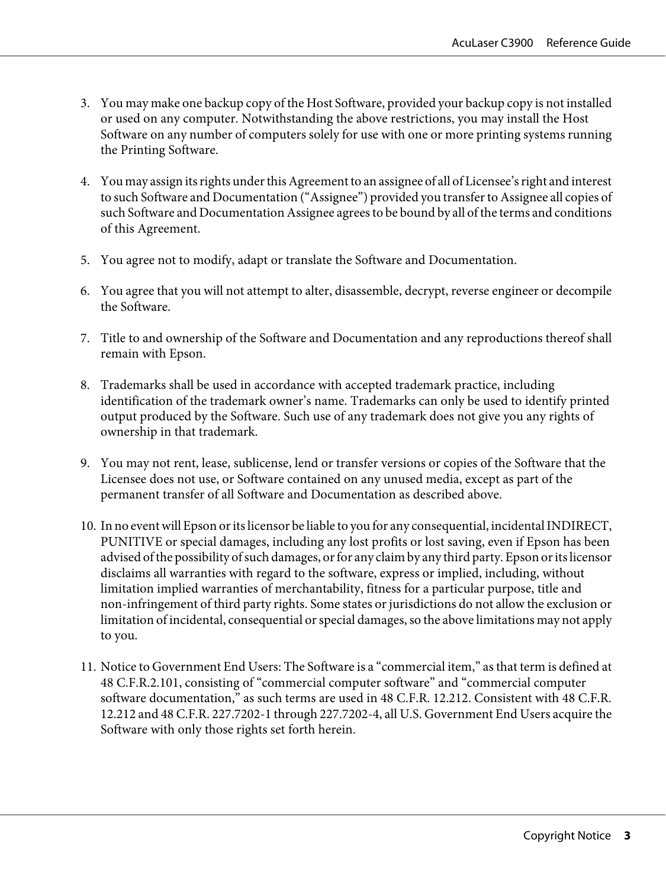3. You may make one backup copy of the Host Software, provided your backup copy is not installed or used on any computer. Notwithstanding the above restrictions, you may install the Host Software on any number of computers solely for use with one or more printing systems running the Printing Software.

4. You may assign its rights under this Agreement to an assignee of all of Licensee's right and interest to such Software and Documentation ("Assignee") provided you transfer to Assignee all copies of such Software and Documentation Assignee agrees to be bound by all of the terms and conditions of this Agreement.

5. You agree not to modify, adapt or translate the Software and Documentation.

6. You agree that you will not attempt to alter, disassemble, decrypt, reverse engineer or decompile the Software.

7. Title to and ownership of the Software and Documentation and any reproductions thereof shall remain with Epson.

8. Trademarks shall be used in accordance with accepted trademark practice, including identification of the trademark owner's name. Trademarks can only be used to identify printed output produced by the Software. Such use of any trademark does not give you any rights of ownership in that trademark.

9. You may not rent, lease, sublicense, lend or transfer versions or copies of the Software that the Licensee does not use, or Software contained on any unused media, except as part of the permanent transfer of all Software and Documentation as described above.

10. In no event will Epson or its licensor be liable to you for any consequential, incidental INDIRECT, PUNITIVE or special damages, including any lost profits or lost saving, even if Epson has been advised of the possibility of such damages, or for any claim by any third party. Epson or its licensor disclaims all warranties with regard to the software, express or implied, including, without limitation implied warranties of merchantability, fitness for a particular purpose, title and non-infringement of third party rights. Some states or jurisdictions do not allow the exclusion or limitation of incidental, consequential or special damages, so the above limitations may not apply to you.

11. Notice to Government End Users: The Software is a "commercial item," as that term is defined at 48 C.F.R.2.101, consisting of "commercial computer software" and "commercial computer software documentation," as such terms are used in 48 C.F.R. 12.212. Consistent with 48 C.F.R. 12.212 and 48 C.F.R. 227.7202-1 through 227.7202-4, all U.S. Government End Users acquire the Software with only those rights set forth herein.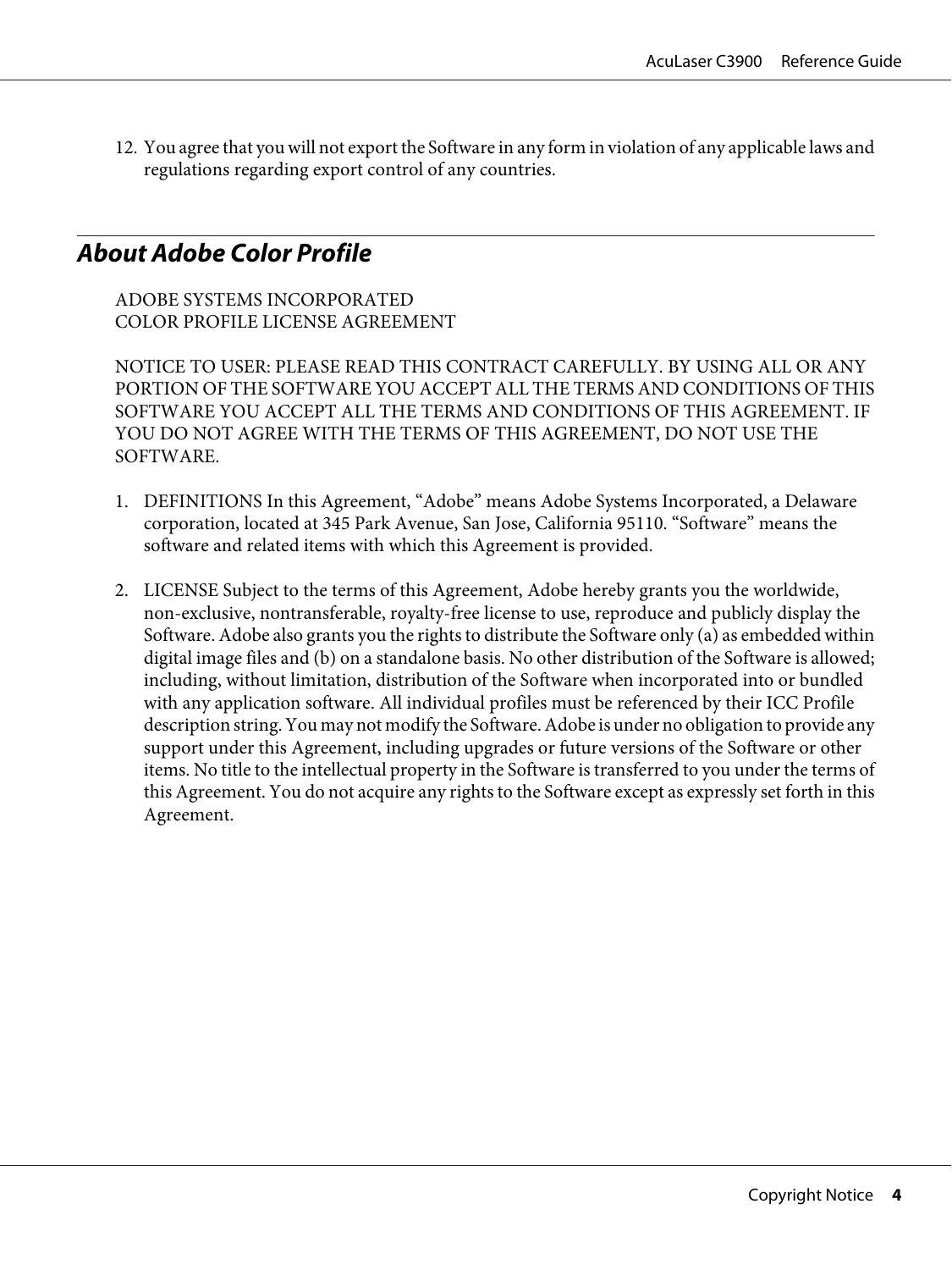12. You agree that you will not export the Software in any form in violation of any applicable laws and regulations regarding export control of any countries.

## *About Adobe Color Profile*

ADOBE SYSTEMS INCORPORATED
COLOR PROFILE LICENSE AGREEMENT

NOTICE TO USER: PLEASE READ THIS CONTRACT CAREFULLY. BY USING ALL OR ANY PORTION OF THE SOFTWARE YOU ACCEPT ALL THE TERMS AND CONDITIONS OF THIS SOFTWARE YOU ACCEPT ALL THE TERMS AND CONDITIONS OF THIS AGREEMENT. IF YOU DO NOT AGREE WITH THE TERMS OF THIS AGREEMENT, DO NOT USE THE SOFTWARE.

1. DEFINITIONS In this Agreement, “Adobe” means Adobe Systems Incorporated, a Delaware corporation, located at 345 Park Avenue, San Jose, California 95110. “Software” means the software and related items with which this Agreement is provided.

2. LICENSE Subject to the terms of this Agreement, Adobe hereby grants you the worldwide, non-exclusive, nontransferable, royalty-free license to use, reproduce and publicly display the Software. Adobe also grants you the rights to distribute the Software only (a) as embedded within digital image files and (b) on a standalone basis. No other distribution of the Software is allowed; including, without limitation, distribution of the Software when incorporated into or bundled with any application software. All individual profiles must be referenced by their ICC Profile description string. You may not modify the Software. Adobe is under no obligation to provide any support under this Agreement, including upgrades or future versions of the Software or other items. No title to the intellectual property in the Software is transferred to you under the terms of this Agreement. You do not acquire any rights to the Software except as expressly set forth in this Agreement.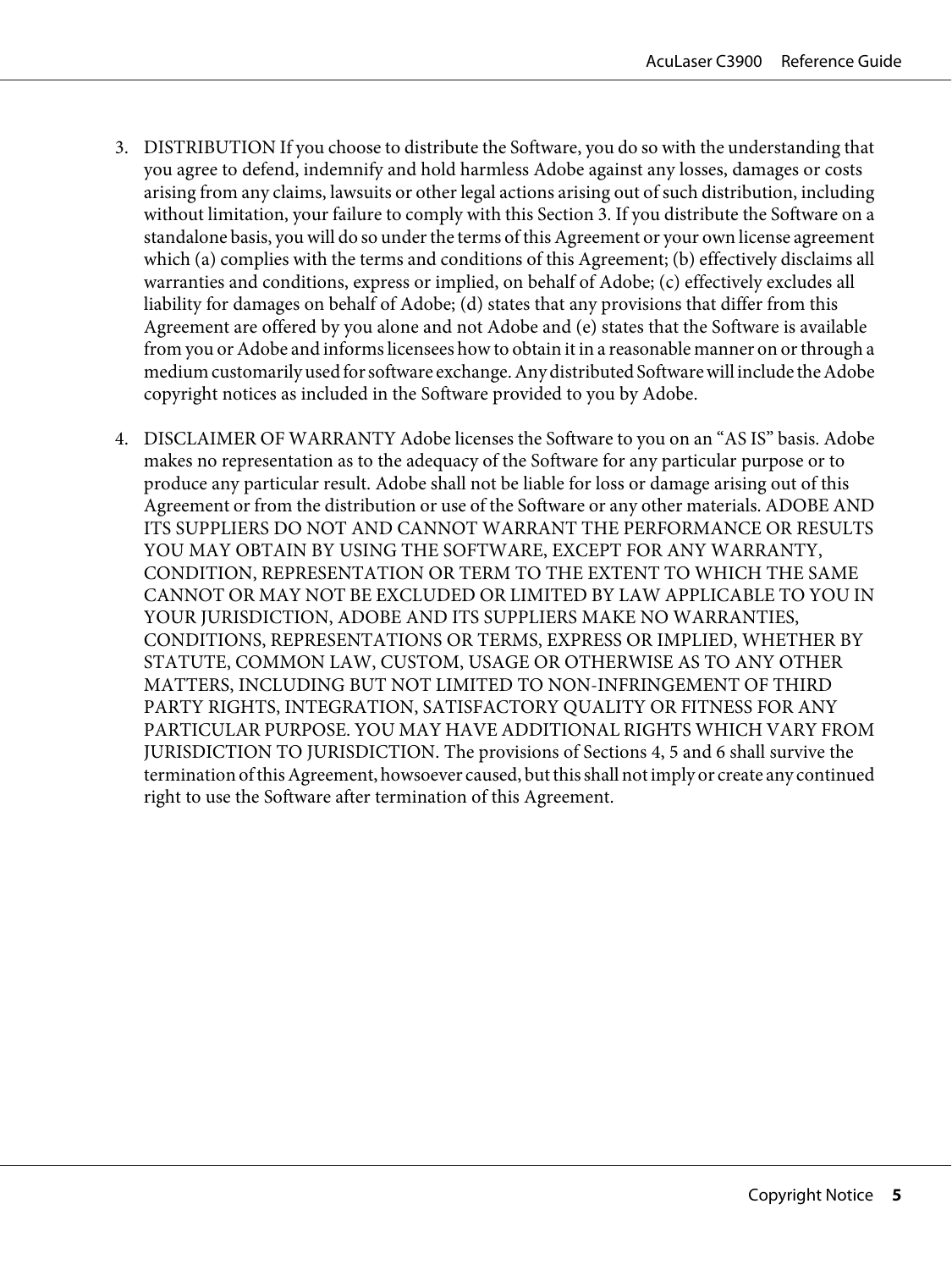3. DISTRIBUTION If you choose to distribute the Software, you do so with the understanding that you agree to defend, indemnify and hold harmless Adobe against any losses, damages or costs arising from any claims, lawsuits or other legal actions arising out of such distribution, including without limitation, your failure to comply with this Section 3. If you distribute the Software on a standalone basis, you will do so under the terms of this Agreement or your own license agreement which (a) complies with the terms and conditions of this Agreement; (b) effectively disclaims all warranties and conditions, express or implied, on behalf of Adobe; (c) effectively excludes all liability for damages on behalf of Adobe; (d) states that any provisions that differ from this Agreement are offered by you alone and not Adobe and (e) states that the Software is available from you or Adobe and informs licensees how to obtain it in a reasonable manner on or through a medium customarily used for software exchange. Any distributed Software will include the Adobe copyright notices as included in the Software provided to you by Adobe.

4. DISCLAIMER OF WARRANTY Adobe licenses the Software to you on an "AS IS" basis. Adobe makes no representation as to the adequacy of the Software for any particular purpose or to produce any particular result. Adobe shall not be liable for loss or damage arising out of this Agreement or from the distribution or use of the Software or any other materials. ADOBE AND ITS SUPPLIERS DO NOT AND CANNOT WARRANT THE PERFORMANCE OR RESULTS YOU MAY OBTAIN BY USING THE SOFTWARE, EXCEPT FOR ANY WARRANTY, CONDITION, REPRESENTATION OR TERM TO THE EXTENT TO WHICH THE SAME CANNOT OR MAY NOT BE EXCLUDED OR LIMITED BY LAW APPLICABLE TO YOU IN YOUR JURISDICTION, ADOBE AND ITS SUPPLIERS MAKE NO WARRANTIES, CONDITIONS, REPRESENTATIONS OR TERMS, EXPRESS OR IMPLIED, WHETHER BY STATUTE, COMMON LAW, CUSTOM, USAGE OR OTHERWISE AS TO ANY OTHER MATTERS, INCLUDING BUT NOT LIMITED TO NON-INFRINGEMENT OF THIRD PARTY RIGHTS, INTEGRATION, SATISFACTORY QUALITY OR FITNESS FOR ANY PARTICULAR PURPOSE. YOU MAY HAVE ADDITIONAL RIGHTS WHICH VARY FROM JURISDICTION TO JURISDICTION. The provisions of Sections 4, 5 and 6 shall survive the termination of this Agreement, howsoever caused, but this shall not imply or create any continued right to use the Software after termination of this Agreement.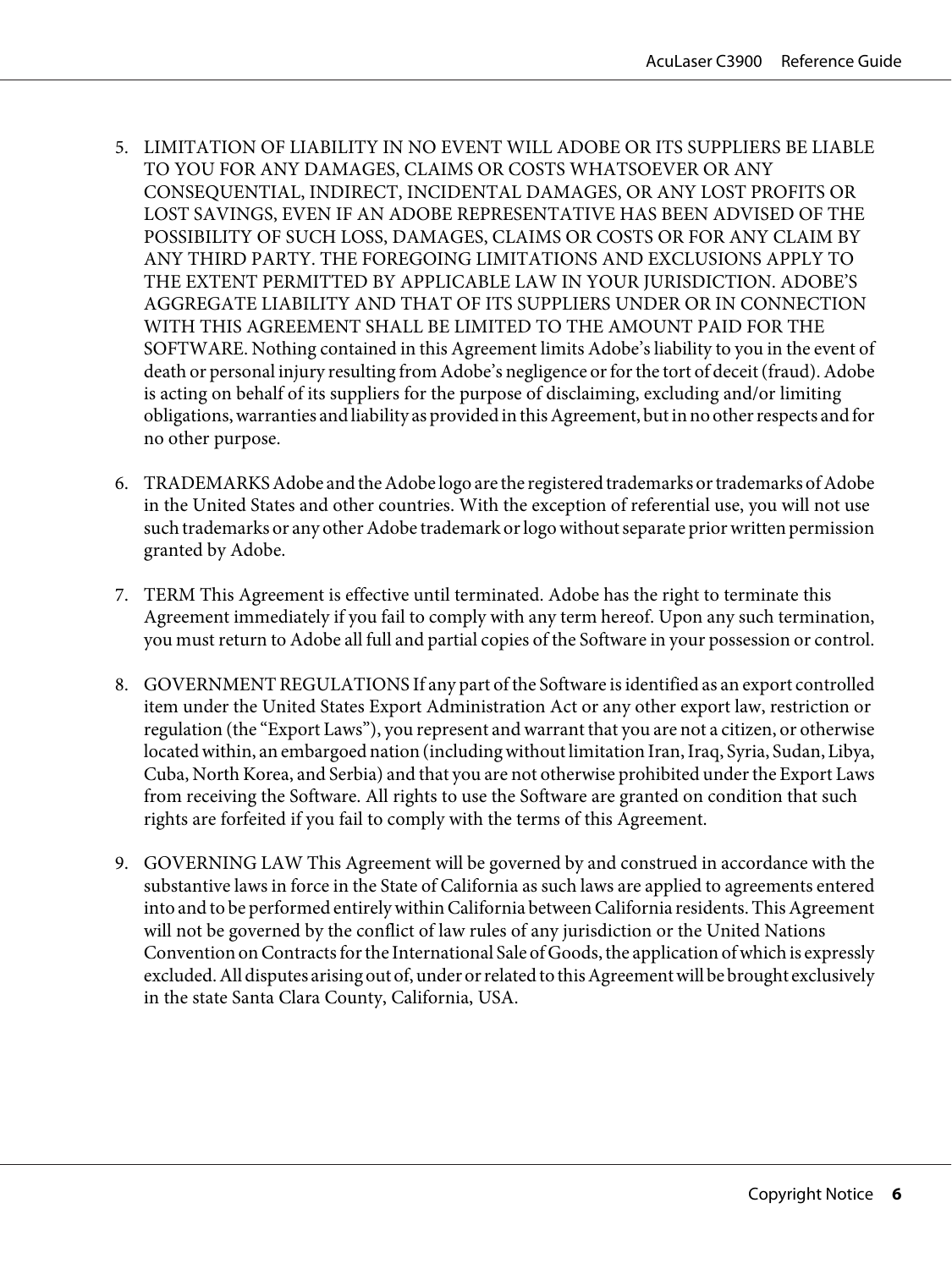5. LIMITATION OF LIABILITY IN NO EVENT WILL ADOBE OR ITS SUPPLIERS BE LIABLE TO YOU FOR ANY DAMAGES, CLAIMS OR COSTS WHATSOEVER OR ANY CONSEQUENTIAL, INDIRECT, INCIDENTAL DAMAGES, OR ANY LOST PROFITS OR LOST SAVINGS, EVEN IF AN ADOBE REPRESENTATIVE HAS BEEN ADVISED OF THE POSSIBILITY OF SUCH LOSS, DAMAGES, CLAIMS OR COSTS OR FOR ANY CLAIM BY ANY THIRD PARTY. THE FOREGOING LIMITATIONS AND EXCLUSIONS APPLY TO THE EXTENT PERMITTED BY APPLICABLE LAW IN YOUR JURISDICTION. ADOBE'S AGGREGATE LIABILITY AND THAT OF ITS SUPPLIERS UNDER OR IN CONNECTION WITH THIS AGREEMENT SHALL BE LIMITED TO THE AMOUNT PAID FOR THE SOFTWARE. Nothing contained in this Agreement limits Adobe's liability to you in the event of death or personal injury resulting from Adobe's negligence or for the tort of deceit (fraud). Adobe is acting on behalf of its suppliers for the purpose of disclaiming, excluding and/or limiting obligations, warranties and liability as provided in this Agreement, but in no other respects and for no other purpose.

6. TRADEMARKS Adobe and the Adobe logo are the registered trademarks or trademarks of Adobe in the United States and other countries. With the exception of referential use, you will not use such trademarks or any other Adobe trademark or logo without separate prior written permission granted by Adobe.

7. TERM This Agreement is effective until terminated. Adobe has the right to terminate this Agreement immediately if you fail to comply with any term hereof. Upon any such termination, you must return to Adobe all full and partial copies of the Software in your possession or control.

8. GOVERNMENT REGULATIONS If any part of the Software is identified as an export controlled item under the United States Export Administration Act or any other export law, restriction or regulation (the "Export Laws"), you represent and warrant that you are not a citizen, or otherwise located within, an embargoed nation (including without limitation Iran, Iraq, Syria, Sudan, Libya, Cuba, North Korea, and Serbia) and that you are not otherwise prohibited under the Export Laws from receiving the Software. All rights to use the Software are granted on condition that such rights are forfeited if you fail to comply with the terms of this Agreement.

9. GOVERNING LAW This Agreement will be governed by and construed in accordance with the substantive laws in force in the State of California as such laws are applied to agreements entered into and to be performed entirely within California between California residents. This Agreement will not be governed by the conflict of law rules of any jurisdiction or the United Nations Convention on Contracts for the International Sale of Goods, the application of which is expressly excluded. All disputes arising out of, under or related to this Agreement will be brought exclusively in the state Santa Clara County, California, USA.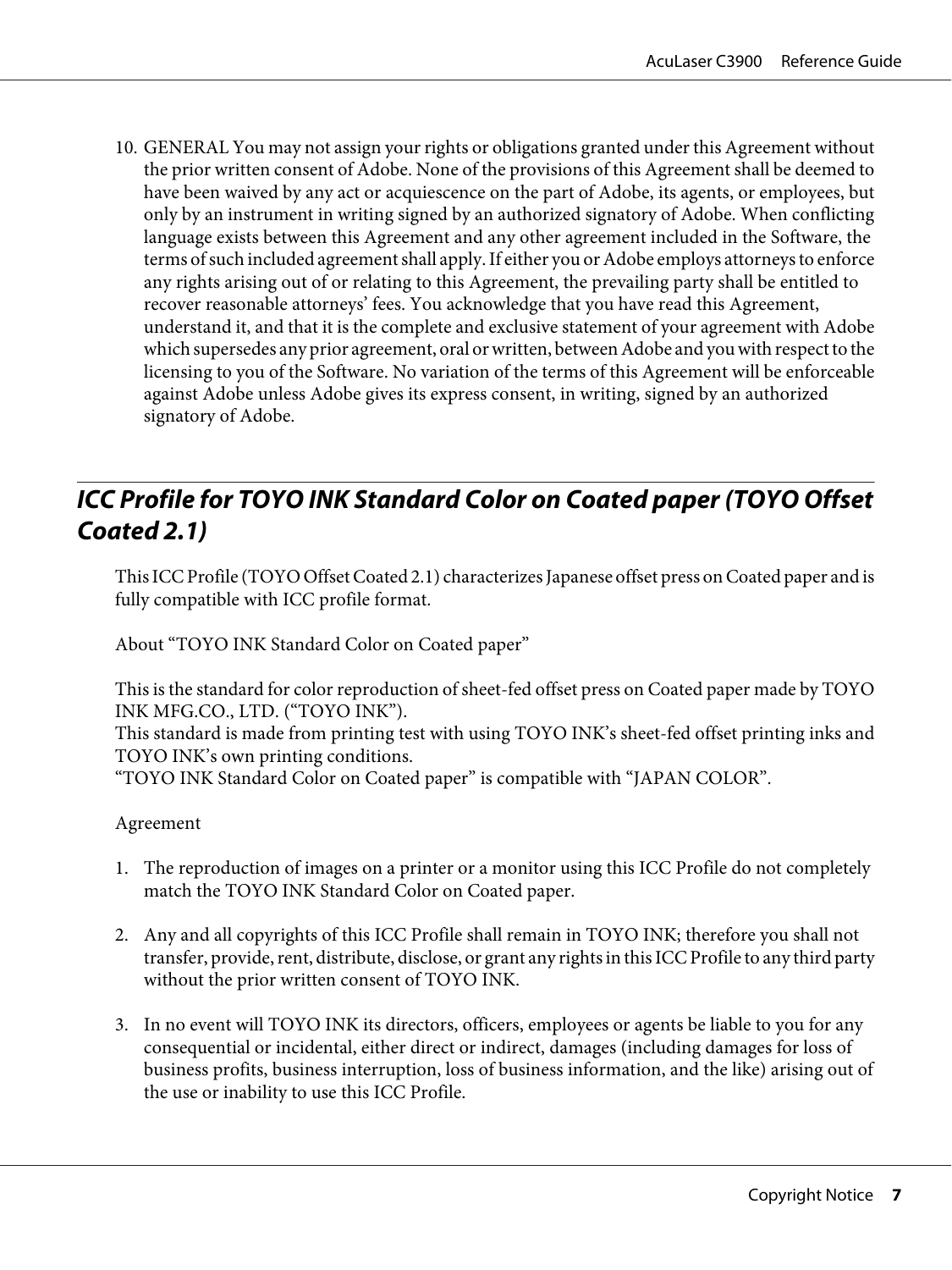10. GENERAL You may not assign your rights or obligations granted under this Agreement without the prior written consent of Adobe. None of the provisions of this Agreement shall be deemed to have been waived by any act or acquiescence on the part of Adobe, its agents, or employees, but only by an instrument in writing signed by an authorized signatory of Adobe. When conflicting language exists between this Agreement and any other agreement included in the Software, the terms of such included agreement shall apply. If either you or Adobe employs attorneys to enforce any rights arising out of or relating to this Agreement, the prevailing party shall be entitled to recover reasonable attorneys' fees. You acknowledge that you have read this Agreement, understand it, and that it is the complete and exclusive statement of your agreement with Adobe which supersedes any prior agreement, oral or written, between Adobe and you with respect to the licensing to you of the Software. No variation of the terms of this Agreement will be enforceable against Adobe unless Adobe gives its express consent, in writing, signed by an authorized signatory of Adobe.

## ICC Profile for TOYO INK Standard Color on Coated paper (TOYO Offset Coated 2.1)

This ICC Profile (TOYO Offset Coated 2.1) characterizes Japanese offset press on Coated paper and is fully compatible with ICC profile format.

About "TOYO INK Standard Color on Coated paper"

This is the standard for color reproduction of sheet-fed offset press on Coated paper made by TOYO INK MFG.CO., LTD. ("TOYO INK").
This standard is made from printing test with using TOYO INK's sheet-fed offset printing inks and TOYO INK's own printing conditions.
"TOYO INK Standard Color on Coated paper" is compatible with "JAPAN COLOR".

Agreement

1. The reproduction of images on a printer or a monitor using this ICC Profile do not completely match the TOYO INK Standard Color on Coated paper.

2. Any and all copyrights of this ICC Profile shall remain in TOYO INK; therefore you shall not transfer, provide, rent, distribute, disclose, or grant any rights in this ICC Profile to any third party without the prior written consent of TOYO INK.

3. In no event will TOYO INK its directors, officers, employees or agents be liable to you for any consequential or incidental, either direct or indirect, damages (including damages for loss of business profits, business interruption, loss of business information, and the like) arising out of the use or inability to use this ICC Profile.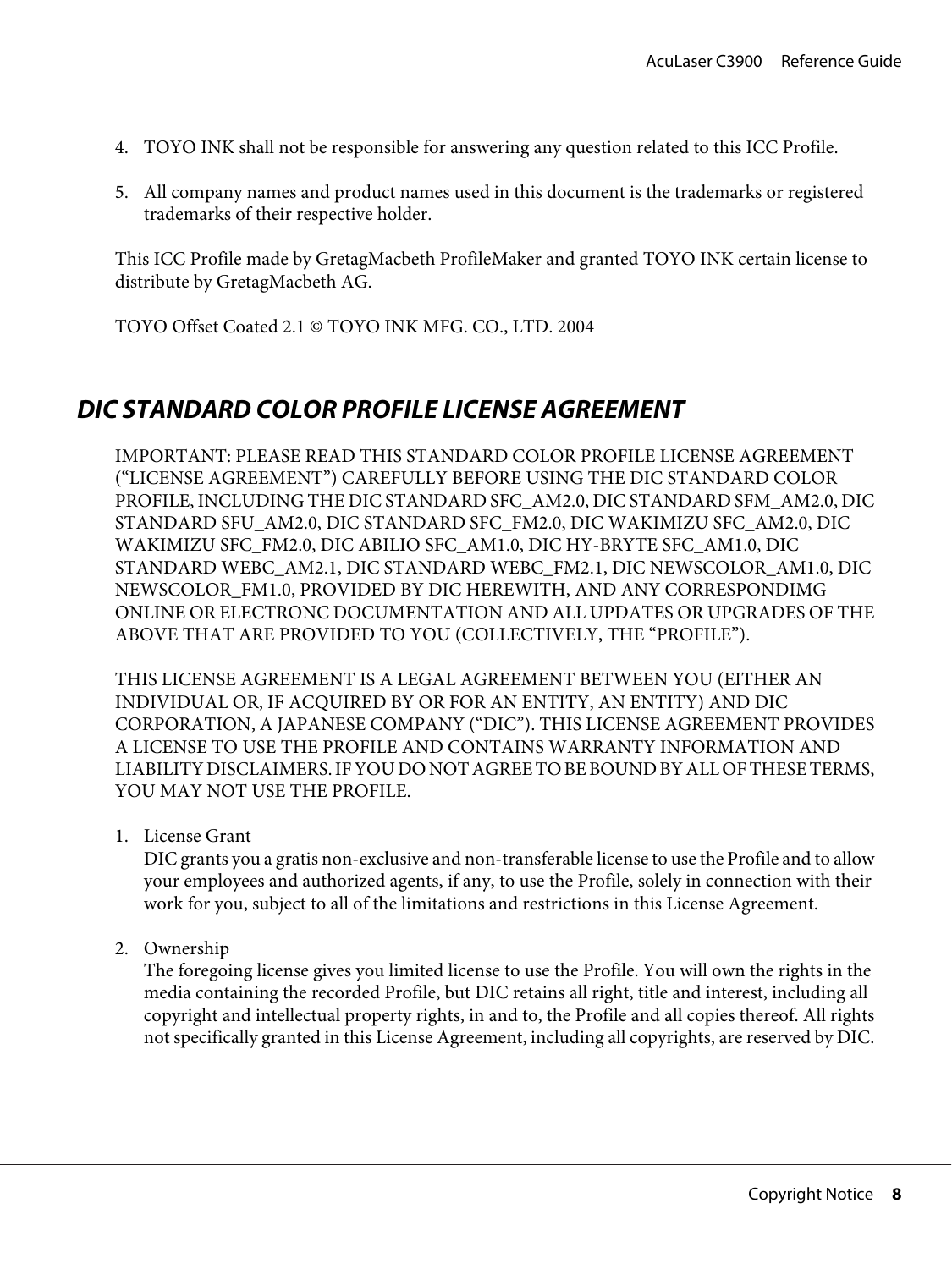4. TOYO INK shall not be responsible for answering any question related to this ICC Profile.

5. All company names and product names used in this document is the trademarks or registered trademarks of their respective holder.

This ICC Profile made by GretagMacbeth ProfileMaker and granted TOYO INK certain license to distribute by GretagMacbeth AG.

TOYO Offset Coated 2.1 © TOYO INK MFG. CO., LTD. 2004

## *DIC STANDARD COLOR PROFILE LICENSE AGREEMENT*

IMPORTANT: PLEASE READ THIS STANDARD COLOR PROFILE LICENSE AGREEMENT ("LICENSE AGREEMENT") CAREFULLY BEFORE USING THE DIC STANDARD COLOR PROFILE, INCLUDING THE DIC STANDARD SFC_AM2.0, DIC STANDARD SFM_AM2.0, DIC STANDARD SFU_AM2.0, DIC STANDARD SFC_FM2.0, DIC WAKIMIZU SFC_AM2.0, DIC WAKIMIZU SFC_FM2.0, DIC ABILIO SFC_AM1.0, DIC HY-BRYTE SFC_AM1.0, DIC STANDARD WEBC_AM2.1, DIC STANDARD WEBC_FM2.1, DIC NEWSCOLOR_AM1.0, DIC NEWSCOLOR_FM1.0, PROVIDED BY DIC HEREWITH, AND ANY CORRESPONDIMG ONLINE OR ELECTRONC DOCUMENTATION AND ALL UPDATES OR UPGRADES OF THE ABOVE THAT ARE PROVIDED TO YOU (COLLECTIVELY, THE "PROFILE").

THIS LICENSE AGREEMENT IS A LEGAL AGREEMENT BETWEEN YOU (EITHER AN INDIVIDUAL OR, IF ACQUIRED BY OR FOR AN ENTITY, AN ENTITY) AND DIC CORPORATION, A JAPANESE COMPANY ("DIC"). THIS LICENSE AGREEMENT PROVIDES A LICENSE TO USE THE PROFILE AND CONTAINS WARRANTY INFORMATION AND LIABILITY DISCLAIMERS. IF YOU DO NOT AGREE TO BE BOUND BY ALL OF THESE TERMS, YOU MAY NOT USE THE PROFILE.

1. License Grant
   DIC grants you a gratis non-exclusive and non-transferable license to use the Profile and to allow your employees and authorized agents, if any, to use the Profile, solely in connection with their work for you, subject to all of the limitations and restrictions in this License Agreement.

2. Ownership
   The foregoing license gives you limited license to use the Profile. You will own the rights in the media containing the recorded Profile, but DIC retains all right, title and interest, including all copyright and intellectual property rights, in and to, the Profile and all copies thereof. All rights not specifically granted in this License Agreement, including all copyrights, are reserved by DIC.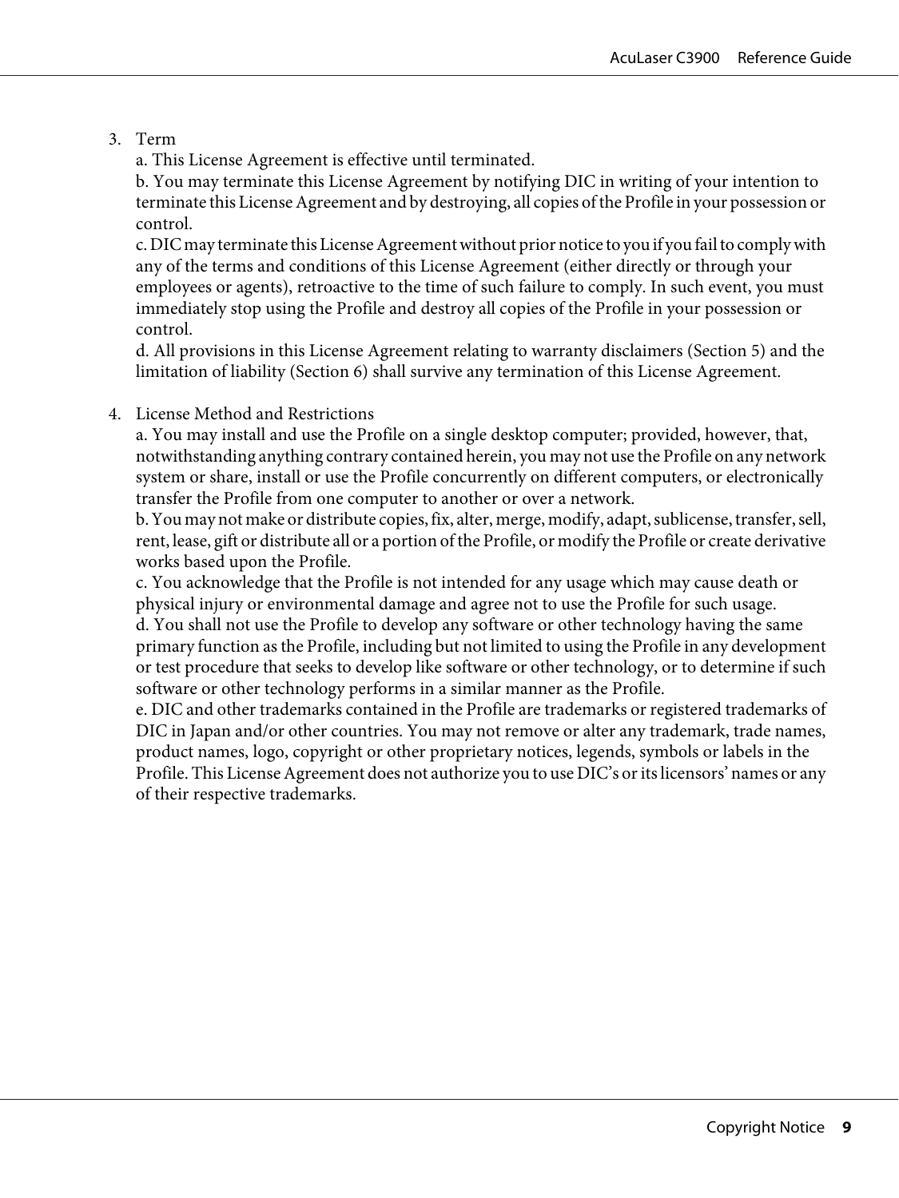3. Term

   a. This License Agreement is effective until terminated.

   b. You may terminate this License Agreement by notifying DIC in writing of your intention to terminate this License Agreement and by destroying, all copies of the Profile in your possession or control.

   c. DIC may terminate this License Agreement without prior notice to you if you fail to comply with any of the terms and conditions of this License Agreement (either directly or through your employees or agents), retroactive to the time of such failure to comply. In such event, you must immediately stop using the Profile and destroy all copies of the Profile in your possession or control.

   d. All provisions in this License Agreement relating to warranty disclaimers (Section 5) and the limitation of liability (Section 6) shall survive any termination of this License Agreement.

4. License Method and Restrictions

   a. You may install and use the Profile on a single desktop computer; provided, however, that, notwithstanding anything contrary contained herein, you may not use the Profile on any network system or share, install or use the Profile concurrently on different computers, or electronically transfer the Profile from one computer to another or over a network.

   b. You may not make or distribute copies, fix, alter, merge, modify, adapt, sublicense, transfer, sell, rent, lease, gift or distribute all or a portion of the Profile, or modify the Profile or create derivative works based upon the Profile.

   c. You acknowledge that the Profile is not intended for any usage which may cause death or physical injury or environmental damage and agree not to use the Profile for such usage.

   d. You shall not use the Profile to develop any software or other technology having the same primary function as the Profile, including but not limited to using the Profile in any development or test procedure that seeks to develop like software or other technology, or to determine if such software or other technology performs in a similar manner as the Profile.

   e. DIC and other trademarks contained in the Profile are trademarks or registered trademarks of DIC in Japan and/or other countries. You may not remove or alter any trademark, trade names, product names, logo, copyright or other proprietary notices, legends, symbols or labels in the Profile. This License Agreement does not authorize you to use DIC's or its licensors' names or any of their respective trademarks.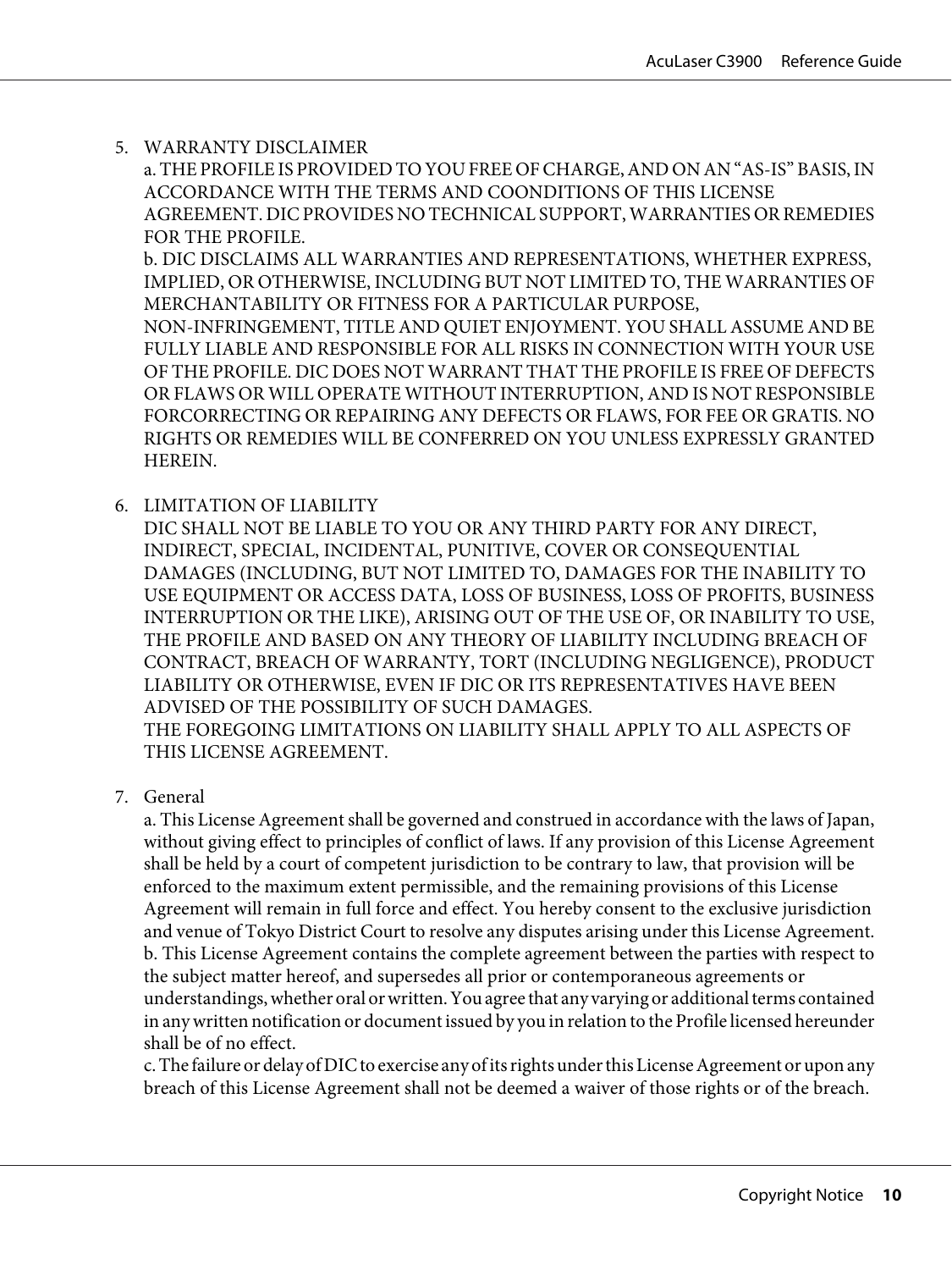5. WARRANTY DISCLAIMER
   a. THE PROFILE IS PROVIDED TO YOU FREE OF CHARGE, AND ON AN "AS-IS" BASIS, IN ACCORDANCE WITH THE TERMS AND COONDITIONS OF THIS LICENSE AGREEMENT. DIC PROVIDES NO TECHNICAL SUPPORT, WARRANTIES OR REMEDIES FOR THE PROFILE.
   b. DIC DISCLAIMS ALL WARRANTIES AND REPRESENTATIONS, WHETHER EXPRESS, IMPLIED, OR OTHERWISE, INCLUDING BUT NOT LIMITED TO, THE WARRANTIES OF MERCHANTABILITY OR FITNESS FOR A PARTICULAR PURPOSE, NON-INFRINGEMENT, TITLE AND QUIET ENJOYMENT. YOU SHALL ASSUME AND BE FULLY LIABLE AND RESPONSIBLE FOR ALL RISKS IN CONNECTION WITH YOUR USE OF THE PROFILE. DIC DOES NOT WARRANT THAT THE PROFILE IS FREE OF DEFECTS OR FLAWS OR WILL OPERATE WITHOUT INTERRUPTION, AND IS NOT RESPONSIBLE FORCORRECTING OR REPAIRING ANY DEFECTS OR FLAWS, FOR FEE OR GRATIS. NO RIGHTS OR REMEDIES WILL BE CONFERRED ON YOU UNLESS EXPRESSLY GRANTED HEREIN.

6. LIMITATION OF LIABILITY
   DIC SHALL NOT BE LIABLE TO YOU OR ANY THIRD PARTY FOR ANY DIRECT, INDIRECT, SPECIAL, INCIDENTAL, PUNITIVE, COVER OR CONSEQUENTIAL DAMAGES (INCLUDING, BUT NOT LIMITED TO, DAMAGES FOR THE INABILITY TO USE EQUIPMENT OR ACCESS DATA, LOSS OF BUSINESS, LOSS OF PROFITS, BUSINESS INTERRUPTION OR THE LIKE), ARISING OUT OF THE USE OF, OR INABILITY TO USE, THE PROFILE AND BASED ON ANY THEORY OF LIABILITY INCLUDING BREACH OF CONTRACT, BREACH OF WARRANTY, TORT (INCLUDING NEGLIGENCE), PRODUCT LIABILITY OR OTHERWISE, EVEN IF DIC OR ITS REPRESENTATIVES HAVE BEEN ADVISED OF THE POSSIBILITY OF SUCH DAMAGES.
   THE FOREGOING LIMITATIONS ON LIABILITY SHALL APPLY TO ALL ASPECTS OF THIS LICENSE AGREEMENT.

7. General
   a. This License Agreement shall be governed and construed in accordance with the laws of Japan, without giving effect to principles of conflict of laws. If any provision of this License Agreement shall be held by a court of competent jurisdiction to be contrary to law, that provision will be enforced to the maximum extent permissible, and the remaining provisions of this License Agreement will remain in full force and effect. You hereby consent to the exclusive jurisdiction and venue of Tokyo District Court to resolve any disputes arising under this License Agreement.
   b. This License Agreement contains the complete agreement between the parties with respect to the subject matter hereof, and supersedes all prior or contemporaneous agreements or understandings, whether oral or written. You agree that any varying or additional terms contained in any written notification or document issued by you in relation to the Profile licensed hereunder shall be of no effect.
   c. The failure or delay of DIC to exercise any of its rights under this License Agreement or upon any breach of this License Agreement shall not be deemed a waiver of those rights or of the breach.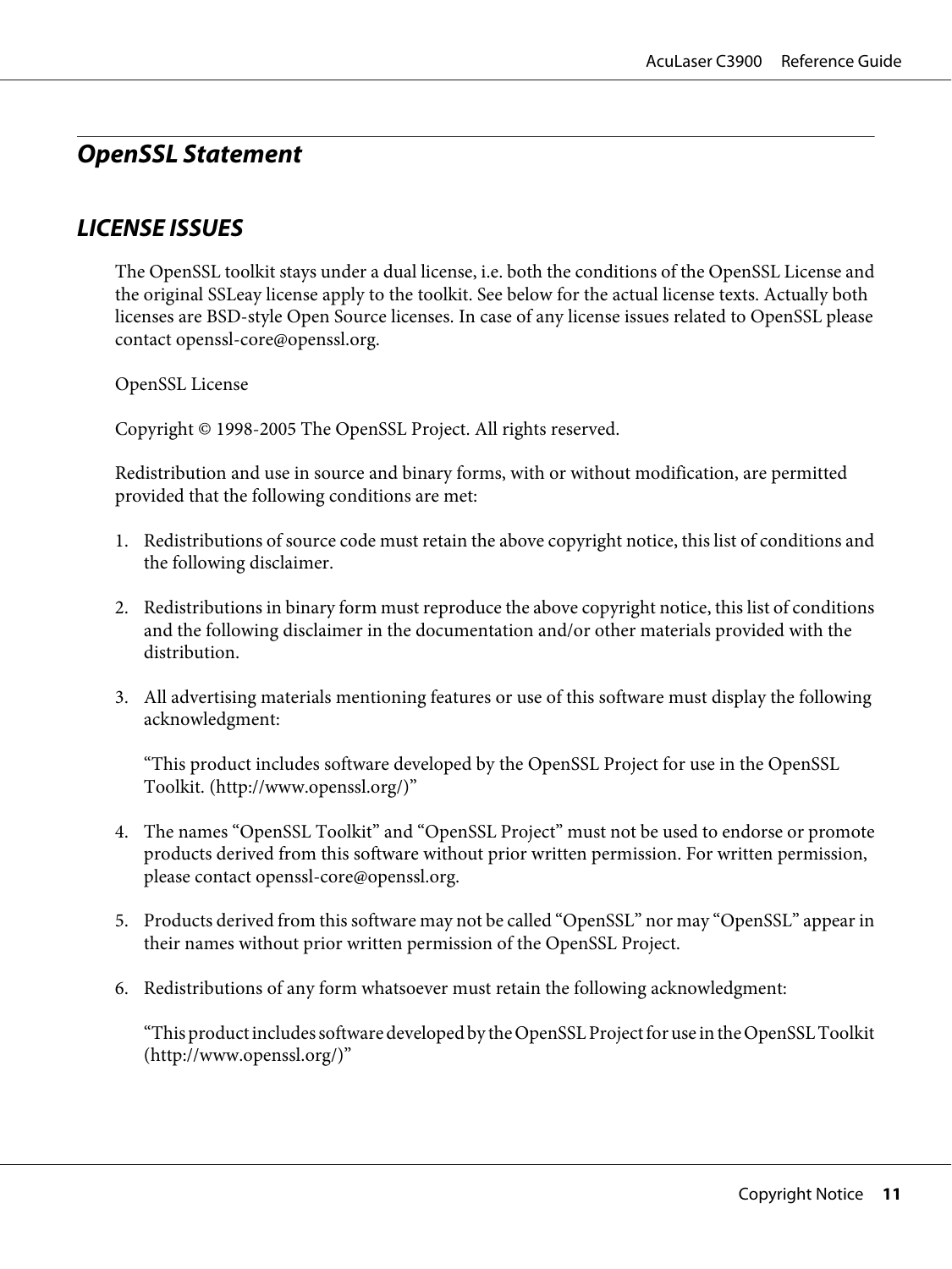## *OpenSSL Statement*

### *LICENSE ISSUES*

The OpenSSL toolkit stays under a dual license, i.e. both the conditions of the OpenSSL License and the original SSLeay license apply to the toolkit. See below for the actual license texts. Actually both licenses are BSD-style Open Source licenses. In case of any license issues related to OpenSSL please contact openssl-core@openssl.org.

OpenSSL License

Copyright © 1998-2005 The OpenSSL Project. All rights reserved.

Redistribution and use in source and binary forms, with or without modification, are permitted provided that the following conditions are met:

1. Redistributions of source code must retain the above copyright notice, this list of conditions and the following disclaimer.

2. Redistributions in binary form must reproduce the above copyright notice, this list of conditions and the following disclaimer in the documentation and/or other materials provided with the distribution.

3. All advertising materials mentioning features or use of this software must display the following acknowledgment:

   "This product includes software developed by the OpenSSL Project for use in the OpenSSL Toolkit. (http://www.openssl.org/)"

4. The names "OpenSSL Toolkit" and "OpenSSL Project" must not be used to endorse or promote products derived from this software without prior written permission. For written permission, please contact openssl-core@openssl.org.

5. Products derived from this software may not be called "OpenSSL" nor may "OpenSSL" appear in their names without prior written permission of the OpenSSL Project.

6. Redistributions of any form whatsoever must retain the following acknowledgment:

   "This product includes software developed by the OpenSSL Project for use in the OpenSSL Toolkit (http://www.openssl.org/)"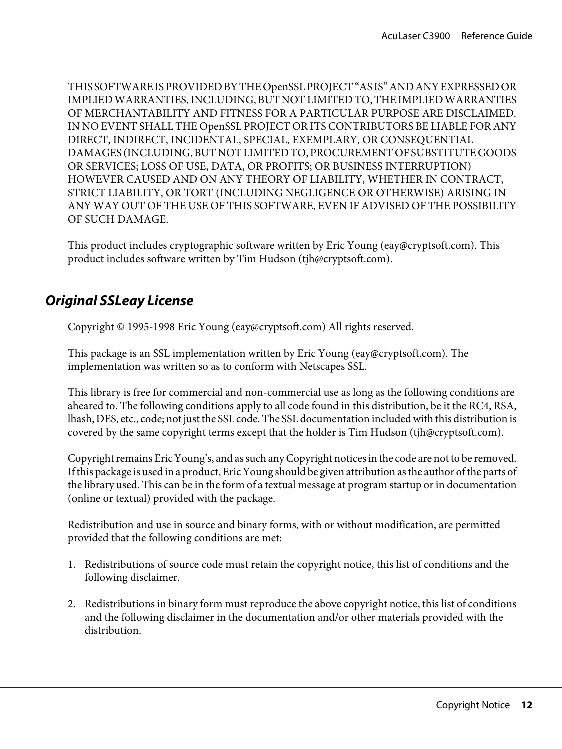THIS SOFTWARE IS PROVIDED BY THE OpenSSL PROJECT "AS IS" AND ANY EXPRESSED OR IMPLIED WARRANTIES, INCLUDING, BUT NOT LIMITED TO, THE IMPLIED WARRANTIES OF MERCHANTABILITY AND FITNESS FOR A PARTICULAR PURPOSE ARE DISCLAIMED. IN NO EVENT SHALL THE OpenSSL PROJECT OR ITS CONTRIBUTORS BE LIABLE FOR ANY DIRECT, INDIRECT, INCIDENTAL, SPECIAL, EXEMPLARY, OR CONSEQUENTIAL DAMAGES (INCLUDING, BUT NOT LIMITED TO, PROCUREMENT OF SUBSTITUTE GOODS OR SERVICES; LOSS OF USE, DATA, OR PROFITS; OR BUSINESS INTERRUPTION) HOWEVER CAUSED AND ON ANY THEORY OF LIABILITY, WHETHER IN CONTRACT, STRICT LIABILITY, OR TORT (INCLUDING NEGLIGENCE OR OTHERWISE) ARISING IN ANY WAY OUT OF THE USE OF THIS SOFTWARE, EVEN IF ADVISED OF THE POSSIBILITY OF SUCH DAMAGE.

This product includes cryptographic software written by Eric Young (eay@cryptsoft.com). This product includes software written by Tim Hudson (tjh@cryptsoft.com).

### *Original SSLeay License*

Copyright © 1995-1998 Eric Young (eay@cryptsoft.com) All rights reserved.

This package is an SSL implementation written by Eric Young (eay@cryptsoft.com). The implementation was written so as to conform with Netscapes SSL.

This library is free for commercial and non-commercial use as long as the following conditions are aheared to. The following conditions apply to all code found in this distribution, be it the RC4, RSA, lhash, DES, etc., code; not just the SSL code. The SSL documentation included with this distribution is covered by the same copyright terms except that the holder is Tim Hudson (tjh@cryptsoft.com).

Copyright remains Eric Young's, and as such any Copyright notices in the code are not to be removed. If this package is used in a product, Eric Young should be given attribution as the author of the parts of the library used. This can be in the form of a textual message at program startup or in documentation (online or textual) provided with the package.

Redistribution and use in source and binary forms, with or without modification, are permitted provided that the following conditions are met:

1. Redistributions of source code must retain the copyright notice, this list of conditions and the following disclaimer.

2. Redistributions in binary form must reproduce the above copyright notice, this list of conditions and the following disclaimer in the documentation and/or other materials provided with the distribution.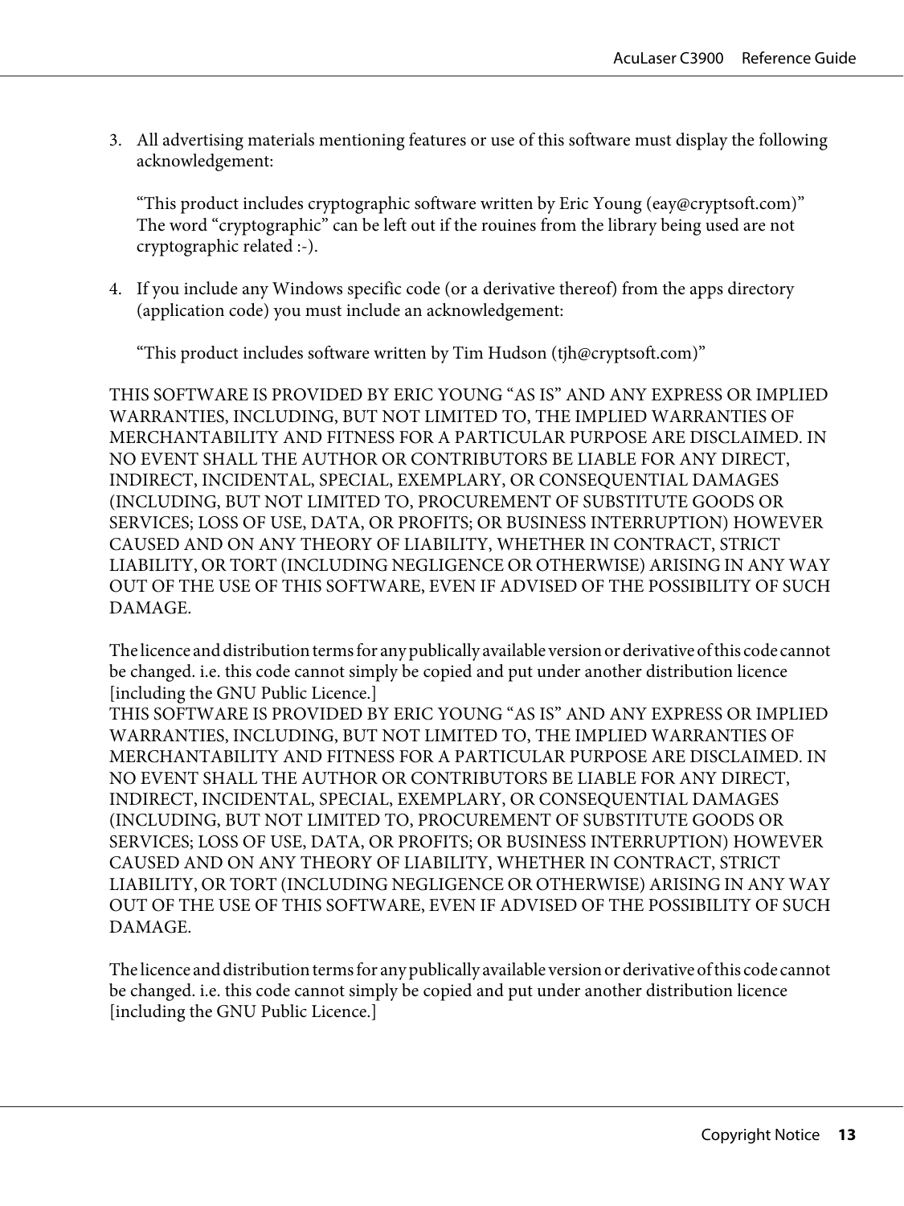3. All advertising materials mentioning features or use of this software must display the following acknowledgement:

   "This product includes cryptographic software written by Eric Young (eay@cryptsoft.com)" The word "cryptographic" can be left out if the rouines from the library being used are not cryptographic related :-).

4. If you include any Windows specific code (or a derivative thereof) from the apps directory (application code) you must include an acknowledgement:

   "This product includes software written by Tim Hudson (tjh@cryptsoft.com)"

THIS SOFTWARE IS PROVIDED BY ERIC YOUNG "AS IS" AND ANY EXPRESS OR IMPLIED WARRANTIES, INCLUDING, BUT NOT LIMITED TO, THE IMPLIED WARRANTIES OF MERCHANTABILITY AND FITNESS FOR A PARTICULAR PURPOSE ARE DISCLAIMED. IN NO EVENT SHALL THE AUTHOR OR CONTRIBUTORS BE LIABLE FOR ANY DIRECT, INDIRECT, INCIDENTAL, SPECIAL, EXEMPLARY, OR CONSEQUENTIAL DAMAGES (INCLUDING, BUT NOT LIMITED TO, PROCUREMENT OF SUBSTITUTE GOODS OR SERVICES; LOSS OF USE, DATA, OR PROFITS; OR BUSINESS INTERRUPTION) HOWEVER CAUSED AND ON ANY THEORY OF LIABILITY, WHETHER IN CONTRACT, STRICT LIABILITY, OR TORT (INCLUDING NEGLIGENCE OR OTHERWISE) ARISING IN ANY WAY OUT OF THE USE OF THIS SOFTWARE, EVEN IF ADVISED OF THE POSSIBILITY OF SUCH DAMAGE.

The licence and distribution terms for any publically available version or derivative of this code cannot be changed. i.e. this code cannot simply be copied and put under another distribution licence [including the GNU Public Licence.]
THIS SOFTWARE IS PROVIDED BY ERIC YOUNG "AS IS" AND ANY EXPRESS OR IMPLIED WARRANTIES, INCLUDING, BUT NOT LIMITED TO, THE IMPLIED WARRANTIES OF MERCHANTABILITY AND FITNESS FOR A PARTICULAR PURPOSE ARE DISCLAIMED. IN NO EVENT SHALL THE AUTHOR OR CONTRIBUTORS BE LIABLE FOR ANY DIRECT, INDIRECT, INCIDENTAL, SPECIAL, EXEMPLARY, OR CONSEQUENTIAL DAMAGES (INCLUDING, BUT NOT LIMITED TO, PROCUREMENT OF SUBSTITUTE GOODS OR SERVICES; LOSS OF USE, DATA, OR PROFITS; OR BUSINESS INTERRUPTION) HOWEVER CAUSED AND ON ANY THEORY OF LIABILITY, WHETHER IN CONTRACT, STRICT LIABILITY, OR TORT (INCLUDING NEGLIGENCE OR OTHERWISE) ARISING IN ANY WAY OUT OF THE USE OF THIS SOFTWARE, EVEN IF ADVISED OF THE POSSIBILITY OF SUCH DAMAGE.

The licence and distribution terms for any publically available version or derivative of this code cannot be changed. i.e. this code cannot simply be copied and put under another distribution licence [including the GNU Public Licence.]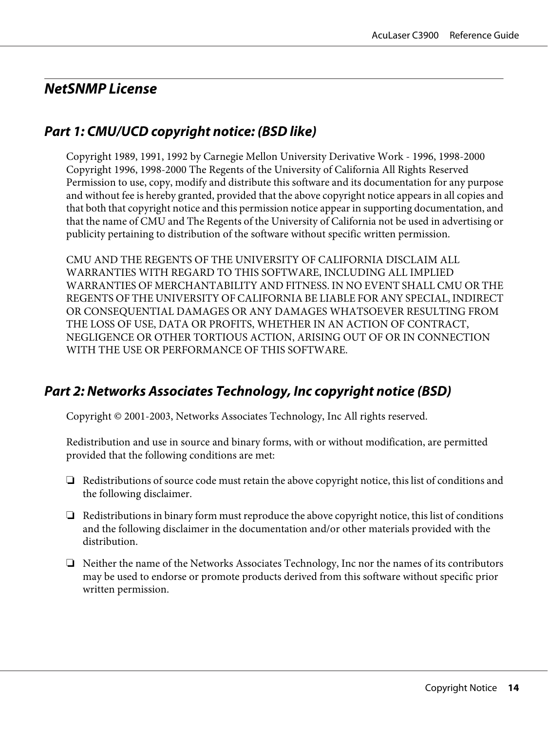## NetSNMP License

### Part 1: CMU/UCD copyright notice: (BSD like)

Copyright 1989, 1991, 1992 by Carnegie Mellon University Derivative Work - 1996, 1998-2000 Copyright 1996, 1998-2000 The Regents of the University of California All Rights Reserved Permission to use, copy, modify and distribute this software and its documentation for any purpose and without fee is hereby granted, provided that the above copyright notice appears in all copies and that both that copyright notice and this permission notice appear in supporting documentation, and that the name of CMU and The Regents of the University of California not be used in advertising or publicity pertaining to distribution of the software without specific written permission.

CMU AND THE REGENTS OF THE UNIVERSITY OF CALIFORNIA DISCLAIM ALL WARRANTIES WITH REGARD TO THIS SOFTWARE, INCLUDING ALL IMPLIED WARRANTIES OF MERCHANTABILITY AND FITNESS. IN NO EVENT SHALL CMU OR THE REGENTS OF THE UNIVERSITY OF CALIFORNIA BE LIABLE FOR ANY SPECIAL, INDIRECT OR CONSEQUENTIAL DAMAGES OR ANY DAMAGES WHATSOEVER RESULTING FROM THE LOSS OF USE, DATA OR PROFITS, WHETHER IN AN ACTION OF CONTRACT, NEGLIGENCE OR OTHER TORTIOUS ACTION, ARISING OUT OF OR IN CONNECTION WITH THE USE OR PERFORMANCE OF THIS SOFTWARE.

### Part 2: Networks Associates Technology, Inc copyright notice (BSD)

Copyright © 2001-2003, Networks Associates Technology, Inc All rights reserved.

Redistribution and use in source and binary forms, with or without modification, are permitted provided that the following conditions are met:

- Redistributions of source code must retain the above copyright notice, this list of conditions and the following disclaimer.
- Redistributions in binary form must reproduce the above copyright notice, this list of conditions and the following disclaimer in the documentation and/or other materials provided with the distribution.
- Neither the name of the Networks Associates Technology, Inc nor the names of its contributors may be used to endorse or promote products derived from this software without specific prior written permission.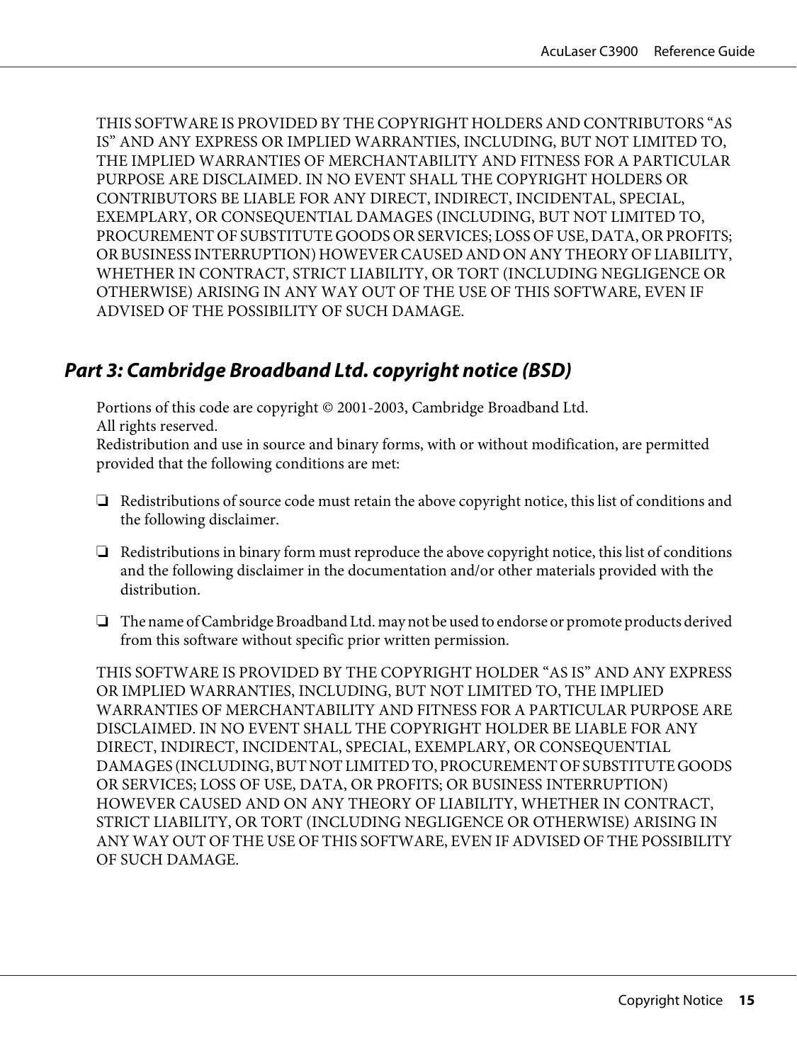THIS SOFTWARE IS PROVIDED BY THE COPYRIGHT HOLDERS AND CONTRIBUTORS "AS IS" AND ANY EXPRESS OR IMPLIED WARRANTIES, INCLUDING, BUT NOT LIMITED TO, THE IMPLIED WARRANTIES OF MERCHANTABILITY AND FITNESS FOR A PARTICULAR PURPOSE ARE DISCLAIMED. IN NO EVENT SHALL THE COPYRIGHT HOLDERS OR CONTRIBUTORS BE LIABLE FOR ANY DIRECT, INDIRECT, INCIDENTAL, SPECIAL, EXEMPLARY, OR CONSEQUENTIAL DAMAGES (INCLUDING, BUT NOT LIMITED TO, PROCUREMENT OF SUBSTITUTE GOODS OR SERVICES; LOSS OF USE, DATA, OR PROFITS; OR BUSINESS INTERRUPTION) HOWEVER CAUSED AND ON ANY THEORY OF LIABILITY, WHETHER IN CONTRACT, STRICT LIABILITY, OR TORT (INCLUDING NEGLIGENCE OR OTHERWISE) ARISING IN ANY WAY OUT OF THE USE OF THIS SOFTWARE, EVEN IF ADVISED OF THE POSSIBILITY OF SUCH DAMAGE.

## Part 3: Cambridge Broadband Ltd. copyright notice (BSD)

Portions of this code are copyright © 2001-2003, Cambridge Broadband Ltd.
All rights reserved.
Redistribution and use in source and binary forms, with or without modification, are permitted provided that the following conditions are met:

- Redistributions of source code must retain the above copyright notice, this list of conditions and the following disclaimer.
- Redistributions in binary form must reproduce the above copyright notice, this list of conditions and the following disclaimer in the documentation and/or other materials provided with the distribution.
- The name of Cambridge Broadband Ltd. may not be used to endorse or promote products derived from this software without specific prior written permission.

THIS SOFTWARE IS PROVIDED BY THE COPYRIGHT HOLDER "AS IS" AND ANY EXPRESS OR IMPLIED WARRANTIES, INCLUDING, BUT NOT LIMITED TO, THE IMPLIED WARRANTIES OF MERCHANTABILITY AND FITNESS FOR A PARTICULAR PURPOSE ARE DISCLAIMED. IN NO EVENT SHALL THE COPYRIGHT HOLDER BE LIABLE FOR ANY DIRECT, INDIRECT, INCIDENTAL, SPECIAL, EXEMPLARY, OR CONSEQUENTIAL DAMAGES (INCLUDING, BUT NOT LIMITED TO, PROCUREMENT OF SUBSTITUTE GOODS OR SERVICES; LOSS OF USE, DATA, OR PROFITS; OR BUSINESS INTERRUPTION) HOWEVER CAUSED AND ON ANY THEORY OF LIABILITY, WHETHER IN CONTRACT, STRICT LIABILITY, OR TORT (INCLUDING NEGLIGENCE OR OTHERWISE) ARISING IN ANY WAY OUT OF THE USE OF THIS SOFTWARE, EVEN IF ADVISED OF THE POSSIBILITY OF SUCH DAMAGE.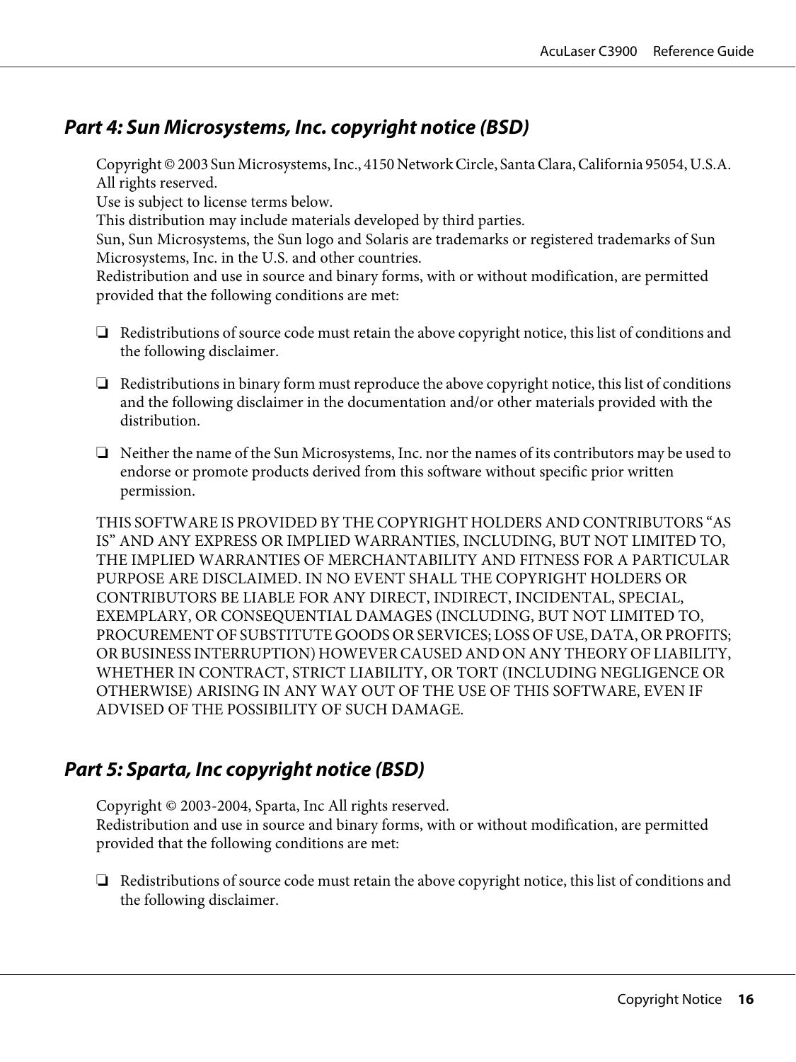## *Part 4: Sun Microsystems, Inc. copyright notice (BSD)*

Copyright © 2003 Sun Microsystems, Inc., 4150 Network Circle, Santa Clara, California 95054, U.S.A. All rights reserved.
Use is subject to license terms below.
This distribution may include materials developed by third parties.
Sun, Sun Microsystems, the Sun logo and Solaris are trademarks or registered trademarks of Sun Microsystems, Inc. in the U.S. and other countries.
Redistribution and use in source and binary forms, with or without modification, are permitted provided that the following conditions are met:

❏ Redistributions of source code must retain the above copyright notice, this list of conditions and the following disclaimer.

❏ Redistributions in binary form must reproduce the above copyright notice, this list of conditions and the following disclaimer in the documentation and/or other materials provided with the distribution.

❏ Neither the name of the Sun Microsystems, Inc. nor the names of its contributors may be used to endorse or promote products derived from this software without specific prior written permission.

THIS SOFTWARE IS PROVIDED BY THE COPYRIGHT HOLDERS AND CONTRIBUTORS "AS IS" AND ANY EXPRESS OR IMPLIED WARRANTIES, INCLUDING, BUT NOT LIMITED TO, THE IMPLIED WARRANTIES OF MERCHANTABILITY AND FITNESS FOR A PARTICULAR PURPOSE ARE DISCLAIMED. IN NO EVENT SHALL THE COPYRIGHT HOLDERS OR CONTRIBUTORS BE LIABLE FOR ANY DIRECT, INDIRECT, INCIDENTAL, SPECIAL, EXEMPLARY, OR CONSEQUENTIAL DAMAGES (INCLUDING, BUT NOT LIMITED TO, PROCUREMENT OF SUBSTITUTE GOODS OR SERVICES; LOSS OF USE, DATA, OR PROFITS; OR BUSINESS INTERRUPTION) HOWEVER CAUSED AND ON ANY THEORY OF LIABILITY, WHETHER IN CONTRACT, STRICT LIABILITY, OR TORT (INCLUDING NEGLIGENCE OR OTHERWISE) ARISING IN ANY WAY OUT OF THE USE OF THIS SOFTWARE, EVEN IF ADVISED OF THE POSSIBILITY OF SUCH DAMAGE.

## *Part 5: Sparta, Inc copyright notice (BSD)*

Copyright © 2003-2004, Sparta, Inc All rights reserved.
Redistribution and use in source and binary forms, with or without modification, are permitted provided that the following conditions are met:

❏ Redistributions of source code must retain the above copyright notice, this list of conditions and the following disclaimer.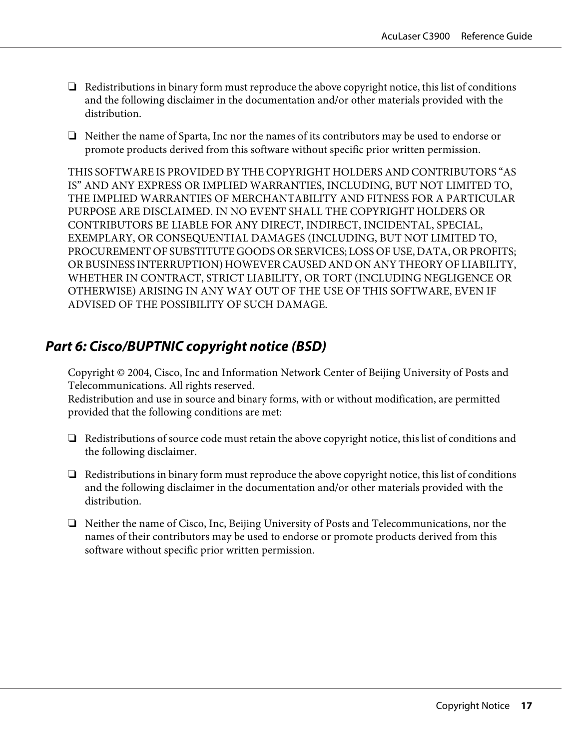- Redistributions in binary form must reproduce the above copyright notice, this list of conditions and the following disclaimer in the documentation and/or other materials provided with the distribution.

- Neither the name of Sparta, Inc nor the names of its contributors may be used to endorse or promote products derived from this software without specific prior written permission.

THIS SOFTWARE IS PROVIDED BY THE COPYRIGHT HOLDERS AND CONTRIBUTORS "AS IS" AND ANY EXPRESS OR IMPLIED WARRANTIES, INCLUDING, BUT NOT LIMITED TO, THE IMPLIED WARRANTIES OF MERCHANTABILITY AND FITNESS FOR A PARTICULAR PURPOSE ARE DISCLAIMED. IN NO EVENT SHALL THE COPYRIGHT HOLDERS OR CONTRIBUTORS BE LIABLE FOR ANY DIRECT, INDIRECT, INCIDENTAL, SPECIAL, EXEMPLARY, OR CONSEQUENTIAL DAMAGES (INCLUDING, BUT NOT LIMITED TO, PROCUREMENT OF SUBSTITUTE GOODS OR SERVICES; LOSS OF USE, DATA, OR PROFITS; OR BUSINESS INTERRUPTION) HOWEVER CAUSED AND ON ANY THEORY OF LIABILITY, WHETHER IN CONTRACT, STRICT LIABILITY, OR TORT (INCLUDING NEGLIGENCE OR OTHERWISE) ARISING IN ANY WAY OUT OF THE USE OF THIS SOFTWARE, EVEN IF ADVISED OF THE POSSIBILITY OF SUCH DAMAGE.

### *Part 6: Cisco/BUPTNIC copyright notice (BSD)*

Copyright © 2004, Cisco, Inc and Information Network Center of Beijing University of Posts and Telecommunications. All rights reserved.
Redistribution and use in source and binary forms, with or without modification, are permitted provided that the following conditions are met:

- Redistributions of source code must retain the above copyright notice, this list of conditions and the following disclaimer.

- Redistributions in binary form must reproduce the above copyright notice, this list of conditions and the following disclaimer in the documentation and/or other materials provided with the distribution.

- Neither the name of Cisco, Inc, Beijing University of Posts and Telecommunications, nor the names of their contributors may be used to endorse or promote products derived from this software without specific prior written permission.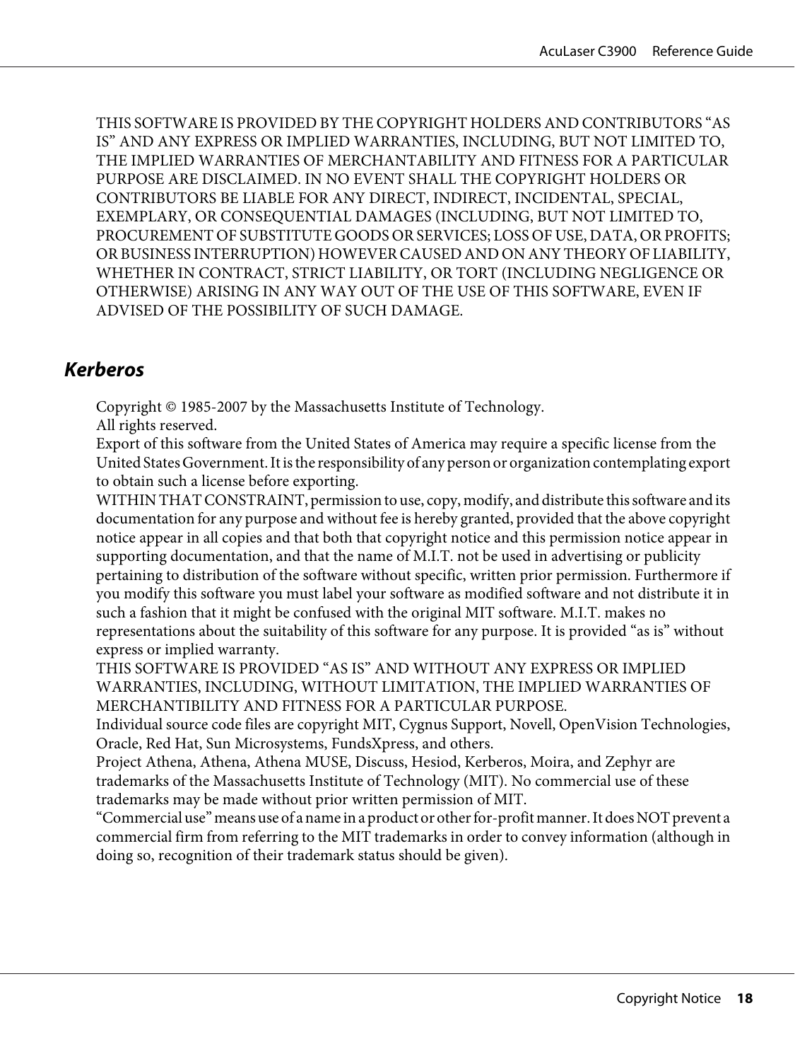THIS SOFTWARE IS PROVIDED BY THE COPYRIGHT HOLDERS AND CONTRIBUTORS "AS IS" AND ANY EXPRESS OR IMPLIED WARRANTIES, INCLUDING, BUT NOT LIMITED TO, THE IMPLIED WARRANTIES OF MERCHANTABILITY AND FITNESS FOR A PARTICULAR PURPOSE ARE DISCLAIMED. IN NO EVENT SHALL THE COPYRIGHT HOLDERS OR CONTRIBUTORS BE LIABLE FOR ANY DIRECT, INDIRECT, INCIDENTAL, SPECIAL, EXEMPLARY, OR CONSEQUENTIAL DAMAGES (INCLUDING, BUT NOT LIMITED TO, PROCUREMENT OF SUBSTITUTE GOODS OR SERVICES; LOSS OF USE, DATA, OR PROFITS; OR BUSINESS INTERRUPTION) HOWEVER CAUSED AND ON ANY THEORY OF LIABILITY, WHETHER IN CONTRACT, STRICT LIABILITY, OR TORT (INCLUDING NEGLIGENCE OR OTHERWISE) ARISING IN ANY WAY OUT OF THE USE OF THIS SOFTWARE, EVEN IF ADVISED OF THE POSSIBILITY OF SUCH DAMAGE.

## Kerberos

Copyright © 1985-2007 by the Massachusetts Institute of Technology.
All rights reserved.
Export of this software from the United States of America may require a specific license from the United States Government. It is the responsibility of any person or organization contemplating export to obtain such a license before exporting.
WITHIN THAT CONSTRAINT, permission to use, copy, modify, and distribute this software and its documentation for any purpose and without fee is hereby granted, provided that the above copyright notice appear in all copies and that both that copyright notice and this permission notice appear in supporting documentation, and that the name of M.I.T. not be used in advertising or publicity pertaining to distribution of the software without specific, written prior permission. Furthermore if you modify this software you must label your software as modified software and not distribute it in such a fashion that it might be confused with the original MIT software. M.I.T. makes no representations about the suitability of this software for any purpose. It is provided "as is" without express or implied warranty.
THIS SOFTWARE IS PROVIDED "AS IS" AND WITHOUT ANY EXPRESS OR IMPLIED WARRANTIES, INCLUDING, WITHOUT LIMITATION, THE IMPLIED WARRANTIES OF MERCHANTIBILITY AND FITNESS FOR A PARTICULAR PURPOSE.
Individual source code files are copyright MIT, Cygnus Support, Novell, OpenVision Technologies, Oracle, Red Hat, Sun Microsystems, FundsXpress, and others.
Project Athena, Athena, Athena MUSE, Discuss, Hesiod, Kerberos, Moira, and Zephyr are trademarks of the Massachusetts Institute of Technology (MIT). No commercial use of these trademarks may be made without prior written permission of MIT.
"Commercial use" means use of a name in a product or other for-profit manner. It does NOT prevent a commercial firm from referring to the MIT trademarks in order to convey information (although in doing so, recognition of their trademark status should be given).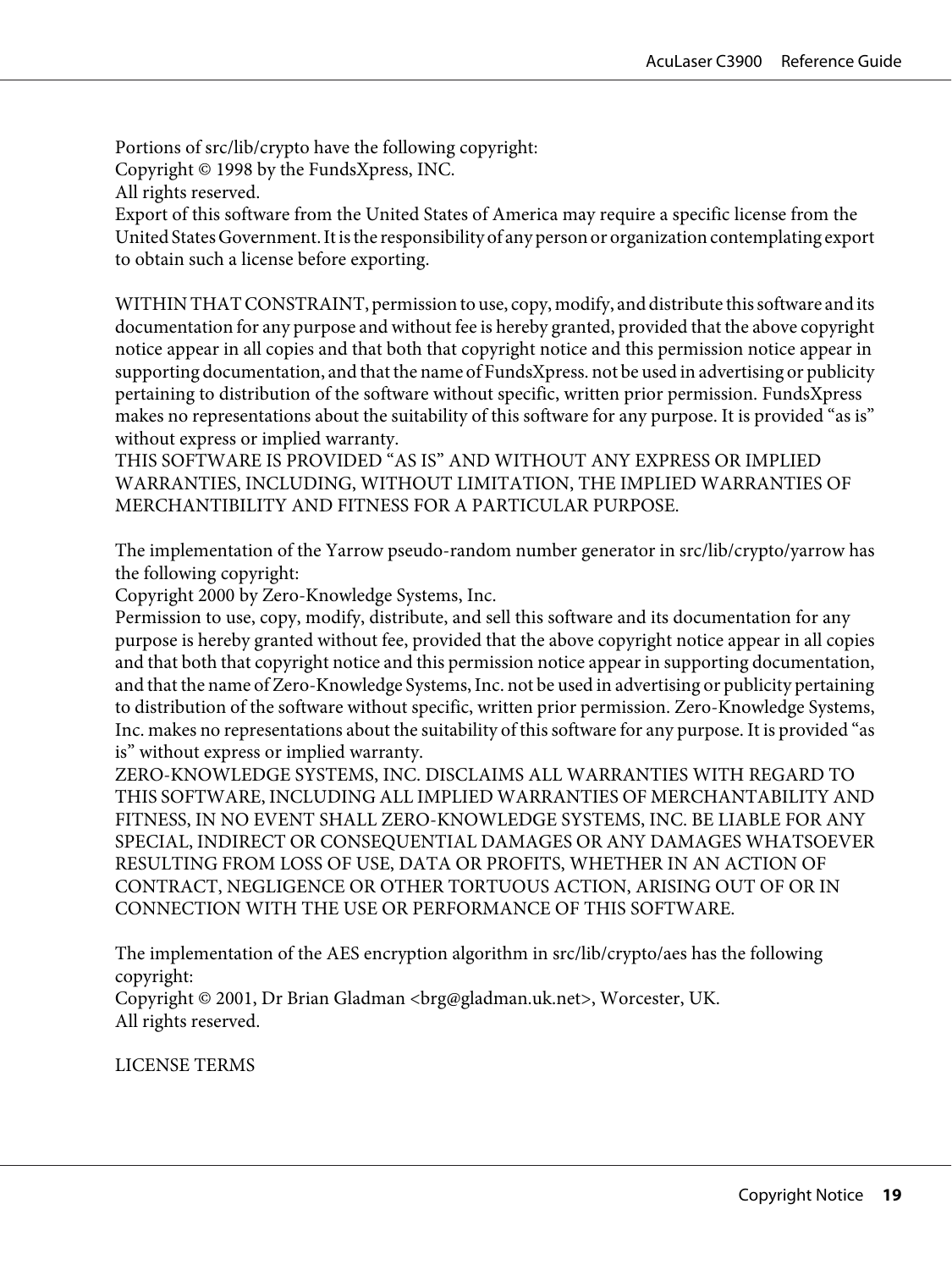Portions of src/lib/crypto have the following copyright:
Copyright © 1998 by the FundsXpress, INC.
All rights reserved.
Export of this software from the United States of America may require a specific license from the United States Government. It is the responsibility of any person or organization contemplating export to obtain such a license before exporting.

WITHIN THAT CONSTRAINT, permission to use, copy, modify, and distribute this software and its documentation for any purpose and without fee is hereby granted, provided that the above copyright notice appear in all copies and that both that copyright notice and this permission notice appear in supporting documentation, and that the name of FundsXpress. not be used in advertising or publicity pertaining to distribution of the software without specific, written prior permission. FundsXpress makes no representations about the suitability of this software for any purpose. It is provided "as is" without express or implied warranty.
THIS SOFTWARE IS PROVIDED "AS IS" AND WITHOUT ANY EXPRESS OR IMPLIED WARRANTIES, INCLUDING, WITHOUT LIMITATION, THE IMPLIED WARRANTIES OF MERCHANTIBILITY AND FITNESS FOR A PARTICULAR PURPOSE.

The implementation of the Yarrow pseudo-random number generator in src/lib/crypto/yarrow has the following copyright:
Copyright 2000 by Zero-Knowledge Systems, Inc.
Permission to use, copy, modify, distribute, and sell this software and its documentation for any purpose is hereby granted without fee, provided that the above copyright notice appear in all copies and that both that copyright notice and this permission notice appear in supporting documentation, and that the name of Zero-Knowledge Systems, Inc. not be used in advertising or publicity pertaining to distribution of the software without specific, written prior permission. Zero-Knowledge Systems, Inc. makes no representations about the suitability of this software for any purpose. It is provided "as is" without express or implied warranty.
ZERO-KNOWLEDGE SYSTEMS, INC. DISCLAIMS ALL WARRANTIES WITH REGARD TO THIS SOFTWARE, INCLUDING ALL IMPLIED WARRANTIES OF MERCHANTABILITY AND FITNESS, IN NO EVENT SHALL ZERO-KNOWLEDGE SYSTEMS, INC. BE LIABLE FOR ANY SPECIAL, INDIRECT OR CONSEQUENTIAL DAMAGES OR ANY DAMAGES WHATSOEVER RESULTING FROM LOSS OF USE, DATA OR PROFITS, WHETHER IN AN ACTION OF CONTRACT, NEGLIGENCE OR OTHER TORTUOUS ACTION, ARISING OUT OF OR IN CONNECTION WITH THE USE OR PERFORMANCE OF THIS SOFTWARE.

The implementation of the AES encryption algorithm in src/lib/crypto/aes has the following copyright:
Copyright © 2001, Dr Brian Gladman <brg@gladman.uk.net>, Worcester, UK.
All rights reserved.

LICENSE TERMS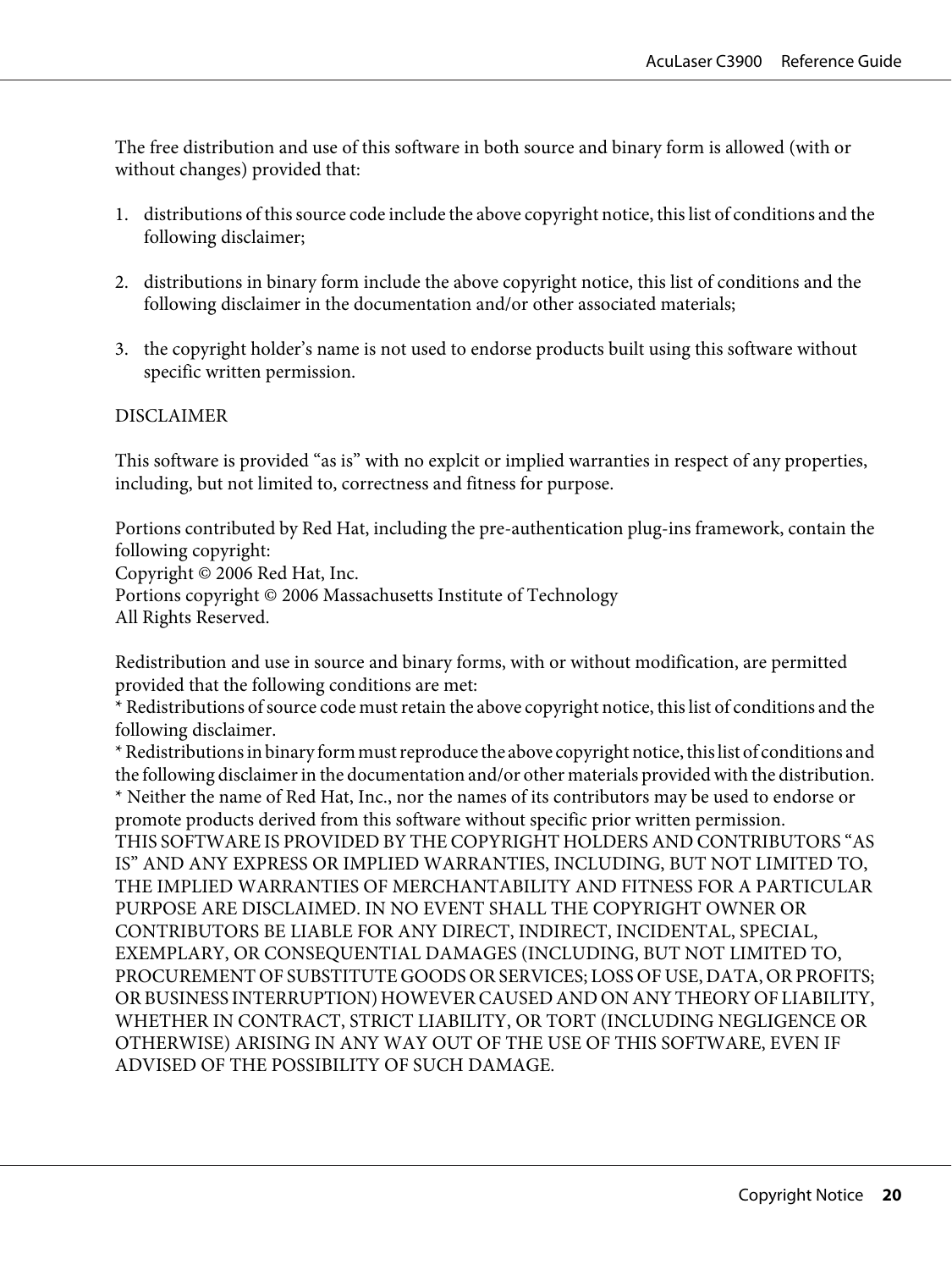The free distribution and use of this software in both source and binary form is allowed (with or without changes) provided that:

1. distributions of this source code include the above copyright notice, this list of conditions and the following disclaimer;

2. distributions in binary form include the above copyright notice, this list of conditions and the following disclaimer in the documentation and/or other associated materials;

3. the copyright holder's name is not used to endorse products built using this software without specific written permission.

DISCLAIMER

This software is provided "as is" with no explcit or implied warranties in respect of any properties, including, but not limited to, correctness and fitness for purpose.

Portions contributed by Red Hat, including the pre-authentication plug-ins framework, contain the following copyright:
Copyright © 2006 Red Hat, Inc.
Portions copyright © 2006 Massachusetts Institute of Technology
All Rights Reserved.

Redistribution and use in source and binary forms, with or without modification, are permitted provided that the following conditions are met:
* Redistributions of source code must retain the above copyright notice, this list of conditions and the following disclaimer.
* Redistributions in binary form must reproduce the above copyright notice, this list of conditions and the following disclaimer in the documentation and/or other materials provided with the distribution.
* Neither the name of Red Hat, Inc., nor the names of its contributors may be used to endorse or promote products derived from this software without specific prior written permission.
THIS SOFTWARE IS PROVIDED BY THE COPYRIGHT HOLDERS AND CONTRIBUTORS "AS IS" AND ANY EXPRESS OR IMPLIED WARRANTIES, INCLUDING, BUT NOT LIMITED TO, THE IMPLIED WARRANTIES OF MERCHANTABILITY AND FITNESS FOR A PARTICULAR PURPOSE ARE DISCLAIMED. IN NO EVENT SHALL THE COPYRIGHT OWNER OR CONTRIBUTORS BE LIABLE FOR ANY DIRECT, INDIRECT, INCIDENTAL, SPECIAL, EXEMPLARY, OR CONSEQUENTIAL DAMAGES (INCLUDING, BUT NOT LIMITED TO, PROCUREMENT OF SUBSTITUTE GOODS OR SERVICES; LOSS OF USE, DATA, OR PROFITS; OR BUSINESS INTERRUPTION) HOWEVER CAUSED AND ON ANY THEORY OF LIABILITY, WHETHER IN CONTRACT, STRICT LIABILITY, OR TORT (INCLUDING NEGLIGENCE OR OTHERWISE) ARISING IN ANY WAY OUT OF THE USE OF THIS SOFTWARE, EVEN IF ADVISED OF THE POSSIBILITY OF SUCH DAMAGE.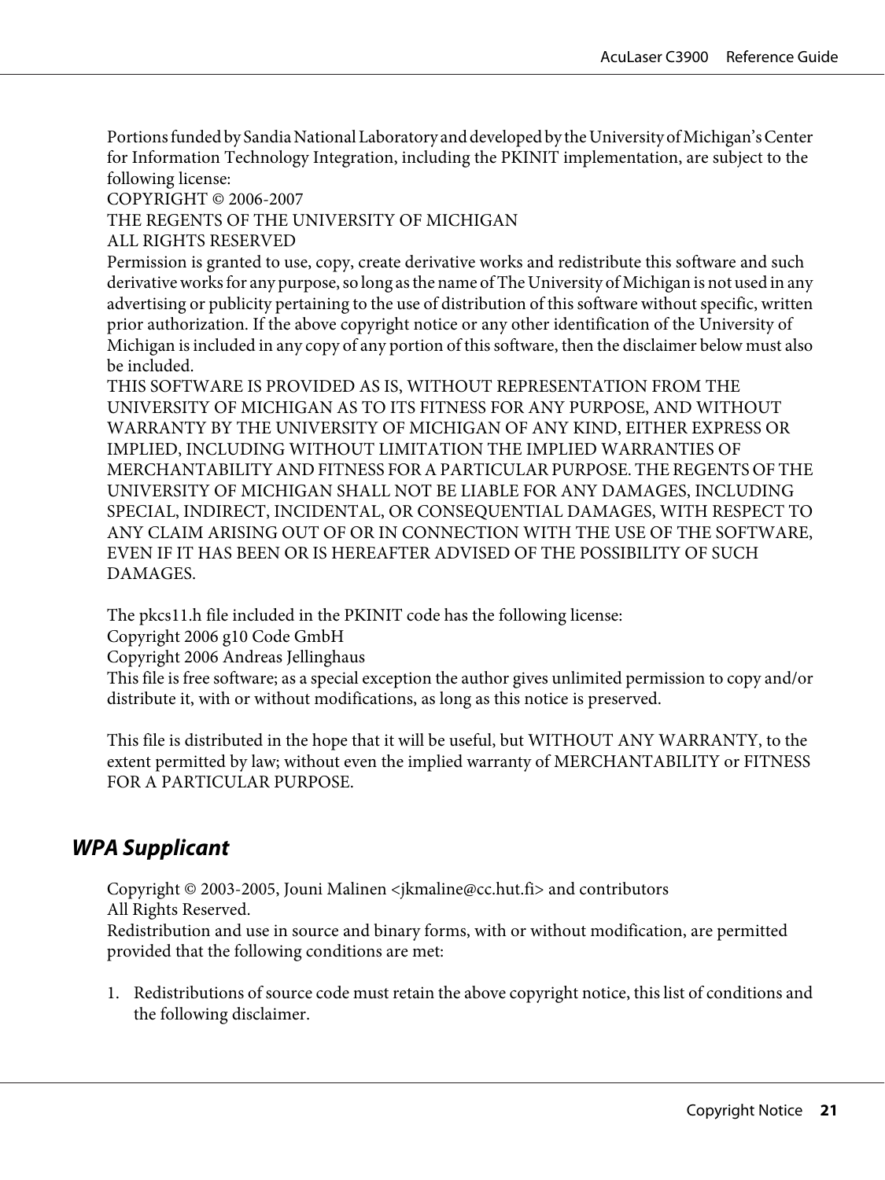Portions funded by Sandia National Laboratory and developed by the University of Michigan's Center for Information Technology Integration, including the PKINIT implementation, are subject to the following license:
COPYRIGHT © 2006-2007
THE REGENTS OF THE UNIVERSITY OF MICHIGAN
ALL RIGHTS RESERVED
Permission is granted to use, copy, create derivative works and redistribute this software and such derivative works for any purpose, so long as the name of The University of Michigan is not used in any advertising or publicity pertaining to the use of distribution of this software without specific, written prior authorization. If the above copyright notice or any other identification of the University of Michigan is included in any copy of any portion of this software, then the disclaimer below must also be included.
THIS SOFTWARE IS PROVIDED AS IS, WITHOUT REPRESENTATION FROM THE UNIVERSITY OF MICHIGAN AS TO ITS FITNESS FOR ANY PURPOSE, AND WITHOUT WARRANTY BY THE UNIVERSITY OF MICHIGAN OF ANY KIND, EITHER EXPRESS OR IMPLIED, INCLUDING WITHOUT LIMITATION THE IMPLIED WARRANTIES OF MERCHANTABILITY AND FITNESS FOR A PARTICULAR PURPOSE. THE REGENTS OF THE UNIVERSITY OF MICHIGAN SHALL NOT BE LIABLE FOR ANY DAMAGES, INCLUDING SPECIAL, INDIRECT, INCIDENTAL, OR CONSEQUENTIAL DAMAGES, WITH RESPECT TO ANY CLAIM ARISING OUT OF OR IN CONNECTION WITH THE USE OF THE SOFTWARE, EVEN IF IT HAS BEEN OR IS HEREAFTER ADVISED OF THE POSSIBILITY OF SUCH DAMAGES.

The pkcs11.h file included in the PKINIT code has the following license:
Copyright 2006 g10 Code GmbH
Copyright 2006 Andreas Jellinghaus
This file is free software; as a special exception the author gives unlimited permission to copy and/or distribute it, with or without modifications, as long as this notice is preserved.

This file is distributed in the hope that it will be useful, but WITHOUT ANY WARRANTY, to the extent permitted by law; without even the implied warranty of MERCHANTABILITY or FITNESS FOR A PARTICULAR PURPOSE.

## *WPA Supplicant*

Copyright © 2003-2005, Jouni Malinen <jkmaline@cc.hut.fi> and contributors
All Rights Reserved.
Redistribution and use in source and binary forms, with or without modification, are permitted provided that the following conditions are met:

1. Redistributions of source code must retain the above copyright notice, this list of conditions and the following disclaimer.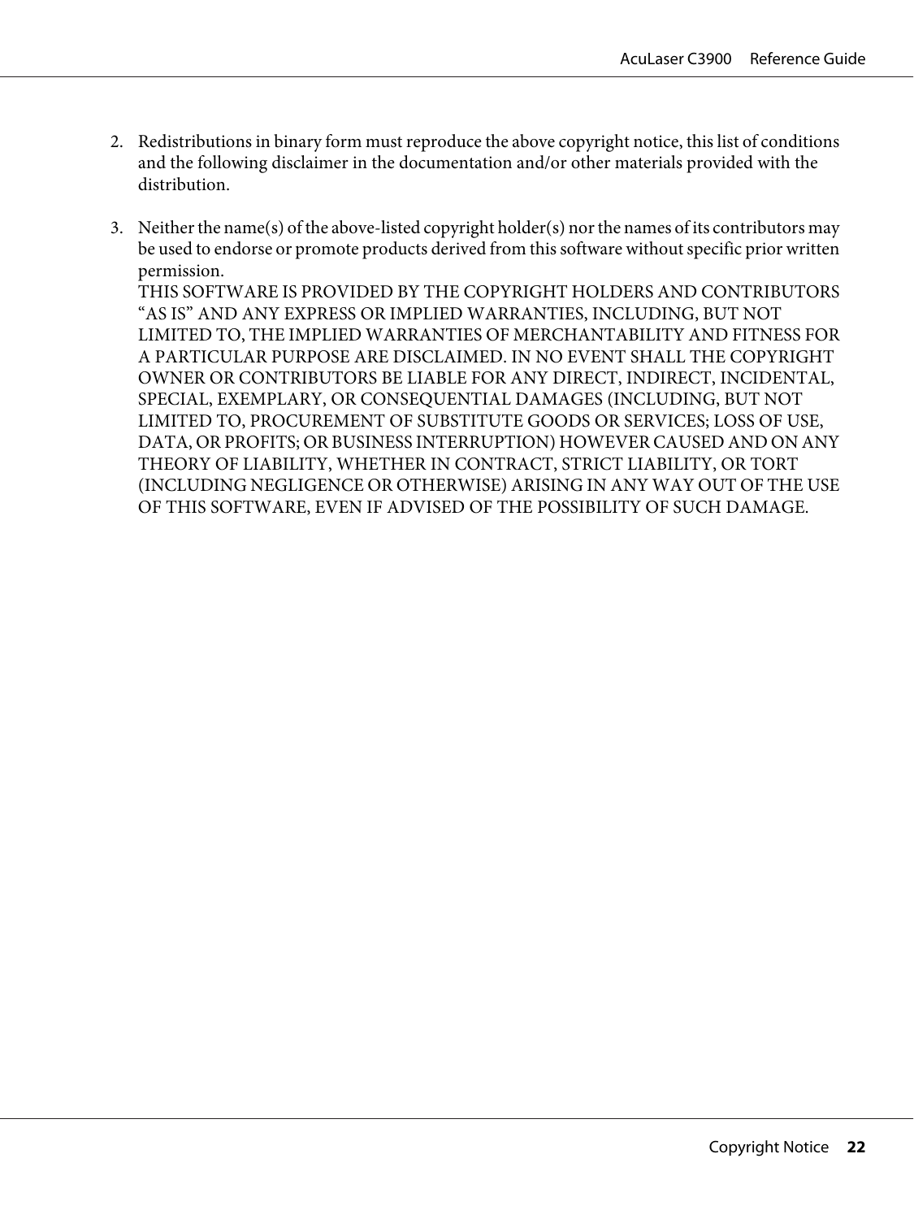2. Redistributions in binary form must reproduce the above copyright notice, this list of conditions and the following disclaimer in the documentation and/or other materials provided with the distribution.

3. Neither the name(s) of the above-listed copyright holder(s) nor the names of its contributors may be used to endorse or promote products derived from this software without specific prior written permission.
   THIS SOFTWARE IS PROVIDED BY THE COPYRIGHT HOLDERS AND CONTRIBUTORS "AS IS" AND ANY EXPRESS OR IMPLIED WARRANTIES, INCLUDING, BUT NOT LIMITED TO, THE IMPLIED WARRANTIES OF MERCHANTABILITY AND FITNESS FOR A PARTICULAR PURPOSE ARE DISCLAIMED. IN NO EVENT SHALL THE COPYRIGHT OWNER OR CONTRIBUTORS BE LIABLE FOR ANY DIRECT, INDIRECT, INCIDENTAL, SPECIAL, EXEMPLARY, OR CONSEQUENTIAL DAMAGES (INCLUDING, BUT NOT LIMITED TO, PROCUREMENT OF SUBSTITUTE GOODS OR SERVICES; LOSS OF USE, DATA, OR PROFITS; OR BUSINESS INTERRUPTION) HOWEVER CAUSED AND ON ANY THEORY OF LIABILITY, WHETHER IN CONTRACT, STRICT LIABILITY, OR TORT (INCLUDING NEGLIGENCE OR OTHERWISE) ARISING IN ANY WAY OUT OF THE USE OF THIS SOFTWARE, EVEN IF ADVISED OF THE POSSIBILITY OF SUCH DAMAGE.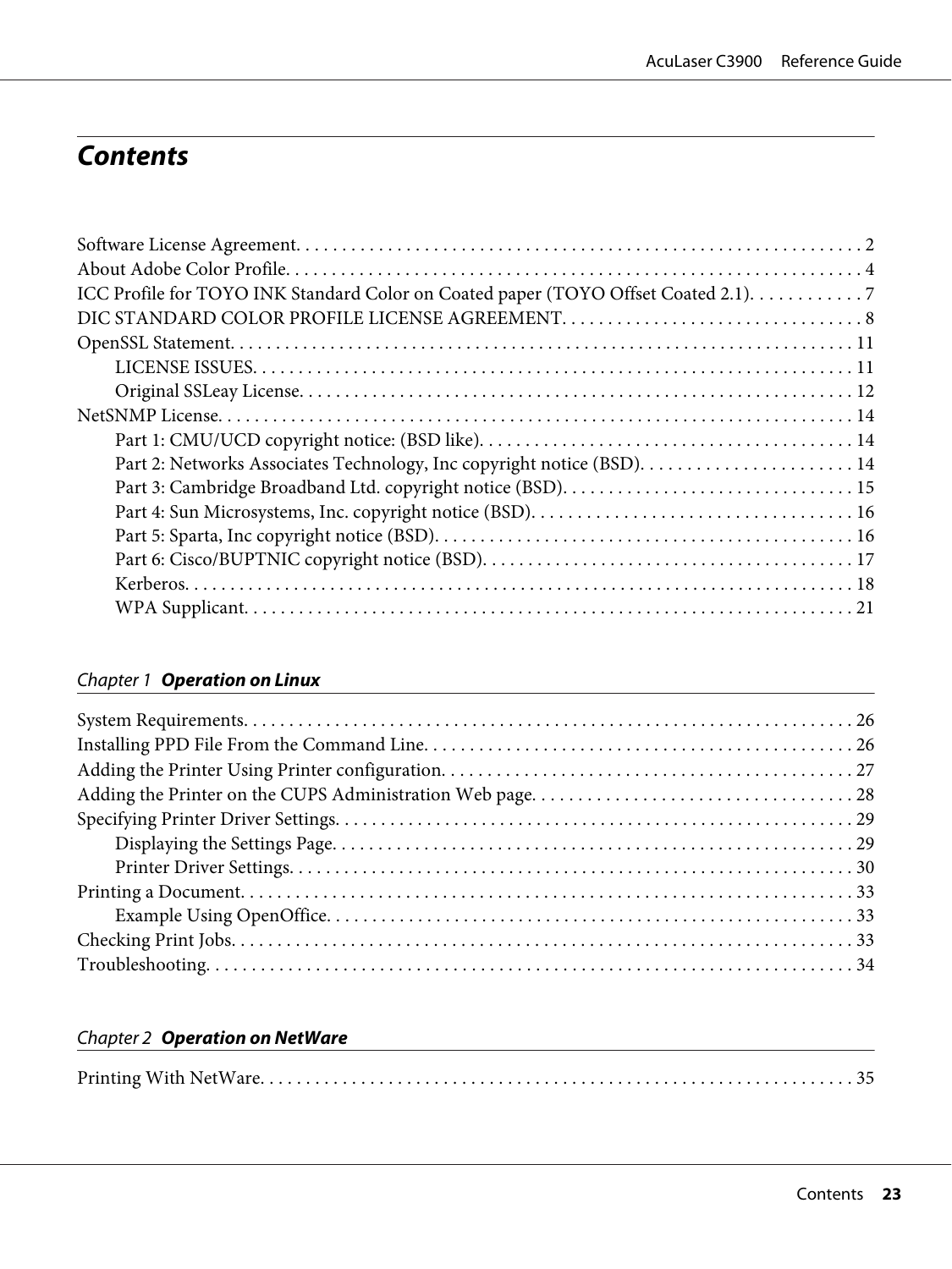# Contents

Software License Agreement. . . . . . . . . . . . . . . . . . . . . . . . . . . . . . . . . . . . . . . . . . . . . . . . . . . . . . . . . . . . . . 2
About Adobe Color Profile. . . . . . . . . . . . . . . . . . . . . . . . . . . . . . . . . . . . . . . . . . . . . . . . . . . . . . . . . . . . . . . 4
ICC Profile for TOYO INK Standard Color on Coated paper (TOYO Offset Coated 2.1). . . . . . . . . . . . 7
DIC STANDARD COLOR PROFILE LICENSE AGREEMENT. . . . . . . . . . . . . . . . . . . . . . . . . . . . . . . . . 8
OpenSSL Statement. . . . . . . . . . . . . . . . . . . . . . . . . . . . . . . . . . . . . . . . . . . . . . . . . . . . . . . . . . . . . . . . . . . . 11
- LICENSE ISSUES. . . . . . . . . . . . . . . . . . . . . . . . . . . . . . . . . . . . . . . . . . . . . . . . . . . . . . . . . . . . . . . . . 11
- Original SSLeay License. . . . . . . . . . . . . . . . . . . . . . . . . . . . . . . . . . . . . . . . . . . . . . . . . . . . . . . . . . . . 12

NetSNMP License. . . . . . . . . . . . . . . . . . . . . . . . . . . . . . . . . . . . . . . . . . . . . . . . . . . . . . . . . . . . . . . . . . . . . . 14
- Part 1: CMU/UCD copyright notice: (BSD like). . . . . . . . . . . . . . . . . . . . . . . . . . . . . . . . . . . . . . . . . 14
- Part 2: Networks Associates Technology, Inc copyright notice (BSD). . . . . . . . . . . . . . . . . . . . . . . 14
- Part 3: Cambridge Broadband Ltd. copyright notice (BSD). . . . . . . . . . . . . . . . . . . . . . . . . . . . . . . . 15
- Part 4: Sun Microsystems, Inc. copyright notice (BSD). . . . . . . . . . . . . . . . . . . . . . . . . . . . . . . . . . . 16
- Part 5: Sparta, Inc copyright notice (BSD). . . . . . . . . . . . . . . . . . . . . . . . . . . . . . . . . . . . . . . . . . . . . 16
- Part 6: Cisco/BUPTNIC copyright notice (BSD). . . . . . . . . . . . . . . . . . . . . . . . . . . . . . . . . . . . . . . . . 17
- Kerberos. . . . . . . . . . . . . . . . . . . . . . . . . . . . . . . . . . . . . . . . . . . . . . . . . . . . . . . . . . . . . . . . . . . . . . . . . 18
- WPA Supplicant. . . . . . . . . . . . . . . . . . . . . . . . . . . . . . . . . . . . . . . . . . . . . . . . . . . . . . . . . . . . . . . . . . 21

## Chapter 1 Operation on Linux

System Requirements. . . . . . . . . . . . . . . . . . . . . . . . . . . . . . . . . . . . . . . . . . . . . . . . . . . . . . . . . . . . . . . . . . . 26
Installing PPD File From the Command Line. . . . . . . . . . . . . . . . . . . . . . . . . . . . . . . . . . . . . . . . . . . . . . . 26
Adding the Printer Using Printer configuration. . . . . . . . . . . . . . . . . . . . . . . . . . . . . . . . . . . . . . . . . . . . . 27
Adding the Printer on the CUPS Administration Web page. . . . . . . . . . . . . . . . . . . . . . . . . . . . . . . . . . . 28
Specifying Printer Driver Settings. . . . . . . . . . . . . . . . . . . . . . . . . . . . . . . . . . . . . . . . . . . . . . . . . . . . . . . . . 29
- Displaying the Settings Page. . . . . . . . . . . . . . . . . . . . . . . . . . . . . . . . . . . . . . . . . . . . . . . . . . . . . . . . . . 29
- Printer Driver Settings. . . . . . . . . . . . . . . . . . . . . . . . . . . . . . . . . . . . . . . . . . . . . . . . . . . . . . . . . . . . . . . 30

Printing a Document. . . . . . . . . . . . . . . . . . . . . . . . . . . . . . . . . . . . . . . . . . . . . . . . . . . . . . . . . . . . . . . . . . . 33
- Example Using OpenOffice. . . . . . . . . . . . . . . . . . . . . . . . . . . . . . . . . . . . . . . . . . . . . . . . . . . . . . . . . . 33

Checking Print Jobs. . . . . . . . . . . . . . . . . . . . . . . . . . . . . . . . . . . . . . . . . . . . . . . . . . . . . . . . . . . . . . . . . . . . 33
Troubleshooting. . . . . . . . . . . . . . . . . . . . . . . . . . . . . . . . . . . . . . . . . . . . . . . . . . . . . . . . . . . . . . . . . . . . . . . 34

## Chapter 2 Operation on NetWare

Printing With NetWare. . . . . . . . . . . . . . . . . . . . . . . . . . . . . . . . . . . . . . . . . . . . . . . . . . . . . . . . . . . . . . . . . 35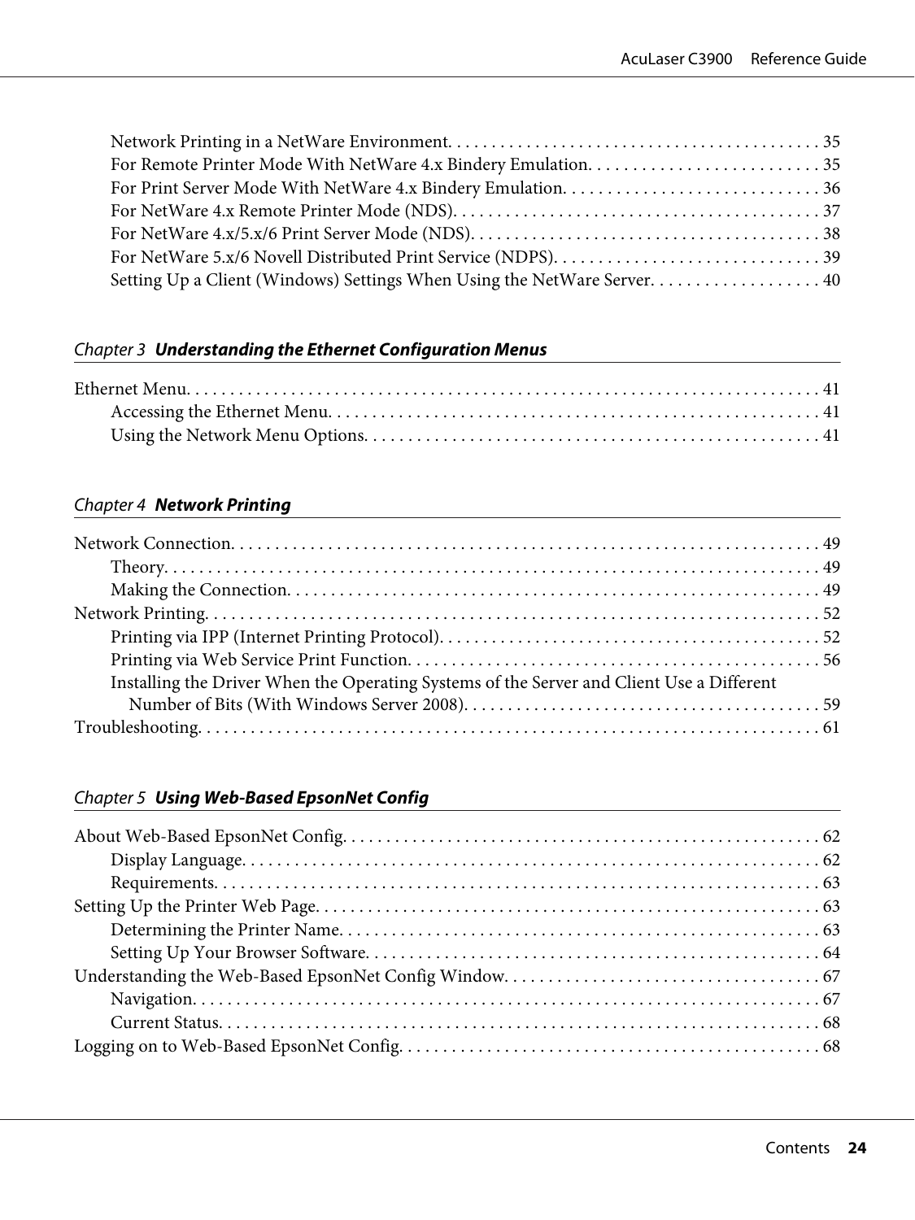Network Printing in a NetWare Environment. . . . . . . . . . . . . . . . . . . . . . . . . . . . . . . . . . . . . . . . . . 35
For Remote Printer Mode With NetWare 4.x Bindery Emulation. . . . . . . . . . . . . . . . . . . . . . . . . . 35
For Print Server Mode With NetWare 4.x Bindery Emulation. . . . . . . . . . . . . . . . . . . . . . . . . . . . . 36
For NetWare 4.x Remote Printer Mode (NDS). . . . . . . . . . . . . . . . . . . . . . . . . . . . . . . . . . . . . . . . . . 37
For NetWare 4.x/5.x/6 Print Server Mode (NDS). . . . . . . . . . . . . . . . . . . . . . . . . . . . . . . . . . . . . . . . 38
For NetWare 5.x/6 Novell Distributed Print Service (NDPS). . . . . . . . . . . . . . . . . . . . . . . . . . . . . . 39
Setting Up a Client (Windows) Settings When Using the NetWare Server. . . . . . . . . . . . . . . . . . . 40

## *Chapter 3* ***Understanding the Ethernet Configuration Menus***

Ethernet Menu. . . . . . . . . . . . . . . . . . . . . . . . . . . . . . . . . . . . . . . . . . . . . . . . . . . . . . . . . . . . . . . . . . . . . . . . 41
Accessing the Ethernet Menu. . . . . . . . . . . . . . . . . . . . . . . . . . . . . . . . . . . . . . . . . . . . . . . . . . . . . . . 41
Using the Network Menu Options. . . . . . . . . . . . . . . . . . . . . . . . . . . . . . . . . . . . . . . . . . . . . . . . . . . . 41

## *Chapter 4* ***Network Printing***

Network Connection. . . . . . . . . . . . . . . . . . . . . . . . . . . . . . . . . . . . . . . . . . . . . . . . . . . . . . . . . . . . . . . . . . 49
Theory. . . . . . . . . . . . . . . . . . . . . . . . . . . . . . . . . . . . . . . . . . . . . . . . . . . . . . . . . . . . . . . . . . . . . . . . . . 49
Making the Connection. . . . . . . . . . . . . . . . . . . . . . . . . . . . . . . . . . . . . . . . . . . . . . . . . . . . . . . . . . . . 49
Network Printing. . . . . . . . . . . . . . . . . . . . . . . . . . . . . . . . . . . . . . . . . . . . . . . . . . . . . . . . . . . . . . . . . . . . . 52
Printing via IPP (Internet Printing Protocol). . . . . . . . . . . . . . . . . . . . . . . . . . . . . . . . . . . . . . . . . . . 52
Printing via Web Service Print Function. . . . . . . . . . . . . . . . . . . . . . . . . . . . . . . . . . . . . . . . . . . . . . . 56
Installing the Driver When the Operating Systems of the Server and Client Use a Different Number of Bits (With Windows Server 2008). . . . . . . . . . . . . . . . . . . . . . . . . . . . . . . . . . . . . . . . . 59
Troubleshooting. . . . . . . . . . . . . . . . . . . . . . . . . . . . . . . . . . . . . . . . . . . . . . . . . . . . . . . . . . . . . . . . . . . . . . 61

## *Chapter 5* ***Using Web-Based EpsonNet Config***

About Web-Based EpsonNet Config. . . . . . . . . . . . . . . . . . . . . . . . . . . . . . . . . . . . . . . . . . . . . . . . . . . . . . 62
Display Language. . . . . . . . . . . . . . . . . . . . . . . . . . . . . . . . . . . . . . . . . . . . . . . . . . . . . . . . . . . . . . . . . 62
Requirements. . . . . . . . . . . . . . . . . . . . . . . . . . . . . . . . . . . . . . . . . . . . . . . . . . . . . . . . . . . . . . . . . . . . . 63
Setting Up the Printer Web Page. . . . . . . . . . . . . . . . . . . . . . . . . . . . . . . . . . . . . . . . . . . . . . . . . . . . . . . . . 63
Determining the Printer Name. . . . . . . . . . . . . . . . . . . . . . . . . . . . . . . . . . . . . . . . . . . . . . . . . . . . . . . 63
Setting Up Your Browser Software. . . . . . . . . . . . . . . . . . . . . . . . . . . . . . . . . . . . . . . . . . . . . . . . . . . . 64
Understanding the Web-Based EpsonNet Config Window. . . . . . . . . . . . . . . . . . . . . . . . . . . . . . . . . . . . 67
Navigation. . . . . . . . . . . . . . . . . . . . . . . . . . . . . . . . . . . . . . . . . . . . . . . . . . . . . . . . . . . . . . . . . . . . . . . . 67
Current Status. . . . . . . . . . . . . . . . . . . . . . . . . . . . . . . . . . . . . . . . . . . . . . . . . . . . . . . . . . . . . . . . . . . . . 68
Logging on to Web-Based EpsonNet Config. . . . . . . . . . . . . . . . . . . . . . . . . . . . . . . . . . . . . . . . . . . . . . . . 68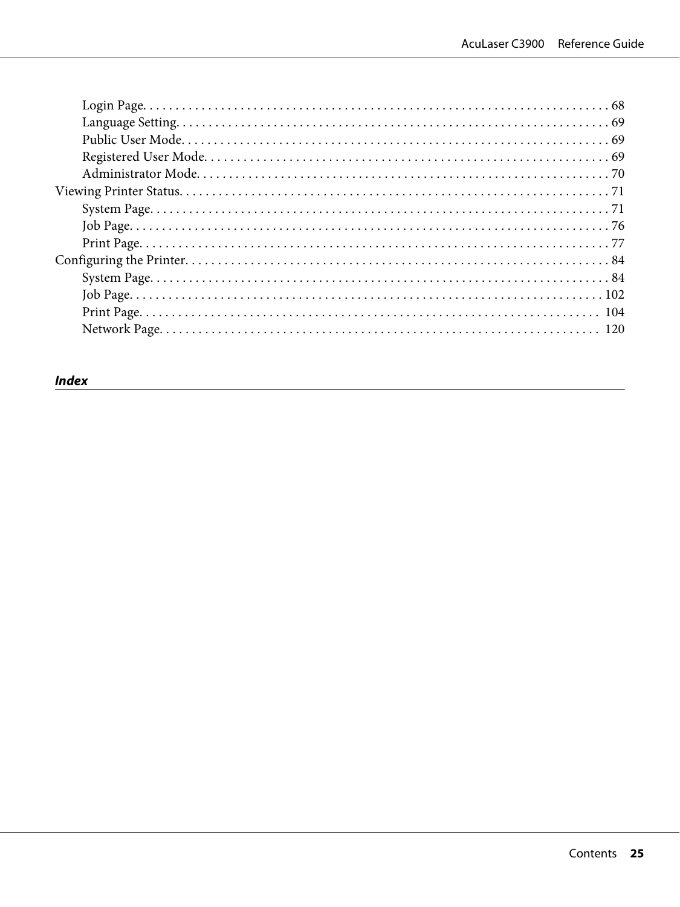Login Page. . . . . . . . . . . . . . . . . . . . . . . . . . . . . . . . . . . . . . . . . . . . . . . . . . . . . . . . . . . . . . . . . . . . . . . . . 68
Language Setting. . . . . . . . . . . . . . . . . . . . . . . . . . . . . . . . . . . . . . . . . . . . . . . . . . . . . . . . . . . . . . . . . . . . 69
Public User Mode. . . . . . . . . . . . . . . . . . . . . . . . . . . . . . . . . . . . . . . . . . . . . . . . . . . . . . . . . . . . . . . . . . . 69
Registered User Mode. . . . . . . . . . . . . . . . . . . . . . . . . . . . . . . . . . . . . . . . . . . . . . . . . . . . . . . . . . . . . . . 69
Administrator Mode. . . . . . . . . . . . . . . . . . . . . . . . . . . . . . . . . . . . . . . . . . . . . . . . . . . . . . . . . . . . . . . . . 70

Viewing Printer Status. . . . . . . . . . . . . . . . . . . . . . . . . . . . . . . . . . . . . . . . . . . . . . . . . . . . . . . . . . . . . . . . . . 71
System Page. . . . . . . . . . . . . . . . . . . . . . . . . . . . . . . . . . . . . . . . . . . . . . . . . . . . . . . . . . . . . . . . . . . . . . . 71
Job Page. . . . . . . . . . . . . . . . . . . . . . . . . . . . . . . . . . . . . . . . . . . . . . . . . . . . . . . . . . . . . . . . . . . . . . . . . . 76
Print Page. . . . . . . . . . . . . . . . . . . . . . . . . . . . . . . . . . . . . . . . . . . . . . . . . . . . . . . . . . . . . . . . . . . . . . . . . 77

Configuring the Printer. . . . . . . . . . . . . . . . . . . . . . . . . . . . . . . . . . . . . . . . . . . . . . . . . . . . . . . . . . . . . . . . . 84
System Page. . . . . . . . . . . . . . . . . . . . . . . . . . . . . . . . . . . . . . . . . . . . . . . . . . . . . . . . . . . . . . . . . . . . . . . 84
Job Page. . . . . . . . . . . . . . . . . . . . . . . . . . . . . . . . . . . . . . . . . . . . . . . . . . . . . . . . . . . . . . . . . . . . . . . . . . 102
Print Page. . . . . . . . . . . . . . . . . . . . . . . . . . . . . . . . . . . . . . . . . . . . . . . . . . . . . . . . . . . . . . . . . . . . . . . . . 104
Network Page. . . . . . . . . . . . . . . . . . . . . . . . . . . . . . . . . . . . . . . . . . . . . . . . . . . . . . . . . . . . . . . . . . . . . . 120

## *Index*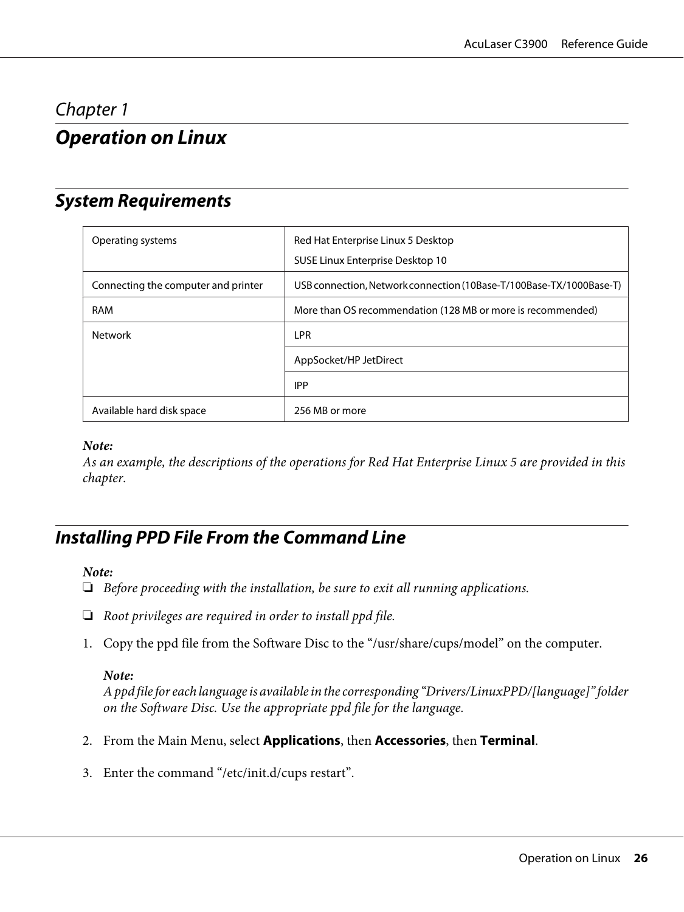*Chapter 1*

# *Operation on Linux*

## *System Requirements*

| Operating systems | Red Hat Enterprise Linux 5 Desktop<br>SUSE Linux Enterprise Desktop 10 |
|---|---|
| Connecting the computer and printer | USB connection, Network connection (10Base-T/100Base-TX/1000Base-T) |
| RAM | More than OS recommendation (128 MB or more is recommended) |
| Network | LPR |
| | AppSocket/HP JetDirect |
| | IPP |
| Available hard disk space | 256 MB or more |

***Note:***
*As an example, the descriptions of the operations for Red Hat Enterprise Linux 5 are provided in this chapter.*

## *Installing PPD File From the Command Line*

***Note:***
- ❏ *Before proceeding with the installation, be sure to exit all running applications.*
- ❏ *Root privileges are required in order to install ppd file.*

1. Copy the ppd file from the Software Disc to the "/usr/share/cups/model" on the computer.

   ***Note:***
   *A ppd file for each language is available in the corresponding "Drivers/LinuxPPD/[language]" folder on the Software Disc. Use the appropriate ppd file for the language.*

2. From the Main Menu, select **Applications**, then **Accessories**, then **Terminal**.

3. Enter the command "/etc/init.d/cups restart".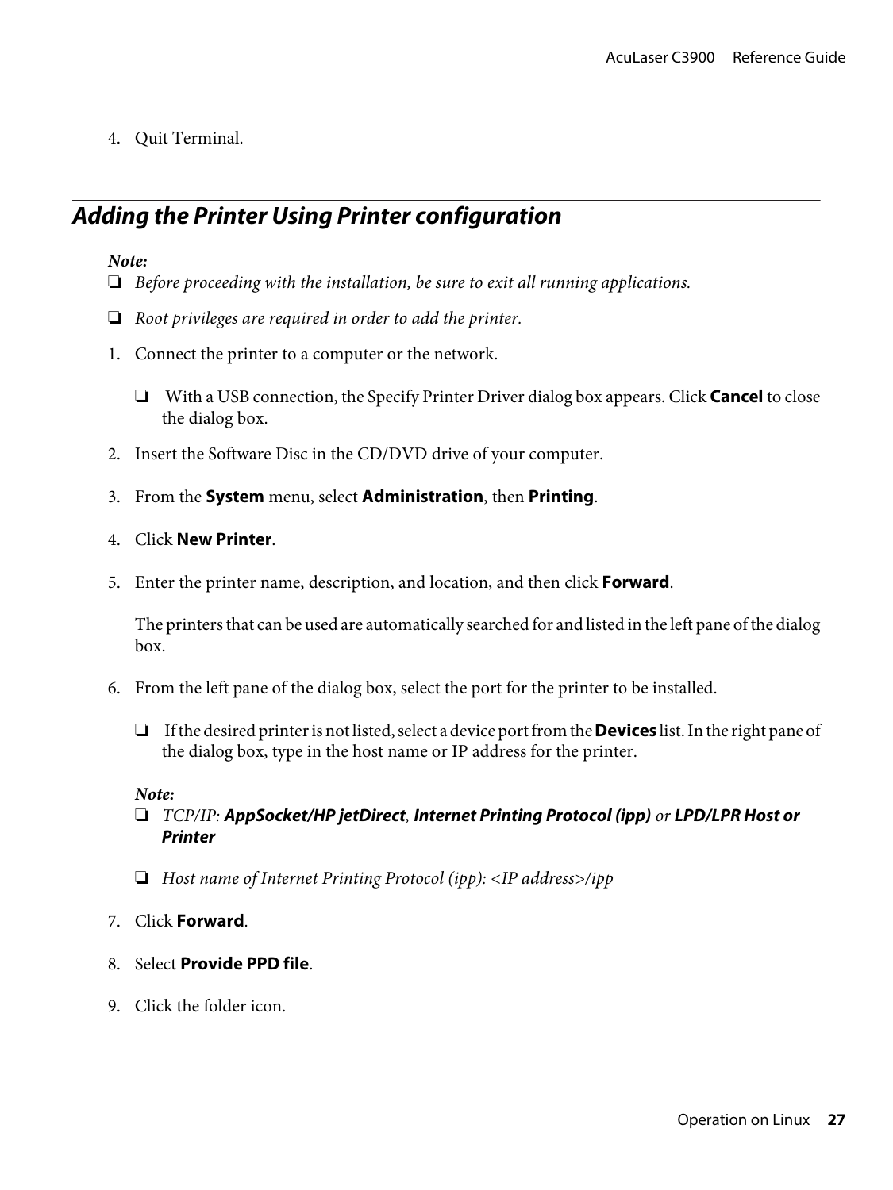4. Quit Terminal.

## Adding the Printer Using Printer configuration

*Note:*

- *Before proceeding with the installation, be sure to exit all running applications.*
- *Root privileges are required in order to add the printer.*

1. Connect the printer to a computer or the network.
   - With a USB connection, the Specify Printer Driver dialog box appears. Click **Cancel** to close the dialog box.
2. Insert the Software Disc in the CD/DVD drive of your computer.
3. From the **System** menu, select **Administration**, then **Printing**.
4. Click **New Printer**.
5. Enter the printer name, description, and location, and then click **Forward**.

   The printers that can be used are automatically searched for and listed in the left pane of the dialog box.
6. From the left pane of the dialog box, select the port for the printer to be installed.
   - If the desired printer is not listed, select a device port from the **Devices** list. In the right pane of the dialog box, type in the host name or IP address for the printer.

   *Note:*
   - *TCP/IP:* ***AppSocket/HP jetDirect****,* ***Internet Printing Protocol (ipp)*** *or* ***LPD/LPR Host or Printer***
   - *Host name of Internet Printing Protocol (ipp): <IP address>/ipp*
7. Click **Forward**.
8. Select **Provide PPD file**.
9. Click the folder icon.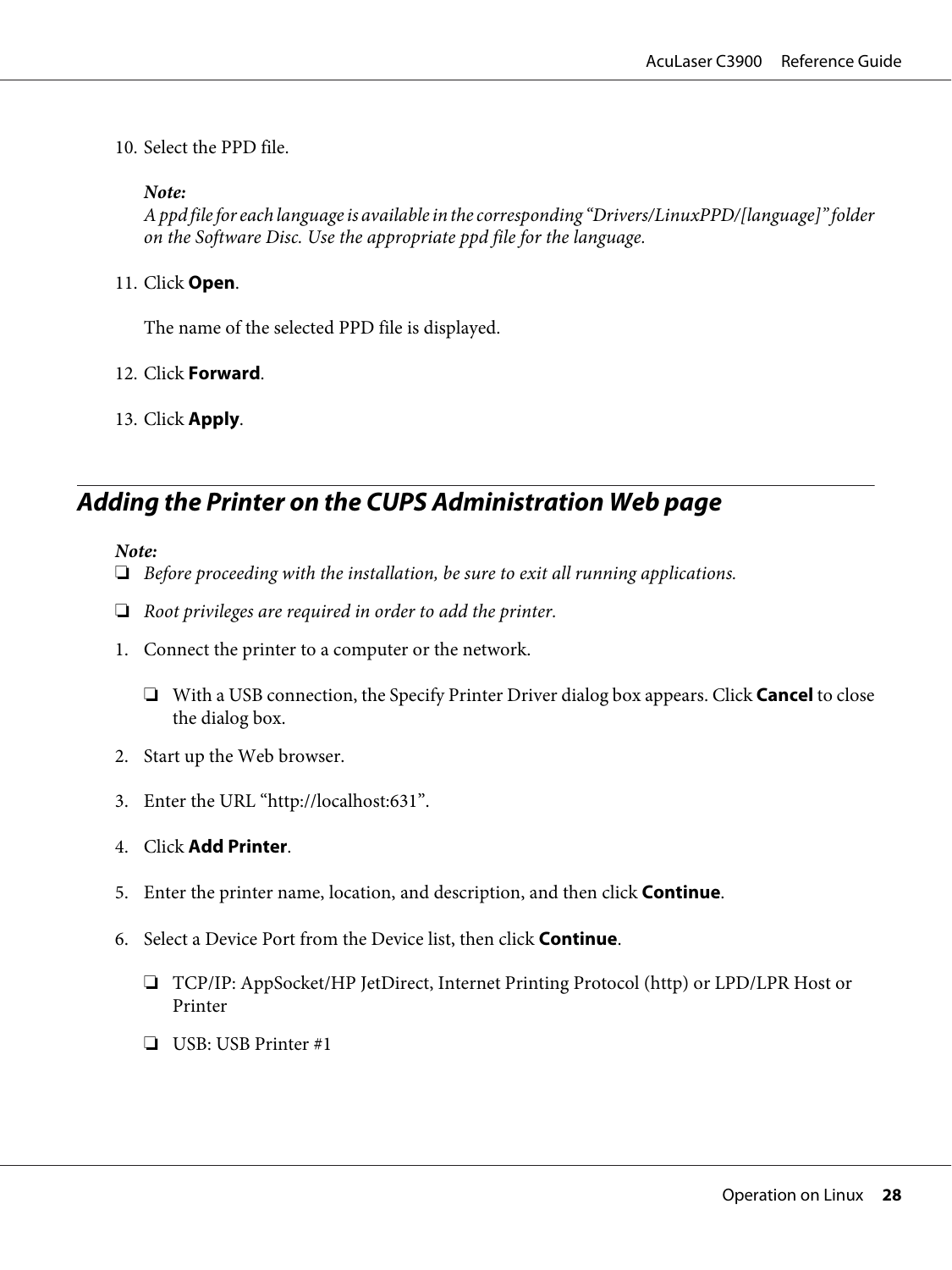10. Select the PPD file.

    *Note:*
    *A ppd file for each language is available in the corresponding "Drivers/LinuxPPD/[language]" folder on the Software Disc. Use the appropriate ppd file for the language.*

11. Click **Open**.

    The name of the selected PPD file is displayed.

12. Click **Forward**.

13. Click **Apply**.

## *Adding the Printer on the CUPS Administration Web page*

*Note:*

- *Before proceeding with the installation, be sure to exit all running applications.*
- *Root privileges are required in order to add the printer.*

1. Connect the printer to a computer or the network.

    - With a USB connection, the Specify Printer Driver dialog box appears. Click **Cancel** to close the dialog box.

2. Start up the Web browser.

3. Enter the URL "http://localhost:631".

4. Click **Add Printer**.

5. Enter the printer name, location, and description, and then click **Continue**.

6. Select a Device Port from the Device list, then click **Continue**.

    - TCP/IP: AppSocket/HP JetDirect, Internet Printing Protocol (http) or LPD/LPR Host or Printer
    - USB: USB Printer #1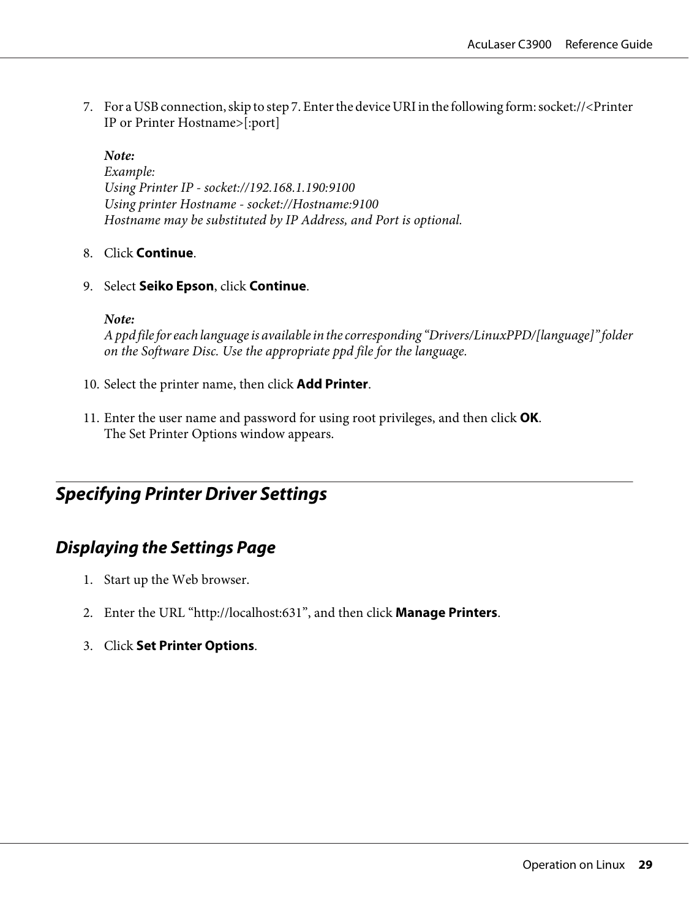7. For a USB connection, skip to step 7. Enter the device URI in the following form: socket://<Printer IP or Printer Hostname>[:port]

   ***Note:***
   *Example:*
   *Using Printer IP - socket://192.168.1.190:9100*
   *Using printer Hostname - socket://Hostname:9100*
   *Hostname may be substituted by IP Address, and Port is optional.*

8. Click **Continue**.

9. Select **Seiko Epson**, click **Continue**.

   ***Note:***
   *A ppd file for each language is available in the corresponding "Drivers/LinuxPPD/[language]" folder on the Software Disc. Use the appropriate ppd file for the language.*

10. Select the printer name, then click **Add Printer**.

11. Enter the user name and password for using root privileges, and then click **OK**.
    The Set Printer Options window appears.

## Specifying Printer Driver Settings

### Displaying the Settings Page

1. Start up the Web browser.

2. Enter the URL "http://localhost:631", and then click **Manage Printers**.

3. Click **Set Printer Options**.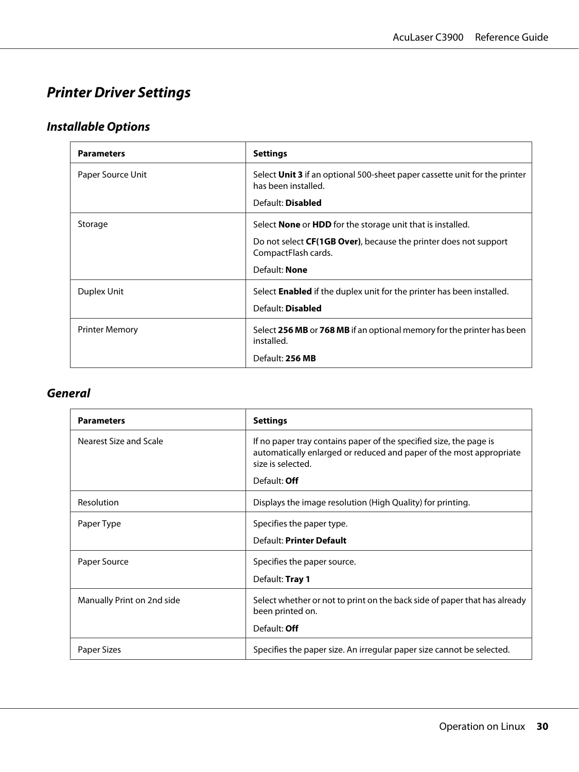# Printer Driver Settings

## Installable Options

| Parameters | Settings |
|---|---|
| Paper Source Unit | Select **Unit 3** if an optional 500-sheet paper cassette unit for the printer has been installed.<br><br>Default: **Disabled** |
| Storage | Select **None** or **HDD** for the storage unit that is installed.<br><br>Do not select **CF(1GB Over)**, because the printer does not support CompactFlash cards.<br><br>Default: **None** |
| Duplex Unit | Select **Enabled** if the duplex unit for the printer has been installed.<br><br>Default: **Disabled** |
| Printer Memory | Select **256 MB** or **768 MB** if an optional memory for the printer has been installed.<br><br>Default: **256 MB** |

## General

| Parameters | Settings |
|---|---|
| Nearest Size and Scale | If no paper tray contains paper of the specified size, the page is automatically enlarged or reduced and paper of the most appropriate size is selected.<br><br>Default: **Off** |
| Resolution | Displays the image resolution (High Quality) for printing. |
| Paper Type | Specifies the paper type.<br><br>Default: **Printer Default** |
| Paper Source | Specifies the paper source.<br><br>Default: **Tray 1** |
| Manually Print on 2nd side | Select whether or not to print on the back side of paper that has already been printed on.<br><br>Default: **Off** |
| Paper Sizes | Specifies the paper size. An irregular paper size cannot be selected. |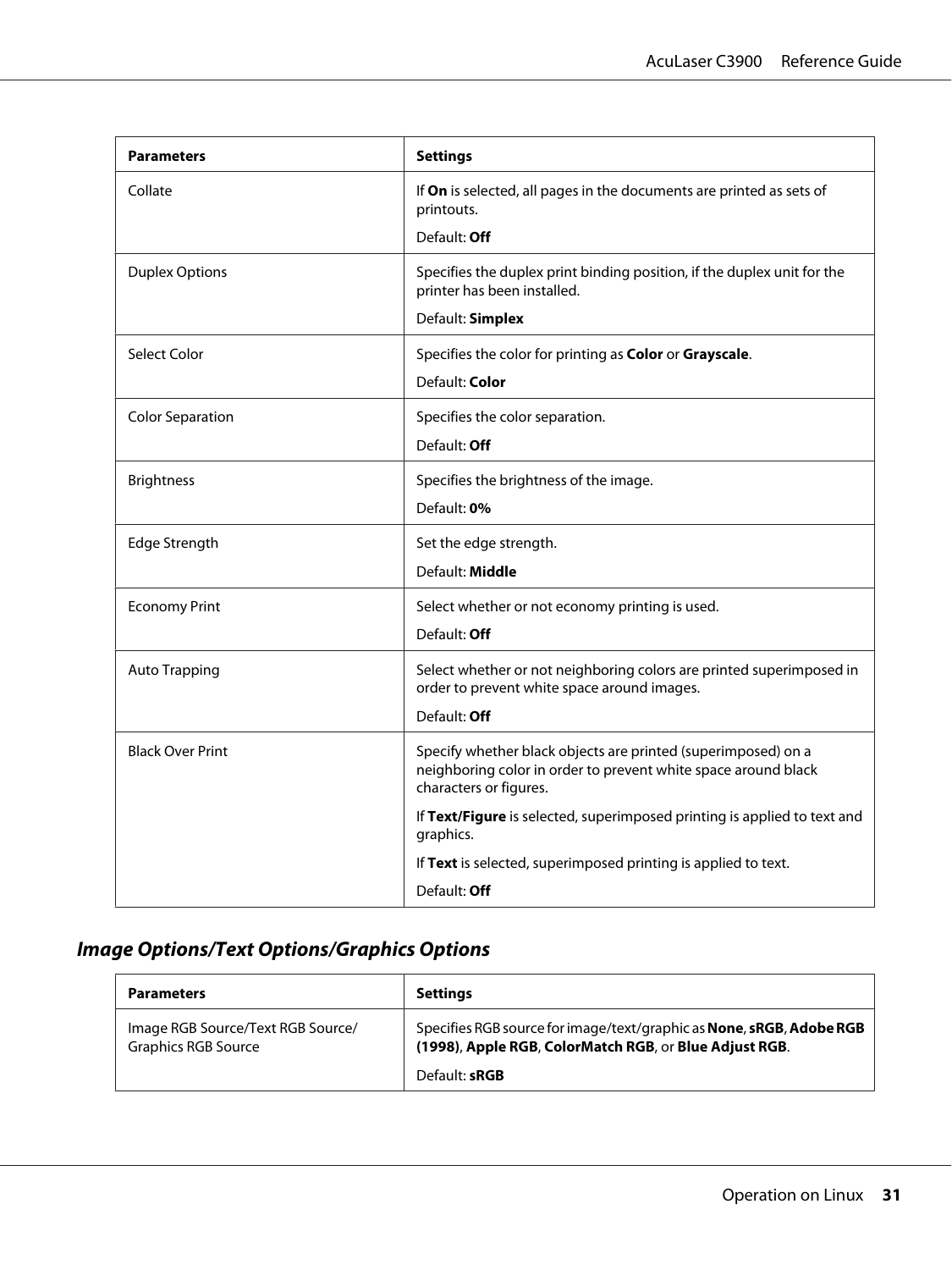| Parameters | Settings |
|---|---|
| Collate | If **On** is selected, all pages in the documents are printed as sets of printouts.<br><br>Default: **Off** |
| Duplex Options | Specifies the duplex print binding position, if the duplex unit for the printer has been installed.<br><br>Default: **Simplex** |
| Select Color | Specifies the color for printing as **Color** or **Grayscale**.<br><br>Default: **Color** |
| Color Separation | Specifies the color separation.<br><br>Default: **Off** |
| Brightness | Specifies the brightness of the image.<br><br>Default: **0%** |
| Edge Strength | Set the edge strength.<br><br>Default: **Middle** |
| Economy Print | Select whether or not economy printing is used.<br><br>Default: **Off** |
| Auto Trapping | Select whether or not neighboring colors are printed superimposed in order to prevent white space around images.<br><br>Default: **Off** |
| Black Over Print | Specify whether black objects are printed (superimposed) on a neighboring color in order to prevent white space around black characters or figures.<br><br>If **Text/Figure** is selected, superimposed printing is applied to text and graphics.<br><br>If **Text** is selected, superimposed printing is applied to text.<br><br>Default: **Off** |

### *Image Options/Text Options/Graphics Options*

| Parameters | Settings |
|---|---|
| Image RGB Source/Text RGB Source/ Graphics RGB Source | Specifies RGB source for image/text/graphic as **None**, **sRGB**, **Adobe RGB (1998)**, **Apple RGB**, **ColorMatch RGB**, or **Blue Adjust RGB**.<br><br>Default: **sRGB** |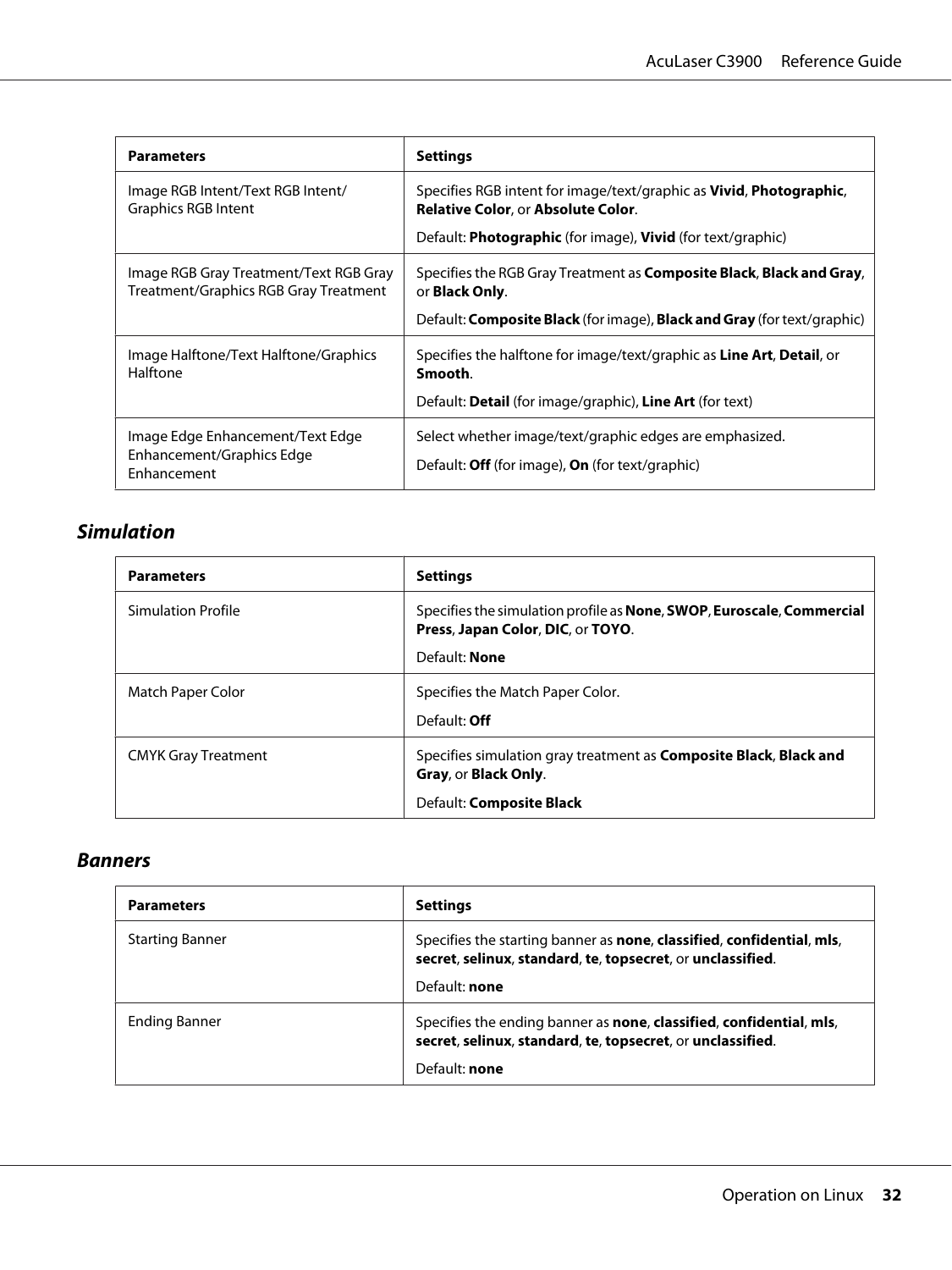| **Parameters** | **Settings** |
|---|---|
| Image RGB Intent/Text RGB Intent/ Graphics RGB Intent | Specifies RGB intent for image/text/graphic as **Vivid**, **Photographic**, **Relative Color**, or **Absolute Color**.<br><br>Default: **Photographic** (for image), **Vivid** (for text/graphic) |
| Image RGB Gray Treatment/Text RGB Gray Treatment/Graphics RGB Gray Treatment | Specifies the RGB Gray Treatment as **Composite Black**, **Black and Gray**, or **Black Only**.<br><br>Default: **Composite Black** (for image), **Black and Gray** (for text/graphic) |
| Image Halftone/Text Halftone/Graphics Halftone | Specifies the halftone for image/text/graphic as **Line Art**, **Detail**, or **Smooth**.<br><br>Default: **Detail** (for image/graphic), **Line Art** (for text) |
| Image Edge Enhancement/Text Edge Enhancement/Graphics Edge Enhancement | Select whether image/text/graphic edges are emphasized.<br><br>Default: **Off** (for image), **On** (for text/graphic) |

### *Simulation*

| **Parameters** | **Settings** |
|---|---|
| Simulation Profile | Specifies the simulation profile as **None**, **SWOP**, **Euroscale**, **Commercial Press**, **Japan Color**, **DIC**, or **TOYO**.<br><br>Default: **None** |
| Match Paper Color | Specifies the Match Paper Color.<br><br>Default: **Off** |
| CMYK Gray Treatment | Specifies simulation gray treatment as **Composite Black**, **Black and Gray**, or **Black Only**.<br><br>Default: **Composite Black** |

### *Banners*

| **Parameters** | **Settings** |
|---|---|
| Starting Banner | Specifies the starting banner as **none**, **classified**, **confidential**, **mls**, **secret**, **selinux**, **standard**, **te**, **topsecret**, or **unclassified**.<br><br>Default: **none** |
| Ending Banner | Specifies the ending banner as **none**, **classified**, **confidential**, **mls**, **secret**, **selinux**, **standard**, **te**, **topsecret**, or **unclassified**.<br><br>Default: **none** |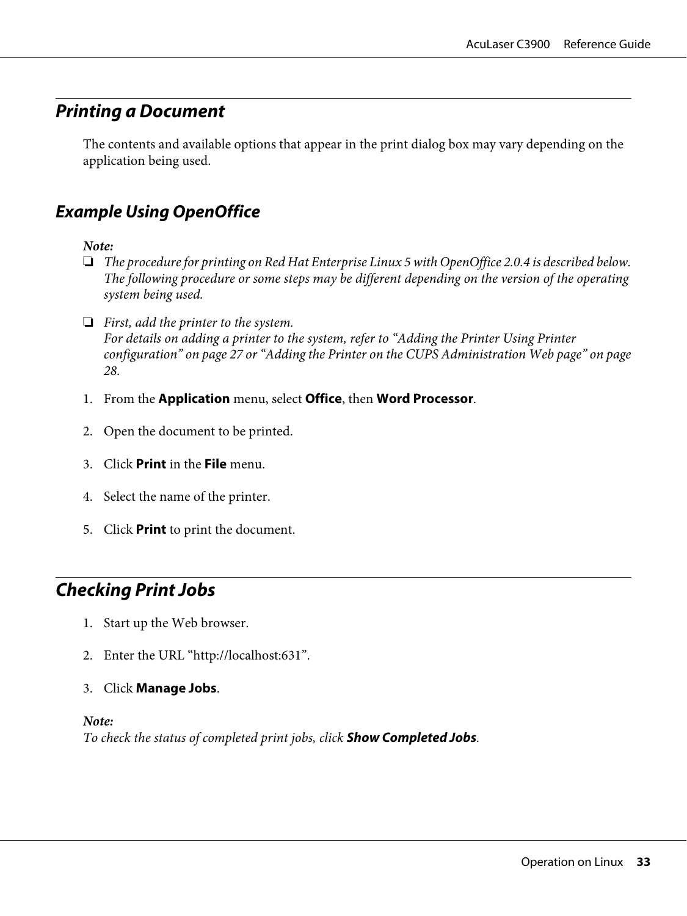## Printing a Document

The contents and available options that appear in the print dialog box may vary depending on the application being used.

### Example Using OpenOffice

***Note:***

- *The procedure for printing on Red Hat Enterprise Linux 5 with OpenOffice 2.0.4 is described below. The following procedure or some steps may be different depending on the version of the operating system being used.*
- *First, add the printer to the system.*
  *For details on adding a printer to the system, refer to “Adding the Printer Using Printer configuration” on page 27 or “Adding the Printer on the CUPS Administration Web page” on page 28.*

1. From the **Application** menu, select **Office**, then **Word Processor**.
2. Open the document to be printed.
3. Click **Print** in the **File** menu.
4. Select the name of the printer.
5. Click **Print** to print the document.

## Checking Print Jobs

1. Start up the Web browser.
2. Enter the URL “http://localhost:631”.
3. Click **Manage Jobs**.

***Note:***
*To check the status of completed print jobs, click **Show Completed Jobs**.*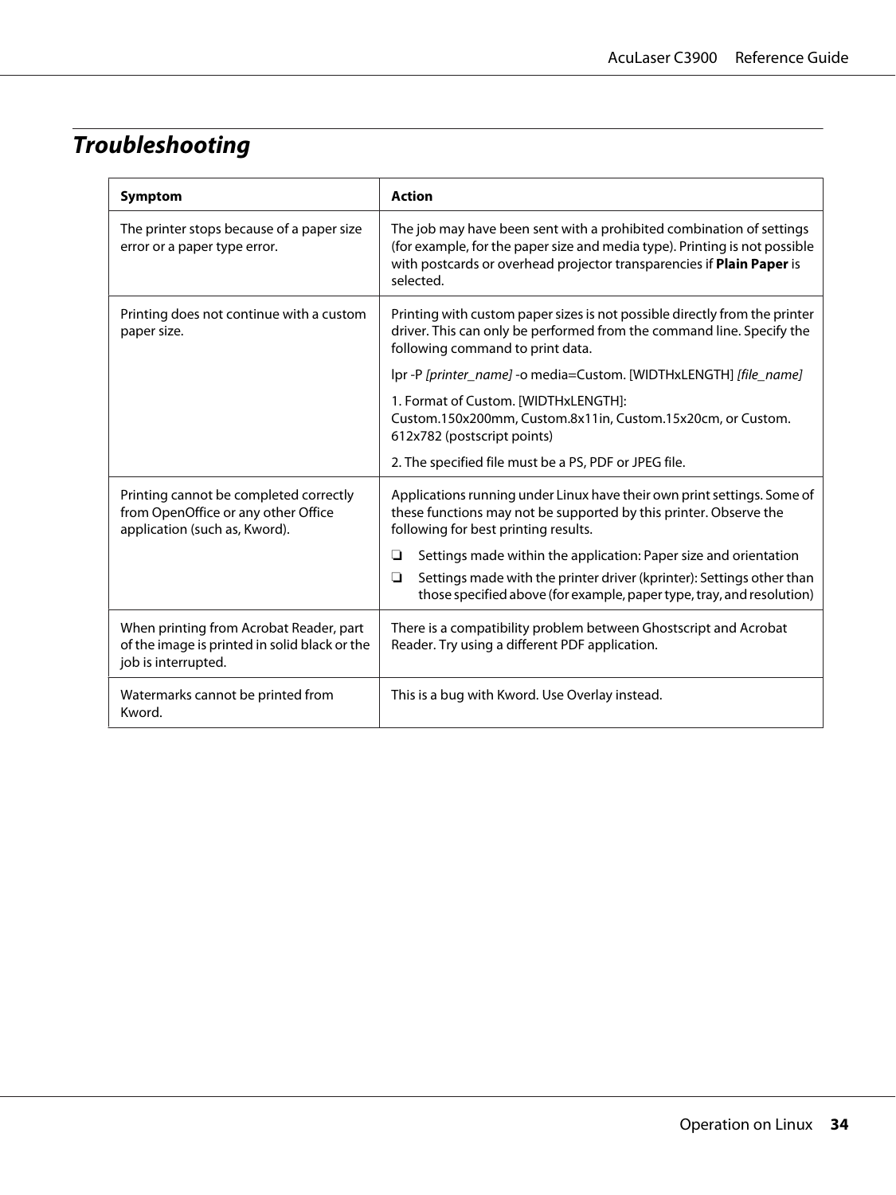## Troubleshooting

| Symptom | Action |
|---|---|
| The printer stops because of a paper size error or a paper type error. | The job may have been sent with a prohibited combination of settings (for example, for the paper size and media type). Printing is not possible with postcards or overhead projector transparencies if **Plain Paper** is selected. |
| Printing does not continue with a custom paper size. | Printing with custom paper sizes is not possible directly from the printer driver. This can only be performed from the command line. Specify the following command to print data.<br><br>lpr -P *[printer_name]* -o media=Custom. [WIDTHxLENGTH] *[file_name]*<br><br>1. Format of Custom. [WIDTHxLENGTH]:<br>Custom.150x200mm, Custom.8x11in, Custom.15x20cm, or Custom. 612x782 (postscript points)<br><br>2. The specified file must be a PS, PDF or JPEG file. |
| Printing cannot be completed correctly from OpenOffice or any other Office application (such as, Kword). | Applications running under Linux have their own print settings. Some of these functions may not be supported by this printer. Observe the following for best printing results.<br><br>❏ Settings made within the application: Paper size and orientation<br>❏ Settings made with the printer driver (kprinter): Settings other than those specified above (for example, paper type, tray, and resolution) |
| When printing from Acrobat Reader, part of the image is printed in solid black or the job is interrupted. | There is a compatibility problem between Ghostscript and Acrobat Reader. Try using a different PDF application. |
| Watermarks cannot be printed from Kword. | This is a bug with Kword. Use Overlay instead. |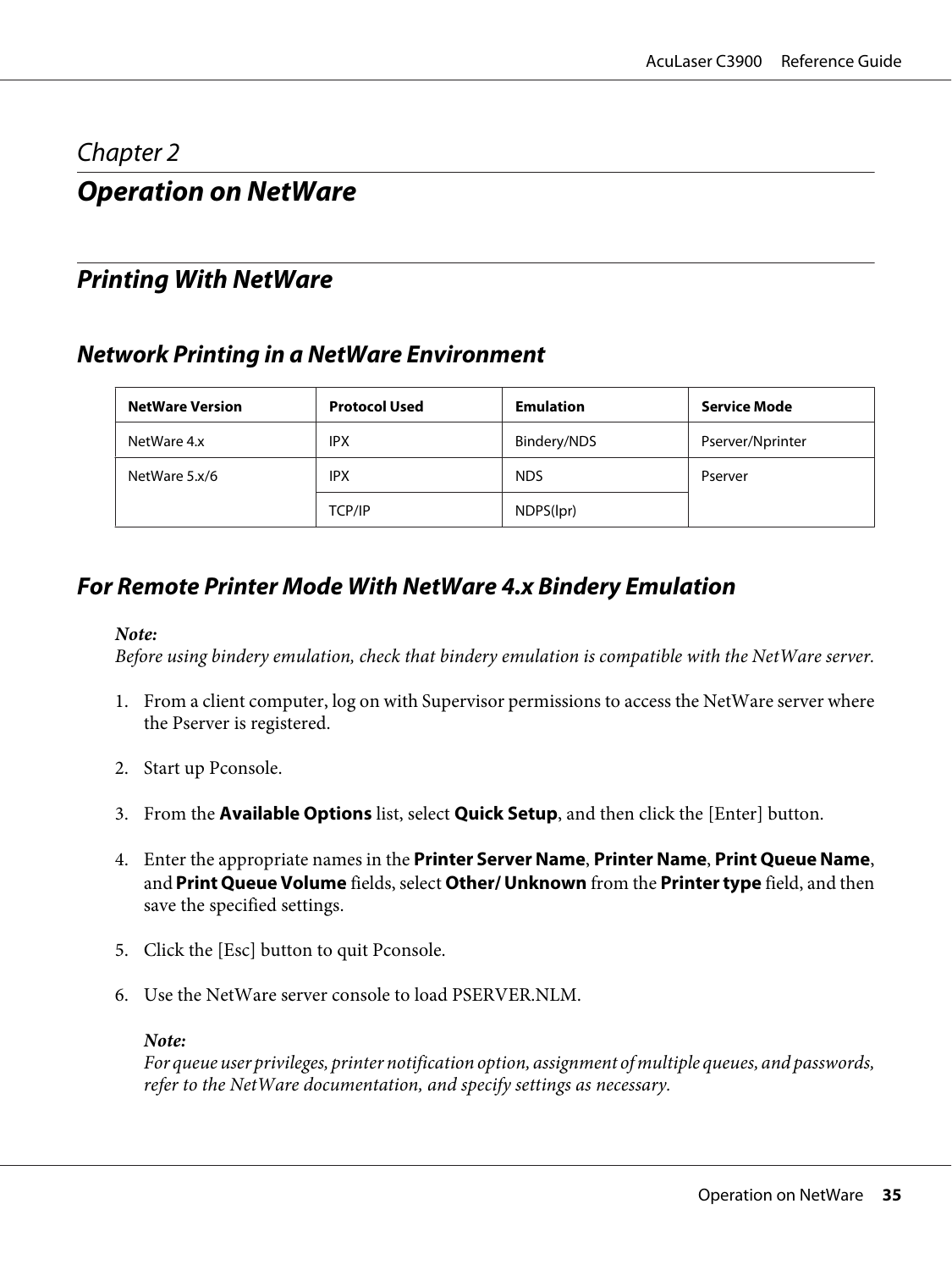# Chapter 2

# Operation on NetWare

## Printing With NetWare

### Network Printing in a NetWare Environment

| NetWare Version | Protocol Used | Emulation | Service Mode |
|---|---|---|---|
| NetWare 4.x | IPX | Bindery/NDS | Pserver/Nprinter |
| NetWare 5.x/6 | IPX | NDS | Pserver |
| | TCP/IP | NDPS(lpr) | |

### For Remote Printer Mode With NetWare 4.x Bindery Emulation

***Note:***
*Before using bindery emulation, check that bindery emulation is compatible with the NetWare server.*

1. From a client computer, log on with Supervisor permissions to access the NetWare server where the Pserver is registered.

2. Start up Pconsole.

3. From the **Available Options** list, select **Quick Setup**, and then click the [Enter] button.

4. Enter the appropriate names in the **Printer Server Name**, **Printer Name**, **Print Queue Name**, and **Print Queue Volume** fields, select **Other/ Unknown** from the **Printer type** field, and then save the specified settings.

5. Click the [Esc] button to quit Pconsole.

6. Use the NetWare server console to load PSERVER.NLM.

   ***Note:***
   *For queue user privileges, printer notification option, assignment of multiple queues, and passwords, refer to the NetWare documentation, and specify settings as necessary.*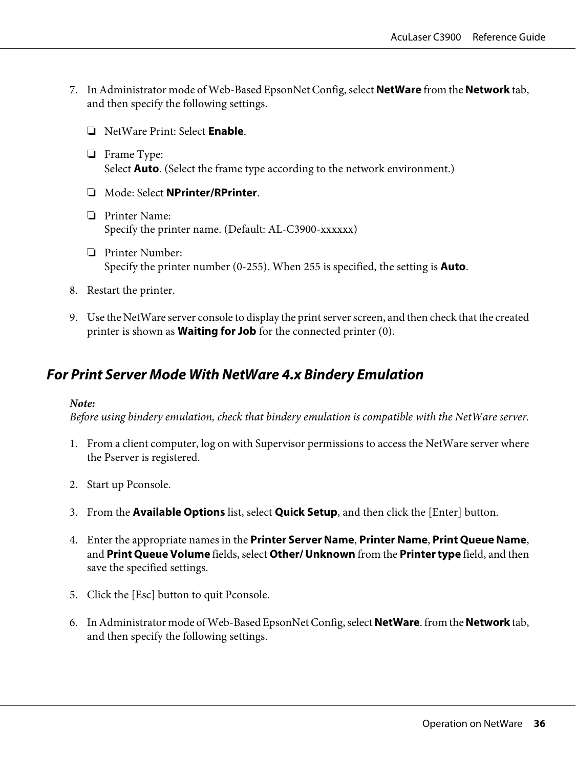7. In Administrator mode of Web-Based EpsonNet Config, select **NetWare** from the **Network** tab, and then specify the following settings.

   ❏ NetWare Print: Select **Enable**.

   ❏ Frame Type:
   Select **Auto**. (Select the frame type according to the network environment.)

   ❏ Mode: Select **NPrinter/RPrinter**.

   ❏ Printer Name:
   Specify the printer name. (Default: AL-C3900-xxxxxx)

   ❏ Printer Number:
   Specify the printer number (0-255). When 255 is specified, the setting is **Auto**.

8. Restart the printer.

9. Use the NetWare server console to display the print server screen, and then check that the created printer is shown as **Waiting for Job** for the connected printer (0).

## *For Print Server Mode With NetWare 4.x Bindery Emulation*

***Note:***
*Before using bindery emulation, check that bindery emulation is compatible with the NetWare server.*

1. From a client computer, log on with Supervisor permissions to access the NetWare server where the Pserver is registered.

2. Start up Pconsole.

3. From the **Available Options** list, select **Quick Setup**, and then click the [Enter] button.

4. Enter the appropriate names in the **Printer Server Name**, **Printer Name**, **Print Queue Name**, and **Print Queue Volume** fields, select **Other/ Unknown** from the **Printer type** field, and then save the specified settings.

5. Click the [Esc] button to quit Pconsole.

6. In Administrator mode of Web-Based EpsonNet Config, select **NetWare**. from the **Network** tab, and then specify the following settings.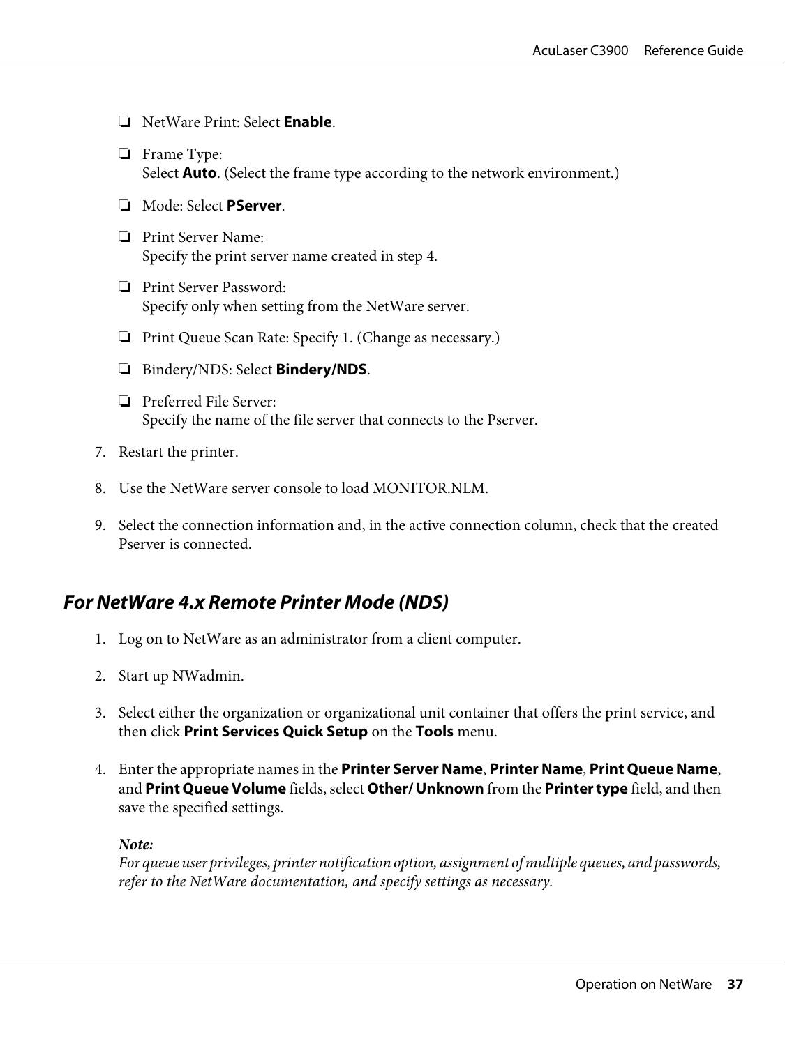- NetWare Print: Select **Enable**.
- Frame Type:
  Select **Auto**. (Select the frame type according to the network environment.)
- Mode: Select **PServer**.
- Print Server Name:
  Specify the print server name created in step 4.
- Print Server Password:
  Specify only when setting from the NetWare server.
- Print Queue Scan Rate: Specify 1. (Change as necessary.)
- Bindery/NDS: Select **Bindery/NDS**.
- Preferred File Server:
  Specify the name of the file server that connects to the Pserver.

7. Restart the printer.

8. Use the NetWare server console to load MONITOR.NLM.

9. Select the connection information and, in the active connection column, check that the created Pserver is connected.

### For NetWare 4.x Remote Printer Mode (NDS)

1. Log on to NetWare as an administrator from a client computer.

2. Start up NWadmin.

3. Select either the organization or organizational unit container that offers the print service, and then click **Print Services Quick Setup** on the **Tools** menu.

4. Enter the appropriate names in the **Printer Server Name**, **Printer Name**, **Print Queue Name**, and **Print Queue Volume** fields, select **Other/ Unknown** from the **Printer type** field, and then save the specified settings.

   ***Note:***
   *For queue user privileges, printer notification option, assignment of multiple queues, and passwords, refer to the NetWare documentation, and specify settings as necessary.*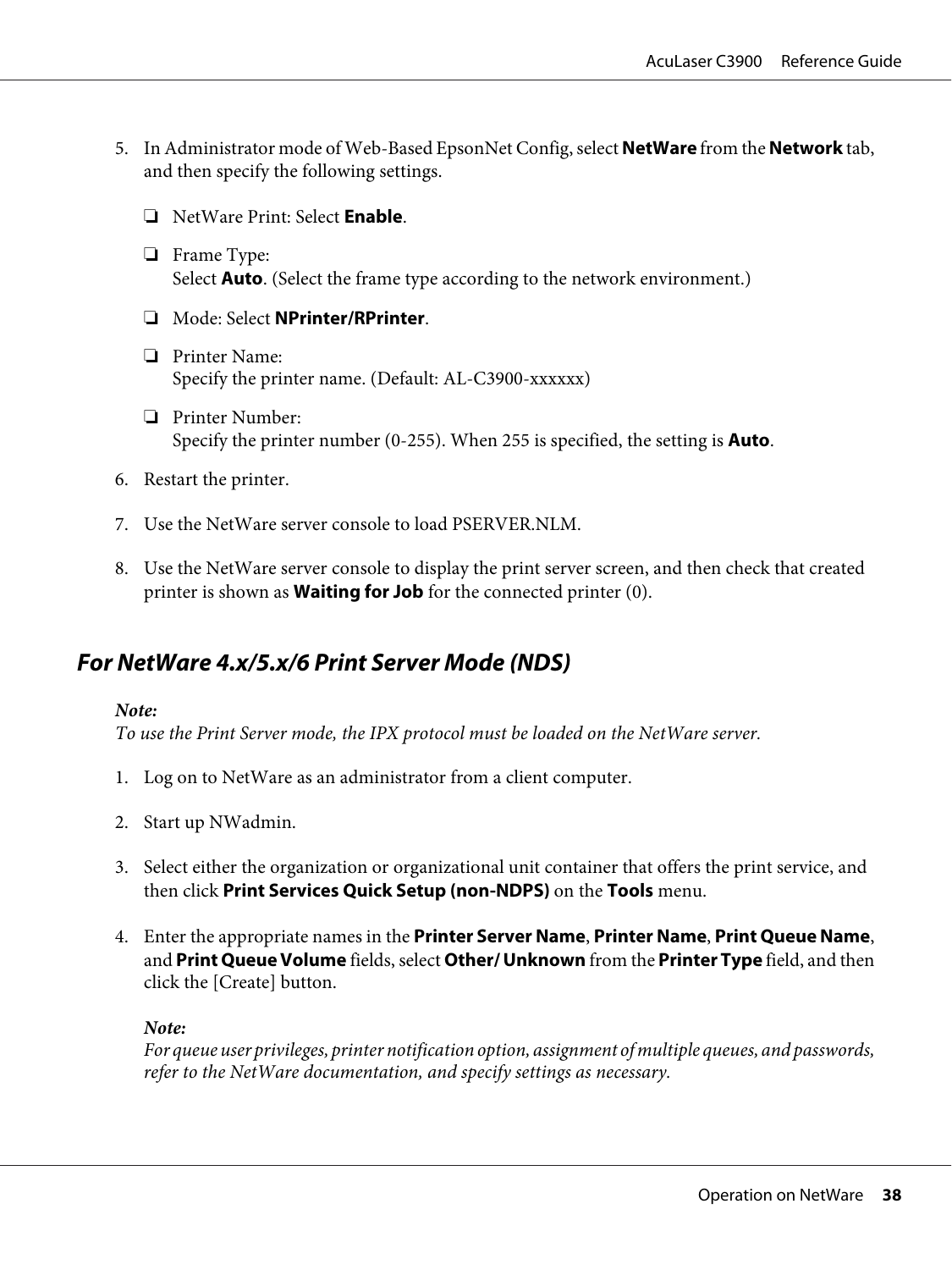5. In Administrator mode of Web-Based EpsonNet Config, select **NetWare** from the **Network** tab, and then specify the following settings.

   - NetWare Print: Select **Enable**.
   - Frame Type:
     Select **Auto**. (Select the frame type according to the network environment.)
   - Mode: Select **NPrinter/RPrinter**.
   - Printer Name:
     Specify the printer name. (Default: AL-C3900-xxxxxx)
   - Printer Number:
     Specify the printer number (0-255). When 255 is specified, the setting is **Auto**.

6. Restart the printer.

7. Use the NetWare server console to load PSERVER.NLM.

8. Use the NetWare server console to display the print server screen, and then check that created printer is shown as **Waiting for Job** for the connected printer (0).

### For NetWare 4.x/5.x/6 Print Server Mode (NDS)

***Note:***
*To use the Print Server mode, the IPX protocol must be loaded on the NetWare server.*

1. Log on to NetWare as an administrator from a client computer.

2. Start up NWadmin.

3. Select either the organization or organizational unit container that offers the print service, and then click **Print Services Quick Setup (non-NDPS)** on the **Tools** menu.

4. Enter the appropriate names in the **Printer Server Name**, **Printer Name**, **Print Queue Name**, and **Print Queue Volume** fields, select **Other/ Unknown** from the **Printer Type** field, and then click the [Create] button.

   ***Note:***
   *For queue user privileges, printer notification option, assignment of multiple queues, and passwords, refer to the NetWare documentation, and specify settings as necessary.*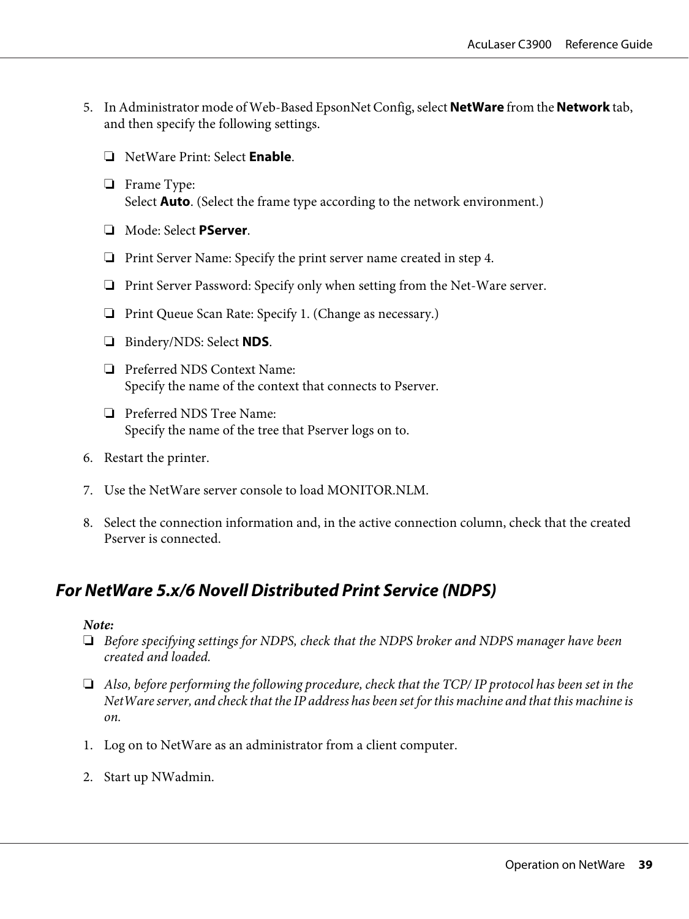5. In Administrator mode of Web-Based EpsonNet Config, select **NetWare** from the **Network** tab, and then specify the following settings.

   - NetWare Print: Select **Enable**.
   - Frame Type:
     Select **Auto**. (Select the frame type according to the network environment.)
   - Mode: Select **PServer**.
   - Print Server Name: Specify the print server name created in step 4.
   - Print Server Password: Specify only when setting from the Net-Ware server.
   - Print Queue Scan Rate: Specify 1. (Change as necessary.)
   - Bindery/NDS: Select **NDS**.
   - Preferred NDS Context Name:
     Specify the name of the context that connects to Pserver.
   - Preferred NDS Tree Name:
     Specify the name of the tree that Pserver logs on to.

6. Restart the printer.

7. Use the NetWare server console to load MONITOR.NLM.

8. Select the connection information and, in the active connection column, check that the created Pserver is connected.

## For NetWare 5.x/6 Novell Distributed Print Service (NDPS)

***Note:***

- *Before specifying settings for NDPS, check that the NDPS broker and NDPS manager have been created and loaded.*
- *Also, before performing the following procedure, check that the TCP/ IP protocol has been set in the NetWare server, and check that the IP address has been set for this machine and that this machine is on.*

1. Log on to NetWare as an administrator from a client computer.

2. Start up NWadmin.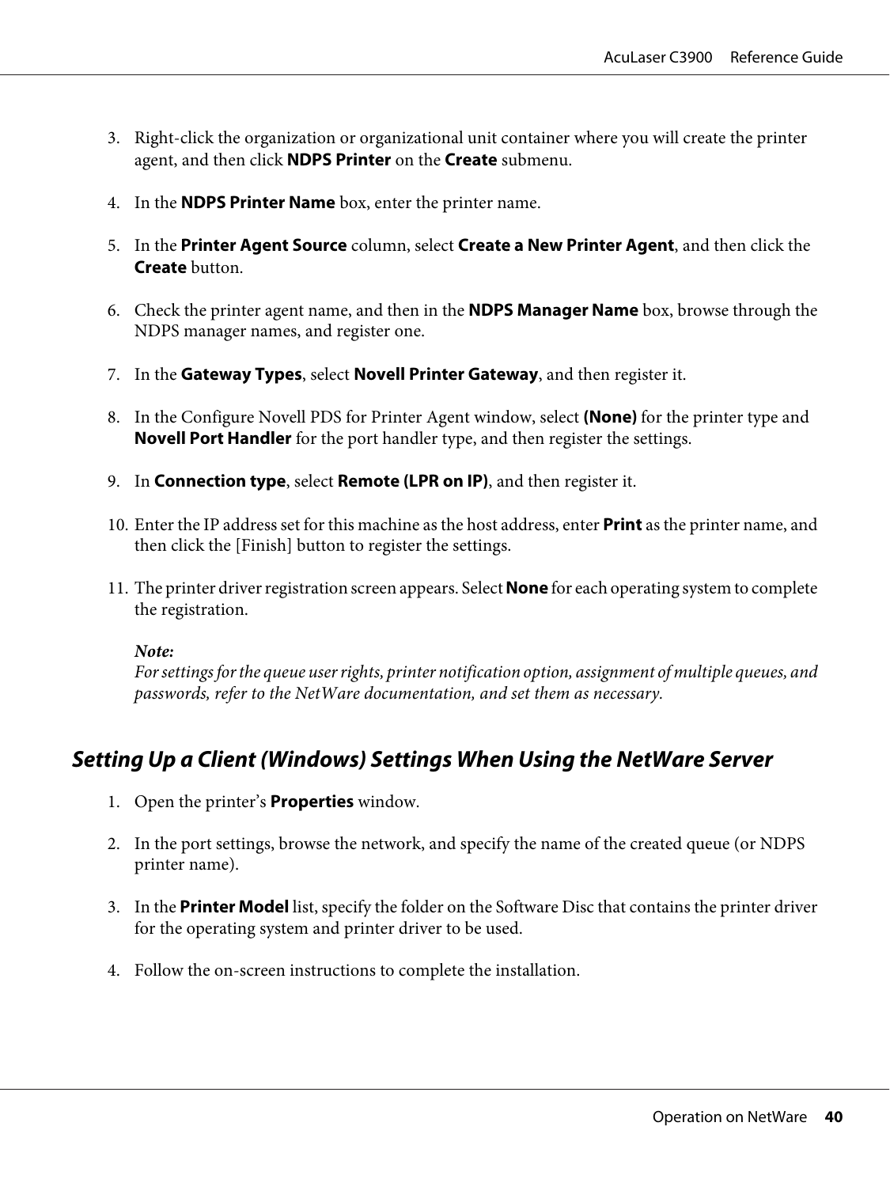3. Right-click the organization or organizational unit container where you will create the printer agent, and then click **NDPS Printer** on the **Create** submenu.

4. In the **NDPS Printer Name** box, enter the printer name.

5. In the **Printer Agent Source** column, select **Create a New Printer Agent**, and then click the **Create** button.

6. Check the printer agent name, and then in the **NDPS Manager Name** box, browse through the NDPS manager names, and register one.

7. In the **Gateway Types**, select **Novell Printer Gateway**, and then register it.

8. In the Configure Novell PDS for Printer Agent window, select **(None)** for the printer type and **Novell Port Handler** for the port handler type, and then register the settings.

9. In **Connection type**, select **Remote (LPR on IP)**, and then register it.

10. Enter the IP address set for this machine as the host address, enter **Print** as the printer name, and then click the [Finish] button to register the settings.

11. The printer driver registration screen appears. Select **None** for each operating system to complete the registration.

    ***Note:***
    *For settings for the queue user rights, printer notification option, assignment of multiple queues, and passwords, refer to the NetWare documentation, and set them as necessary.*

### *Setting Up a Client (Windows) Settings When Using the NetWare Server*

1. Open the printer's **Properties** window.

2. In the port settings, browse the network, and specify the name of the created queue (or NDPS printer name).

3. In the **Printer Model** list, specify the folder on the Software Disc that contains the printer driver for the operating system and printer driver to be used.

4. Follow the on-screen instructions to complete the installation.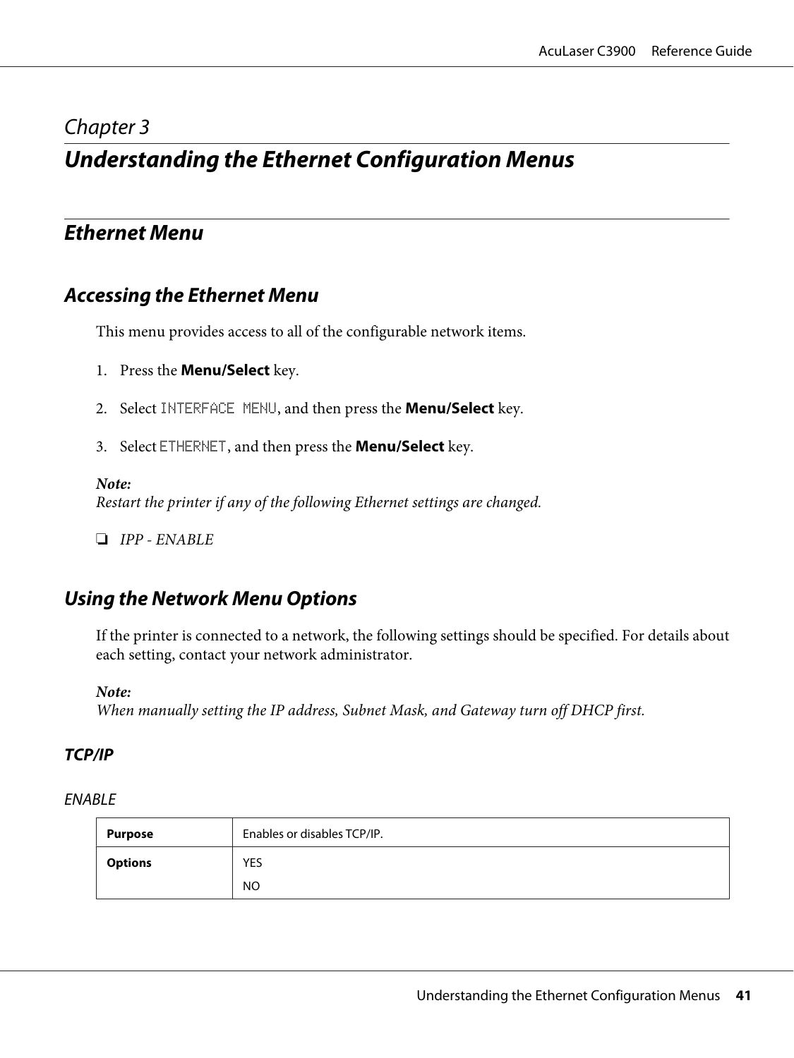*Chapter 3*

# *Understanding the Ethernet Configuration Menus*

## *Ethernet Menu*

### *Accessing the Ethernet Menu*

This menu provides access to all of the configurable network items.

1. Press the **Menu/Select** key.

2. Select `INTERFACE MENU`, and then press the **Menu/Select** key.

3. Select `ETHERNET`, and then press the **Menu/Select** key.

***Note:***
*Restart the printer if any of the following Ethernet settings are changed.*

- *IPP - ENABLE*

### *Using the Network Menu Options*

If the printer is connected to a network, the following settings should be specified. For details about each setting, contact your network administrator.

***Note:***
*When manually setting the IP address, Subnet Mask, and Gateway turn off DHCP first.*

#### *TCP/IP*

*ENABLE*

| **Purpose** | Enables or disables TCP/IP. |
|---|---|
| **Options** | YES<br>NO |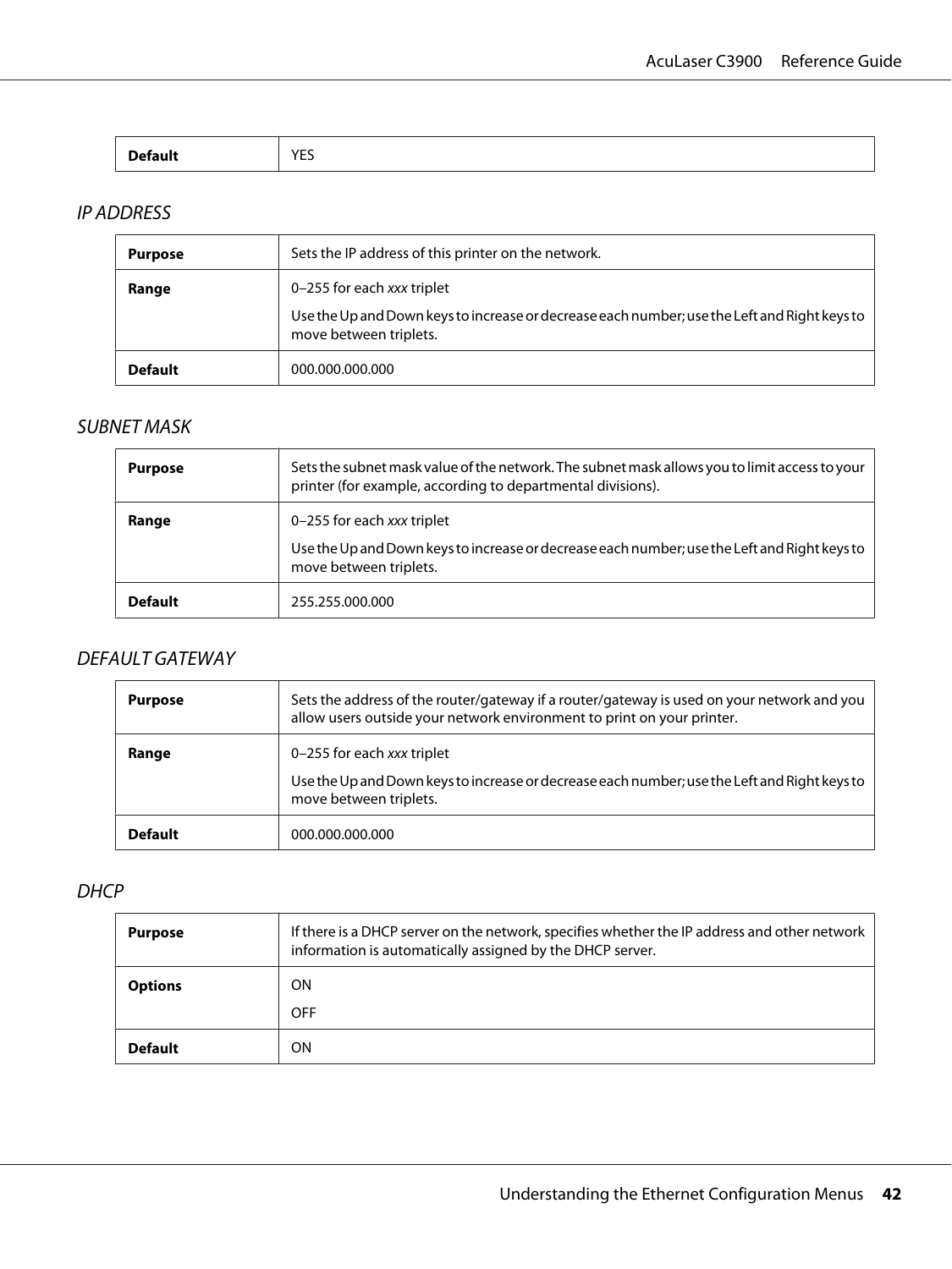| **Default** | YES |
| --- | --- |

### *IP ADDRESS*

| **Purpose** | Sets the IP address of this printer on the network. |
| --- | --- |
| **Range** | 0–255 for each *xxx* triplet<br><br>Use the Up and Down keys to increase or decrease each number; use the Left and Right keys to move between triplets. |
| **Default** | 000.000.000.000 |

### *SUBNET MASK*

| **Purpose** | Sets the subnet mask value of the network. The subnet mask allows you to limit access to your printer (for example, according to departmental divisions). |
| --- | --- |
| **Range** | 0–255 for each *xxx* triplet<br><br>Use the Up and Down keys to increase or decrease each number; use the Left and Right keys to move between triplets. |
| **Default** | 255.255.000.000 |

### *DEFAULT GATEWAY*

| **Purpose** | Sets the address of the router/gateway if a router/gateway is used on your network and you allow users outside your network environment to print on your printer. |
| --- | --- |
| **Range** | 0–255 for each *xxx* triplet<br><br>Use the Up and Down keys to increase or decrease each number; use the Left and Right keys to move between triplets. |
| **Default** | 000.000.000.000 |

### *DHCP*

| **Purpose** | If there is a DHCP server on the network, specifies whether the IP address and other network information is automatically assigned by the DHCP server. |
| --- | --- |
| **Options** | ON<br><br>OFF |
| **Default** | ON |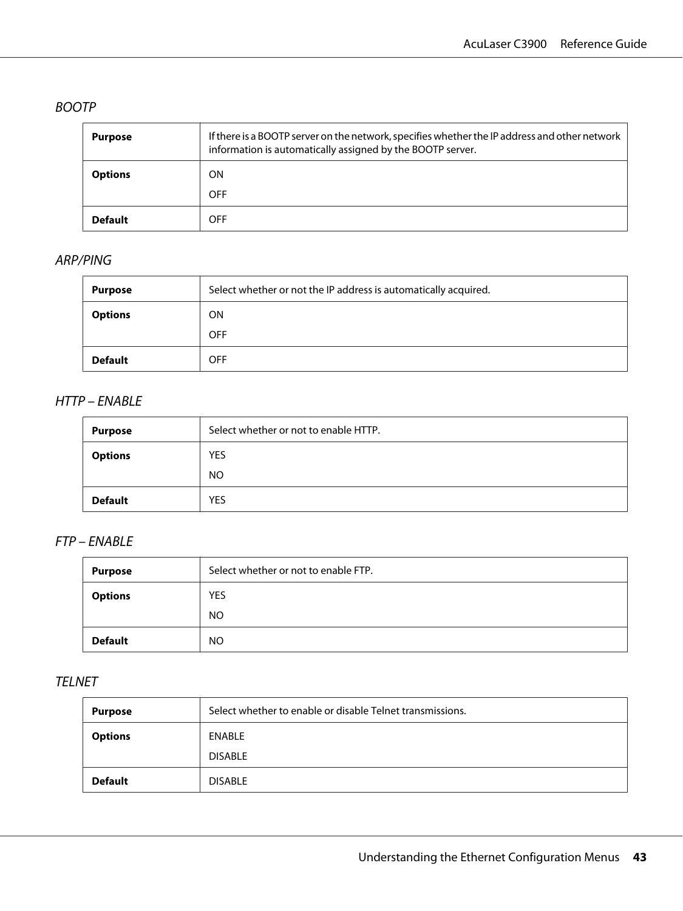### *BOOTP*

| | |
|---|---|
| **Purpose** | If there is a BOOTP server on the network, specifies whether the IP address and other network information is automatically assigned by the BOOTP server. |
| **Options** | ON<br>OFF |
| **Default** | OFF |

### *ARP/PING*

| | |
|---|---|
| **Purpose** | Select whether or not the IP address is automatically acquired. |
| **Options** | ON<br>OFF |
| **Default** | OFF |

### *HTTP – ENABLE*

| | |
|---|---|
| **Purpose** | Select whether or not to enable HTTP. |
| **Options** | YES<br>NO |
| **Default** | YES |

### *FTP – ENABLE*

| | |
|---|---|
| **Purpose** | Select whether or not to enable FTP. |
| **Options** | YES<br>NO |
| **Default** | NO |

### *TELNET*

| | |
|---|---|
| **Purpose** | Select whether to enable or disable Telnet transmissions. |
| **Options** | ENABLE<br>DISABLE |
| **Default** | DISABLE |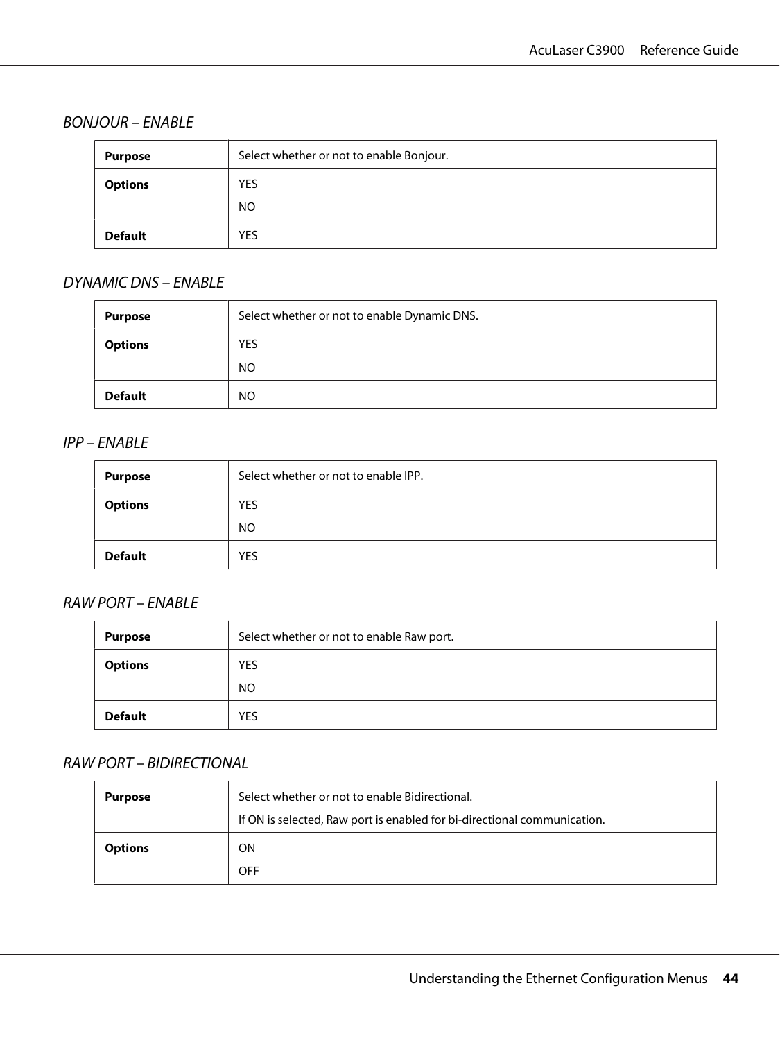### *BONJOUR – ENABLE*

| | |
|---|---|
| **Purpose** | Select whether or not to enable Bonjour. |
| **Options** | YES<br>NO |
| **Default** | YES |

### *DYNAMIC DNS – ENABLE*

| | |
|---|---|
| **Purpose** | Select whether or not to enable Dynamic DNS. |
| **Options** | YES<br>NO |
| **Default** | NO |

### *IPP – ENABLE*

| | |
|---|---|
| **Purpose** | Select whether or not to enable IPP. |
| **Options** | YES<br>NO |
| **Default** | YES |

### *RAW PORT – ENABLE*

| | |
|---|---|
| **Purpose** | Select whether or not to enable Raw port. |
| **Options** | YES<br>NO |
| **Default** | YES |

### *RAW PORT – BIDIRECTIONAL*

| | |
|---|---|
| **Purpose** | Select whether or not to enable Bidirectional.<br>If ON is selected, Raw port is enabled for bi-directional communication. |
| **Options** | ON<br>OFF |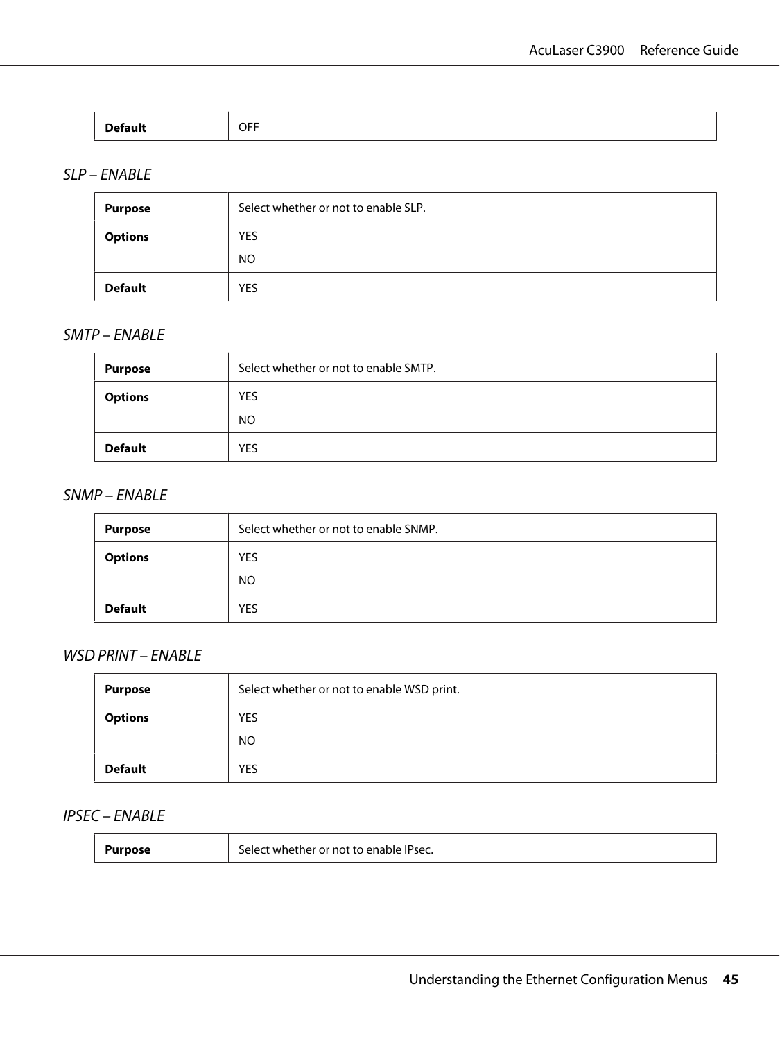| Default | OFF |
|---|---|

### *SLP – ENABLE*

| Purpose | Select whether or not to enable SLP. |
|---|---|
| Options | YES<br>NO |
| Default | YES |

### *SMTP – ENABLE*

| Purpose | Select whether or not to enable SMTP. |
|---|---|
| Options | YES<br>NO |
| Default | YES |

### *SNMP – ENABLE*

| Purpose | Select whether or not to enable SNMP. |
|---|---|
| Options | YES<br>NO |
| Default | YES |

### *WSD PRINT – ENABLE*

| Purpose | Select whether or not to enable WSD print. |
|---|---|
| Options | YES<br>NO |
| Default | YES |

### *IPSEC – ENABLE*

| Purpose | Select whether or not to enable IPsec. |
|---|---|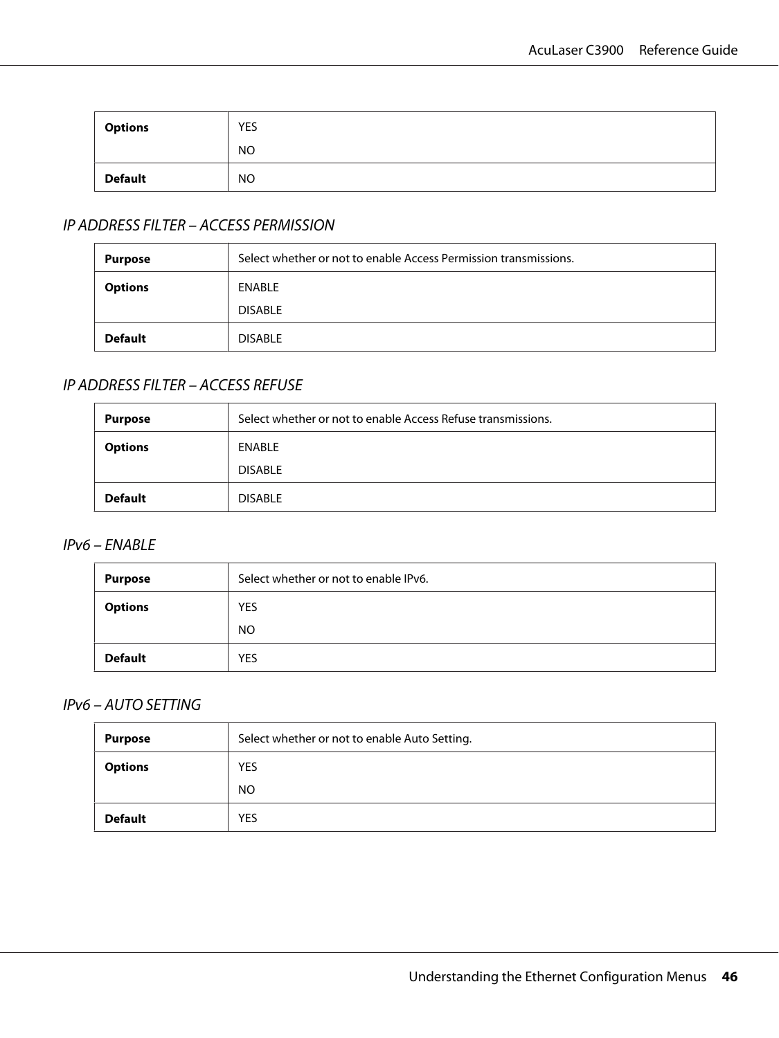| Options | YES<br>NO |
|---|---|
| **Default** | NO |

### *IP ADDRESS FILTER – ACCESS PERMISSION*

| **Purpose** | Select whether or not to enable Access Permission transmissions. |
|---|---|
| **Options** | ENABLE<br>DISABLE |
| **Default** | DISABLE |

### *IP ADDRESS FILTER – ACCESS REFUSE*

| **Purpose** | Select whether or not to enable Access Refuse transmissions. |
|---|---|
| **Options** | ENABLE<br>DISABLE |
| **Default** | DISABLE |

### *IPv6 – ENABLE*

| **Purpose** | Select whether or not to enable IPv6. |
|---|---|
| **Options** | YES<br>NO |
| **Default** | YES |

### *IPv6 – AUTO SETTING*

| **Purpose** | Select whether or not to enable Auto Setting. |
|---|---|
| **Options** | YES<br>NO |
| **Default** | YES |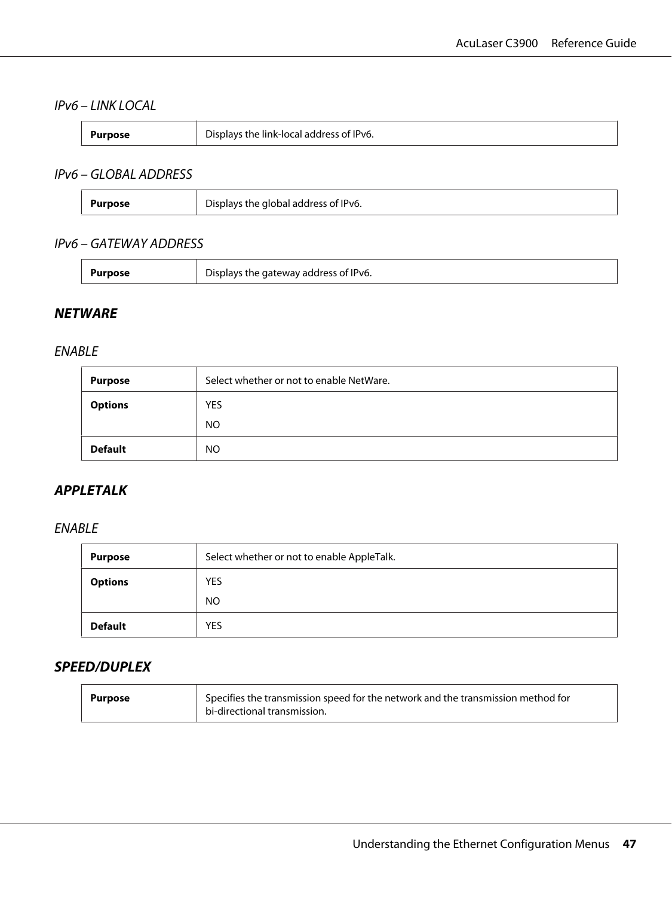#### *IPv6 – LINK LOCAL*

| | |
|---|---|
| **Purpose** | Displays the link-local address of IPv6. |

#### *IPv6 – GLOBAL ADDRESS*

| | |
|---|---|
| **Purpose** | Displays the global address of IPv6. |

#### *IPv6 – GATEWAY ADDRESS*

| | |
|---|---|
| **Purpose** | Displays the gateway address of IPv6. |

### ***NETWARE***

#### *ENABLE*

| | |
|---|---|
| **Purpose** | Select whether or not to enable NetWare. |
| **Options** | YES<br>NO |
| **Default** | NO |

### ***APPLETALK***

#### *ENABLE*

| | |
|---|---|
| **Purpose** | Select whether or not to enable AppleTalk. |
| **Options** | YES<br>NO |
| **Default** | YES |

### ***SPEED/DUPLEX***

| | |
|---|---|
| **Purpose** | Specifies the transmission speed for the network and the transmission method for bi-directional transmission. |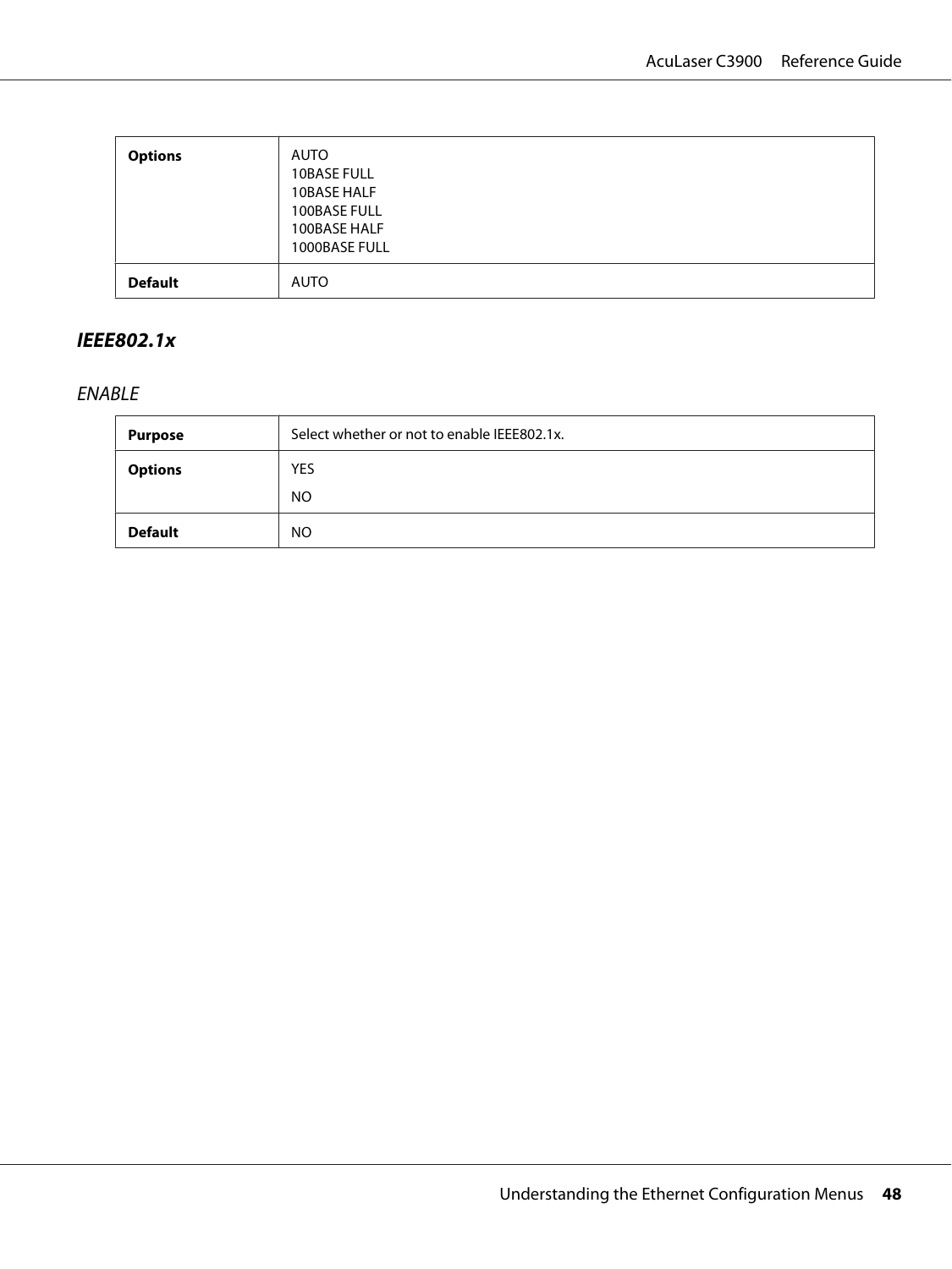| | |
|---|---|
| **Options** | AUTO<br>10BASE FULL<br>10BASE HALF<br>100BASE FULL<br>100BASE HALF<br>1000BASE FULL |
| **Default** | AUTO |

### ***IEEE802.1x***

#### *ENABLE*

| | |
|---|---|
| **Purpose** | Select whether or not to enable IEEE802.1x. |
| **Options** | YES<br>NO |
| **Default** | NO |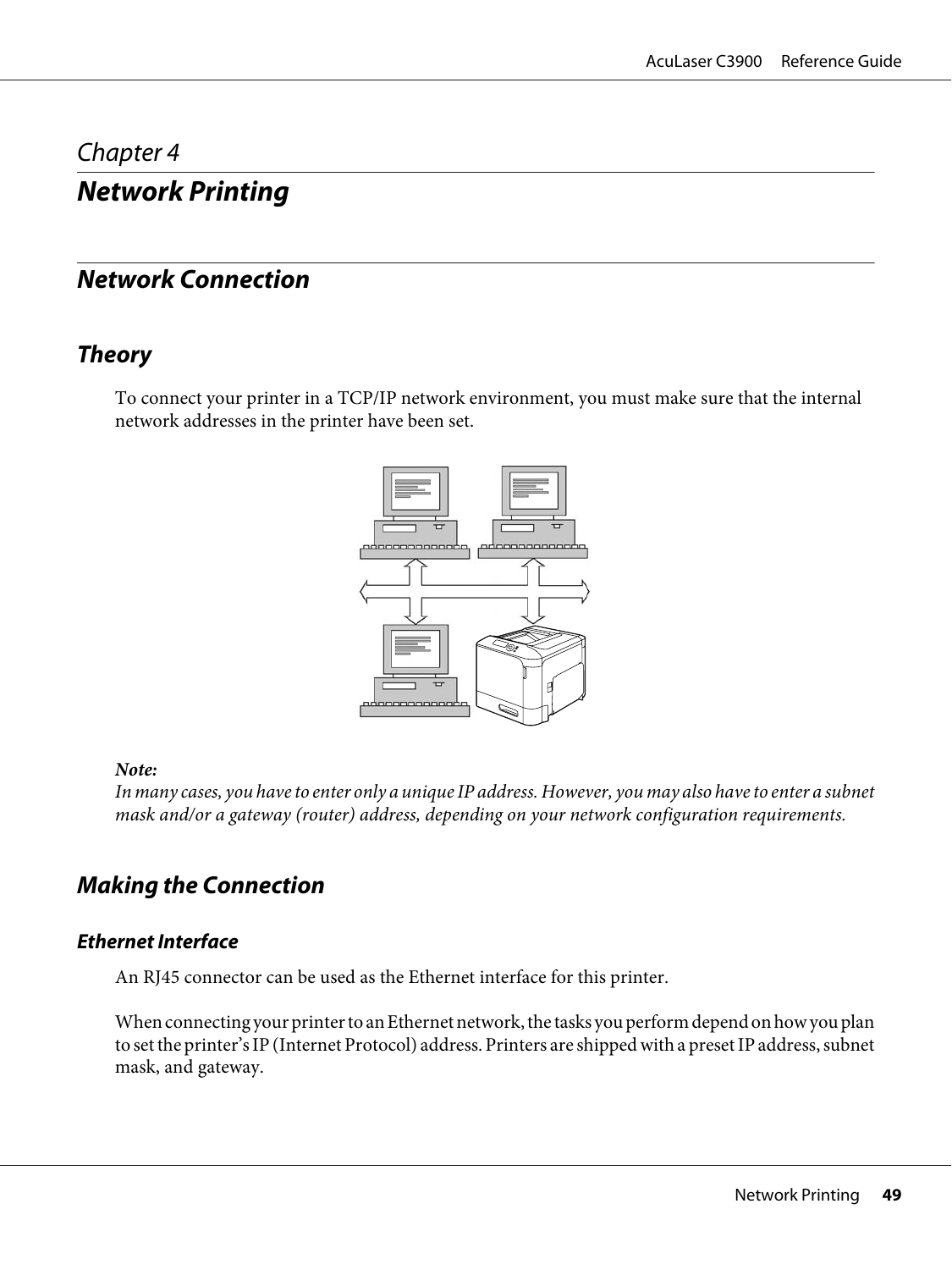*Chapter 4*

# Network Printing

## Network Connection

### Theory

To connect your printer in a TCP/IP network environment, you must make sure that the internal network addresses in the printer have been set.

**Note:**
*In many cases, you have to enter only a unique IP address. However, you may also have to enter a subnet mask and/or a gateway (router) address, depending on your network configuration requirements.*

### Making the Connection

#### Ethernet Interface

An RJ45 connector can be used as the Ethernet interface for this printer.

When connecting your printer to an Ethernet network, the tasks you perform depend on how you plan to set the printer's IP (Internet Protocol) address. Printers are shipped with a preset IP address, subnet mask, and gateway.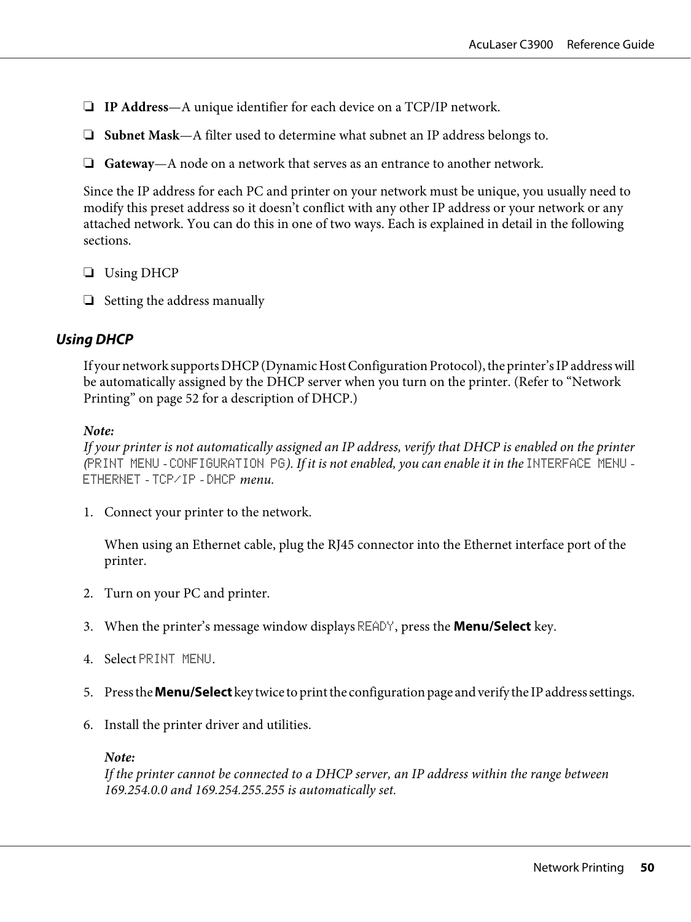- **IP Address**—A unique identifier for each device on a TCP/IP network.
- **Subnet Mask**—A filter used to determine what subnet an IP address belongs to.
- **Gateway**—A node on a network that serves as an entrance to another network.

Since the IP address for each PC and printer on your network must be unique, you usually need to modify this preset address so it doesn't conflict with any other IP address or your network or any attached network. You can do this in one of two ways. Each is explained in detail in the following sections.

- Using DHCP
- Setting the address manually

### Using DHCP

If your network supports DHCP (Dynamic Host Configuration Protocol), the printer's IP address will be automatically assigned by the DHCP server when you turn on the printer. (Refer to "Network Printing" on page 52 for a description of DHCP.)

***Note:***
*If your printer is not automatically assigned an IP address, verify that DHCP is enabled on the printer (`PRINT MENU` - `CONFIGURATION PG`). If it is not enabled, you can enable it in the `INTERFACE MENU` - `ETHERNET` - `TCP/IP` - `DHCP` menu.*

1. Connect your printer to the network.

   When using an Ethernet cable, plug the RJ45 connector into the Ethernet interface port of the printer.

2. Turn on your PC and printer.

3. When the printer's message window displays `READY`, press the **Menu/Select** key.

4. Select `PRINT MENU`.

5. Press the **Menu/Select** key twice to print the configuration page and verify the IP address settings.

6. Install the printer driver and utilities.

   ***Note:***
   *If the printer cannot be connected to a DHCP server, an IP address within the range between 169.254.0.0 and 169.254.255.255 is automatically set.*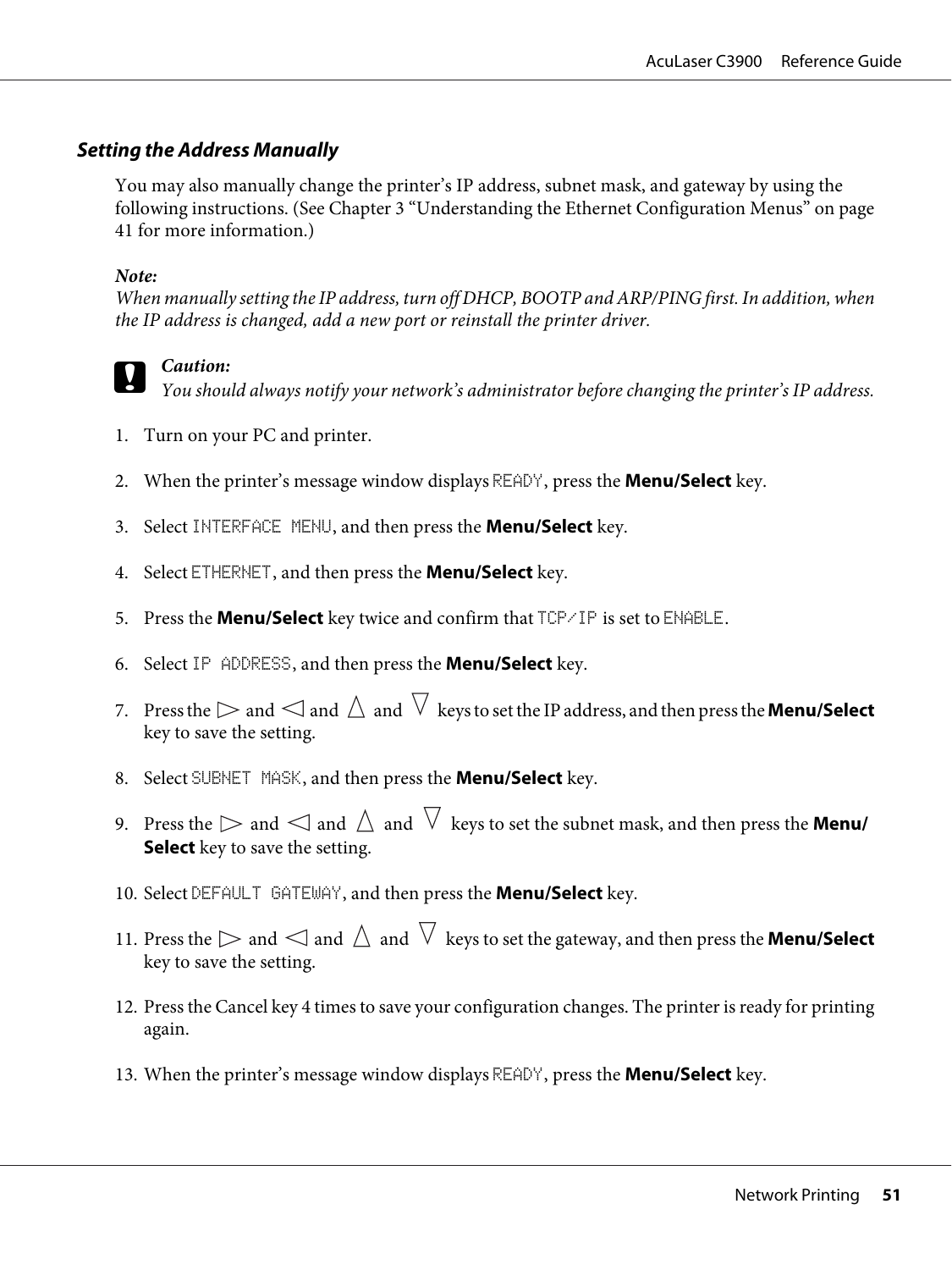### *Setting the Address Manually*

You may also manually change the printer's IP address, subnet mask, and gateway by using the following instructions. (See Chapter 3 "Understanding the Ethernet Configuration Menus" on page 41 for more information.)

***Note:***
*When manually setting the IP address, turn off DHCP, BOOTP and ARP/PING first. In addition, when the IP address is changed, add a new port or reinstall the printer driver.*

> ***Caution:***
> *You should always notify your network's administrator before changing the printer's IP address.*

1. Turn on your PC and printer.

2. When the printer's message window displays `READY`, press the **Menu/Select** key.

3. Select `INTERFACE MENU`, and then press the **Menu/Select** key.

4. Select `ETHERNET`, and then press the **Menu/Select** key.

5. Press the **Menu/Select** key twice and confirm that `TCP/IP` is set to `ENABLE`.

6. Select `IP ADDRESS`, and then press the **Menu/Select** key.

7. Press the ▷ and ◁ and △ and ▽ keys to set the IP address, and then press the **Menu/Select** key to save the setting.

8. Select `SUBNET MASK`, and then press the **Menu/Select** key.

9. Press the ▷ and ◁ and △ and ▽ keys to set the subnet mask, and then press the **Menu/Select** key to save the setting.

10. Select `DEFAULT GATEWAY`, and then press the **Menu/Select** key.

11. Press the ▷ and ◁ and △ and ▽ keys to set the gateway, and then press the **Menu/Select** key to save the setting.

12. Press the Cancel key 4 times to save your configuration changes. The printer is ready for printing again.

13. When the printer's message window displays `READY`, press the **Menu/Select** key.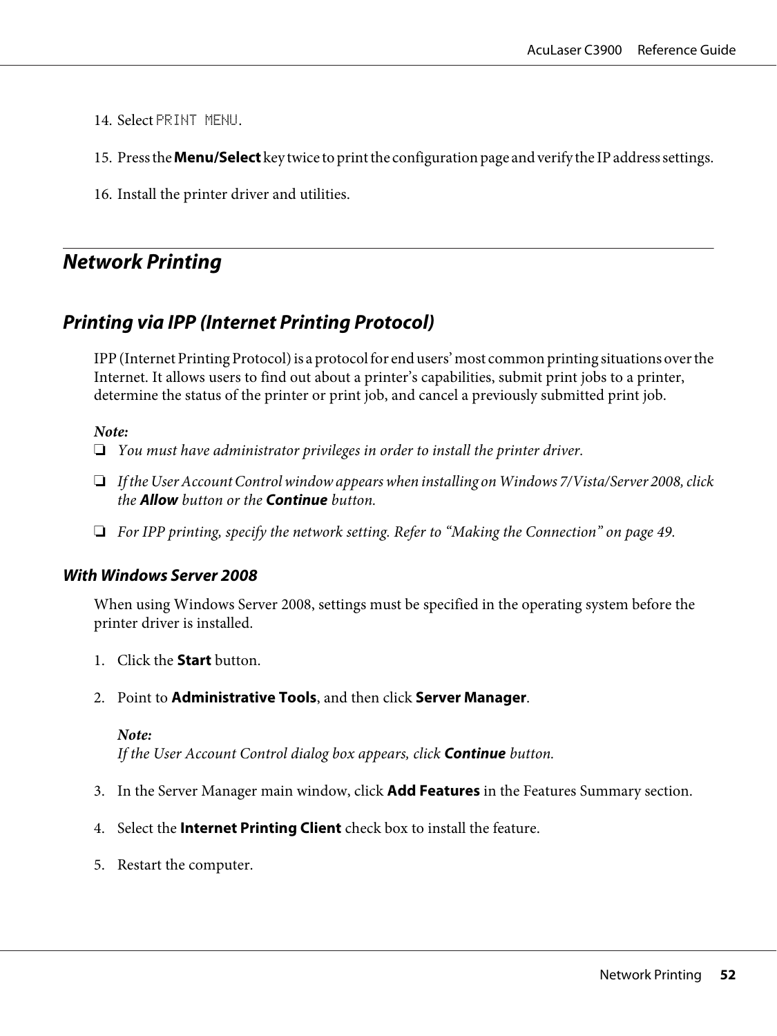14. Select PRINT MENU.

15. Press the **Menu/Select** key twice to print the configuration page and verify the IP address settings.

16. Install the printer driver and utilities.

# Network Printing

## Printing via IPP (Internet Printing Protocol)

IPP (Internet Printing Protocol) is a protocol for end users' most common printing situations over the Internet. It allows users to find out about a printer's capabilities, submit print jobs to a printer, determine the status of the printer or print job, and cancel a previously submitted print job.

***Note:***

- *You must have administrator privileges in order to install the printer driver.*
- *If the User Account Control window appears when installing on Windows 7/Vista/Server 2008, click the **Allow** button or the **Continue** button.*
- *For IPP printing, specify the network setting. Refer to "Making the Connection" on page 49.*

### With Windows Server 2008

When using Windows Server 2008, settings must be specified in the operating system before the printer driver is installed.

1. Click the **Start** button.

2. Point to **Administrative Tools**, and then click **Server Manager**.

   ***Note:***
   *If the User Account Control dialog box appears, click **Continue** button.*

3. In the Server Manager main window, click **Add Features** in the Features Summary section.

4. Select the **Internet Printing Client** check box to install the feature.

5. Restart the computer.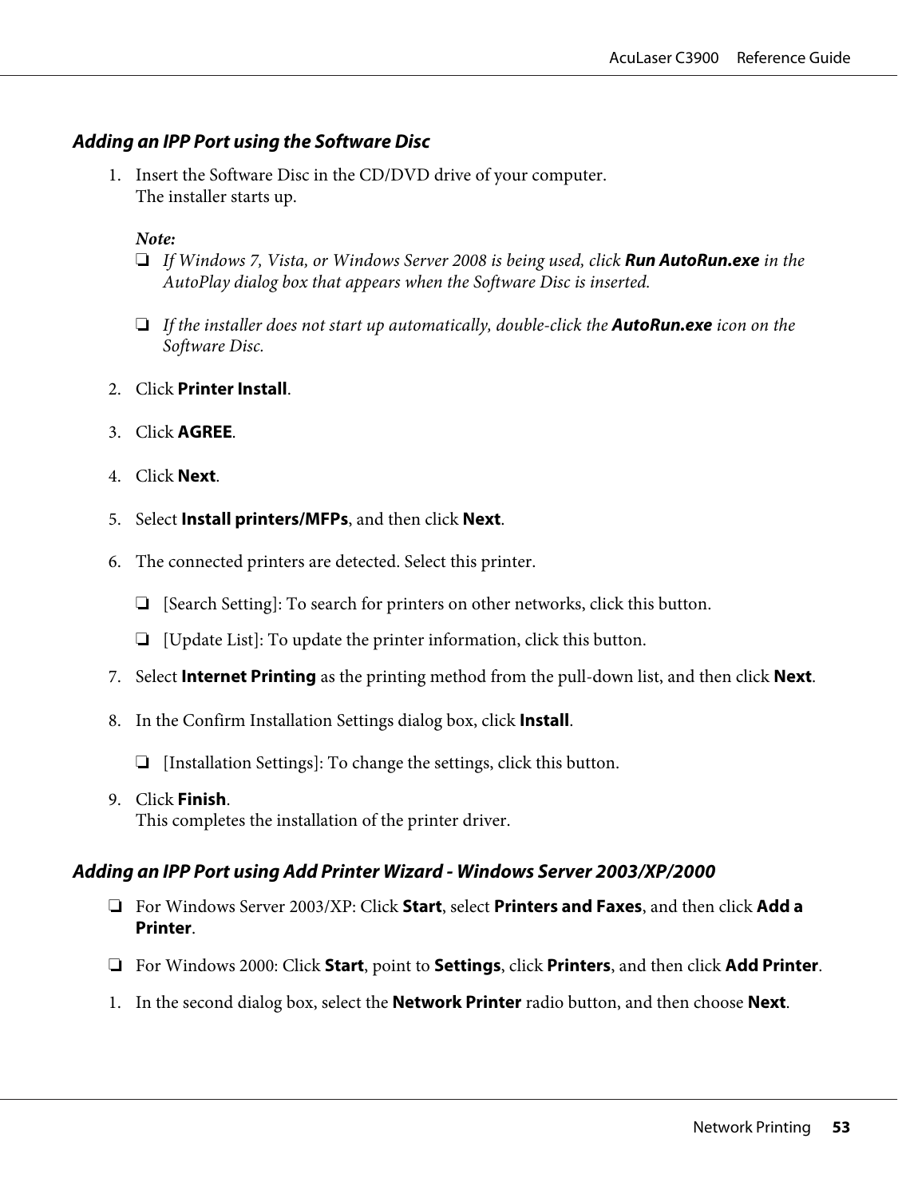### *Adding an IPP Port using the Software Disc*

1. Insert the Software Disc in the CD/DVD drive of your computer.
   The installer starts up.

   *Note:*
   - *If Windows 7, Vista, or Windows Server 2008 is being used, click* ***Run AutoRun.exe*** *in the AutoPlay dialog box that appears when the Software Disc is inserted.*
   - *If the installer does not start up automatically, double-click the* ***AutoRun.exe*** *icon on the Software Disc.*

2. Click **Printer Install**.

3. Click **AGREE**.

4. Click **Next**.

5. Select **Install printers/MFPs**, and then click **Next**.

6. The connected printers are detected. Select this printer.
   - [Search Setting]: To search for printers on other networks, click this button.
   - [Update List]: To update the printer information, click this button.

7. Select **Internet Printing** as the printing method from the pull-down list, and then click **Next**.

8. In the Confirm Installation Settings dialog box, click **Install**.
   - [Installation Settings]: To change the settings, click this button.

9. Click **Finish**.
   This completes the installation of the printer driver.

### *Adding an IPP Port using Add Printer Wizard - Windows Server 2003/XP/2000*

- For Windows Server 2003/XP: Click **Start**, select **Printers and Faxes**, and then click **Add a Printer**.
- For Windows 2000: Click **Start**, point to **Settings**, click **Printers**, and then click **Add Printer**.

1. In the second dialog box, select the **Network Printer** radio button, and then choose **Next**.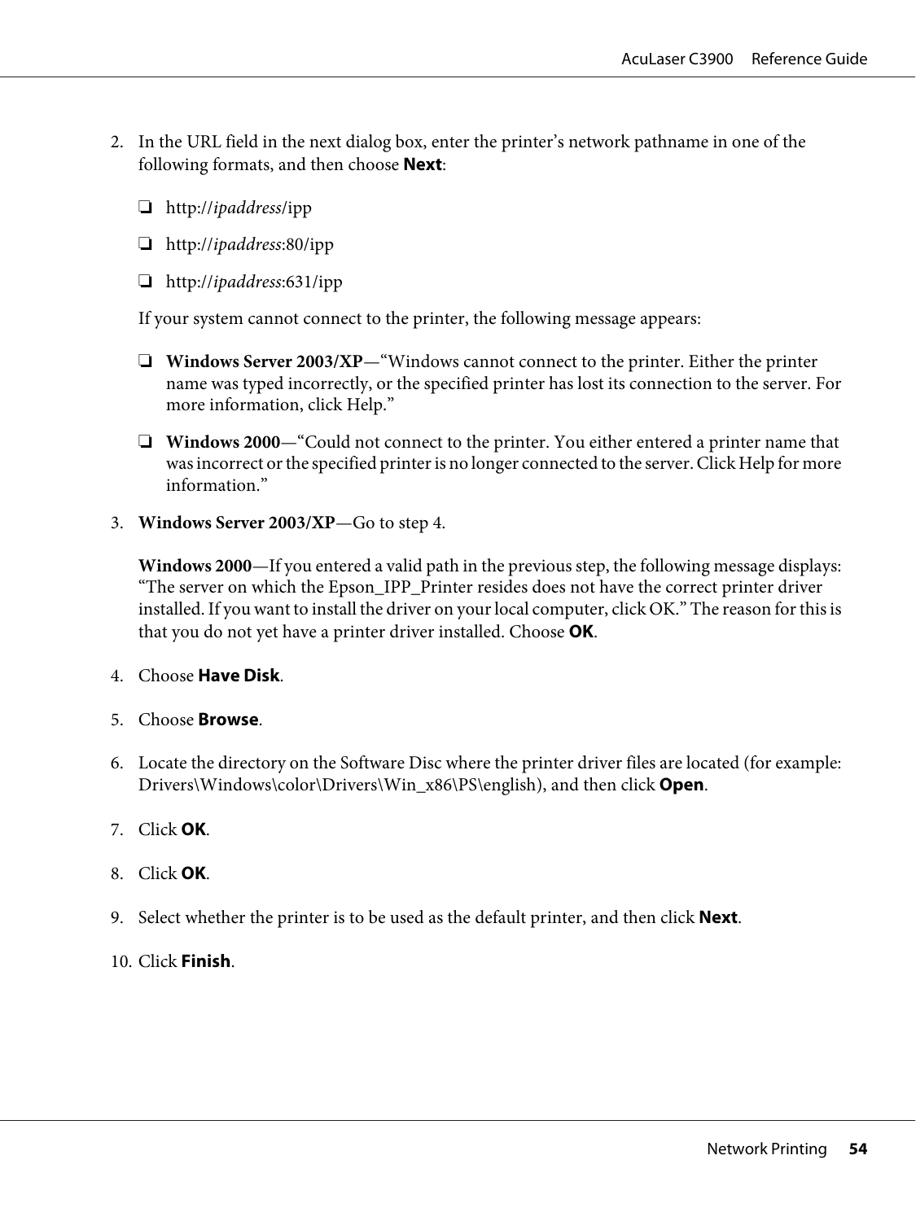2. In the URL field in the next dialog box, enter the printer's network pathname in one of the following formats, and then choose **Next**:

   - http://*ipaddress*/ipp
   - http://*ipaddress*:80/ipp
   - http://*ipaddress*:631/ipp

   If your system cannot connect to the printer, the following message appears:

   - **Windows Server 2003/XP**—"Windows cannot connect to the printer. Either the printer name was typed incorrectly, or the specified printer has lost its connection to the server. For more information, click Help."
   - **Windows 2000**—"Could not connect to the printer. You either entered a printer name that was incorrect or the specified printer is no longer connected to the server. Click Help for more information."

3. **Windows Server 2003/XP**—Go to step 4.

   **Windows 2000**—If you entered a valid path in the previous step, the following message displays: "The server on which the Epson_IPP_Printer resides does not have the correct printer driver installed. If you want to install the driver on your local computer, click OK." The reason for this is that you do not yet have a printer driver installed. Choose **OK**.

4. Choose **Have Disk**.

5. Choose **Browse**.

6. Locate the directory on the Software Disc where the printer driver files are located (for example: Drivers\Windows\color\Drivers\Win_x86\PS\english), and then click **Open**.

7. Click **OK**.

8. Click **OK**.

9. Select whether the printer is to be used as the default printer, and then click **Next**.

10. Click **Finish**.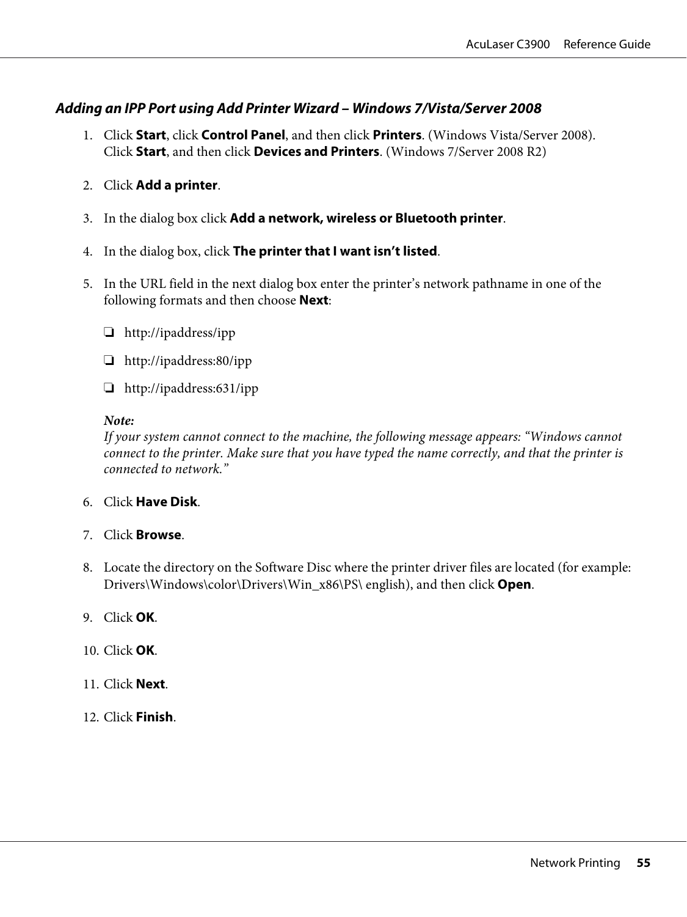### *Adding an IPP Port using Add Printer Wizard – Windows 7/Vista/Server 2008*

1. Click **Start**, click **Control Panel**, and then click **Printers**. (Windows Vista/Server 2008).
   Click **Start**, and then click **Devices and Printers**. (Windows 7/Server 2008 R2)

2. Click **Add a printer**.

3. In the dialog box click **Add a network, wireless or Bluetooth printer**.

4. In the dialog box, click **The printer that I want isn't listed**.

5. In the URL field in the next dialog box enter the printer's network pathname in one of the following formats and then choose **Next**:

   - http://ipaddress/ipp
   - http://ipaddress:80/ipp
   - http://ipaddress:631/ipp

   ***Note:***
   *If your system cannot connect to the machine, the following message appears: "Windows cannot connect to the printer. Make sure that you have typed the name correctly, and that the printer is connected to network."*

6. Click **Have Disk**.

7. Click **Browse**.

8. Locate the directory on the Software Disc where the printer driver files are located (for example: Drivers\Windows\color\Drivers\Win_x86\PS\ english), and then click **Open**.

9. Click **OK**.

10. Click **OK**.

11. Click **Next**.

12. Click **Finish**.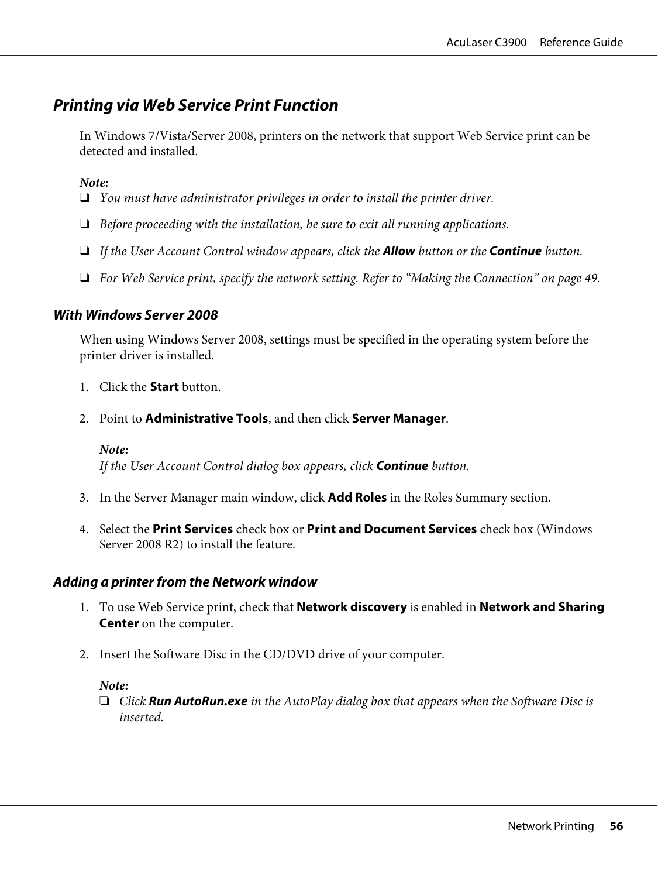## *Printing via Web Service Print Function*

In Windows 7/Vista/Server 2008, printers on the network that support Web Service print can be detected and installed.

*Note:*

- *You must have administrator privileges in order to install the printer driver.*
- *Before proceeding with the installation, be sure to exit all running applications.*
- *If the User Account Control window appears, click the **Allow** button or the **Continue** button.*
- *For Web Service print, specify the network setting. Refer to "Making the Connection" on page 49.*

### *With Windows Server 2008*

When using Windows Server 2008, settings must be specified in the operating system before the printer driver is installed.

1. Click the **Start** button.

2. Point to **Administrative Tools**, and then click **Server Manager**.

   *Note:*
   *If the User Account Control dialog box appears, click **Continue** button.*

3. In the Server Manager main window, click **Add Roles** in the Roles Summary section.

4. Select the **Print Services** check box or **Print and Document Services** check box (Windows Server 2008 R2) to install the feature.

### *Adding a printer from the Network window*

1. To use Web Service print, check that **Network discovery** is enabled in **Network and Sharing Center** on the computer.

2. Insert the Software Disc in the CD/DVD drive of your computer.

   *Note:*
   - *Click **Run AutoRun.exe** in the AutoPlay dialog box that appears when the Software Disc is inserted.*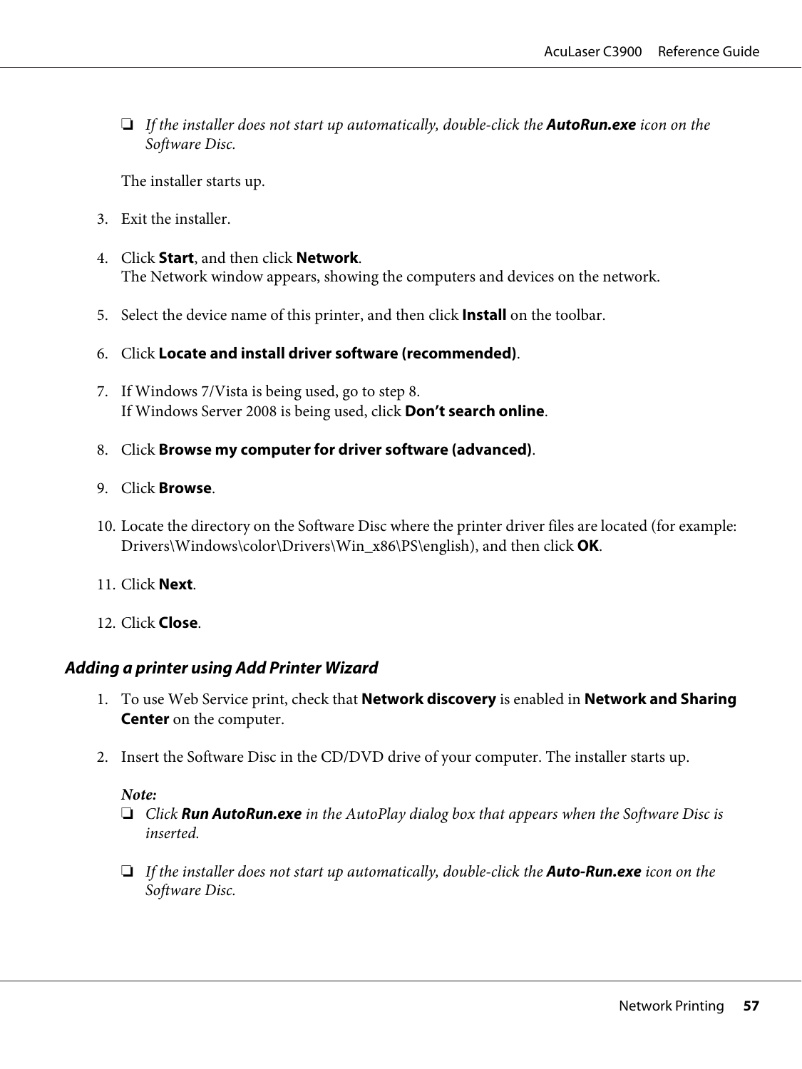- *If the installer does not start up automatically, double-click the **AutoRun.exe** icon on the Software Disc.*

The installer starts up.

3. Exit the installer.

4. Click **Start**, and then click **Network**.
The Network window appears, showing the computers and devices on the network.

5. Select the device name of this printer, and then click **Install** on the toolbar.

6. Click **Locate and install driver software (recommended)**.

7. If Windows 7/Vista is being used, go to step 8.
If Windows Server 2008 is being used, click **Don't search online**.

8. Click **Browse my computer for driver software (advanced)**.

9. Click **Browse**.

10. Locate the directory on the Software Disc where the printer driver files are located (for example: Drivers\Windows\color\Drivers\Win_x86\PS\english), and then click **OK**.

11. Click **Next**.

12. Click **Close**.

### *Adding a printer using Add Printer Wizard*

1. To use Web Service print, check that **Network discovery** is enabled in **Network and Sharing Center** on the computer.

2. Insert the Software Disc in the CD/DVD drive of your computer. The installer starts up.

*Note:*
- *Click **Run AutoRun.exe** in the AutoPlay dialog box that appears when the Software Disc is inserted.*
- *If the installer does not start up automatically, double-click the **Auto-Run.exe** icon on the Software Disc.*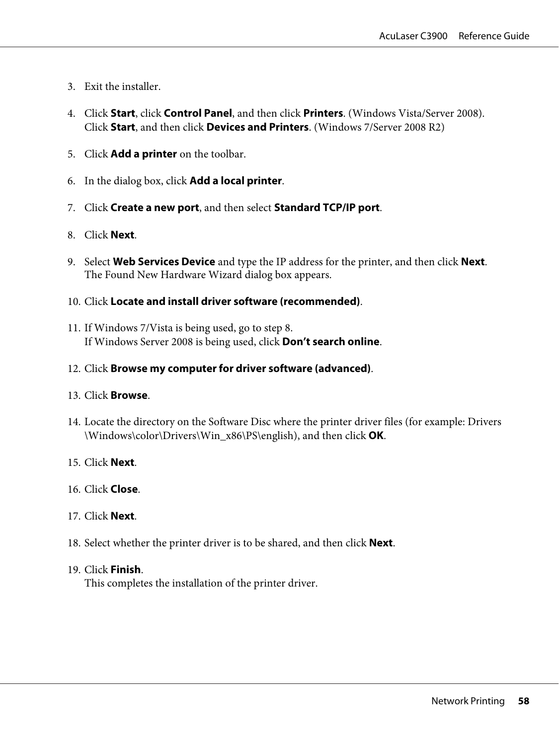3. Exit the installer.

4. Click **Start**, click **Control Panel**, and then click **Printers**. (Windows Vista/Server 2008).
   Click **Start**, and then click **Devices and Printers**. (Windows 7/Server 2008 R2)

5. Click **Add a printer** on the toolbar.

6. In the dialog box, click **Add a local printer**.

7. Click **Create a new port**, and then select **Standard TCP/IP port**.

8. Click **Next**.

9. Select **Web Services Device** and type the IP address for the printer, and then click **Next**.
   The Found New Hardware Wizard dialog box appears.

10. Click **Locate and install driver software (recommended)**.

11. If Windows 7/Vista is being used, go to step 8.
    If Windows Server 2008 is being used, click **Don't search online**.

12. Click **Browse my computer for driver software (advanced)**.

13. Click **Browse**.

14. Locate the directory on the Software Disc where the printer driver files (for example: Drivers\Windows\color\Drivers\Win_x86\PS\english), and then click **OK**.

15. Click **Next**.

16. Click **Close**.

17. Click **Next**.

18. Select whether the printer driver is to be shared, and then click **Next**.

19. Click **Finish**.
    This completes the installation of the printer driver.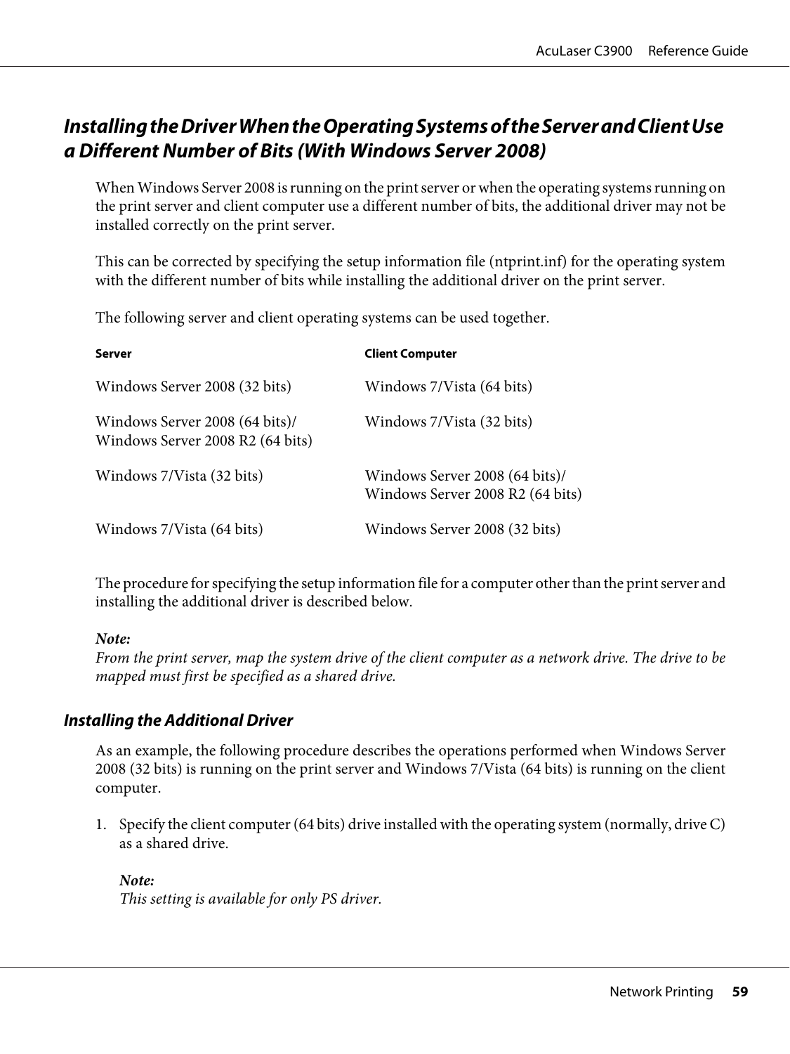## *Installing the Driver When the Operating Systems of the Server and Client Use a Different Number of Bits (With Windows Server 2008)*

When Windows Server 2008 is running on the print server or when the operating systems running on the print server and client computer use a different number of bits, the additional driver may not be installed correctly on the print server.

This can be corrected by specifying the setup information file (ntprint.inf) for the operating system with the different number of bits while installing the additional driver on the print server.

The following server and client operating systems can be used together.

| Server | Client Computer |
| --- | --- |
| Windows Server 2008 (32 bits) | Windows 7/Vista (64 bits) |
| Windows Server 2008 (64 bits)/ Windows Server 2008 R2 (64 bits) | Windows 7/Vista (32 bits) |
| Windows 7/Vista (32 bits) | Windows Server 2008 (64 bits)/ Windows Server 2008 R2 (64 bits) |
| Windows 7/Vista (64 bits) | Windows Server 2008 (32 bits) |

The procedure for specifying the setup information file for a computer other than the print server and installing the additional driver is described below.

***Note:***
*From the print server, map the system drive of the client computer as a network drive. The drive to be mapped must first be specified as a shared drive.*

### *Installing the Additional Driver*

As an example, the following procedure describes the operations performed when Windows Server 2008 (32 bits) is running on the print server and Windows 7/Vista (64 bits) is running on the client computer.

1. Specify the client computer (64 bits) drive installed with the operating system (normally, drive C) as a shared drive.

   ***Note:***
   *This setting is available for only PS driver.*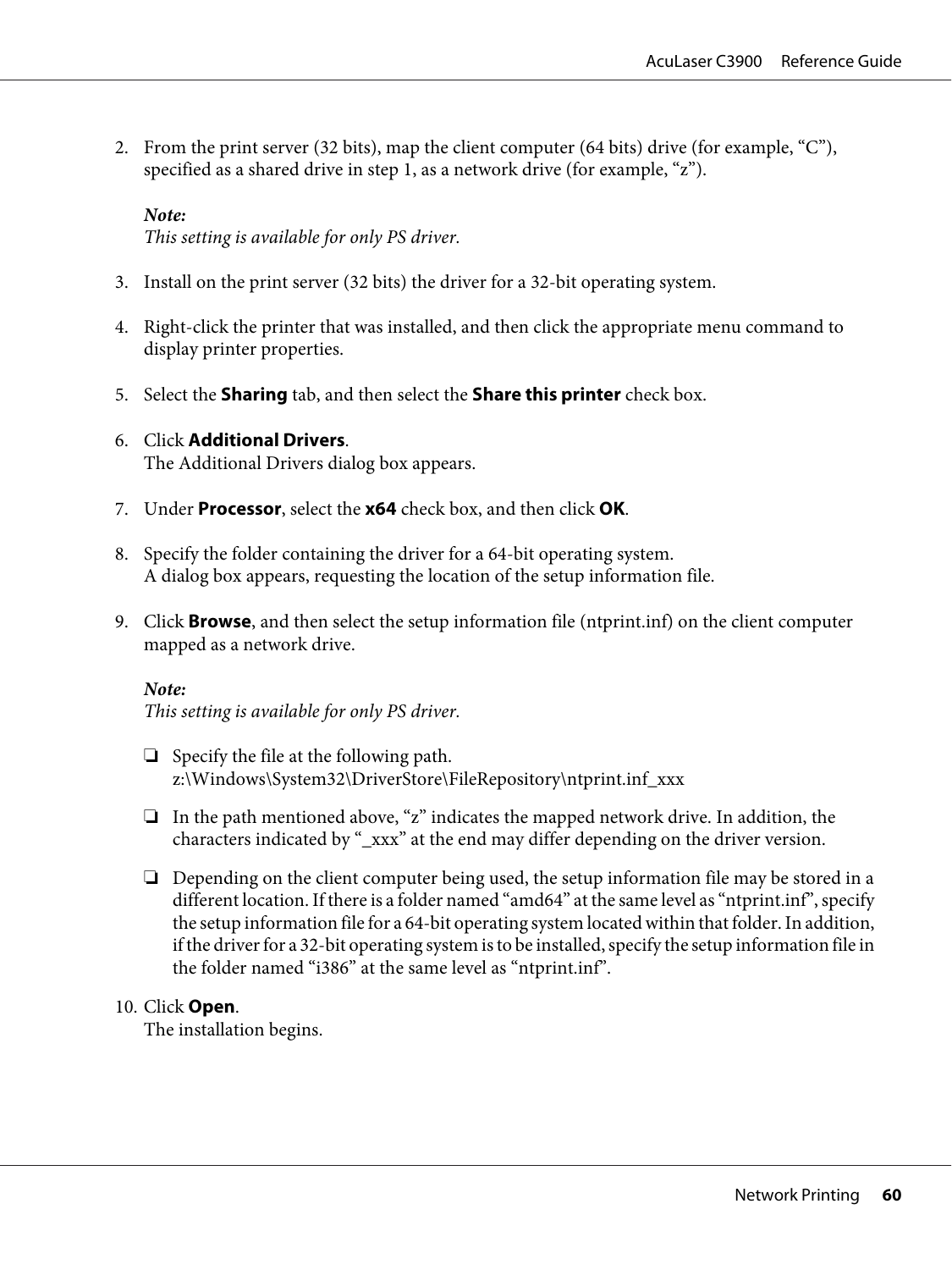2. From the print server (32 bits), map the client computer (64 bits) drive (for example, “C”), specified as a shared drive in step 1, as a network drive (for example, “z”).

   ***Note:***
   *This setting is available for only PS driver.*

3. Install on the print server (32 bits) the driver for a 32-bit operating system.

4. Right-click the printer that was installed, and then click the appropriate menu command to display printer properties.

5. Select the **Sharing** tab, and then select the **Share this printer** check box.

6. Click **Additional Drivers**.
   The Additional Drivers dialog box appears.

7. Under **Processor**, select the **x64** check box, and then click **OK**.

8. Specify the folder containing the driver for a 64-bit operating system.
   A dialog box appears, requesting the location of the setup information file.

9. Click **Browse**, and then select the setup information file (ntprint.inf) on the client computer mapped as a network drive.

   ***Note:***
   *This setting is available for only PS driver.*

   - Specify the file at the following path.
     z:\Windows\System32\DriverStore\FileRepository\ntprint.inf_xxx
   - In the path mentioned above, “z” indicates the mapped network drive. In addition, the characters indicated by “_xxx” at the end may differ depending on the driver version.
   - Depending on the client computer being used, the setup information file may be stored in a different location. If there is a folder named “amd64” at the same level as “ntprint.inf”, specify the setup information file for a 64-bit operating system located within that folder. In addition, if the driver for a 32-bit operating system is to be installed, specify the setup information file in the folder named “i386” at the same level as “ntprint.inf”.

10. Click **Open**.
    The installation begins.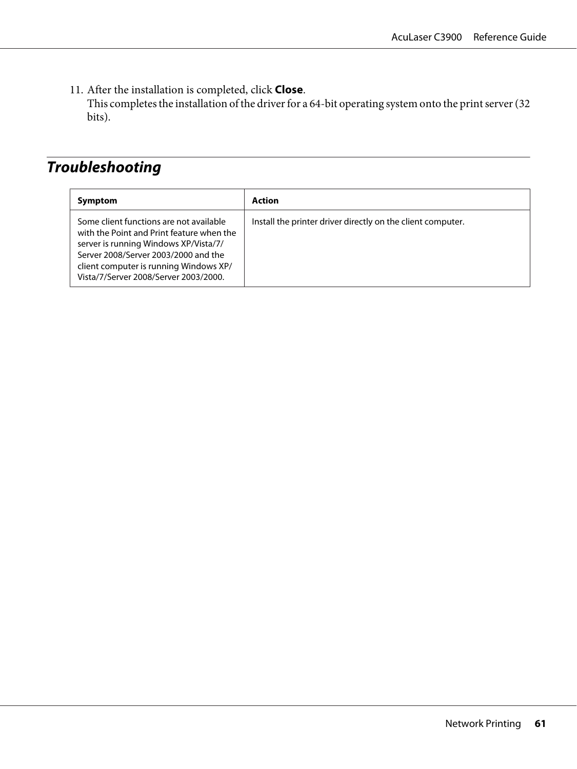11. After the installation is completed, click **Close**.
    This completes the installation of the driver for a 64-bit operating system onto the print server (32 bits).

## Troubleshooting

| Symptom | Action |
|---|---|
| Some client functions are not available with the Point and Print feature when the server is running Windows XP/Vista/7/ Server 2008/Server 2003/2000 and the client computer is running Windows XP/ Vista/7/Server 2008/Server 2003/2000. | Install the printer driver directly on the client computer. |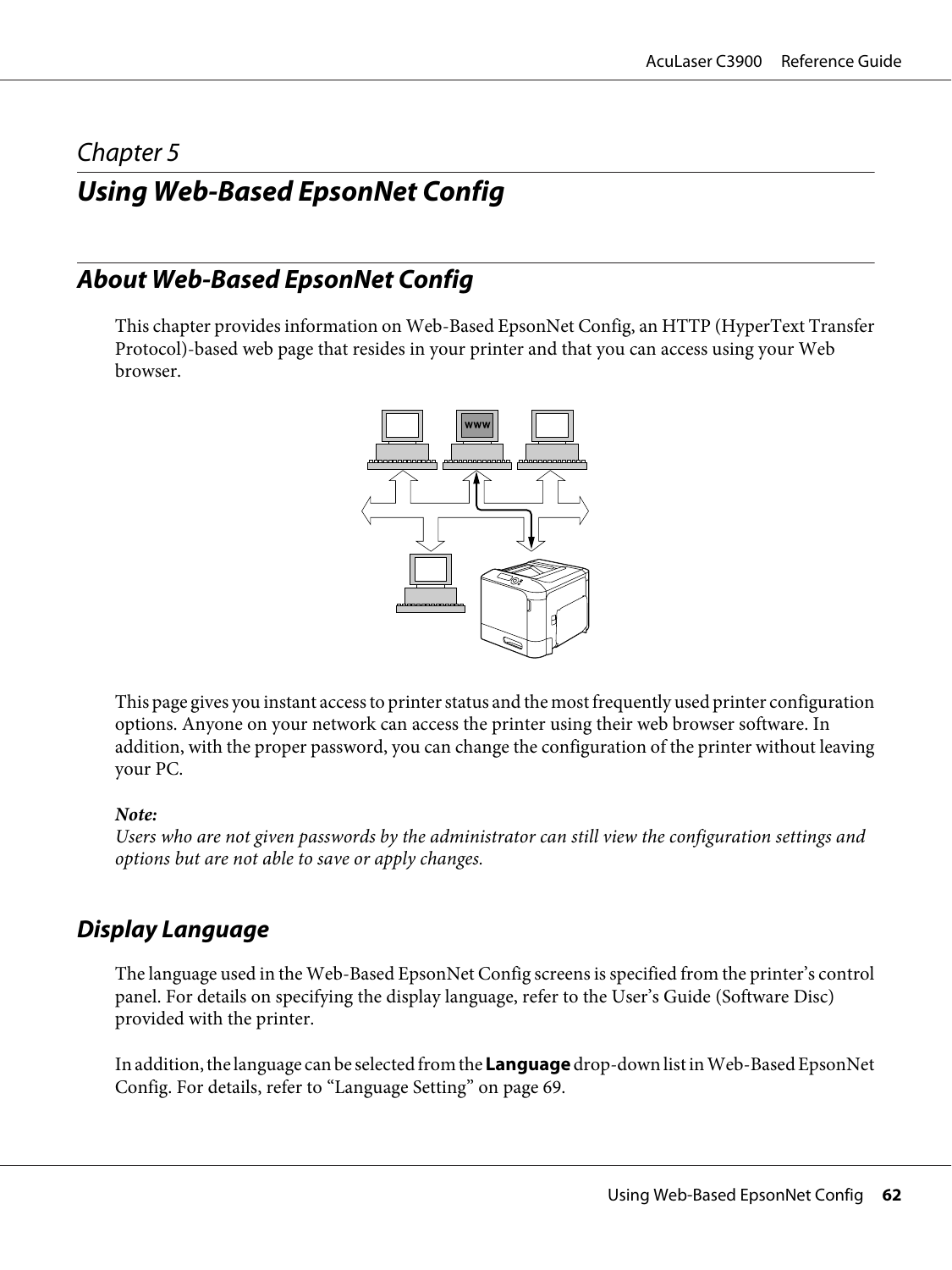# Chapter 5

# Using Web-Based EpsonNet Config

## About Web-Based EpsonNet Config

This chapter provides information on Web-Based EpsonNet Config, an HTTP (HyperText Transfer Protocol)-based web page that resides in your printer and that you can access using your Web browser.

This page gives you instant access to printer status and the most frequently used printer configuration options. Anyone on your network can access the printer using their web browser software. In addition, with the proper password, you can change the configuration of the printer without leaving your PC.

***Note:***
*Users who are not given passwords by the administrator can still view the configuration settings and options but are not able to save or apply changes.*

### Display Language

The language used in the Web-Based EpsonNet Config screens is specified from the printer's control panel. For details on specifying the display language, refer to the User's Guide (Software Disc) provided with the printer.

In addition, the language can be selected from the **Language** drop-down list in Web-Based EpsonNet Config. For details, refer to "Language Setting" on page 69.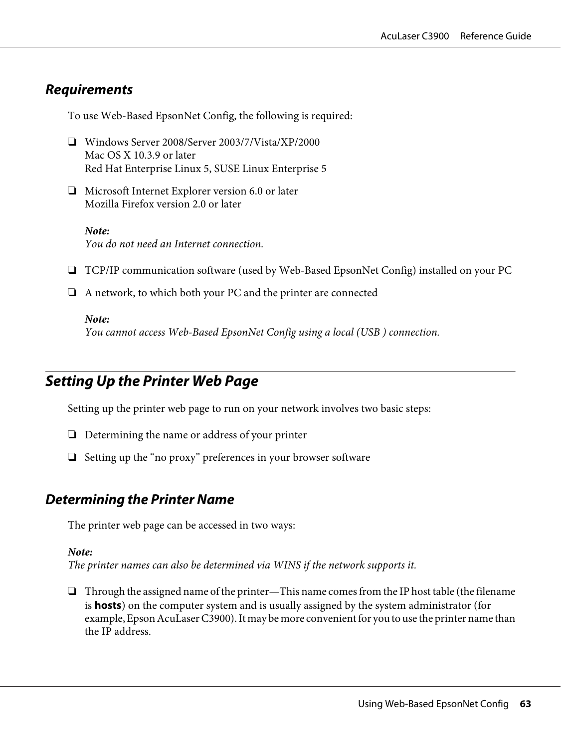### Requirements

To use Web-Based EpsonNet Config, the following is required:

- Windows Server 2008/Server 2003/7/Vista/XP/2000
  Mac OS X 10.3.9 or later
  Red Hat Enterprise Linux 5, SUSE Linux Enterprise 5
- Microsoft Internet Explorer version 6.0 or later
  Mozilla Firefox version 2.0 or later

  ***Note:***
  *You do not need an Internet connection.*
- TCP/IP communication software (used by Web-Based EpsonNet Config) installed on your PC
- A network, to which both your PC and the printer are connected

  ***Note:***
  *You cannot access Web-Based EpsonNet Config using a local (USB ) connection.*

## Setting Up the Printer Web Page

Setting up the printer web page to run on your network involves two basic steps:

- Determining the name or address of your printer
- Setting up the "no proxy" preferences in your browser software

### Determining the Printer Name

The printer web page can be accessed in two ways:

***Note:***
*The printer names can also be determined via WINS if the network supports it.*

- Through the assigned name of the printer—This name comes from the IP host table (the filename is **hosts**) on the computer system and is usually assigned by the system administrator (for example, Epson AcuLaser C3900). It may be more convenient for you to use the printer name than the IP address.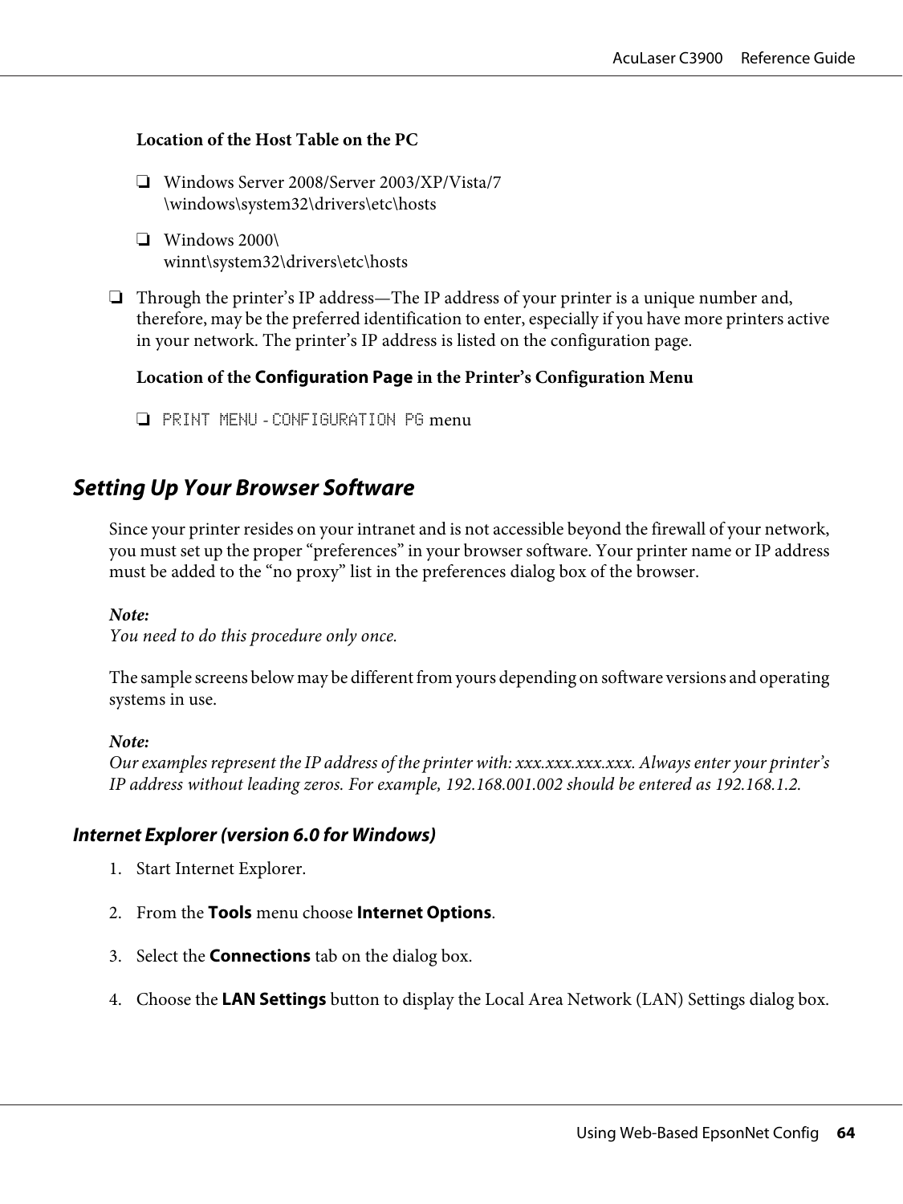**Location of the Host Table on the PC**

- Windows Server 2008/Server 2003/XP/Vista/7
  \windows\system32\drivers\etc\hosts
- Windows 2000\
  winnt\system32\drivers\etc\hosts

- Through the printer's IP address—The IP address of your printer is a unique number and, therefore, may be the preferred identification to enter, especially if you have more printers active in your network. The printer's IP address is listed on the configuration page.

  **Location of the Configuration Page in the Printer's Configuration Menu**

  - `PRINT MENU` - `CONFIGURATION PG` menu

## Setting Up Your Browser Software

Since your printer resides on your intranet and is not accessible beyond the firewall of your network, you must set up the proper "preferences" in your browser software. Your printer name or IP address must be added to the "no proxy" list in the preferences dialog box of the browser.

***Note:***
*You need to do this procedure only once.*

The sample screens below may be different from yours depending on software versions and operating systems in use.

***Note:***
*Our examples represent the IP address of the printer with: xxx.xxx.xxx.xxx. Always enter your printer's IP address without leading zeros. For example, 192.168.001.002 should be entered as 192.168.1.2.*

### Internet Explorer (version 6.0 for Windows)

1. Start Internet Explorer.
2. From the **Tools** menu choose **Internet Options**.
3. Select the **Connections** tab on the dialog box.
4. Choose the **LAN Settings** button to display the Local Area Network (LAN) Settings dialog box.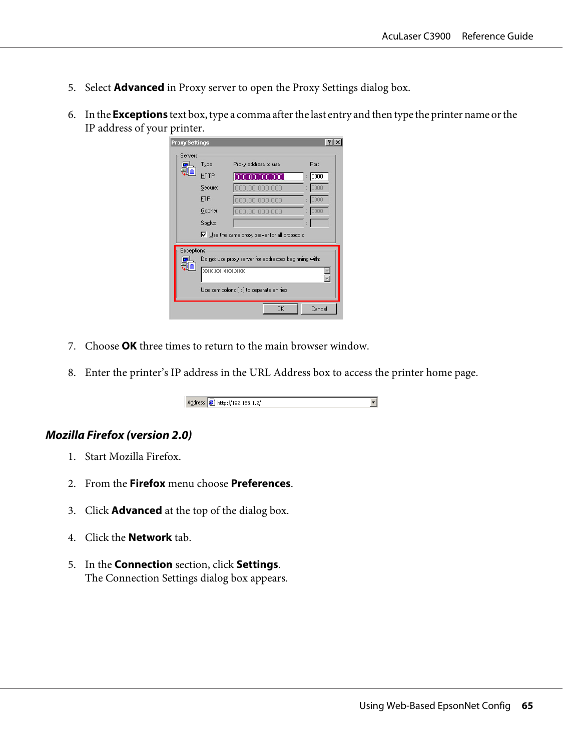5. Select **Advanced** in Proxy server to open the Proxy Settings dialog box.

6. In the **Exceptions** text box, type a comma after the last entry and then type the printer name or the IP address of your printer.

7. Choose **OK** three times to return to the main browser window.

8. Enter the printer's IP address in the URL Address box to access the printer home page.

### *Mozilla Firefox (version 2.0)*

1. Start Mozilla Firefox.

2. From the **Firefox** menu choose **Preferences**.

3. Click **Advanced** at the top of the dialog box.

4. Click the **Network** tab.

5. In the **Connection** section, click **Settings**.
   The Connection Settings dialog box appears.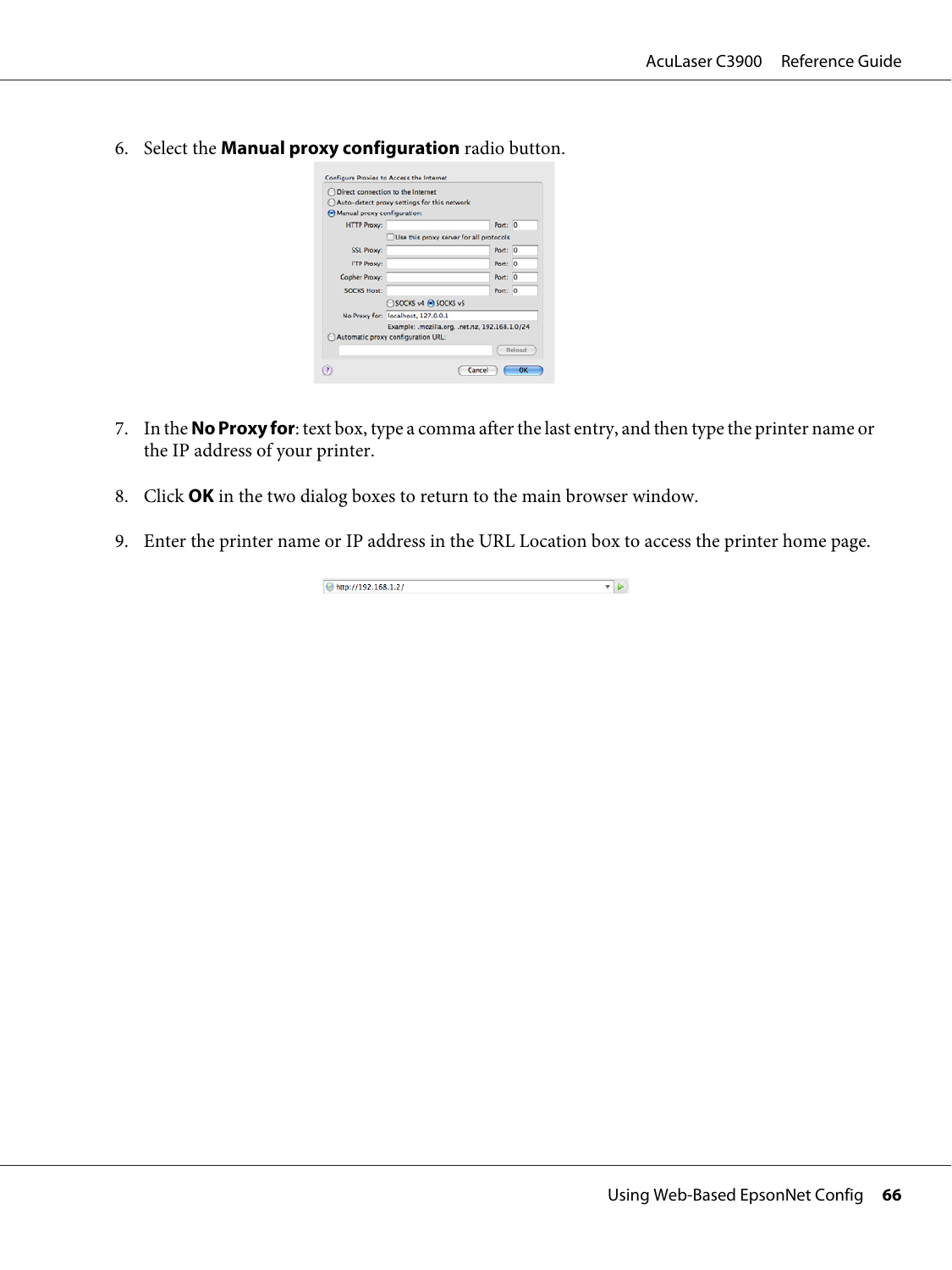6. Select the **Manual proxy configuration** radio button.

7. In the **No Proxy for**: text box, type a comma after the last entry, and then type the printer name or the IP address of your printer.

8. Click **OK** in the two dialog boxes to return to the main browser window.

9. Enter the printer name or IP address in the URL Location box to access the printer home page.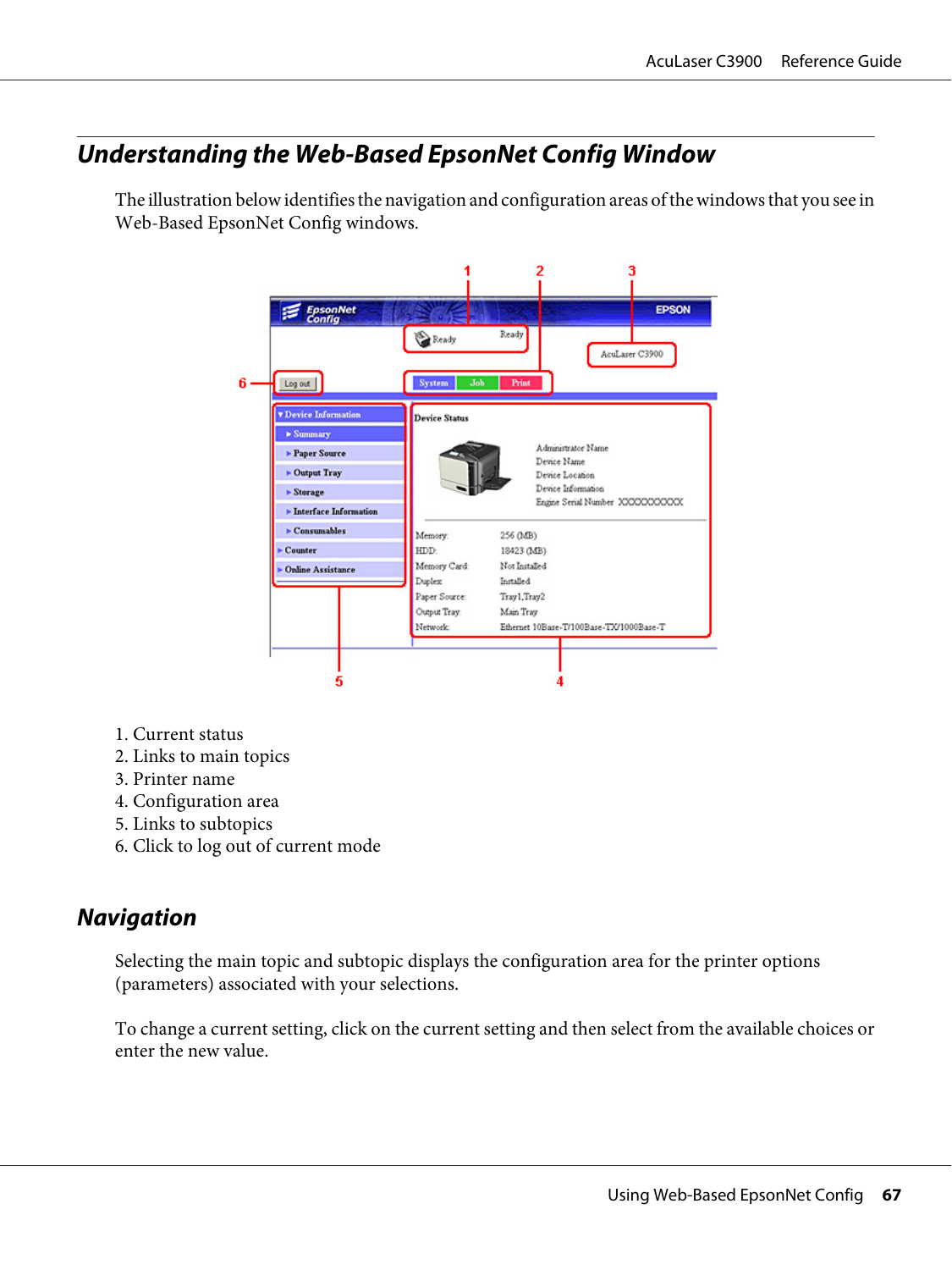## Understanding the Web-Based EpsonNet Config Window

The illustration below identifies the navigation and configuration areas of the windows that you see in Web-Based EpsonNet Config windows.

1. Current status
2. Links to main topics
3. Printer name
4. Configuration area
5. Links to subtopics
6. Click to log out of current mode

### Navigation

Selecting the main topic and subtopic displays the configuration area for the printer options (parameters) associated with your selections.

To change a current setting, click on the current setting and then select from the available choices or enter the new value.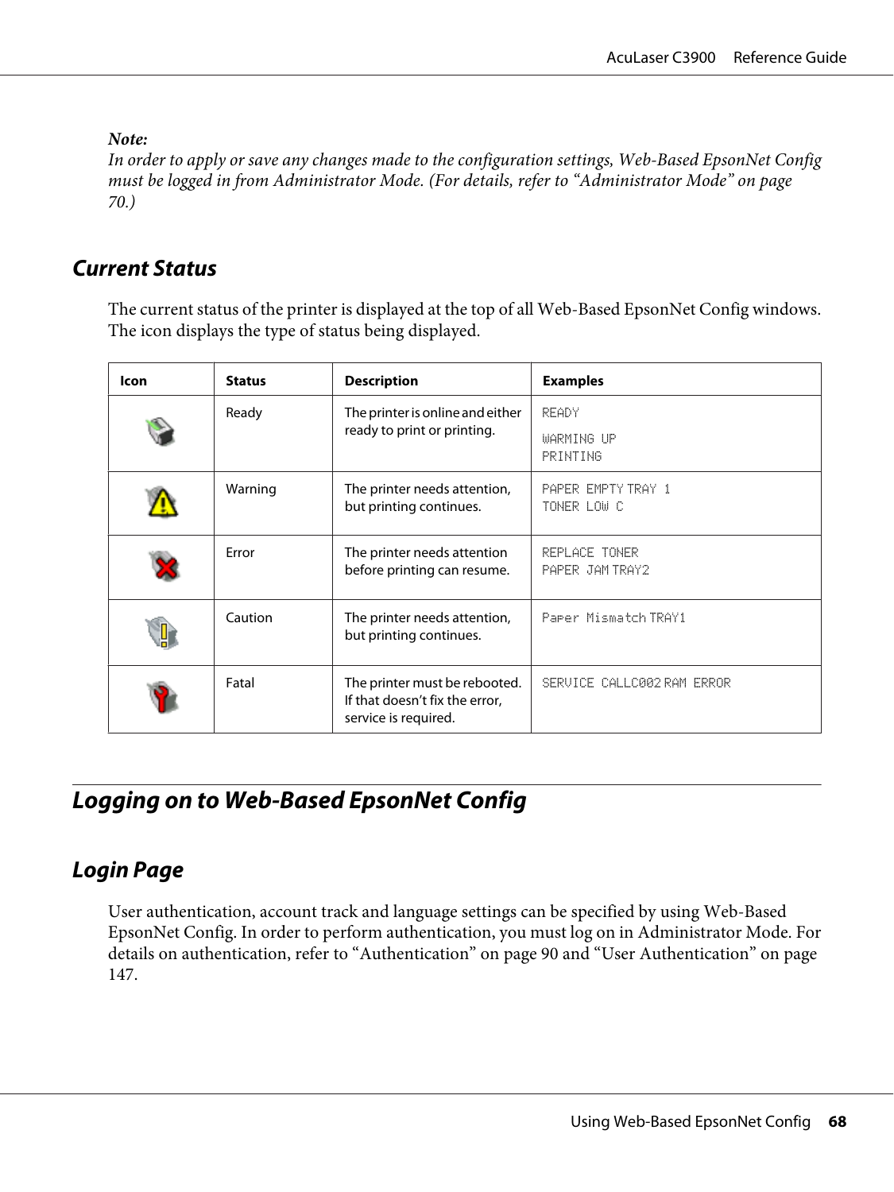*Note:*
*In order to apply or save any changes made to the configuration settings, Web-Based EpsonNet Config must be logged in from Administrator Mode. (For details, refer to "Administrator Mode" on page 70.)*

## Current Status

The current status of the printer is displayed at the top of all Web-Based EpsonNet Config windows. The icon displays the type of status being displayed.

| Icon | Status | Description | Examples |
|---|---|---|---|
| | Ready | The printer is online and either ready to print or printing. | READY<br>WARMING UP<br>PRINTING |
| | Warning | The printer needs attention, but printing continues. | PAPER EMPTY TRAY 1<br>TONER LOW C |
| | Error | The printer needs attention before printing can resume. | REPLACE TONER<br>PAPER JAM TRAY2 |
| | Caution | The printer needs attention, but printing continues. | Paper Mismatch TRAY1 |
| | Fatal | The printer must be rebooted. If that doesn't fix the error, service is required. | SERVICE CALLC002 RAM ERROR |

# Logging on to Web-Based EpsonNet Config

## Login Page

User authentication, account track and language settings can be specified by using Web-Based EpsonNet Config. In order to perform authentication, you must log on in Administrator Mode. For details on authentication, refer to "Authentication" on page 90 and "User Authentication" on page 147.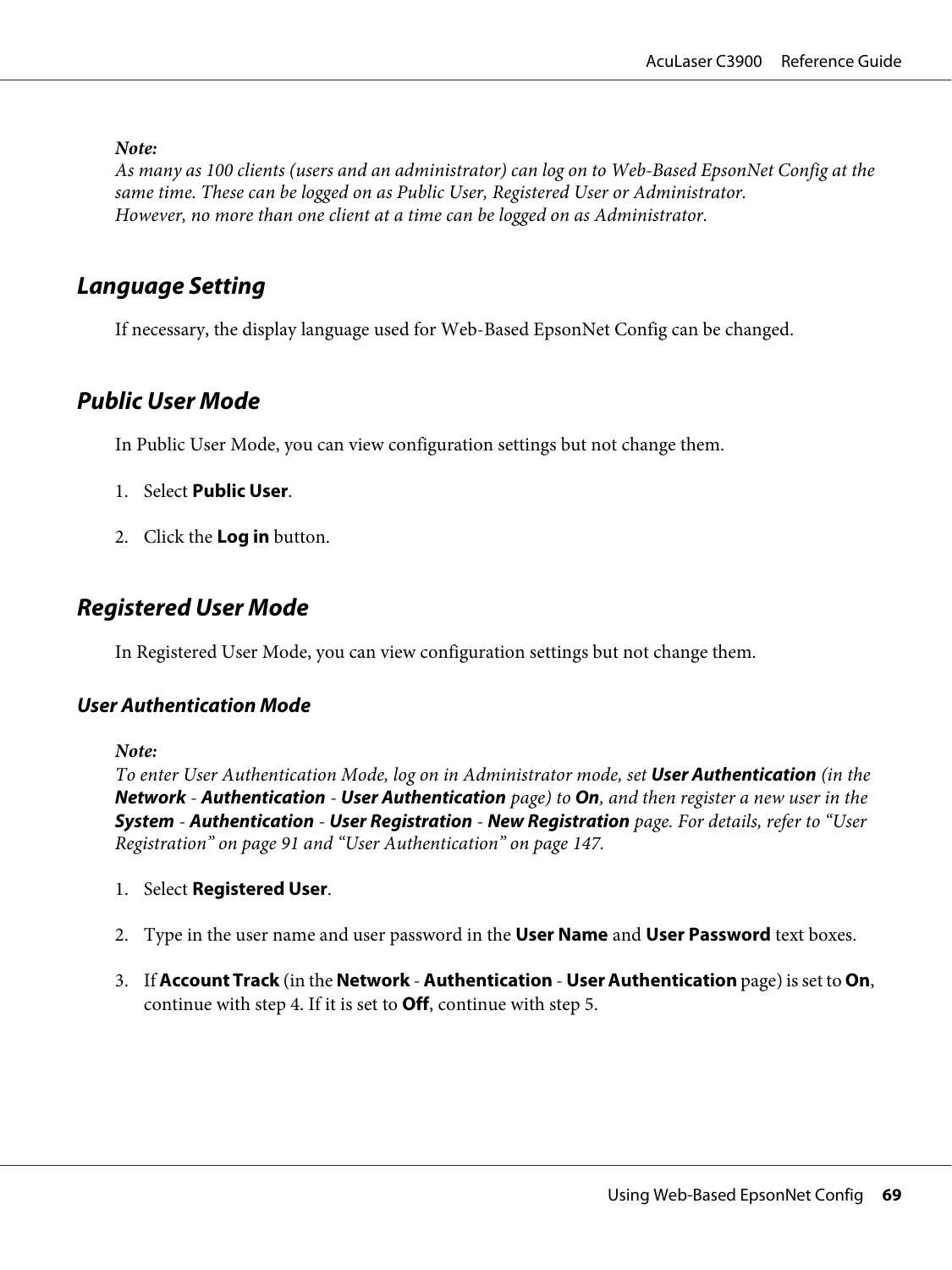*Note:*
*As many as 100 clients (users and an administrator) can log on to Web-Based EpsonNet Config at the same time. These can be logged on as Public User, Registered User or Administrator.*
*However, no more than one client at a time can be logged on as Administrator.*

## Language Setting

If necessary, the display language used for Web-Based EpsonNet Config can be changed.

## Public User Mode

In Public User Mode, you can view configuration settings but not change them.

1. Select **Public User**.

2. Click the **Log in** button.

## Registered User Mode

In Registered User Mode, you can view configuration settings but not change them.

### User Authentication Mode

*Note:*
*To enter User Authentication Mode, log on in Administrator mode, set **User Authentication** (in the **Network** - **Authentication** - **User Authentication** page) to **On**, and then register a new user in the **System** - **Authentication** - **User Registration** - **New Registration** page. For details, refer to "User Registration" on page 91 and "User Authentication" on page 147.*

1. Select **Registered User**.

2. Type in the user name and user password in the **User Name** and **User Password** text boxes.

3. If **Account Track** (in the **Network** - **Authentication** - **User Authentication** page) is set to **On**, continue with step 4. If it is set to **Off**, continue with step 5.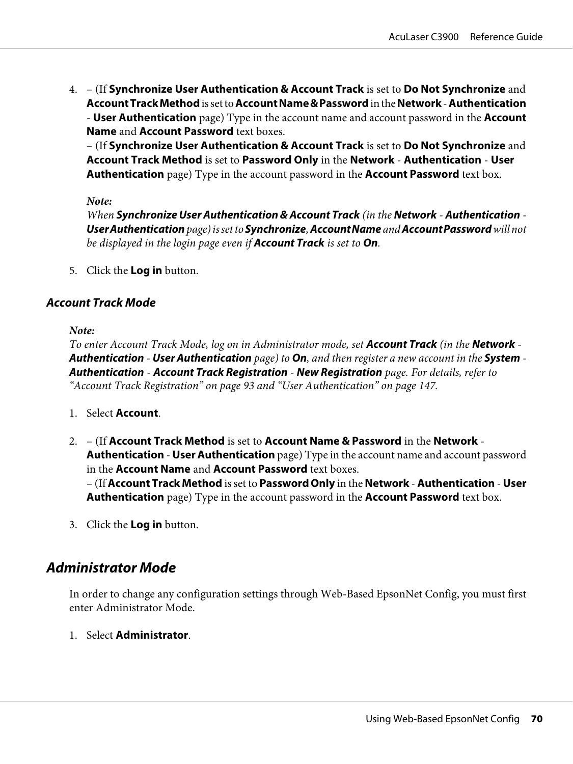4. – (If **Synchronize User Authentication & Account Track** is set to **Do Not Synchronize** and **Account Track Method** is set to **Account Name & Password** in the **Network** - **Authentication** - **User Authentication** page) Type in the account name and account password in the **Account Name** and **Account Password** text boxes.
   – (If **Synchronize User Authentication & Account Track** is set to **Do Not Synchronize** and **Account Track Method** is set to **Password Only** in the **Network** - **Authentication** - **User Authentication** page) Type in the account password in the **Account Password** text box.

   ***Note:***
   *When* ***Synchronize User Authentication & Account Track*** *(in the* ***Network*** *-* ***Authentication*** *-* ***User Authentication*** *page) is set to* ***Synchronize***, ***Account Name*** *and* ***Account Password*** *will not be displayed in the login page even if* ***Account Track*** *is set to* ***On***.

5. Click the **Log in** button.

### Account Track Mode

***Note:***
*To enter Account Track Mode, log on in Administrator mode, set* ***Account Track*** *(in the* ***Network*** *-* ***Authentication*** *-* ***User Authentication*** *page) to* ***On***, *and then register a new account in the* ***System*** *-* ***Authentication*** *-* ***Account Track Registration*** *-* ***New Registration*** *page. For details, refer to "Account Track Registration" on page 93 and "User Authentication" on page 147.*

1. Select **Account**.

2. – (If **Account Track Method** is set to **Account Name & Password** in the **Network** - **Authentication** - **User Authentication** page) Type in the account name and account password in the **Account Name** and **Account Password** text boxes.
   – (If **Account Track Method** is set to **Password Only** in the **Network** - **Authentication** - **User Authentication** page) Type in the account password in the **Account Password** text box.

3. Click the **Log in** button.

## Administrator Mode

In order to change any configuration settings through Web-Based EpsonNet Config, you must first enter Administrator Mode.

1. Select **Administrator**.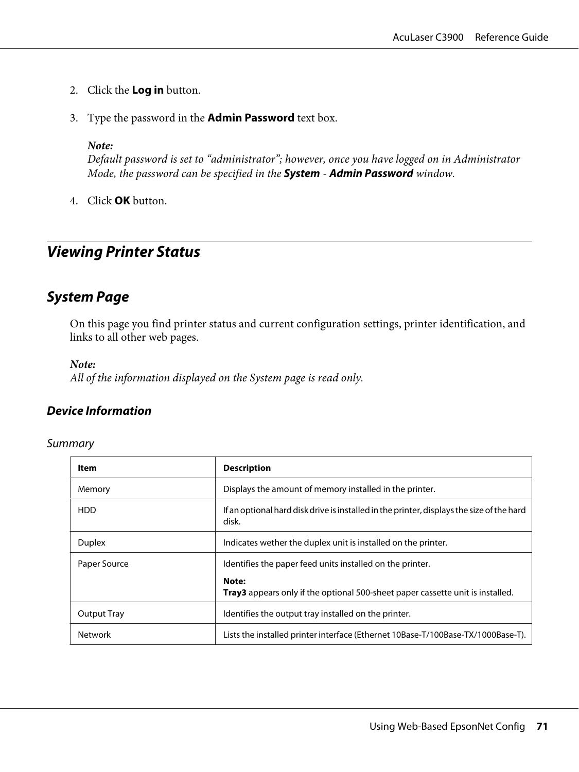2. Click the **Log in** button.

3. Type the password in the **Admin Password** text box.

   ***Note:***
   *Default password is set to “administrator”; however, once you have logged on in Administrator Mode, the password can be specified in the* ***System*** *-* ***Admin Password*** *window.*

4. Click **OK** button.

# Viewing Printer Status

## System Page

On this page you find printer status and current configuration settings, printer identification, and links to all other web pages.

***Note:***
*All of the information displayed on the System page is read only.*

### Device Information

*Summary*

| Item | Description |
|---|---|
| Memory | Displays the amount of memory installed in the printer. |
| HDD | If an optional hard disk drive is installed in the printer, displays the size of the hard disk. |
| Duplex | Indicates wether the duplex unit is installed on the printer. |
| Paper Source | Identifies the paper feed units installed on the printer.<br><br>**Note:**<br>**Tray3** appears only if the optional 500-sheet paper cassette unit is installed. |
| Output Tray | Identifies the output tray installed on the printer. |
| Network | Lists the installed printer interface (Ethernet 10Base-T/100Base-TX/1000Base-T). |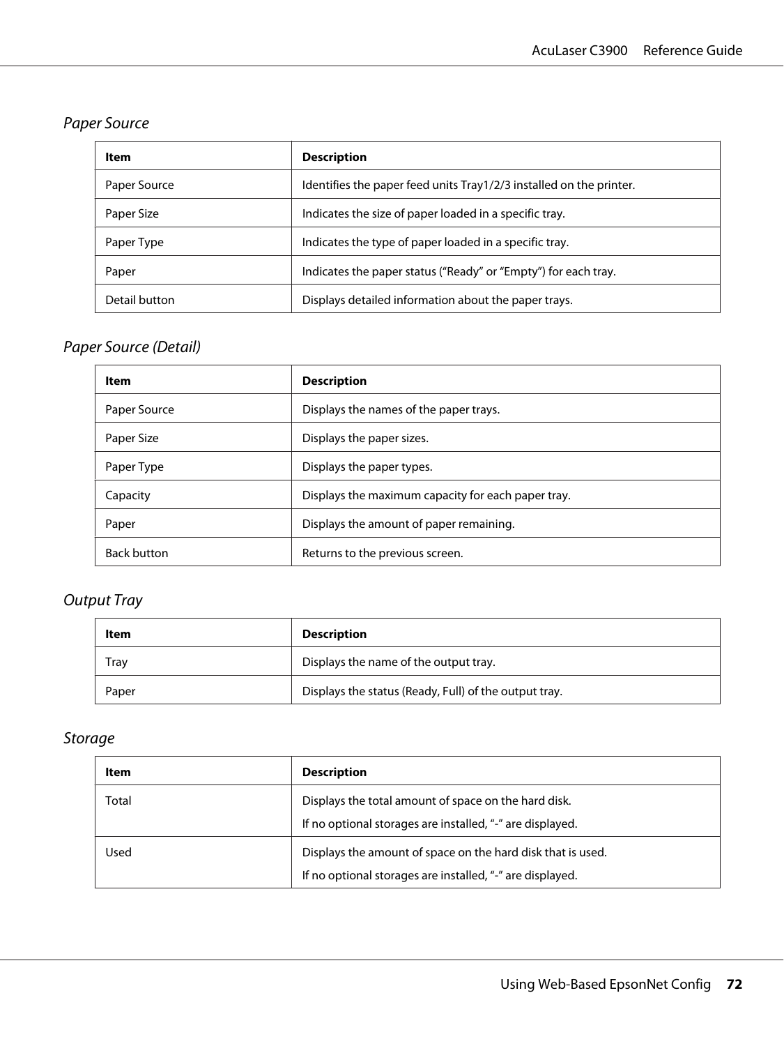### *Paper Source*

| Item | Description |
|---|---|
| Paper Source | Identifies the paper feed units Tray1/2/3 installed on the printer. |
| Paper Size | Indicates the size of paper loaded in a specific tray. |
| Paper Type | Indicates the type of paper loaded in a specific tray. |
| Paper | Indicates the paper status (“Ready” or “Empty”) for each tray. |
| Detail button | Displays detailed information about the paper trays. |

### *Paper Source (Detail)*

| Item | Description |
|---|---|
| Paper Source | Displays the names of the paper trays. |
| Paper Size | Displays the paper sizes. |
| Paper Type | Displays the paper types. |
| Capacity | Displays the maximum capacity for each paper tray. |
| Paper | Displays the amount of paper remaining. |
| Back button | Returns to the previous screen. |

### *Output Tray*

| Item | Description |
|---|---|
| Tray | Displays the name of the output tray. |
| Paper | Displays the status (Ready, Full) of the output tray. |

### *Storage*

| Item | Description |
|---|---|
| Total | Displays the total amount of space on the hard disk.<br>If no optional storages are installed, “-” are displayed. |
| Used | Displays the amount of space on the hard disk that is used.<br>If no optional storages are installed, “-” are displayed. |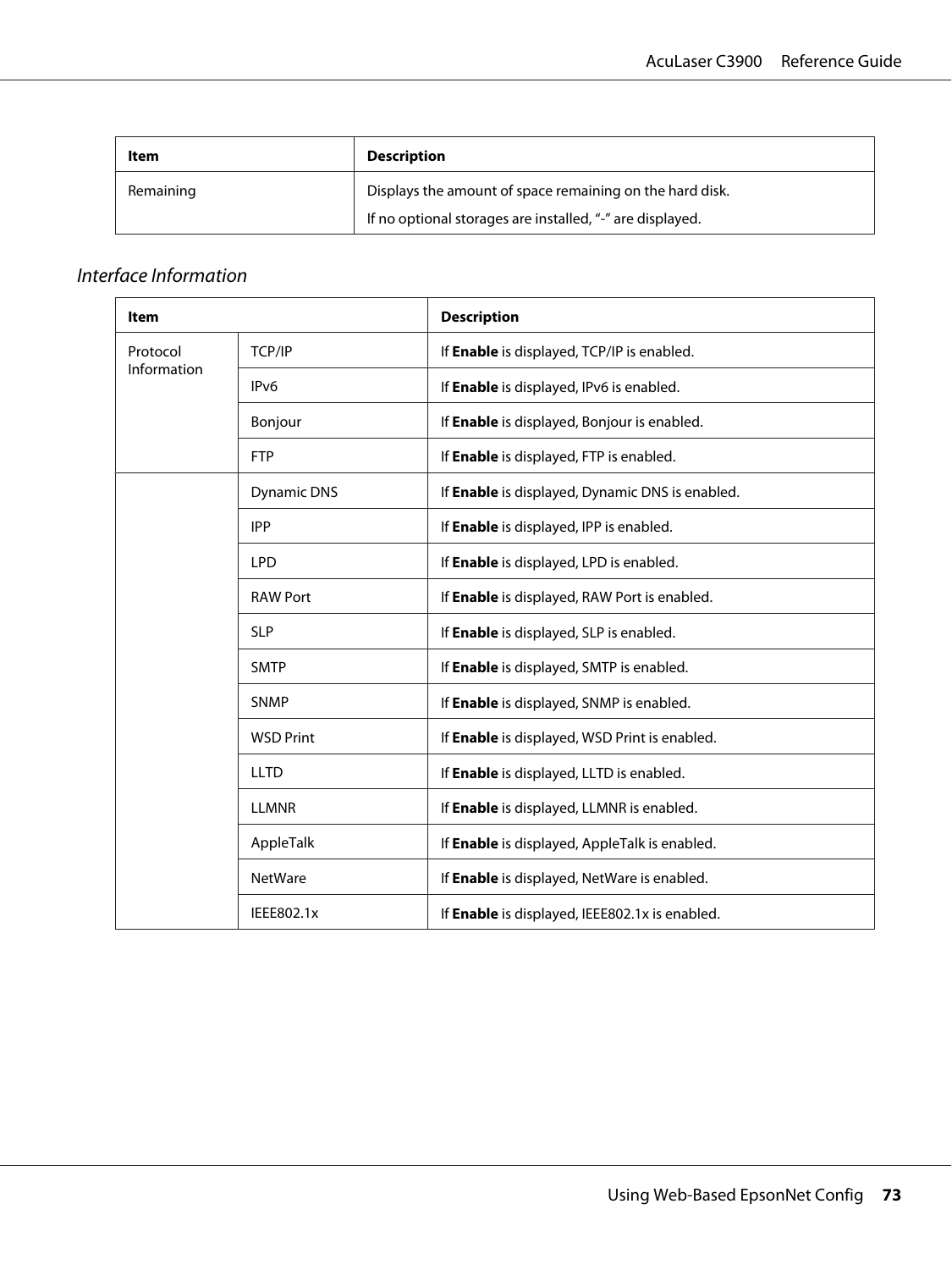| Item | Description |
| --- | --- |
| Remaining | Displays the amount of space remaining on the hard disk.<br>If no optional storages are installed, "-" are displayed. |

### *Interface Information*

| Item | | Description |
| --- | --- | --- |
| Protocol Information | TCP/IP | If **Enable** is displayed, TCP/IP is enabled. |
| | IPv6 | If **Enable** is displayed, IPv6 is enabled. |
| | Bonjour | If **Enable** is displayed, Bonjour is enabled. |
| | FTP | If **Enable** is displayed, FTP is enabled. |
| | Dynamic DNS | If **Enable** is displayed, Dynamic DNS is enabled. |
| | IPP | If **Enable** is displayed, IPP is enabled. |
| | LPD | If **Enable** is displayed, LPD is enabled. |
| | RAW Port | If **Enable** is displayed, RAW Port is enabled. |
| | SLP | If **Enable** is displayed, SLP is enabled. |
| | SMTP | If **Enable** is displayed, SMTP is enabled. |
| | SNMP | If **Enable** is displayed, SNMP is enabled. |
| | WSD Print | If **Enable** is displayed, WSD Print is enabled. |
| | LLTD | If **Enable** is displayed, LLTD is enabled. |
| | LLMNR | If **Enable** is displayed, LLMNR is enabled. |
| | AppleTalk | If **Enable** is displayed, AppleTalk is enabled. |
| | NetWare | If **Enable** is displayed, NetWare is enabled. |
| | IEEE802.1x | If **Enable** is displayed, IEEE802.1x is enabled. |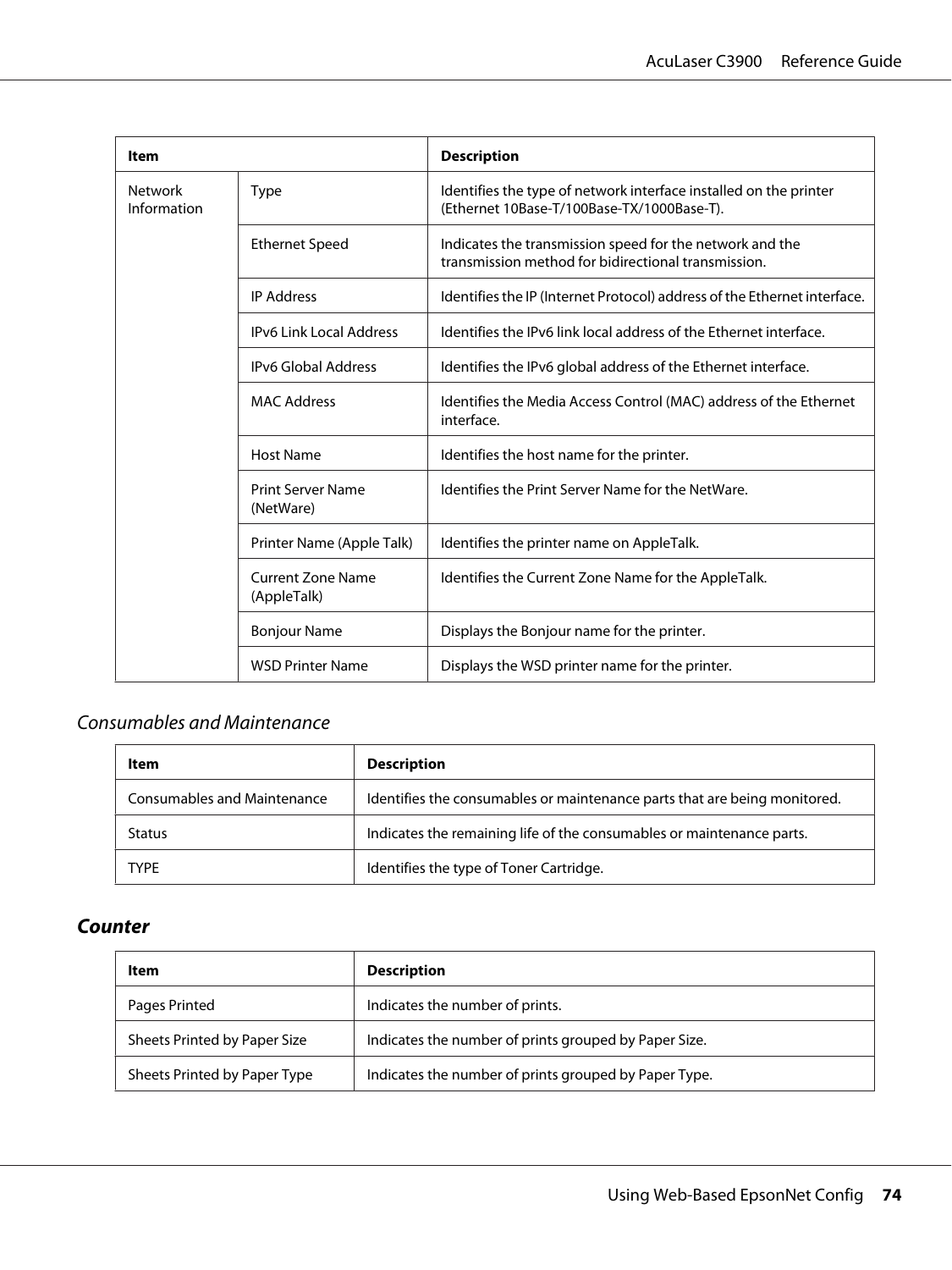| Item | | Description |
|---|---|---|
| Network Information | Type | Identifies the type of network interface installed on the printer (Ethernet 10Base-T/100Base-TX/1000Base-T). |
| | Ethernet Speed | Indicates the transmission speed for the network and the transmission method for bidirectional transmission. |
| | IP Address | Identifies the IP (Internet Protocol) address of the Ethernet interface. |
| | IPv6 Link Local Address | Identifies the IPv6 link local address of the Ethernet interface. |
| | IPv6 Global Address | Identifies the IPv6 global address of the Ethernet interface. |
| | MAC Address | Identifies the Media Access Control (MAC) address of the Ethernet interface. |
| | Host Name | Identifies the host name for the printer. |
| | Print Server Name (NetWare) | Identifies the Print Server Name for the NetWare. |
| | Printer Name (Apple Talk) | Identifies the printer name on AppleTalk. |
| | Current Zone Name (AppleTalk) | Identifies the Current Zone Name for the AppleTalk. |
| | Bonjour Name | Displays the Bonjour name for the printer. |
| | WSD Printer Name | Displays the WSD printer name for the printer. |

#### *Consumables and Maintenance*

| Item | Description |
|---|---|
| Consumables and Maintenance | Identifies the consumables or maintenance parts that are being monitored. |
| Status | Indicates the remaining life of the consumables or maintenance parts. |
| TYPE | Identifies the type of Toner Cartridge. |

### *Counter*

| Item | Description |
|---|---|
| Pages Printed | Indicates the number of prints. |
| Sheets Printed by Paper Size | Indicates the number of prints grouped by Paper Size. |
| Sheets Printed by Paper Type | Indicates the number of prints grouped by Paper Type. |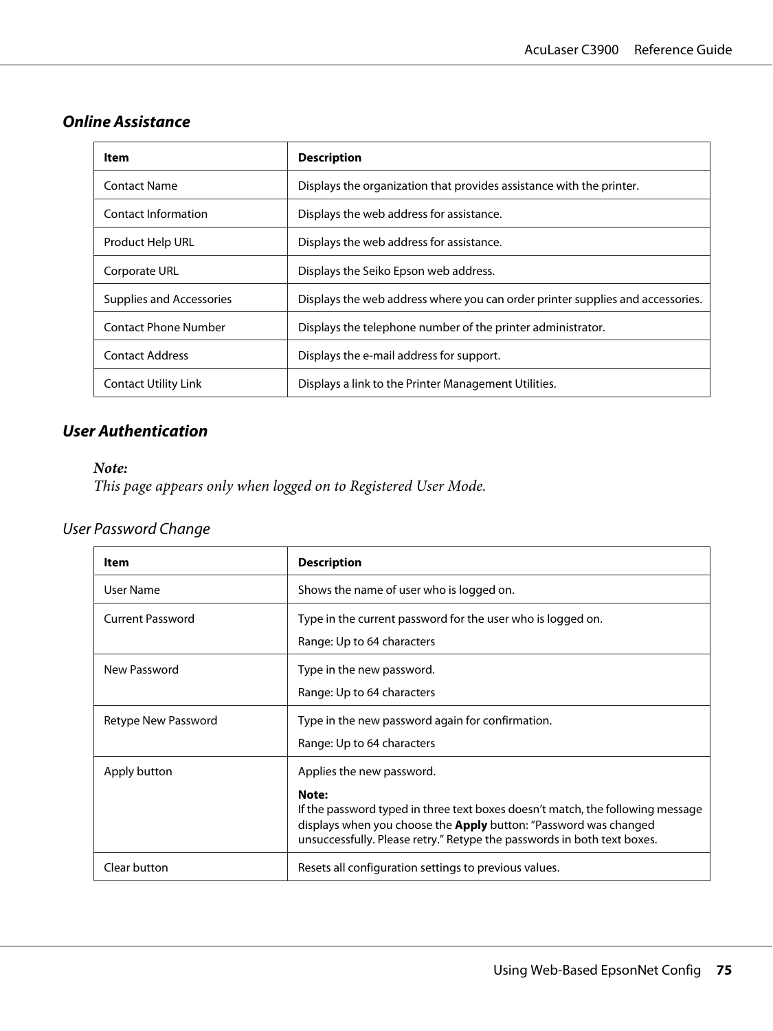### *Online Assistance*

| Item | Description |
|---|---|
| Contact Name | Displays the organization that provides assistance with the printer. |
| Contact Information | Displays the web address for assistance. |
| Product Help URL | Displays the web address for assistance. |
| Corporate URL | Displays the Seiko Epson web address. |
| Supplies and Accessories | Displays the web address where you can order printer supplies and accessories. |
| Contact Phone Number | Displays the telephone number of the printer administrator. |
| Contact Address | Displays the e-mail address for support. |
| Contact Utility Link | Displays a link to the Printer Management Utilities. |

### *User Authentication*

***Note:***
*This page appears only when logged on to Registered User Mode.*

#### User Password Change

| Item | Description |
|---|---|
| User Name | Shows the name of user who is logged on. |
| Current Password | Type in the current password for the user who is logged on.<br><br>Range: Up to 64 characters |
| New Password | Type in the new password.<br><br>Range: Up to 64 characters |
| Retype New Password | Type in the new password again for confirmation.<br><br>Range: Up to 64 characters |
| Apply button | Applies the new password.<br><br>**Note:**<br>If the password typed in three text boxes doesn't match, the following message displays when you choose the **Apply** button: "Password was changed unsuccessfully. Please retry." Retype the passwords in both text boxes. |
| Clear button | Resets all configuration settings to previous values. |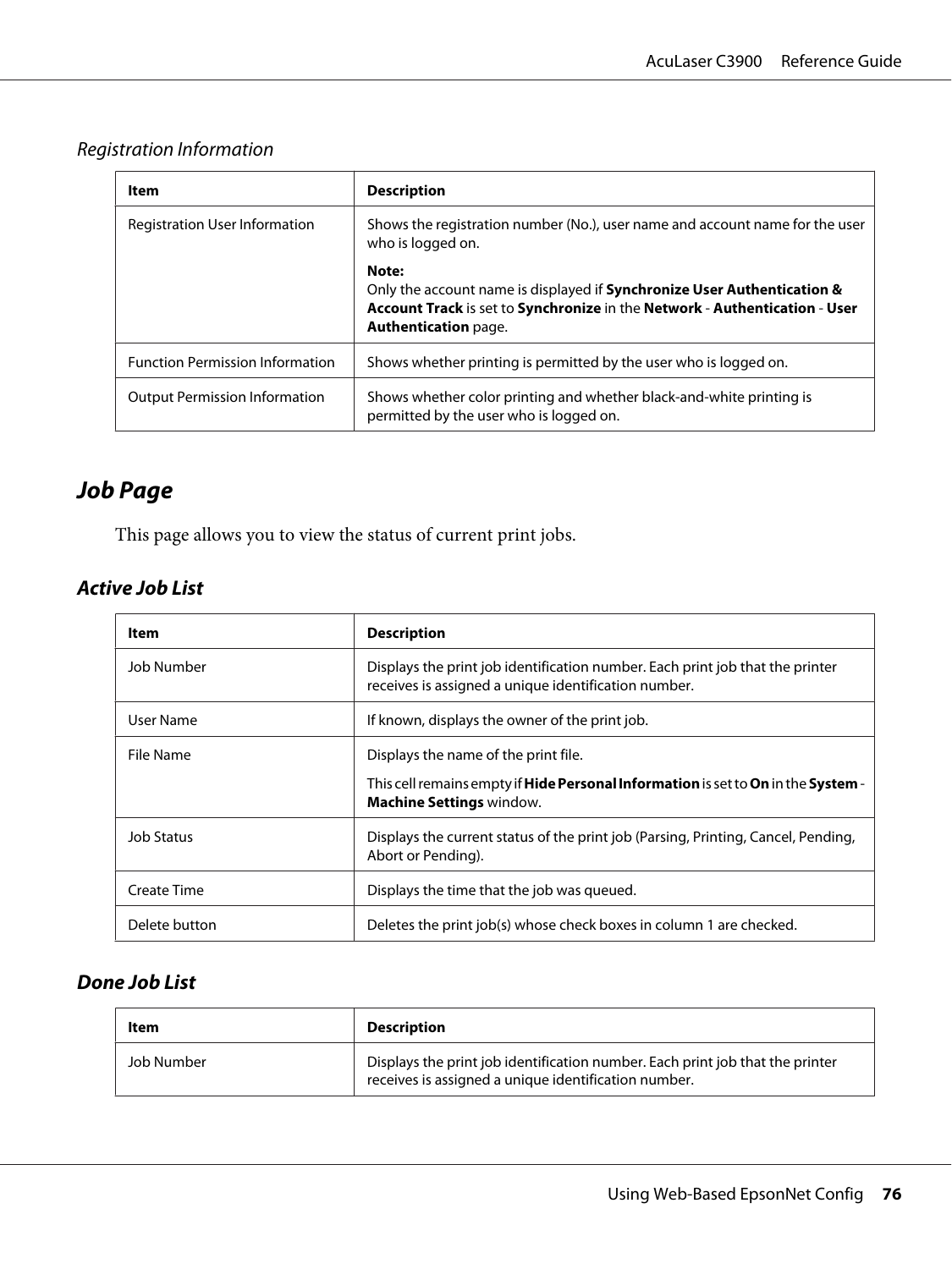### Registration Information

| Item | Description |
|---|---|
| Registration User Information | Shows the registration number (No.), user name and account name for the user who is logged on.<br><br>**Note:**<br>Only the account name is displayed if **Synchronize User Authentication & Account Track** is set to **Synchronize** in the **Network** - **Authentication** - **User Authentication** page. |
| Function Permission Information | Shows whether printing is permitted by the user who is logged on. |
| Output Permission Information | Shows whether color printing and whether black-and-white printing is permitted by the user who is logged on. |

## Job Page

This page allows you to view the status of current print jobs.

### Active Job List

| Item | Description |
|---|---|
| Job Number | Displays the print job identification number. Each print job that the printer receives is assigned a unique identification number. |
| User Name | If known, displays the owner of the print job. |
| File Name | Displays the name of the print file.<br><br>This cell remains empty if **Hide Personal Information** is set to **On** in the **System** - **Machine Settings** window. |
| Job Status | Displays the current status of the print job (Parsing, Printing, Cancel, Pending, Abort or Pending). |
| Create Time | Displays the time that the job was queued. |
| Delete button | Deletes the print job(s) whose check boxes in column 1 are checked. |

### Done Job List

| Item | Description |
|---|---|
| Job Number | Displays the print job identification number. Each print job that the printer receives is assigned a unique identification number. |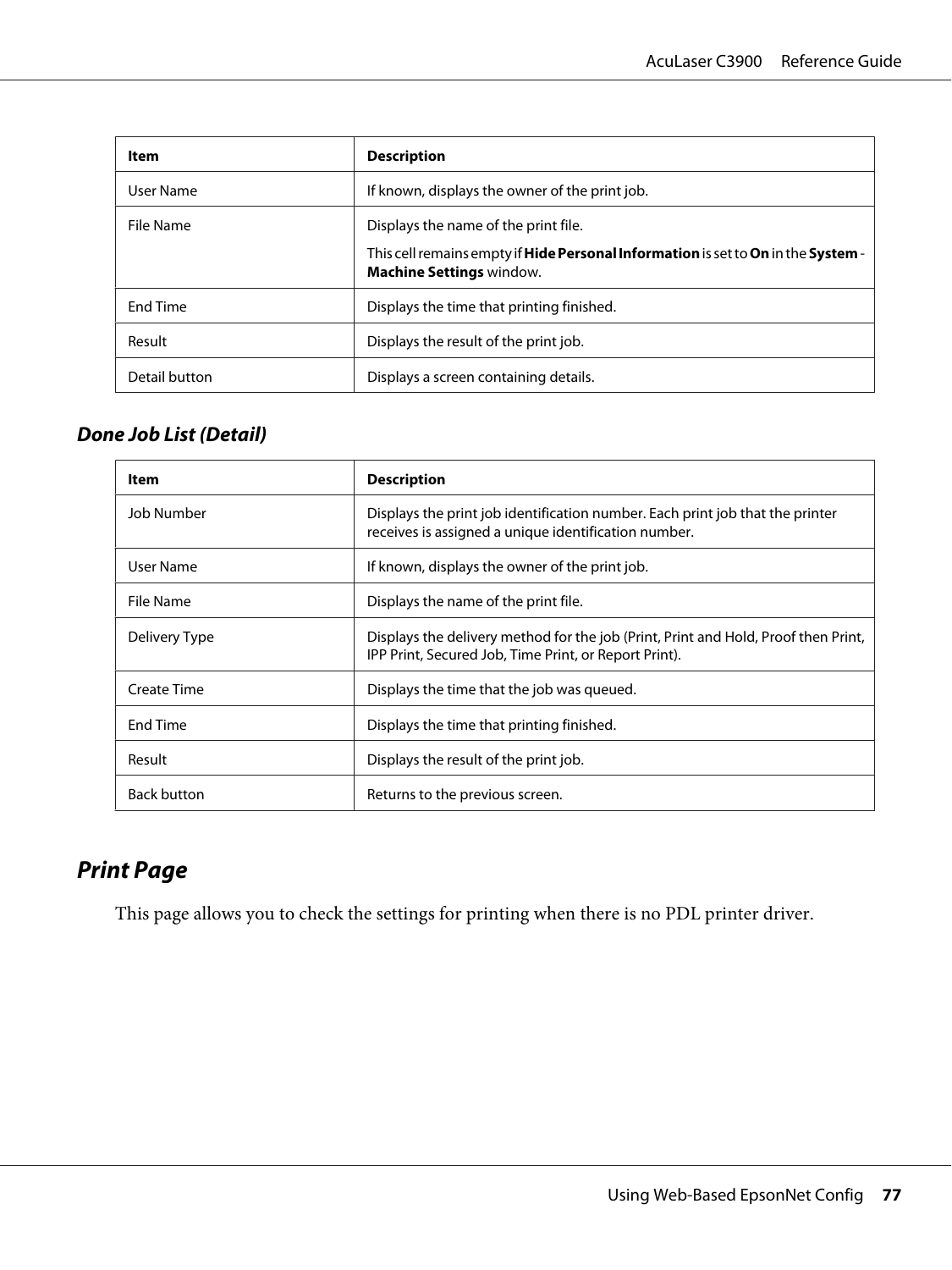| Item | Description |
| --- | --- |
| User Name | If known, displays the owner of the print job. |
| File Name | Displays the name of the print file.<br><br>This cell remains empty if **Hide Personal Information** is set to **On** in the **System - Machine Settings** window. |
| End Time | Displays the time that printing finished. |
| Result | Displays the result of the print job. |
| Detail button | Displays a screen containing details. |

### *Done Job List (Detail)*

| Item | Description |
| --- | --- |
| Job Number | Displays the print job identification number. Each print job that the printer receives is assigned a unique identification number. |
| User Name | If known, displays the owner of the print job. |
| File Name | Displays the name of the print file. |
| Delivery Type | Displays the delivery method for the job (Print, Print and Hold, Proof then Print, IPP Print, Secured Job, Time Print, or Report Print). |
| Create Time | Displays the time that the job was queued. |
| End Time | Displays the time that printing finished. |
| Result | Displays the result of the print job. |
| Back button | Returns to the previous screen. |

## *Print Page*

This page allows you to check the settings for printing when there is no PDL printer driver.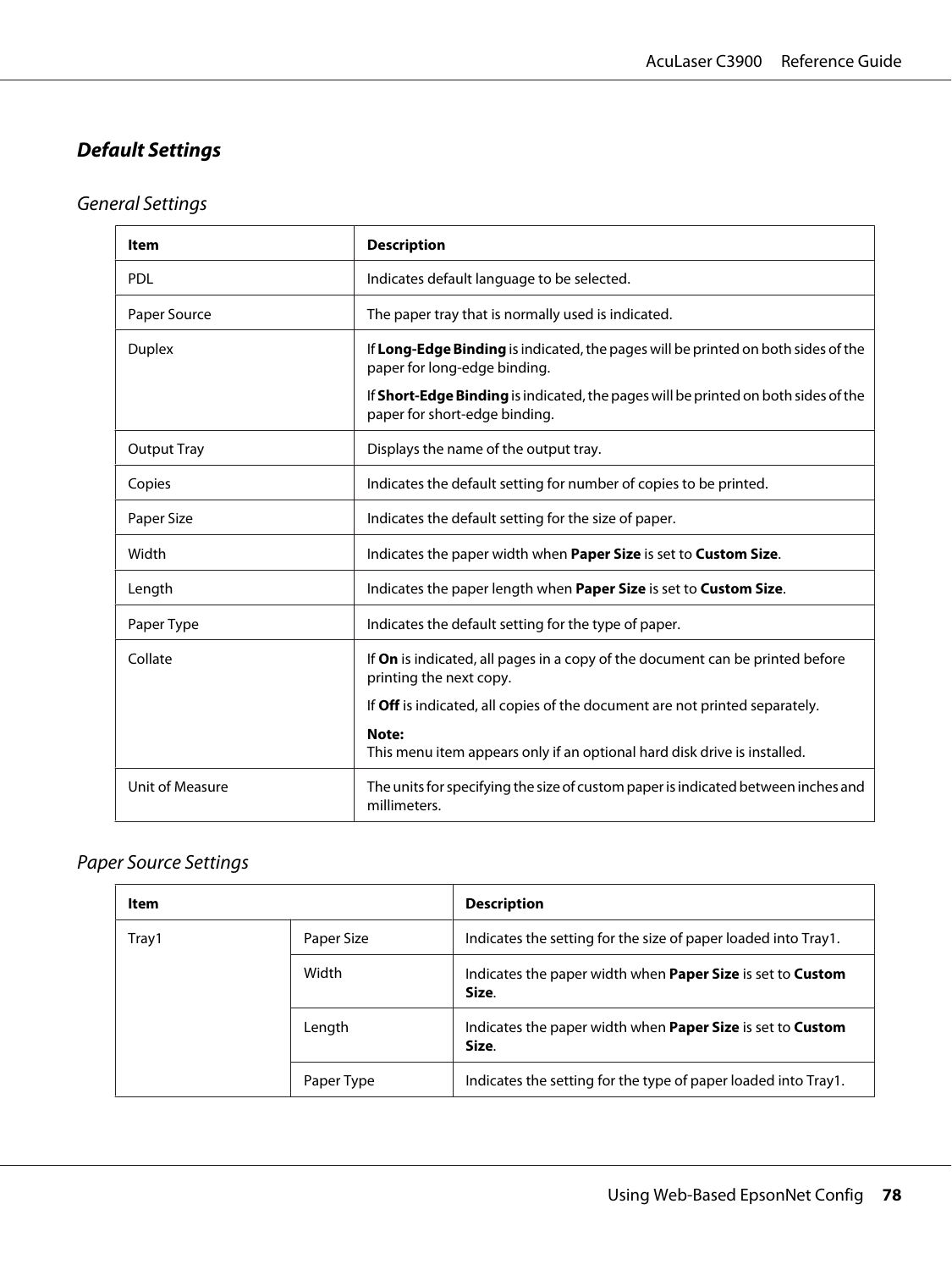## *Default Settings*

### *General Settings*

| Item | Description |
|---|---|
| PDL | Indicates default language to be selected. |
| Paper Source | The paper tray that is normally used is indicated. |
| Duplex | If **Long-Edge Binding** is indicated, the pages will be printed on both sides of the paper for long-edge binding.<br><br>If **Short-Edge Binding** is indicated, the pages will be printed on both sides of the paper for short-edge binding. |
| Output Tray | Displays the name of the output tray. |
| Copies | Indicates the default setting for number of copies to be printed. |
| Paper Size | Indicates the default setting for the size of paper. |
| Width | Indicates the paper width when **Paper Size** is set to **Custom Size**. |
| Length | Indicates the paper length when **Paper Size** is set to **Custom Size**. |
| Paper Type | Indicates the default setting for the type of paper. |
| Collate | If **On** is indicated, all pages in a copy of the document can be printed before printing the next copy.<br><br>If **Off** is indicated, all copies of the document are not printed separately.<br><br>**Note:**<br>This menu item appears only if an optional hard disk drive is installed. |
| Unit of Measure | The units for specifying the size of custom paper is indicated between inches and millimeters. |

### *Paper Source Settings*

| Item | | Description |
|---|---|---|
| Tray1 | Paper Size | Indicates the setting for the size of paper loaded into Tray1. |
| | Width | Indicates the paper width when **Paper Size** is set to **Custom Size**. |
| | Length | Indicates the paper width when **Paper Size** is set to **Custom Size**. |
| | Paper Type | Indicates the setting for the type of paper loaded into Tray1. |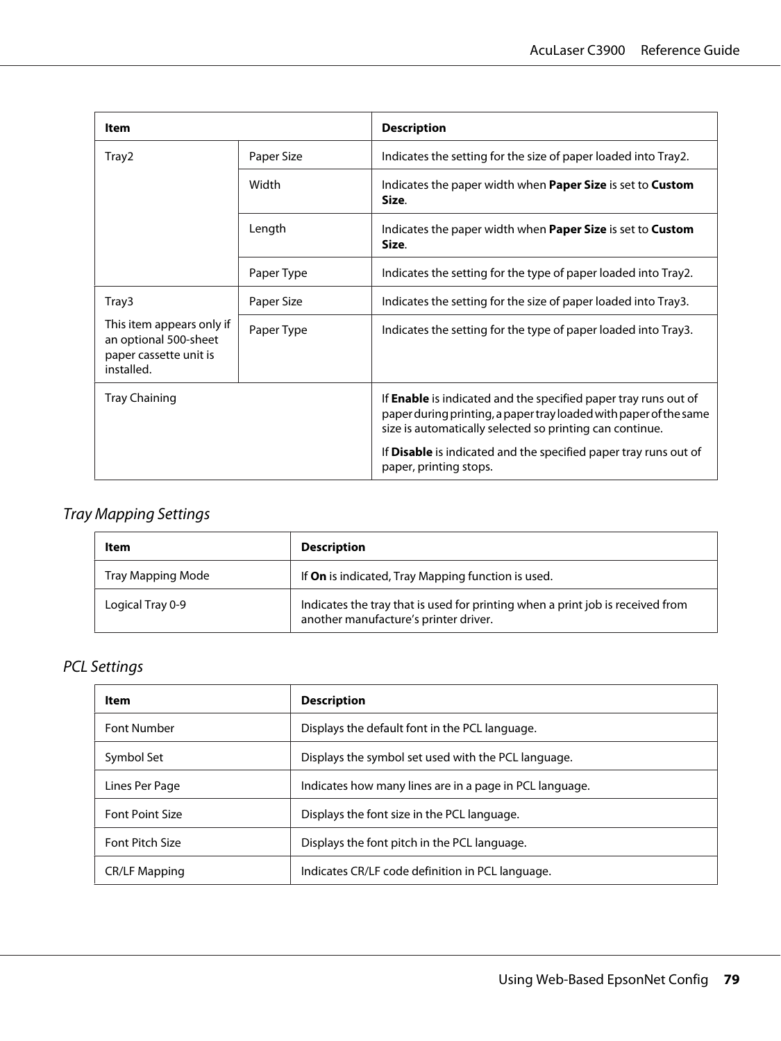| Item | | Description |
| --- | --- | --- |
| Tray2 | Paper Size | Indicates the setting for the size of paper loaded into Tray2. |
| | Width | Indicates the paper width when **Paper Size** is set to **Custom Size**. |
| | Length | Indicates the paper width when **Paper Size** is set to **Custom Size**. |
| | Paper Type | Indicates the setting for the type of paper loaded into Tray2. |
| Tray3<br><br>This item appears only if an optional 500-sheet paper cassette unit is installed. | Paper Size | Indicates the setting for the size of paper loaded into Tray3. |
| | Paper Type | Indicates the setting for the type of paper loaded into Tray3. |
| Tray Chaining | | If **Enable** is indicated and the specified paper tray runs out of paper during printing, a paper tray loaded with paper of the same size is automatically selected so printing can continue.<br><br>If **Disable** is indicated and the specified paper tray runs out of paper, printing stops. |

### *Tray Mapping Settings*

| Item | Description |
| --- | --- |
| Tray Mapping Mode | If **On** is indicated, Tray Mapping function is used. |
| Logical Tray 0-9 | Indicates the tray that is used for printing when a print job is received from another manufacture's printer driver. |

### *PCL Settings*

| Item | Description |
| --- | --- |
| Font Number | Displays the default font in the PCL language. |
| Symbol Set | Displays the symbol set used with the PCL language. |
| Lines Per Page | Indicates how many lines are in a page in PCL language. |
| Font Point Size | Displays the font size in the PCL language. |
| Font Pitch Size | Displays the font pitch in the PCL language. |
| CR/LF Mapping | Indicates CR/LF code definition in PCL language. |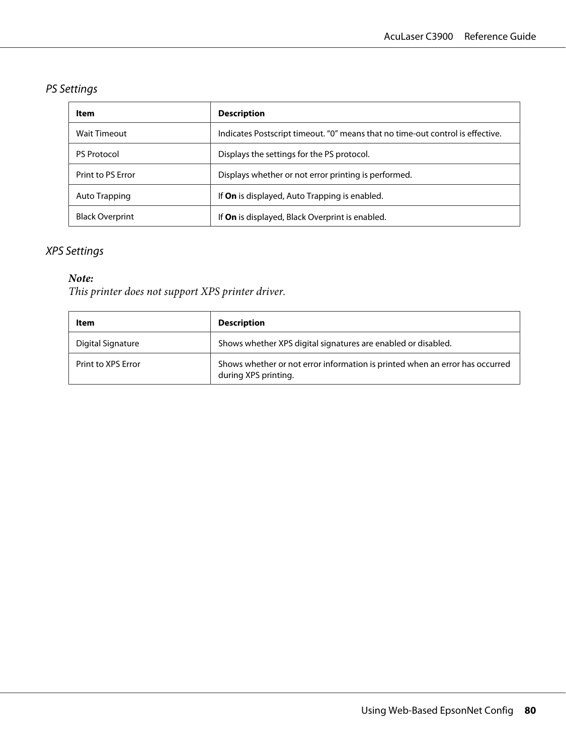### *PS Settings*

| Item | Description |
|---|---|
| Wait Timeout | Indicates Postscript timeout. “0” means that no time-out control is effective. |
| PS Protocol | Displays the settings for the PS protocol. |
| Print to PS Error | Displays whether or not error printing is performed. |
| Auto Trapping | If **On** is displayed, Auto Trapping is enabled. |
| Black Overprint | If **On** is displayed, Black Overprint is enabled. |

### *XPS Settings*

***Note:***
*This printer does not support XPS printer driver.*

| Item | Description |
|---|---|
| Digital Signature | Shows whether XPS digital signatures are enabled or disabled. |
| Print to XPS Error | Shows whether or not error information is printed when an error has occurred during XPS printing. |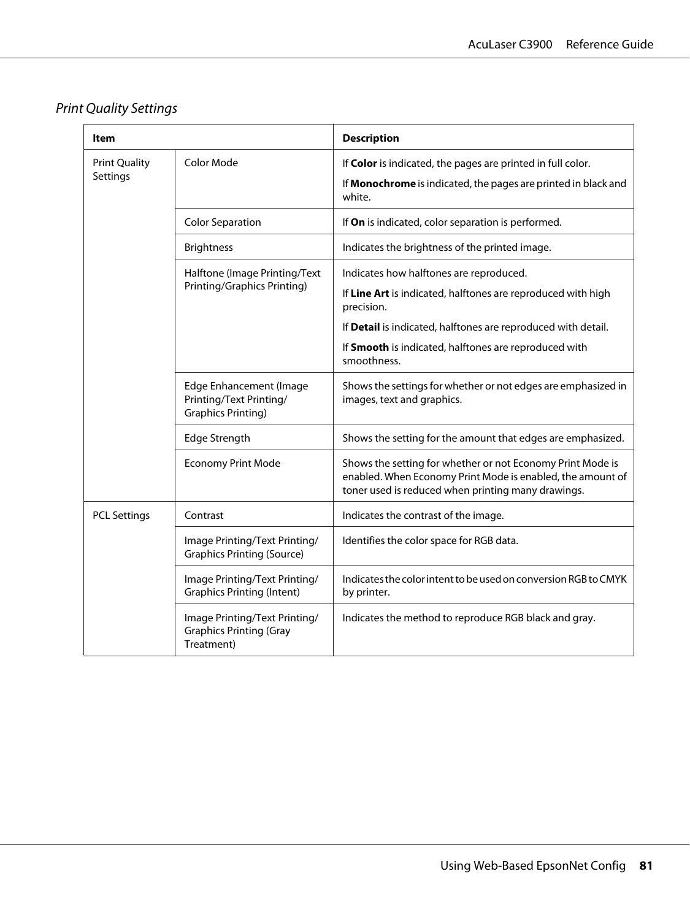### *Print Quality Settings*

| Item | | Description |
|---|---|---|
| Print Quality Settings | Color Mode | If **Color** is indicated, the pages are printed in full color.<br><br>If **Monochrome** is indicated, the pages are printed in black and white. |
| | Color Separation | If **On** is indicated, color separation is performed. |
| | Brightness | Indicates the brightness of the printed image. |
| | Halftone (Image Printing/Text Printing/Graphics Printing) | Indicates how halftones are reproduced.<br><br>If **Line Art** is indicated, halftones are reproduced with high precision.<br><br>If **Detail** is indicated, halftones are reproduced with detail.<br><br>If **Smooth** is indicated, halftones are reproduced with smoothness. |
| | Edge Enhancement (Image Printing/Text Printing/Graphics Printing) | Shows the settings for whether or not edges are emphasized in images, text and graphics. |
| | Edge Strength | Shows the setting for the amount that edges are emphasized. |
| | Economy Print Mode | Shows the setting for whether or not Economy Print Mode is enabled. When Economy Print Mode is enabled, the amount of toner used is reduced when printing many drawings. |
| PCL Settings | Contrast | Indicates the contrast of the image. |
| | Image Printing/Text Printing/Graphics Printing (Source) | Identifies the color space for RGB data. |
| | Image Printing/Text Printing/Graphics Printing (Intent) | Indicates the color intent to be used on conversion RGB to CMYK by printer. |
| | Image Printing/Text Printing/Graphics Printing (Gray Treatment) | Indicates the method to reproduce RGB black and gray. |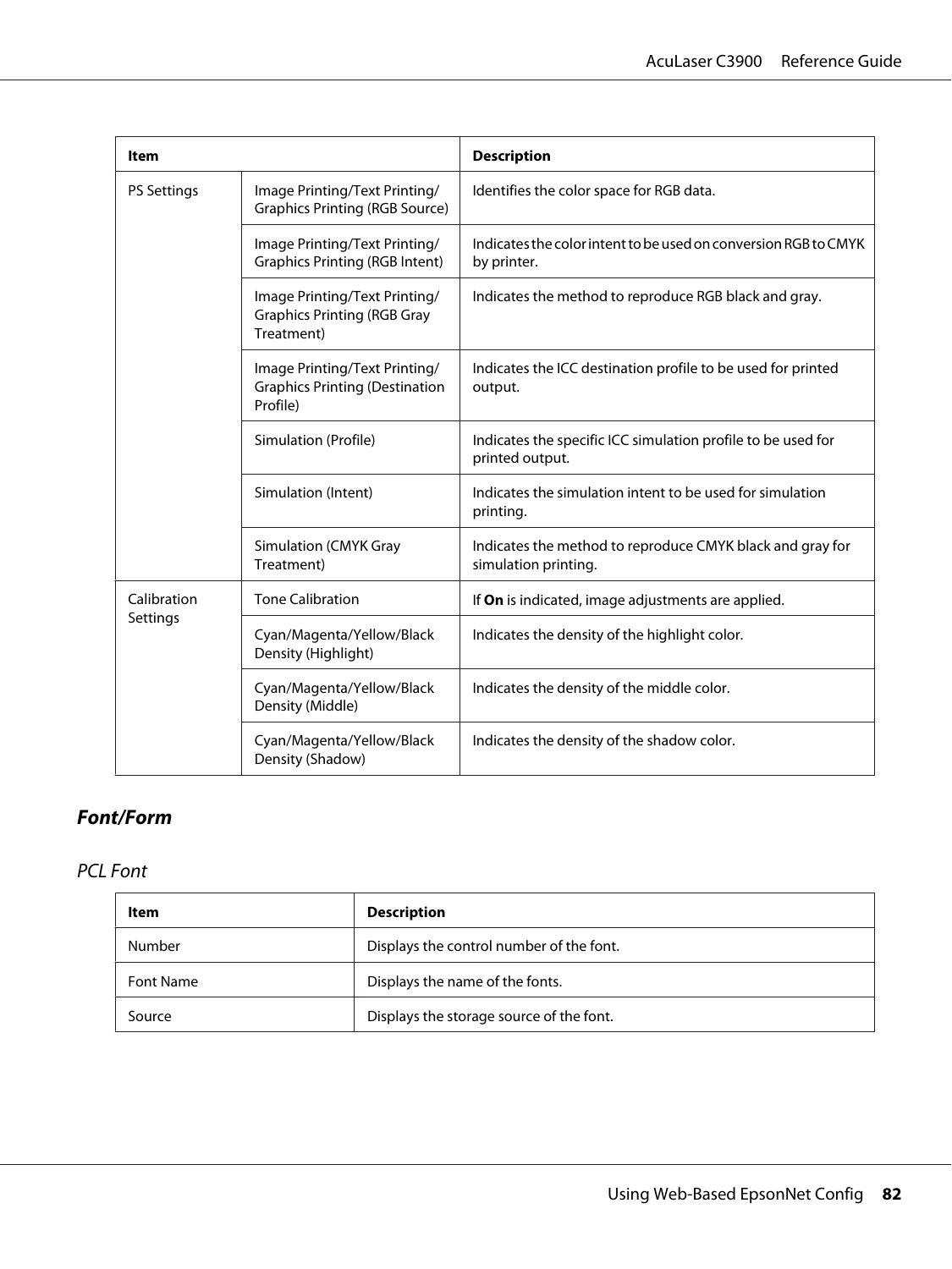| Item | | Description |
| --- | --- | --- |
| PS Settings | Image Printing/Text Printing/ Graphics Printing (RGB Source) | Identifies the color space for RGB data. |
| | Image Printing/Text Printing/ Graphics Printing (RGB Intent) | Indicates the color intent to be used on conversion RGB to CMYK by printer. |
| | Image Printing/Text Printing/ Graphics Printing (RGB Gray Treatment) | Indicates the method to reproduce RGB black and gray. |
| | Image Printing/Text Printing/ Graphics Printing (Destination Profile) | Indicates the ICC destination profile to be used for printed output. |
| | Simulation (Profile) | Indicates the specific ICC simulation profile to be used for printed output. |
| | Simulation (Intent) | Indicates the simulation intent to be used for simulation printing. |
| | Simulation (CMYK Gray Treatment) | Indicates the method to reproduce CMYK black and gray for simulation printing. |
| Calibration Settings | Tone Calibration | If **On** is indicated, image adjustments are applied. |
| | Cyan/Magenta/Yellow/Black Density (Highlight) | Indicates the density of the highlight color. |
| | Cyan/Magenta/Yellow/Black Density (Middle) | Indicates the density of the middle color. |
| | Cyan/Magenta/Yellow/Black Density (Shadow) | Indicates the density of the shadow color. |

## *Font/Form*

### *PCL Font*

| Item | Description |
| --- | --- |
| Number | Displays the control number of the font. |
| Font Name | Displays the name of the fonts. |
| Source | Displays the storage source of the font. |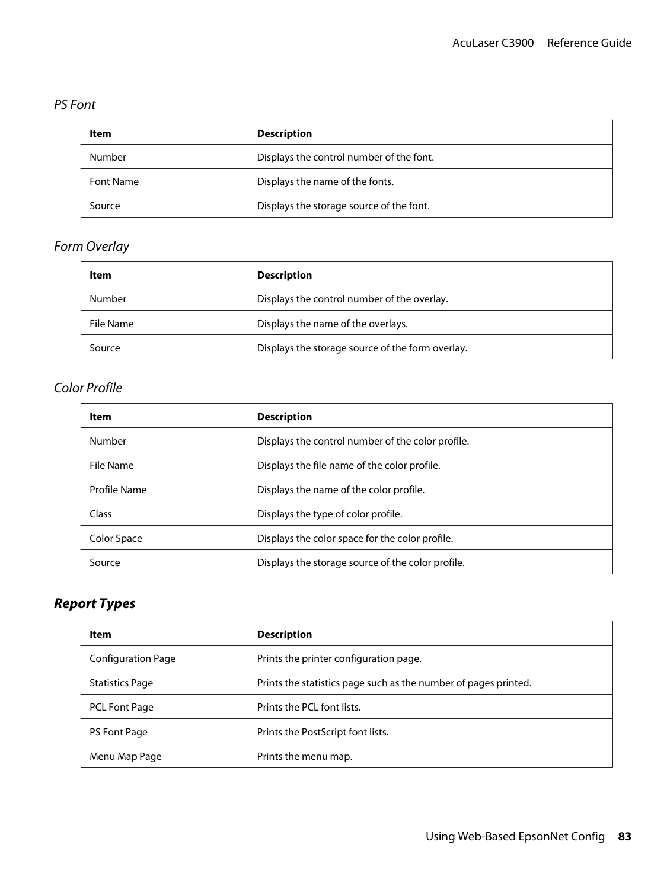#### *PS Font*

| Item | Description |
|---|---|
| Number | Displays the control number of the font. |
| Font Name | Displays the name of the fonts. |
| Source | Displays the storage source of the font. |

#### *Form Overlay*

| Item | Description |
|---|---|
| Number | Displays the control number of the overlay. |
| File Name | Displays the name of the overlays. |
| Source | Displays the storage source of the form overlay. |

#### *Color Profile*

| Item | Description |
|---|---|
| Number | Displays the control number of the color profile. |
| File Name | Displays the file name of the color profile. |
| Profile Name | Displays the name of the color profile. |
| Class | Displays the type of color profile. |
| Color Space | Displays the color space for the color profile. |
| Source | Displays the storage source of the color profile. |

### *Report Types*

| Item | Description |
|---|---|
| Configuration Page | Prints the printer configuration page. |
| Statistics Page | Prints the statistics page such as the number of pages printed. |
| PCL Font Page | Prints the PCL font lists. |
| PS Font Page | Prints the PostScript font lists. |
| Menu Map Page | Prints the menu map. |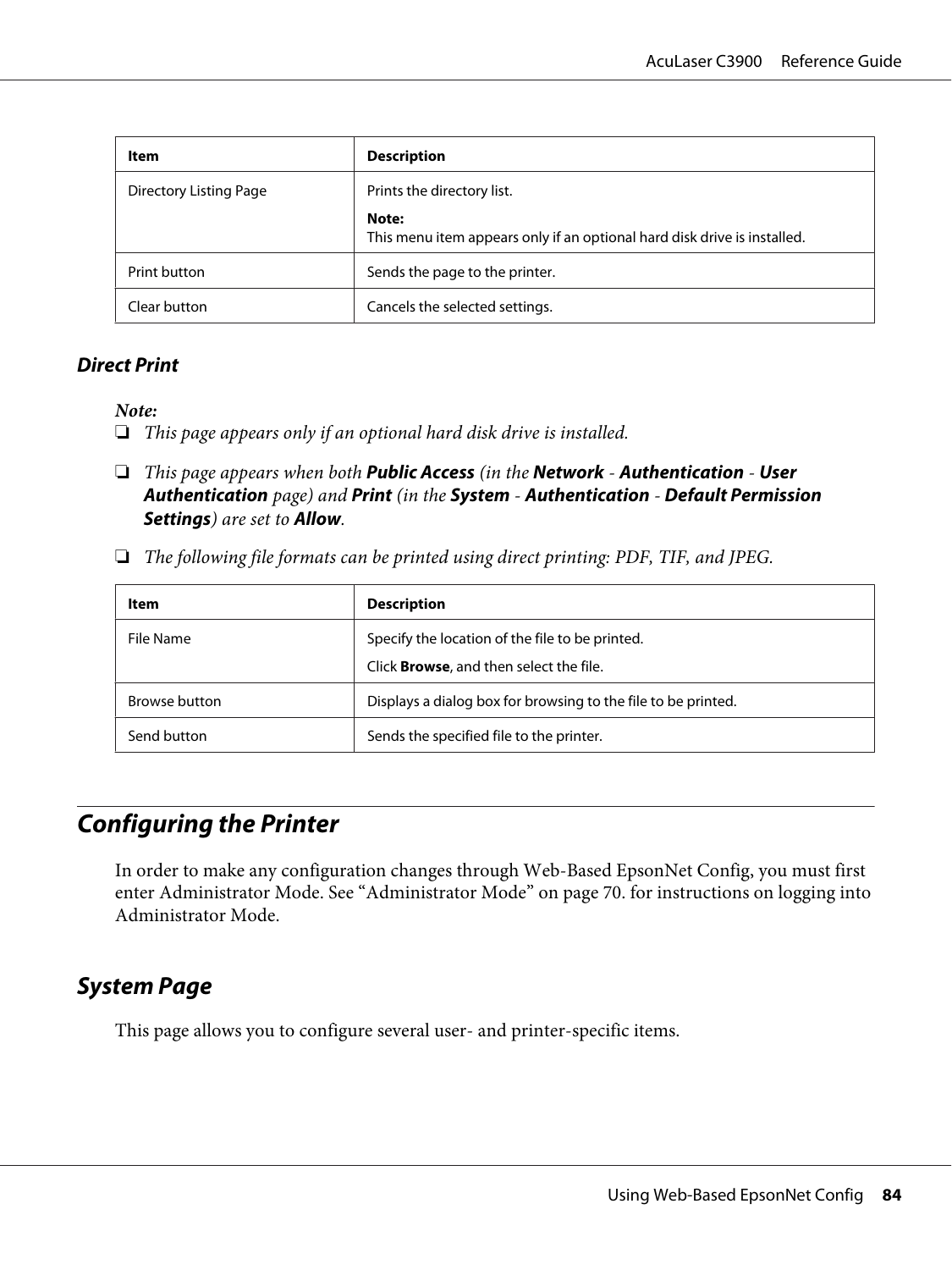| Item | Description |
|---|---|
| Directory Listing Page | Prints the directory list.<br><br>**Note:**<br>This menu item appears only if an optional hard disk drive is installed. |
| Print button | Sends the page to the printer. |
| Clear button | Cancels the selected settings. |

### *Direct Print*

***Note:***

- *This page appears only if an optional hard disk drive is installed.*
- *This page appears when both* ***Public Access*** *(in the* ***Network*** *-* ***Authentication*** *-* ***User Authentication*** *page) and* ***Print*** *(in the* ***System*** *-* ***Authentication*** *-* ***Default Permission Settings****) are set to* ***Allow****.*
- *The following file formats can be printed using direct printing: PDF, TIF, and JPEG.*

| Item | Description |
|---|---|
| File Name | Specify the location of the file to be printed.<br><br>Click **Browse**, and then select the file. |
| Browse button | Displays a dialog box for browsing to the file to be printed. |
| Send button | Sends the specified file to the printer. |

## *Configuring the Printer*

In order to make any configuration changes through Web-Based EpsonNet Config, you must first enter Administrator Mode. See “Administrator Mode” on page 70. for instructions on logging into Administrator Mode.

### *System Page*

This page allows you to configure several user- and printer-specific items.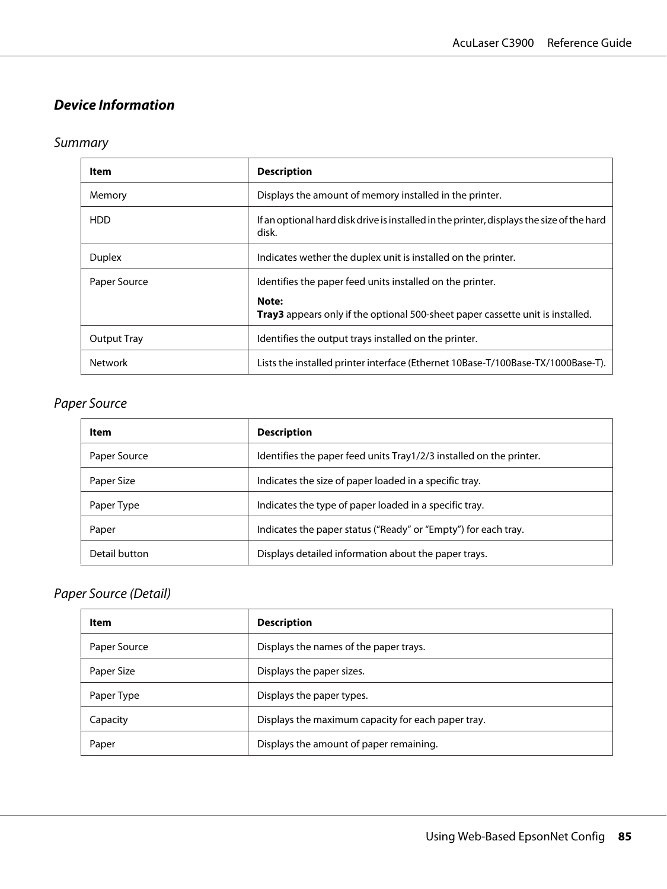## *Device Information*

### *Summary*

| Item | Description |
|---|---|
| Memory | Displays the amount of memory installed in the printer. |
| HDD | If an optional hard disk drive is installed in the printer, displays the size of the hard disk. |
| Duplex | Indicates wether the duplex unit is installed on the printer. |
| Paper Source | Identifies the paper feed units installed on the printer.<br><br>**Note:**<br>**Tray3** appears only if the optional 500-sheet paper cassette unit is installed. |
| Output Tray | Identifies the output trays installed on the printer. |
| Network | Lists the installed printer interface (Ethernet 10Base-T/100Base-TX/1000Base-T). |

### *Paper Source*

| Item | Description |
|---|---|
| Paper Source | Identifies the paper feed units Tray1/2/3 installed on the printer. |
| Paper Size | Indicates the size of paper loaded in a specific tray. |
| Paper Type | Indicates the type of paper loaded in a specific tray. |
| Paper | Indicates the paper status (“Ready” or “Empty”) for each tray. |
| Detail button | Displays detailed information about the paper trays. |

### *Paper Source (Detail)*

| Item | Description |
|---|---|
| Paper Source | Displays the names of the paper trays. |
| Paper Size | Displays the paper sizes. |
| Paper Type | Displays the paper types. |
| Capacity | Displays the maximum capacity for each paper tray. |
| Paper | Displays the amount of paper remaining. |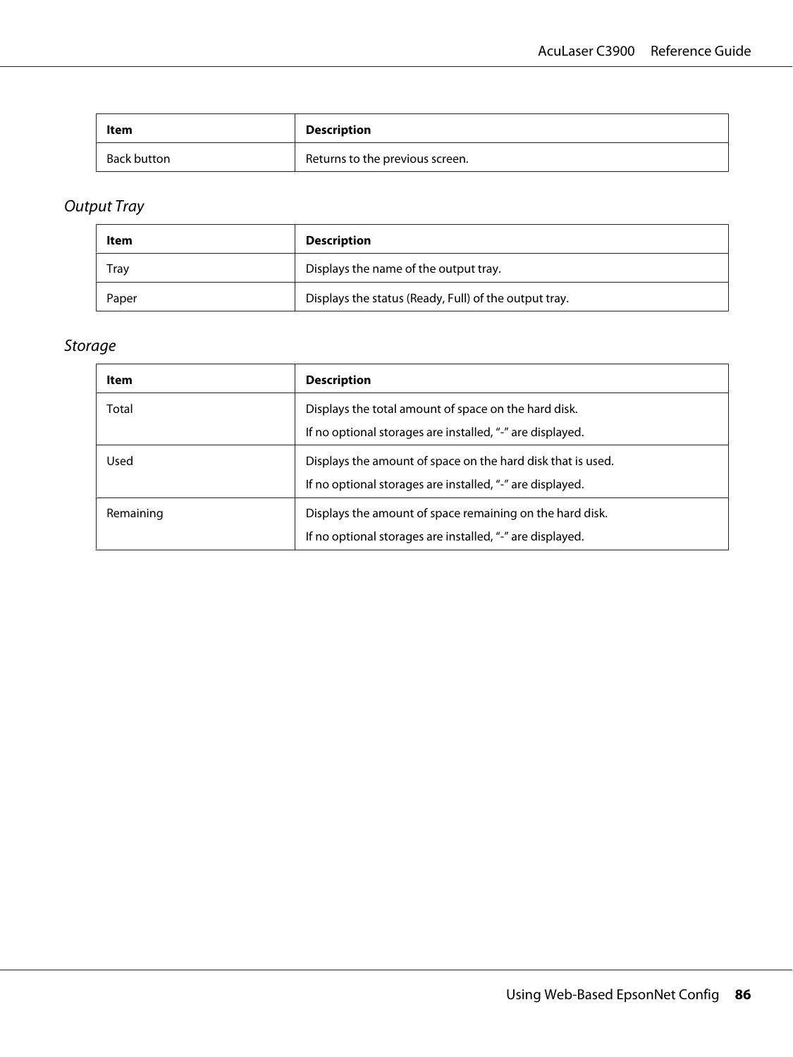| Item | Description |
|---|---|
| Back button | Returns to the previous screen. |

### *Output Tray*

| Item | Description |
|---|---|
| Tray | Displays the name of the output tray. |
| Paper | Displays the status (Ready, Full) of the output tray. |

### *Storage*

| Item | Description |
|---|---|
| Total | Displays the total amount of space on the hard disk.<br>If no optional storages are installed, "-" are displayed. |
| Used | Displays the amount of space on the hard disk that is used.<br>If no optional storages are installed, "-" are displayed. |
| Remaining | Displays the amount of space remaining on the hard disk.<br>If no optional storages are installed, "-" are displayed. |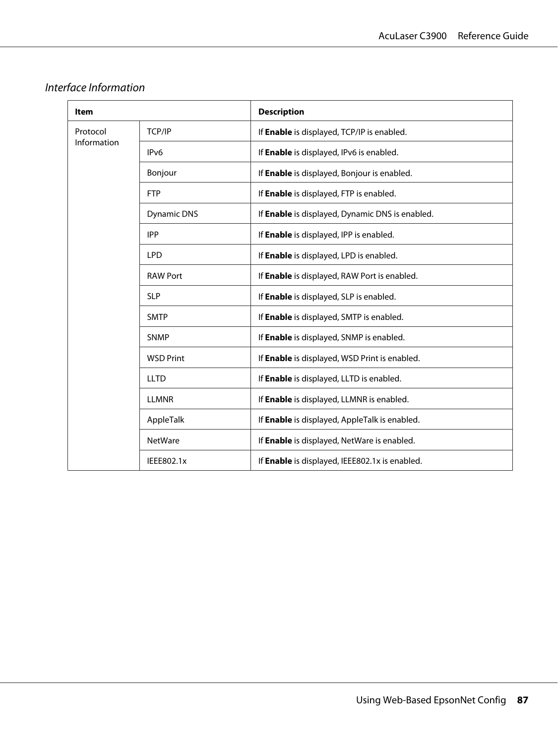*Interface Information*

| Item | | Description |
|---|---|---|
| Protocol Information | TCP/IP | If **Enable** is displayed, TCP/IP is enabled. |
| | IPv6 | If **Enable** is displayed, IPv6 is enabled. |
| | Bonjour | If **Enable** is displayed, Bonjour is enabled. |
| | FTP | If **Enable** is displayed, FTP is enabled. |
| | Dynamic DNS | If **Enable** is displayed, Dynamic DNS is enabled. |
| | IPP | If **Enable** is displayed, IPP is enabled. |
| | LPD | If **Enable** is displayed, LPD is enabled. |
| | RAW Port | If **Enable** is displayed, RAW Port is enabled. |
| | SLP | If **Enable** is displayed, SLP is enabled. |
| | SMTP | If **Enable** is displayed, SMTP is enabled. |
| | SNMP | If **Enable** is displayed, SNMP is enabled. |
| | WSD Print | If **Enable** is displayed, WSD Print is enabled. |
| | LLTD | If **Enable** is displayed, LLTD is enabled. |
| | LLMNR | If **Enable** is displayed, LLMNR is enabled. |
| | AppleTalk | If **Enable** is displayed, AppleTalk is enabled. |
| | NetWare | If **Enable** is displayed, NetWare is enabled. |
| | IEEE802.1x | If **Enable** is displayed, IEEE802.1x is enabled. |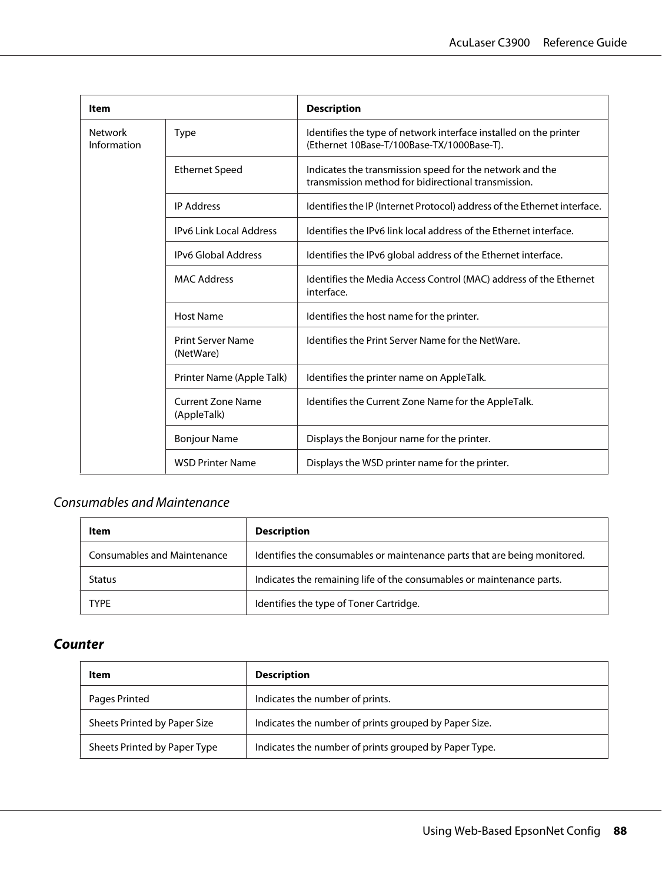| Item | | Description |
|---|---|---|
| Network Information | Type | Identifies the type of network interface installed on the printer (Ethernet 10Base-T/100Base-TX/1000Base-T). |
| | Ethernet Speed | Indicates the transmission speed for the network and the transmission method for bidirectional transmission. |
| | IP Address | Identifies the IP (Internet Protocol) address of the Ethernet interface. |
| | IPv6 Link Local Address | Identifies the IPv6 link local address of the Ethernet interface. |
| | IPv6 Global Address | Identifies the IPv6 global address of the Ethernet interface. |
| | MAC Address | Identifies the Media Access Control (MAC) address of the Ethernet interface. |
| | Host Name | Identifies the host name for the printer. |
| | Print Server Name (NetWare) | Identifies the Print Server Name for the NetWare. |
| | Printer Name (Apple Talk) | Identifies the printer name on AppleTalk. |
| | Current Zone Name (AppleTalk) | Identifies the Current Zone Name for the AppleTalk. |
| | Bonjour Name | Displays the Bonjour name for the printer. |
| | WSD Printer Name | Displays the WSD printer name for the printer. |

### *Consumables and Maintenance*

| Item | Description |
|---|---|
| Consumables and Maintenance | Identifies the consumables or maintenance parts that are being monitored. |
| Status | Indicates the remaining life of the consumables or maintenance parts. |
| TYPE | Identifies the type of Toner Cartridge. |

## *Counter*

| Item | Description |
|---|---|
| Pages Printed | Indicates the number of prints. |
| Sheets Printed by Paper Size | Indicates the number of prints grouped by Paper Size. |
| Sheets Printed by Paper Type | Indicates the number of prints grouped by Paper Type. |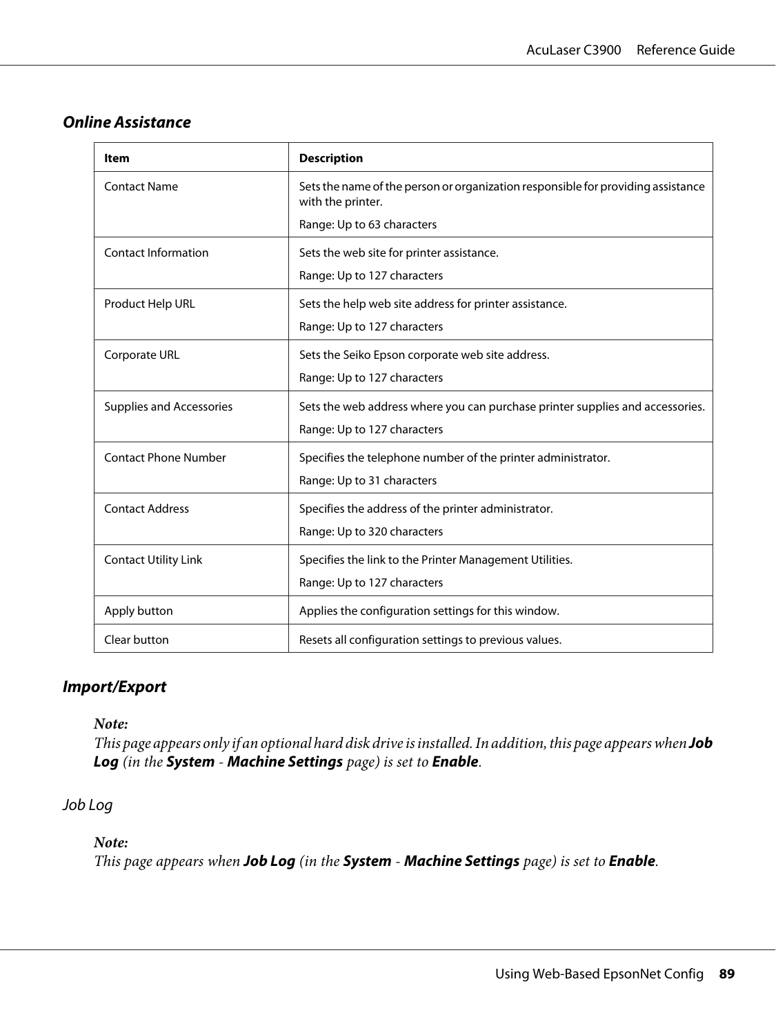### Online Assistance

| Item | Description |
| --- | --- |
| Contact Name | Sets the name of the person or organization responsible for providing assistance with the printer.<br><br>Range: Up to 63 characters |
| Contact Information | Sets the web site for printer assistance.<br><br>Range: Up to 127 characters |
| Product Help URL | Sets the help web site address for printer assistance.<br><br>Range: Up to 127 characters |
| Corporate URL | Sets the Seiko Epson corporate web site address.<br><br>Range: Up to 127 characters |
| Supplies and Accessories | Sets the web address where you can purchase printer supplies and accessories.<br><br>Range: Up to 127 characters |
| Contact Phone Number | Specifies the telephone number of the printer administrator.<br><br>Range: Up to 31 characters |
| Contact Address | Specifies the address of the printer administrator.<br><br>Range: Up to 320 characters |
| Contact Utility Link | Specifies the link to the Printer Management Utilities.<br><br>Range: Up to 127 characters |
| Apply button | Applies the configuration settings for this window. |
| Clear button | Resets all configuration settings to previous values. |

### Import/Export

*Note:*
*This page appears only if an optional hard disk drive is installed. In addition, this page appears when* ***Job Log*** *(in the* ***System*** *-* ***Machine Settings*** *page) is set to* ***Enable****.*

#### Job Log

*Note:*
*This page appears when* ***Job Log*** *(in the* ***System*** *-* ***Machine Settings*** *page) is set to* ***Enable****.*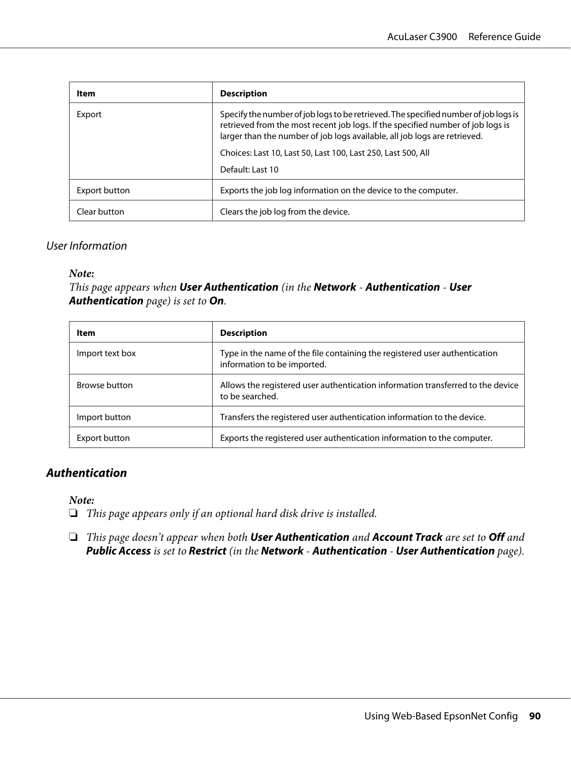| Item | Description |
|---|---|
| Export | Specify the number of job logs to be retrieved. The specified number of job logs is retrieved from the most recent job logs. If the specified number of job logs is larger than the number of job logs available, all job logs are retrieved.<br><br>Choices: Last 10, Last 50, Last 100, Last 250, Last 500, All<br><br>Default: Last 10 |
| Export button | Exports the job log information on the device to the computer. |
| Clear button | Clears the job log from the device. |

#### *User Information*

***Note:***
*This page appears when **User Authentication** (in the **Network** - **Authentication** - **User Authentication** page) is set to **On**.*

| Item | Description |
|---|---|
| Import text box | Type in the name of the file containing the registered user authentication information to be imported. |
| Browse button | Allows the registered user authentication information transferred to the device to be searched. |
| Import button | Transfers the registered user authentication information to the device. |
| Export button | Exports the registered user authentication information to the computer. |

### ***Authentication***

***Note:***

- *This page appears only if an optional hard disk drive is installed.*
- *This page doesn't appear when both **User Authentication** and **Account Track** are set to **Off** and **Public Access** is set to **Restrict** (in the **Network** - **Authentication** - **User Authentication** page).*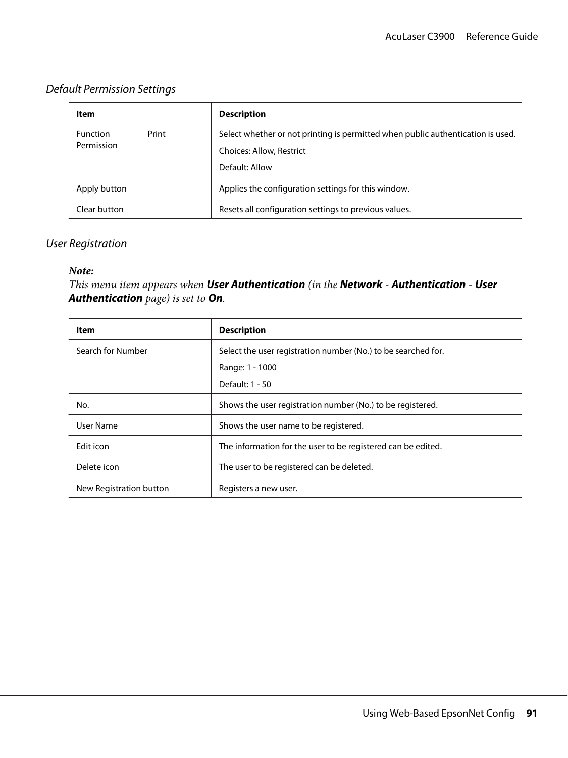### *Default Permission Settings*

| Item | | Description |
|---|---|---|
| Function Permission | Print | Select whether or not printing is permitted when public authentication is used.<br>Choices: Allow, Restrict<br>Default: Allow |
| Apply button | | Applies the configuration settings for this window. |
| Clear button | | Resets all configuration settings to previous values. |

### *User Registration*

***Note:***
*This menu item appears when* ***User Authentication*** *(in the* ***Network*** *-* ***Authentication*** *-* ***User Authentication*** *page) is set to* ***On****.*

| Item | Description |
|---|---|
| Search for Number | Select the user registration number (No.) to be searched for.<br>Range: 1 - 1000<br>Default: 1 - 50 |
| No. | Shows the user registration number (No.) to be registered. |
| User Name | Shows the user name to be registered. |
| Edit icon | The information for the user to be registered can be edited. |
| Delete icon | The user to be registered can be deleted. |
| New Registration button | Registers a new user. |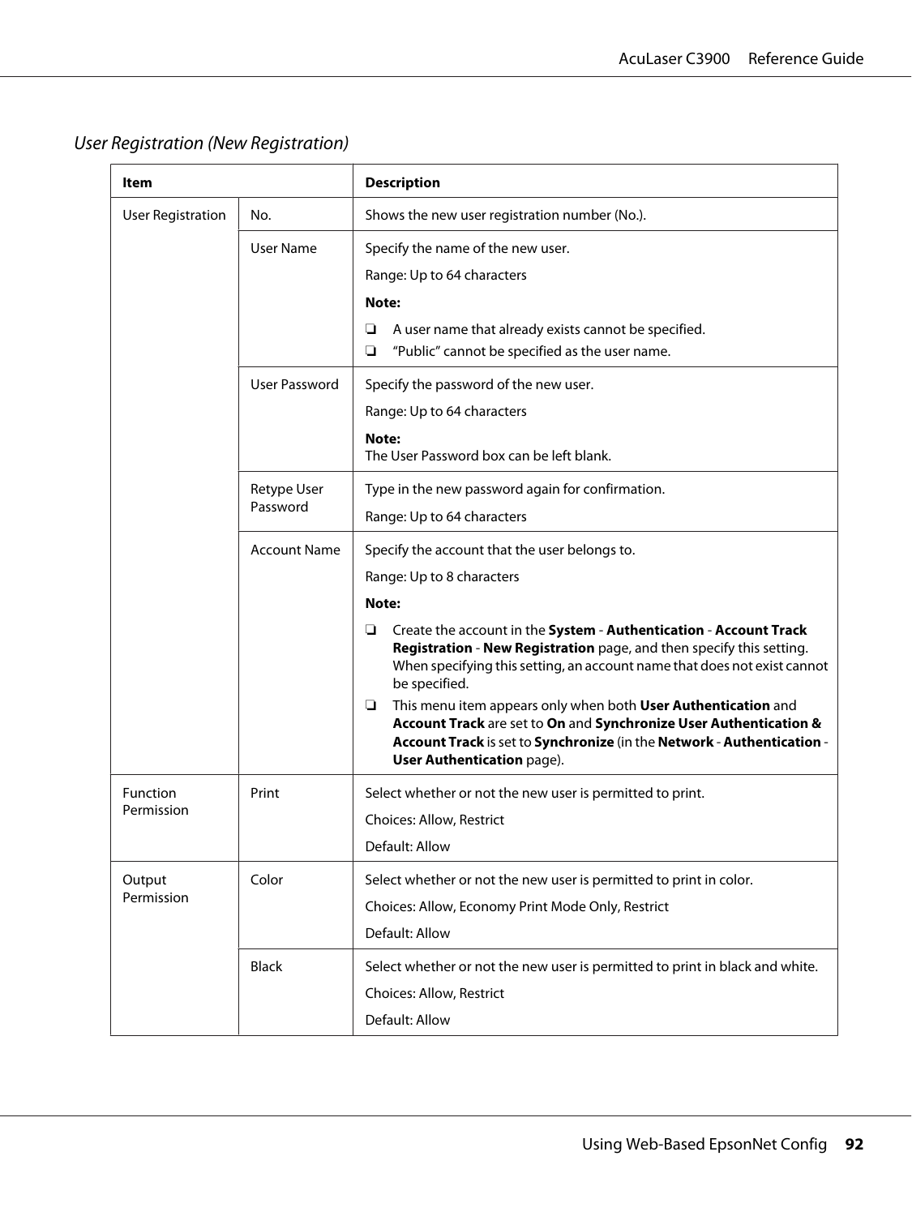*User Registration (New Registration)*

| Item | | Description |
|---|---|---|
| User Registration | No. | Shows the new user registration number (No.). |
| | User Name | Specify the name of the new user.<br>Range: Up to 64 characters<br>**Note:**<br>❏ A user name that already exists cannot be specified.<br>❏ “Public” cannot be specified as the user name. |
| | User Password | Specify the password of the new user.<br>Range: Up to 64 characters<br>**Note:**<br>The User Password box can be left blank. |
| | Retype User Password | Type in the new password again for confirmation.<br>Range: Up to 64 characters |
| | Account Name | Specify the account that the user belongs to.<br>Range: Up to 8 characters<br>**Note:**<br>❏ Create the account in the **System** - **Authentication** - **Account Track Registration** - **New Registration** page, and then specify this setting. When specifying this setting, an account name that does not exist cannot be specified.<br>❏ This menu item appears only when both **User Authentication** and **Account Track** are set to **On** and **Synchronize User Authentication & Account Track** is set to **Synchronize** (in the **Network** - **Authentication** - **User Authentication** page). |
| Function Permission | Print | Select whether or not the new user is permitted to print.<br>Choices: Allow, Restrict<br>Default: Allow |
| Output Permission | Color | Select whether or not the new user is permitted to print in color.<br>Choices: Allow, Economy Print Mode Only, Restrict<br>Default: Allow |
| | Black | Select whether or not the new user is permitted to print in black and white.<br>Choices: Allow, Restrict<br>Default: Allow |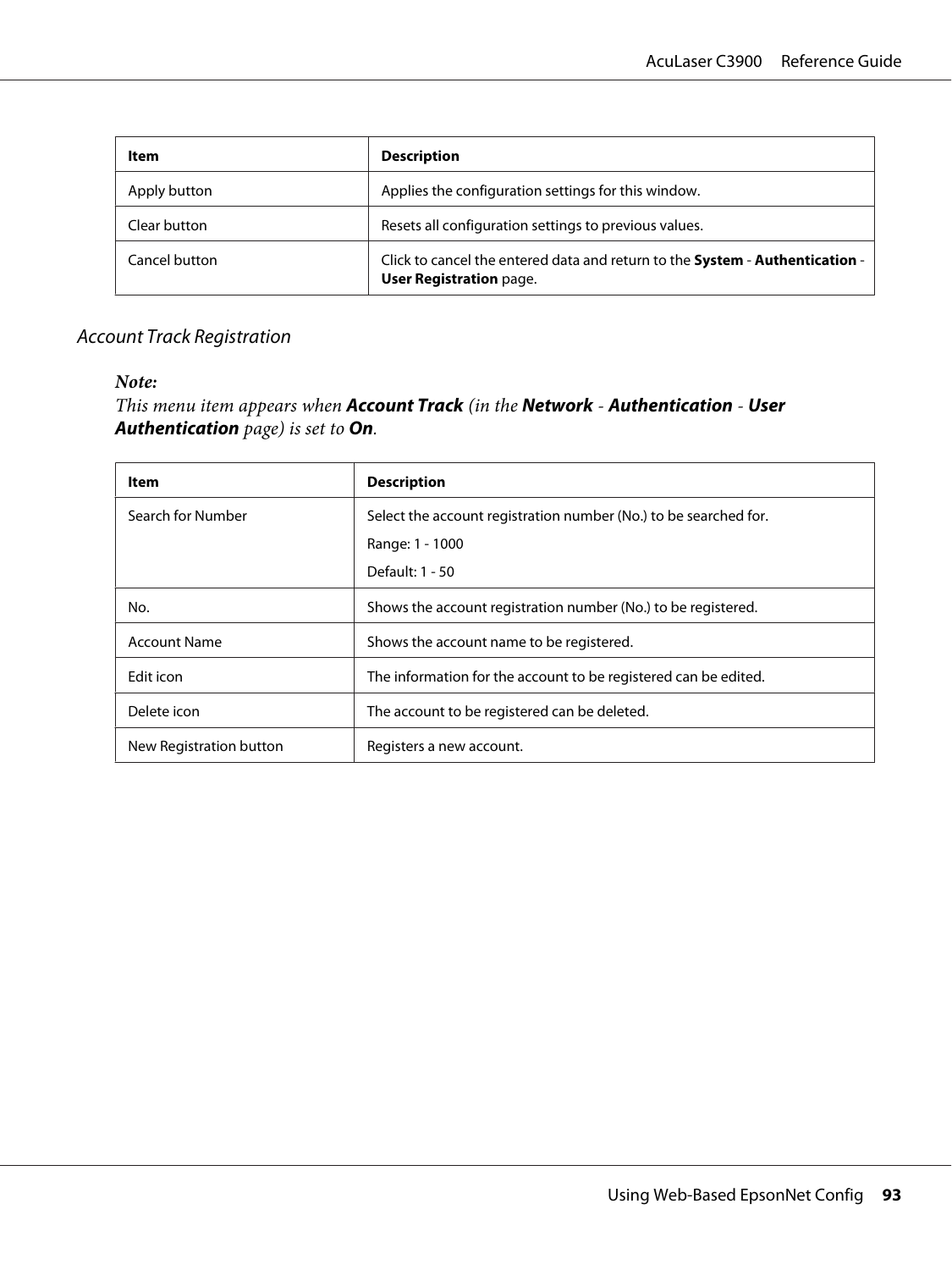| Item | Description |
|---|---|
| Apply button | Applies the configuration settings for this window. |
| Clear button | Resets all configuration settings to previous values. |
| Cancel button | Click to cancel the entered data and return to the **System** - **Authentication** - **User Registration** page. |

### *Account Track Registration*

***Note:***
*This menu item appears when* ***Account Track*** *(in the* ***Network*** *-* ***Authentication*** *-* ***User Authentication*** *page) is set to* ***On****.*

| Item | Description |
|---|---|
| Search for Number | Select the account registration number (No.) to be searched for.<br>Range: 1 - 1000<br>Default: 1 - 50 |
| No. | Shows the account registration number (No.) to be registered. |
| Account Name | Shows the account name to be registered. |
| Edit icon | The information for the account to be registered can be edited. |
| Delete icon | The account to be registered can be deleted. |
| New Registration button | Registers a new account. |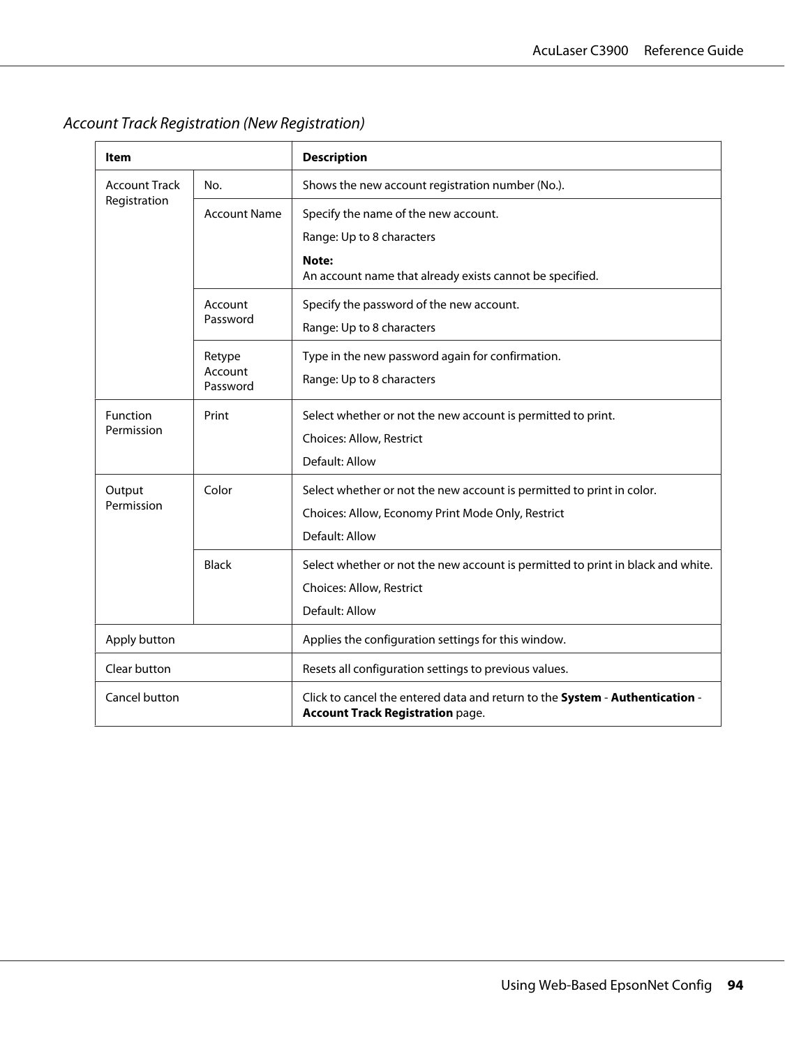### *Account Track Registration (New Registration)*

| Item | | Description |
|---|---|---|
| Account Track Registration | No. | Shows the new account registration number (No.). |
| | Account Name | Specify the name of the new account.<br>Range: Up to 8 characters<br>**Note:**<br>An account name that already exists cannot be specified. |
| | Account Password | Specify the password of the new account.<br>Range: Up to 8 characters |
| | Retype Account Password | Type in the new password again for confirmation.<br>Range: Up to 8 characters |
| Function Permission | Print | Select whether or not the new account is permitted to print.<br>Choices: Allow, Restrict<br>Default: Allow |
| Output Permission | Color | Select whether or not the new account is permitted to print in color.<br>Choices: Allow, Economy Print Mode Only, Restrict<br>Default: Allow |
| | Black | Select whether or not the new account is permitted to print in black and white.<br>Choices: Allow, Restrict<br>Default: Allow |
| Apply button | | Applies the configuration settings for this window. |
| Clear button | | Resets all configuration settings to previous values. |
| Cancel button | | Click to cancel the entered data and return to the **System** - **Authentication** - **Account Track Registration** page. |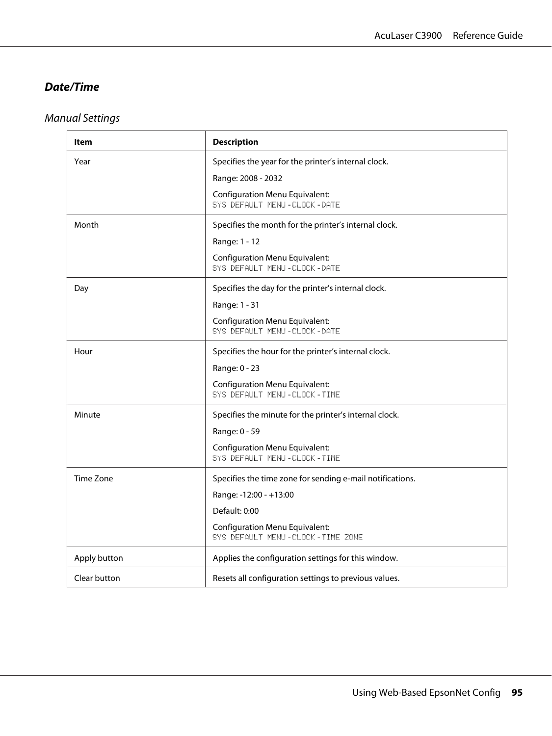### Date/Time

#### Manual Settings

| Item | Description |
|---|---|
| Year | Specifies the year for the printer's internal clock.<br>Range: 2008 - 2032<br>Configuration Menu Equivalent:<br>SYS DEFAULT MENU - CLOCK - DATE |
| Month | Specifies the month for the printer's internal clock.<br>Range: 1 - 12<br>Configuration Menu Equivalent:<br>SYS DEFAULT MENU - CLOCK - DATE |
| Day | Specifies the day for the printer's internal clock.<br>Range: 1 - 31<br>Configuration Menu Equivalent:<br>SYS DEFAULT MENU - CLOCK - DATE |
| Hour | Specifies the hour for the printer's internal clock.<br>Range: 0 - 23<br>Configuration Menu Equivalent:<br>SYS DEFAULT MENU - CLOCK - TIME |
| Minute | Specifies the minute for the printer's internal clock.<br>Range: 0 - 59<br>Configuration Menu Equivalent:<br>SYS DEFAULT MENU - CLOCK - TIME |
| Time Zone | Specifies the time zone for sending e-mail notifications.<br>Range: -12:00 - +13:00<br>Default: 0:00<br>Configuration Menu Equivalent:<br>SYS DEFAULT MENU - CLOCK - TIME ZONE |
| Apply button | Applies the configuration settings for this window. |
| Clear button | Resets all configuration settings to previous values. |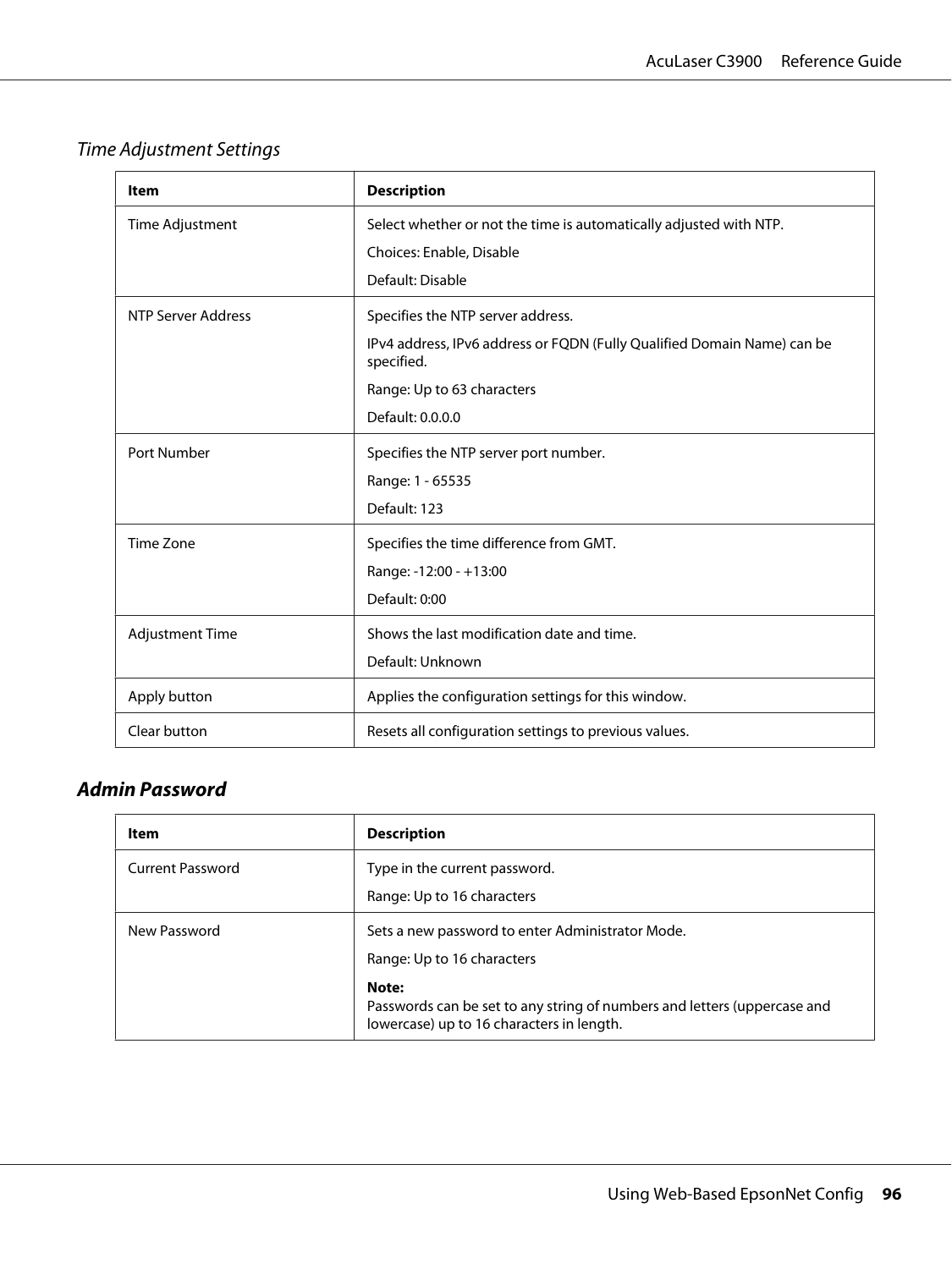### *Time Adjustment Settings*

| Item | Description |
| --- | --- |
| Time Adjustment | Select whether or not the time is automatically adjusted with NTP.<br><br>Choices: Enable, Disable<br><br>Default: Disable |
| NTP Server Address | Specifies the NTP server address.<br><br>IPv4 address, IPv6 address or FQDN (Fully Qualified Domain Name) can be specified.<br><br>Range: Up to 63 characters<br><br>Default: 0.0.0.0 |
| Port Number | Specifies the NTP server port number.<br><br>Range: 1 - 65535<br><br>Default: 123 |
| Time Zone | Specifies the time difference from GMT.<br><br>Range: -12:00 - +13:00<br><br>Default: 0:00 |
| Adjustment Time | Shows the last modification date and time.<br><br>Default: Unknown |
| Apply button | Applies the configuration settings for this window. |
| Clear button | Resets all configuration settings to previous values. |

## *Admin Password*

| Item | Description |
| --- | --- |
| Current Password | Type in the current password.<br><br>Range: Up to 16 characters |
| New Password | Sets a new password to enter Administrator Mode.<br><br>Range: Up to 16 characters<br><br>**Note:**<br>Passwords can be set to any string of numbers and letters (uppercase and lowercase) up to 16 characters in length. |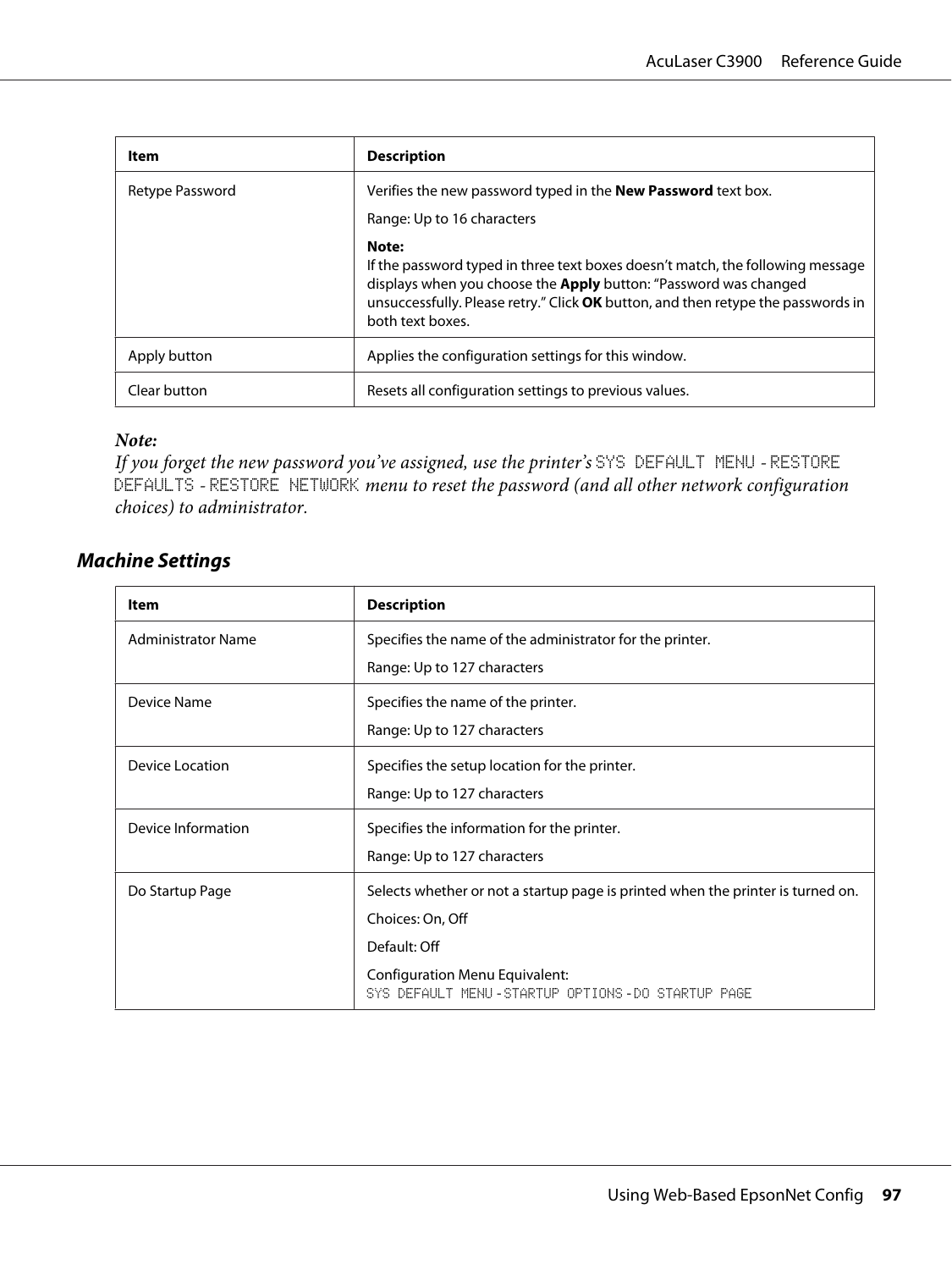| Item | Description |
| --- | --- |
| Retype Password | Verifies the new password typed in the **New Password** text box.<br><br>Range: Up to 16 characters<br><br>**Note:**<br>If the password typed in three text boxes doesn't match, the following message displays when you choose the **Apply** button: "Password was changed unsuccessfully. Please retry." Click **OK** button, and then retype the passwords in both text boxes. |
| Apply button | Applies the configuration settings for this window. |
| Clear button | Resets all configuration settings to previous values. |

***Note:***
*If you forget the new password you've assigned, use the printer's* `SYS DEFAULT MENU` - `RESTORE DEFAULTS` - `RESTORE NETWORK` *menu to reset the password (and all other network configuration choices) to administrator.*

### *Machine Settings*

| Item | Description |
| --- | --- |
| Administrator Name | Specifies the name of the administrator for the printer.<br><br>Range: Up to 127 characters |
| Device Name | Specifies the name of the printer.<br><br>Range: Up to 127 characters |
| Device Location | Specifies the setup location for the printer.<br><br>Range: Up to 127 characters |
| Device Information | Specifies the information for the printer.<br><br>Range: Up to 127 characters |
| Do Startup Page | Selects whether or not a startup page is printed when the printer is turned on.<br><br>Choices: On, Off<br><br>Default: Off<br><br>Configuration Menu Equivalent:<br>`SYS DEFAULT MENU` - `STARTUP OPTIONS` - `DO STARTUP PAGE` |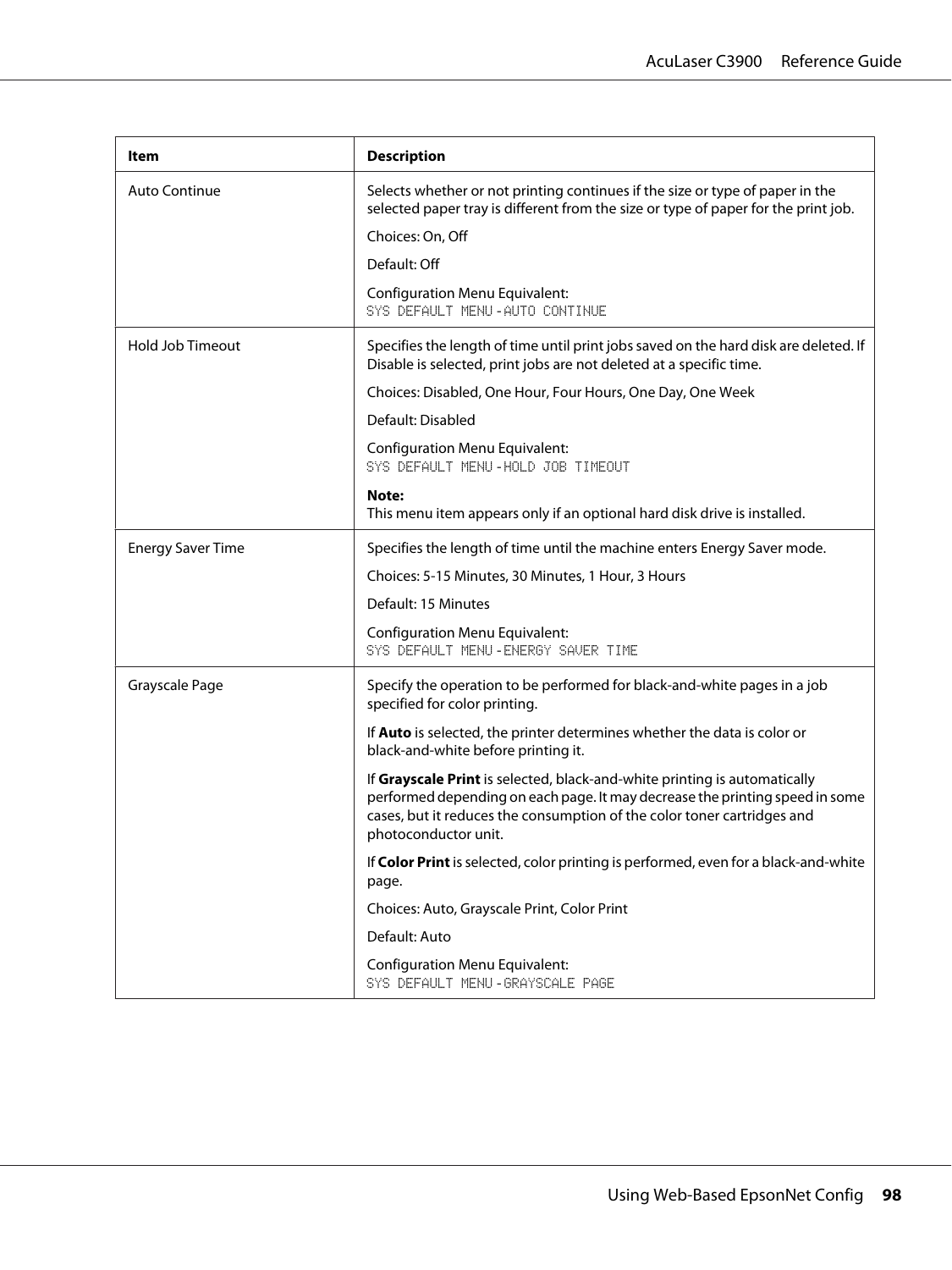| Item | Description |
|---|---|
| Auto Continue | Selects whether or not printing continues if the size or type of paper in the selected paper tray is different from the size or type of paper for the print job.<br><br>Choices: On, Off<br><br>Default: Off<br><br>Configuration Menu Equivalent:<br>`SYS DEFAULT MENU - AUTO CONTINUE` |
| Hold Job Timeout | Specifies the length of time until print jobs saved on the hard disk are deleted. If Disable is selected, print jobs are not deleted at a specific time.<br><br>Choices: Disabled, One Hour, Four Hours, One Day, One Week<br><br>Default: Disabled<br><br>Configuration Menu Equivalent:<br>`SYS DEFAULT MENU - HOLD JOB TIMEOUT`<br><br>**Note:**<br>This menu item appears only if an optional hard disk drive is installed. |
| Energy Saver Time | Specifies the length of time until the machine enters Energy Saver mode.<br><br>Choices: 5-15 Minutes, 30 Minutes, 1 Hour, 3 Hours<br><br>Default: 15 Minutes<br><br>Configuration Menu Equivalent:<br>`SYS DEFAULT MENU - ENERGY SAVER TIME` |
| Grayscale Page | Specify the operation to be performed for black-and-white pages in a job specified for color printing.<br><br>If **Auto** is selected, the printer determines whether the data is color or black-and-white before printing it.<br><br>If **Grayscale Print** is selected, black-and-white printing is automatically performed depending on each page. It may decrease the printing speed in some cases, but it reduces the consumption of the color toner cartridges and photoconductor unit.<br><br>If **Color Print** is selected, color printing is performed, even for a black-and-white page.<br><br>Choices: Auto, Grayscale Print, Color Print<br><br>Default: Auto<br><br>Configuration Menu Equivalent:<br>`SYS DEFAULT MENU - GRAYSCALE PAGE` |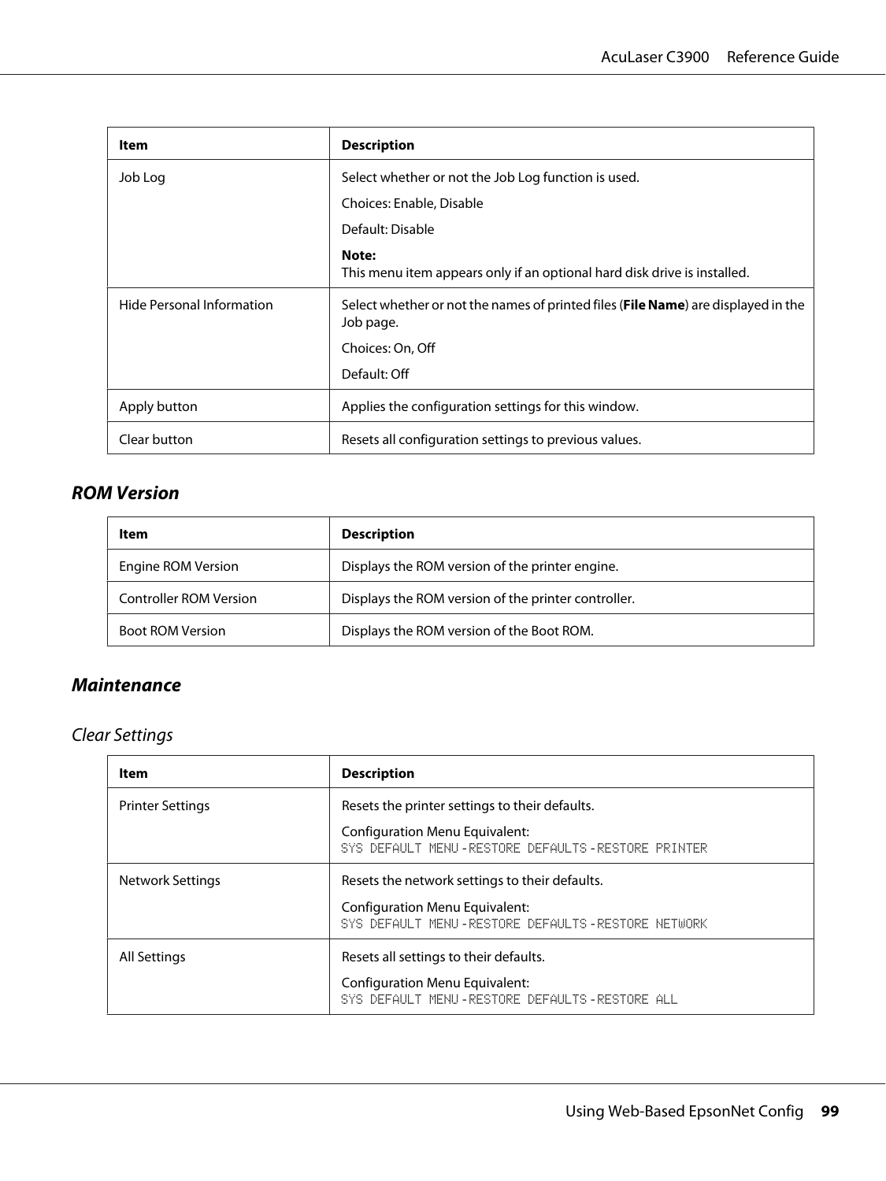| Item | Description |
| --- | --- |
| Job Log | Select whether or not the Job Log function is used.<br><br>Choices: Enable, Disable<br><br>Default: Disable<br><br>**Note:**<br>This menu item appears only if an optional hard disk drive is installed. |
| Hide Personal Information | Select whether or not the names of printed files (**File Name**) are displayed in the Job page.<br><br>Choices: On, Off<br><br>Default: Off |
| Apply button | Applies the configuration settings for this window. |
| Clear button | Resets all configuration settings to previous values. |

### ROM Version

| Item | Description |
| --- | --- |
| Engine ROM Version | Displays the ROM version of the printer engine. |
| Controller ROM Version | Displays the ROM version of the printer controller. |
| Boot ROM Version | Displays the ROM version of the Boot ROM. |

### Maintenance

#### Clear Settings

| Item | Description |
| --- | --- |
| Printer Settings | Resets the printer settings to their defaults.<br><br>Configuration Menu Equivalent:<br>SYS DEFAULT MENU - RESTORE DEFAULTS - RESTORE PRINTER |
| Network Settings | Resets the network settings to their defaults.<br><br>Configuration Menu Equivalent:<br>SYS DEFAULT MENU - RESTORE DEFAULTS - RESTORE NETWORK |
| All Settings | Resets all settings to their defaults.<br><br>Configuration Menu Equivalent:<br>SYS DEFAULT MENU - RESTORE DEFAULTS - RESTORE ALL |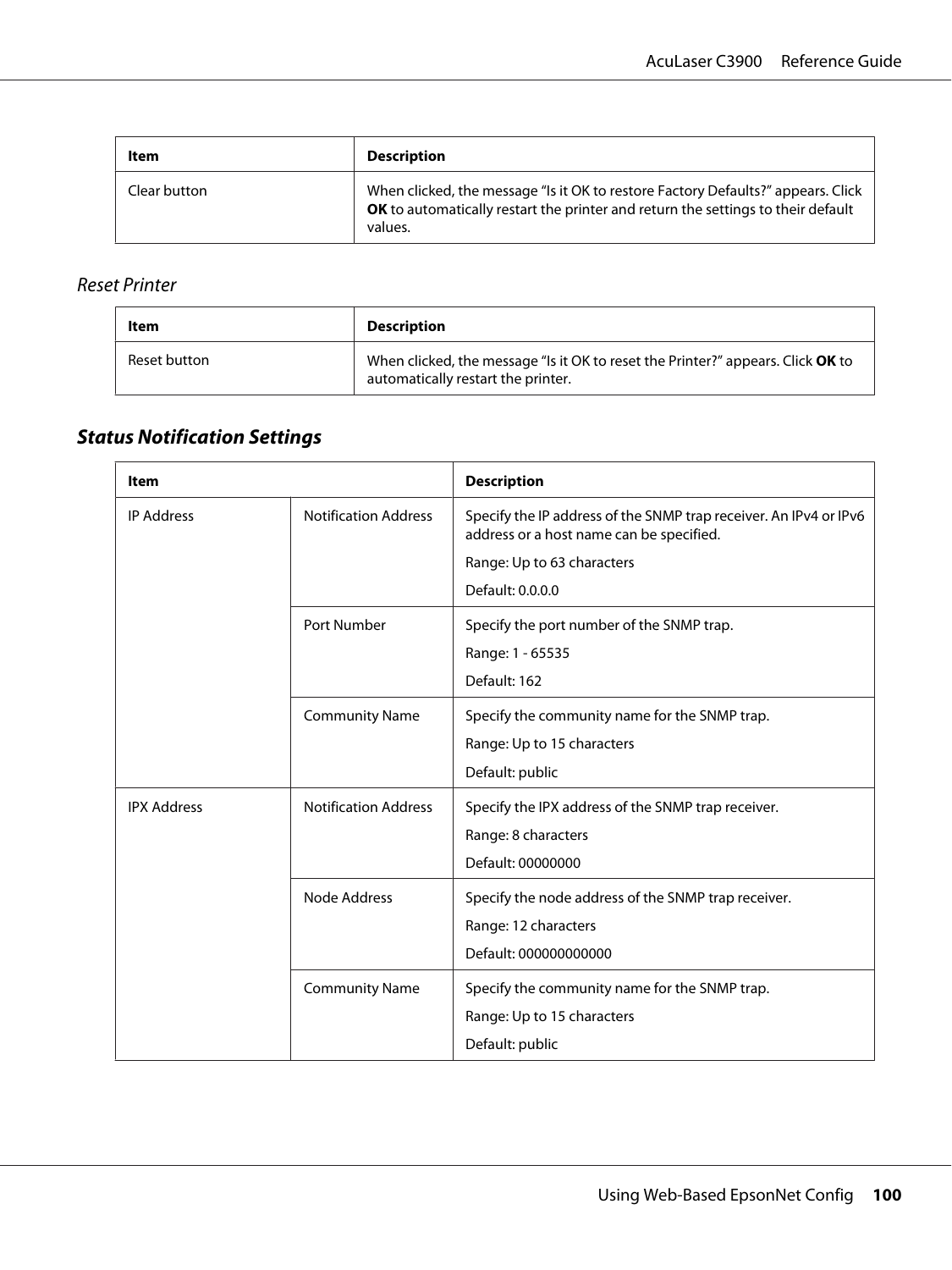| Item | Description |
|---|---|
| Clear button | When clicked, the message “Is it OK to restore Factory Defaults?” appears. Click **OK** to automatically restart the printer and return the settings to their default values. |

### *Reset Printer*

| Item | Description |
|---|---|
| Reset button | When clicked, the message “Is it OK to reset the Printer?” appears. Click **OK** to automatically restart the printer. |

## *Status Notification Settings*

| Item | | Description |
|---|---|---|
| IP Address | Notification Address | Specify the IP address of the SNMP trap receiver. An IPv4 or IPv6 address or a host name can be specified.<br>Range: Up to 63 characters<br>Default: 0.0.0.0 |
| | Port Number | Specify the port number of the SNMP trap.<br>Range: 1 - 65535<br>Default: 162 |
| | Community Name | Specify the community name for the SNMP trap.<br>Range: Up to 15 characters<br>Default: public |
| IPX Address | Notification Address | Specify the IPX address of the SNMP trap receiver.<br>Range: 8 characters<br>Default: 00000000 |
| | Node Address | Specify the node address of the SNMP trap receiver.<br>Range: 12 characters<br>Default: 000000000000 |
| | Community Name | Specify the community name for the SNMP trap.<br>Range: Up to 15 characters<br>Default: public |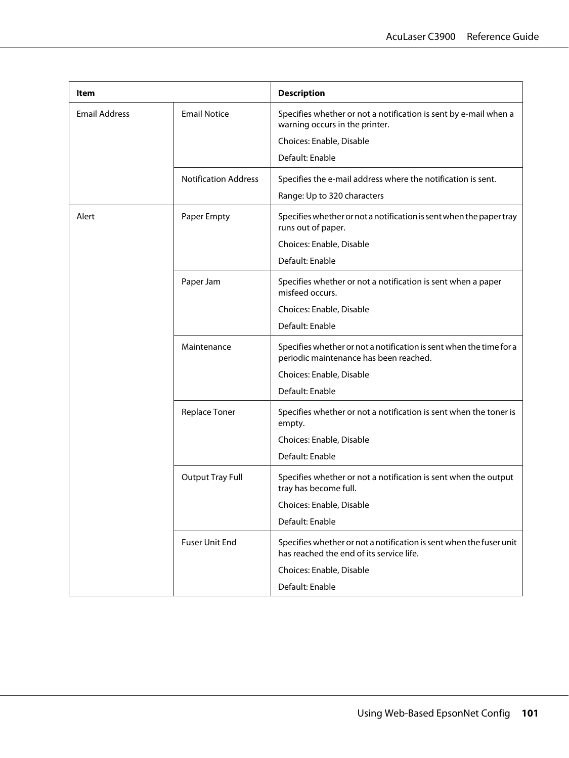| Item | | Description |
|---|---|---|
| Email Address | Email Notice | Specifies whether or not a notification is sent by e-mail when a warning occurs in the printer.<br><br>Choices: Enable, Disable<br><br>Default: Enable |
| | Notification Address | Specifies the e-mail address where the notification is sent.<br><br>Range: Up to 320 characters |
| Alert | Paper Empty | Specifies whether or not a notification is sent when the paper tray runs out of paper.<br><br>Choices: Enable, Disable<br><br>Default: Enable |
| | Paper Jam | Specifies whether or not a notification is sent when a paper misfeed occurs.<br><br>Choices: Enable, Disable<br><br>Default: Enable |
| | Maintenance | Specifies whether or not a notification is sent when the time for a periodic maintenance has been reached.<br><br>Choices: Enable, Disable<br><br>Default: Enable |
| | Replace Toner | Specifies whether or not a notification is sent when the toner is empty.<br><br>Choices: Enable, Disable<br><br>Default: Enable |
| | Output Tray Full | Specifies whether or not a notification is sent when the output tray has become full.<br><br>Choices: Enable, Disable<br><br>Default: Enable |
| | Fuser Unit End | Specifies whether or not a notification is sent when the fuser unit has reached the end of its service life.<br><br>Choices: Enable, Disable<br><br>Default: Enable |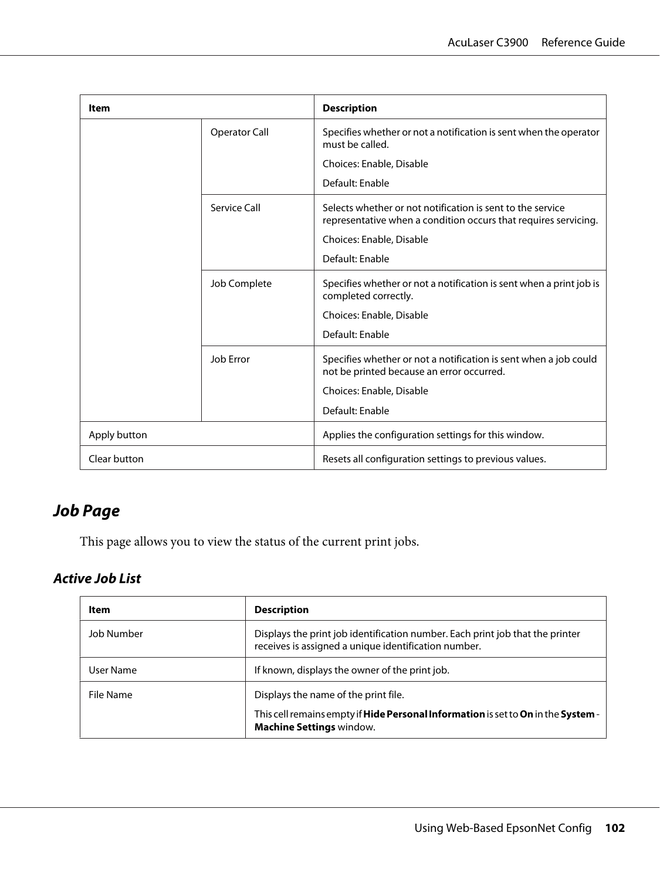| Item | | Description |
|---|---|---|
| | Operator Call | Specifies whether or not a notification is sent when the operator must be called.<br><br>Choices: Enable, Disable<br><br>Default: Enable |
| | Service Call | Selects whether or not notification is sent to the service representative when a condition occurs that requires servicing.<br><br>Choices: Enable, Disable<br><br>Default: Enable |
| | Job Complete | Specifies whether or not a notification is sent when a print job is completed correctly.<br><br>Choices: Enable, Disable<br><br>Default: Enable |
| | Job Error | Specifies whether or not a notification is sent when a job could not be printed because an error occurred.<br><br>Choices: Enable, Disable<br><br>Default: Enable |
| Apply button | | Applies the configuration settings for this window. |
| Clear button | | Resets all configuration settings to previous values. |

## *Job Page*

This page allows you to view the status of the current print jobs.

### *Active Job List*

| Item | Description |
|---|---|
| Job Number | Displays the print job identification number. Each print job that the printer receives is assigned a unique identification number. |
| User Name | If known, displays the owner of the print job. |
| File Name | Displays the name of the print file.<br><br>This cell remains empty if **Hide Personal Information** is set to **On** in the **System - Machine Settings** window. |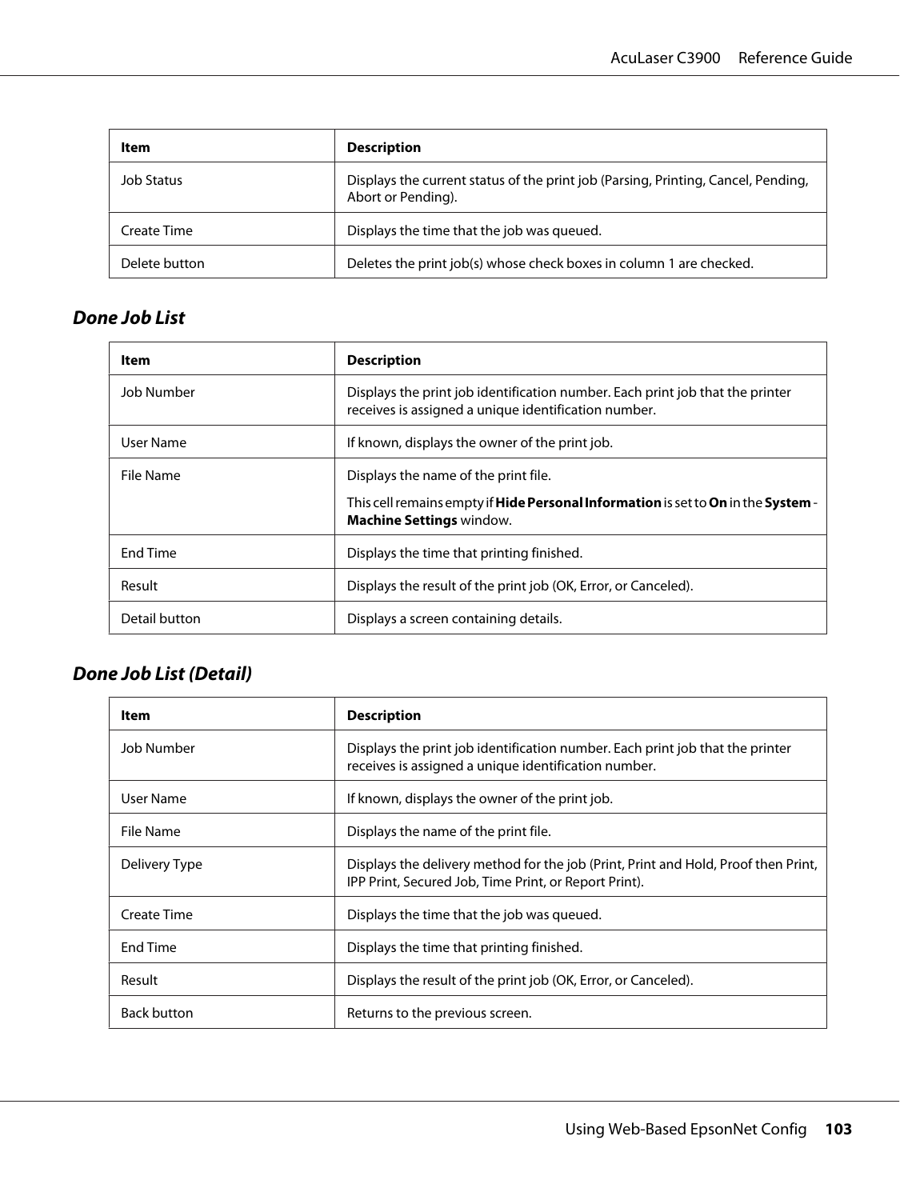| Item | Description |
| --- | --- |
| Job Status | Displays the current status of the print job (Parsing, Printing, Cancel, Pending, Abort or Pending). |
| Create Time | Displays the time that the job was queued. |
| Delete button | Deletes the print job(s) whose check boxes in column 1 are checked. |

### *Done Job List*

| Item | Description |
| --- | --- |
| Job Number | Displays the print job identification number. Each print job that the printer receives is assigned a unique identification number. |
| User Name | If known, displays the owner of the print job. |
| File Name | Displays the name of the print file.<br><br>This cell remains empty if **Hide Personal Information** is set to **On** in the **System - Machine Settings** window. |
| End Time | Displays the time that printing finished. |
| Result | Displays the result of the print job (OK, Error, or Canceled). |
| Detail button | Displays a screen containing details. |

### *Done Job List (Detail)*

| Item | Description |
| --- | --- |
| Job Number | Displays the print job identification number. Each print job that the printer receives is assigned a unique identification number. |
| User Name | If known, displays the owner of the print job. |
| File Name | Displays the name of the print file. |
| Delivery Type | Displays the delivery method for the job (Print, Print and Hold, Proof then Print, IPP Print, Secured Job, Time Print, or Report Print). |
| Create Time | Displays the time that the job was queued. |
| End Time | Displays the time that printing finished. |
| Result | Displays the result of the print job (OK, Error, or Canceled). |
| Back button | Returns to the previous screen. |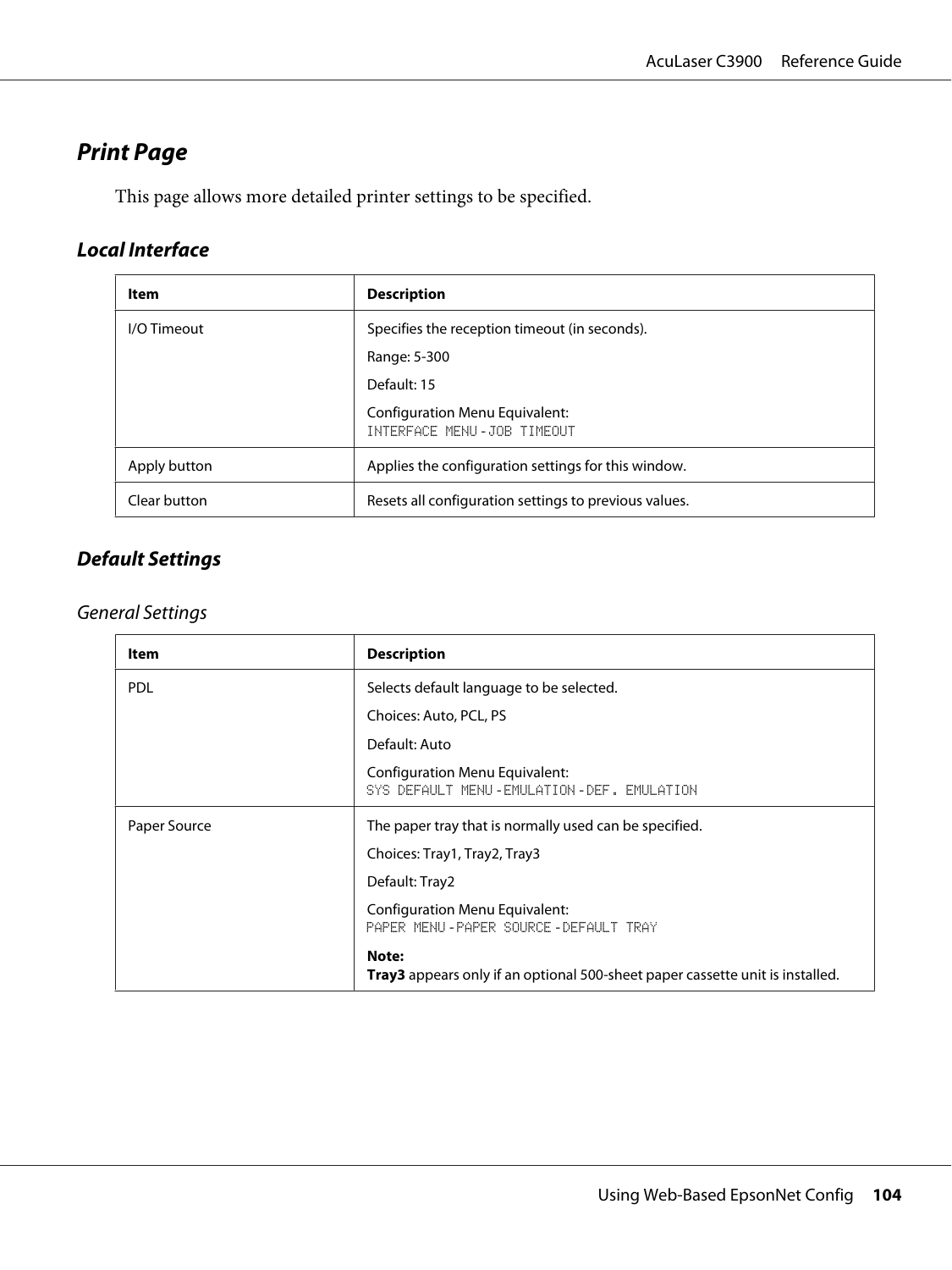## Print Page

This page allows more detailed printer settings to be specified.

### Local Interface

| Item | Description |
|---|---|
| I/O Timeout | Specifies the reception timeout (in seconds).<br><br>Range: 5-300<br><br>Default: 15<br><br>Configuration Menu Equivalent:<br>`INTERFACE MENU` - `JOB TIMEOUT` |
| Apply button | Applies the configuration settings for this window. |
| Clear button | Resets all configuration settings to previous values. |

### Default Settings

#### General Settings

| Item | Description |
|---|---|
| PDL | Selects default language to be selected.<br><br>Choices: Auto, PCL, PS<br><br>Default: Auto<br><br>Configuration Menu Equivalent:<br>`SYS DEFAULT MENU` - `EMULATION` - `DEF. EMULATION` |
| Paper Source | The paper tray that is normally used can be specified.<br><br>Choices: Tray1, Tray2, Tray3<br><br>Default: Tray2<br><br>Configuration Menu Equivalent:<br>`PAPER MENU` - `PAPER SOURCE` - `DEFAULT TRAY`<br><br>**Note:**<br>**Tray3** appears only if an optional 500-sheet paper cassette unit is installed. |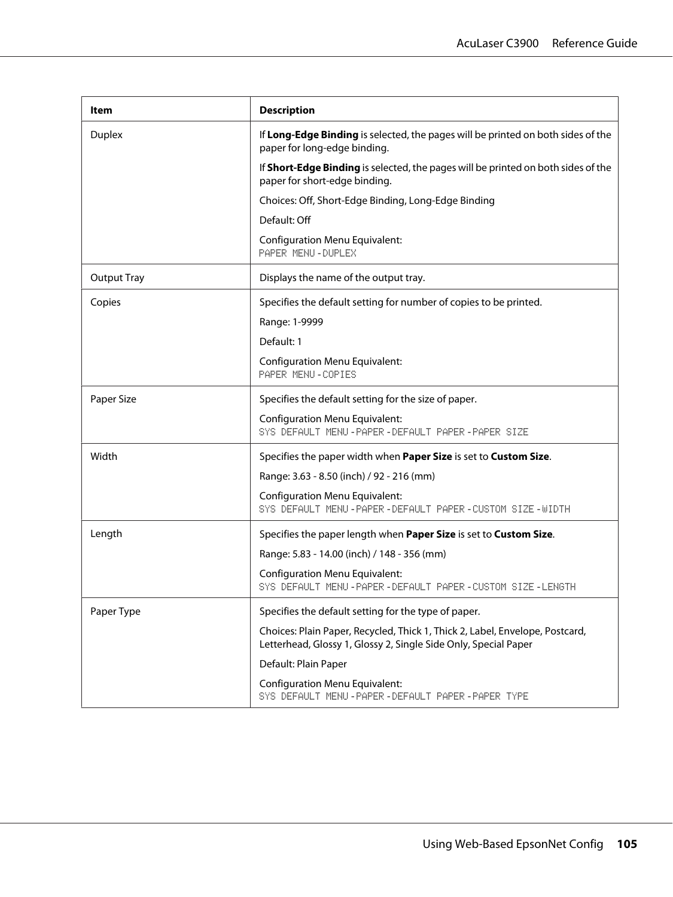| Item | Description |
|---|---|
| Duplex | If **Long-Edge Binding** is selected, the pages will be printed on both sides of the paper for long-edge binding.<br><br>If **Short-Edge Binding** is selected, the pages will be printed on both sides of the paper for short-edge binding.<br><br>Choices: Off, Short-Edge Binding, Long-Edge Binding<br><br>Default: Off<br><br>Configuration Menu Equivalent:<br>PAPER MENU - DUPLEX |
| Output Tray | Displays the name of the output tray. |
| Copies | Specifies the default setting for number of copies to be printed.<br><br>Range: 1-9999<br><br>Default: 1<br><br>Configuration Menu Equivalent:<br>PAPER MENU - COPIES |
| Paper Size | Specifies the default setting for the size of paper.<br><br>Configuration Menu Equivalent:<br>SYS DEFAULT MENU - PAPER - DEFAULT PAPER - PAPER SIZE |
| Width | Specifies the paper width when **Paper Size** is set to **Custom Size**.<br><br>Range: 3.63 - 8.50 (inch) / 92 - 216 (mm)<br><br>Configuration Menu Equivalent:<br>SYS DEFAULT MENU - PAPER - DEFAULT PAPER - CUSTOM SIZE - WIDTH |
| Length | Specifies the paper length when **Paper Size** is set to **Custom Size**.<br><br>Range: 5.83 - 14.00 (inch) / 148 - 356 (mm)<br><br>Configuration Menu Equivalent:<br>SYS DEFAULT MENU - PAPER - DEFAULT PAPER - CUSTOM SIZE - LENGTH |
| Paper Type | Specifies the default setting for the type of paper.<br><br>Choices: Plain Paper, Recycled, Thick 1, Thick 2, Label, Envelope, Postcard, Letterhead, Glossy 1, Glossy 2, Single Side Only, Special Paper<br><br>Default: Plain Paper<br><br>Configuration Menu Equivalent:<br>SYS DEFAULT MENU - PAPER - DEFAULT PAPER - PAPER TYPE |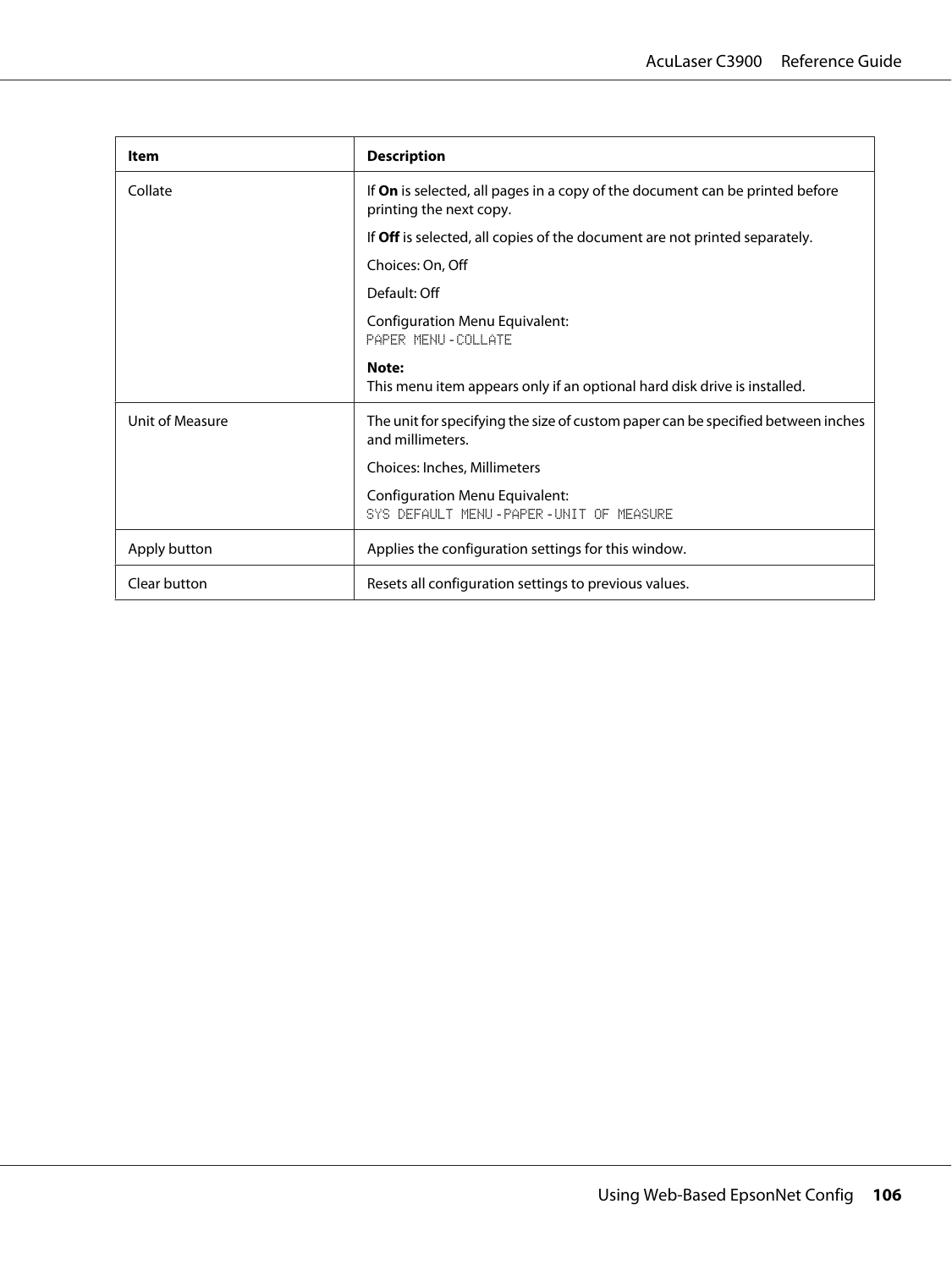| Item | Description |
| --- | --- |
| Collate | If **On** is selected, all pages in a copy of the document can be printed before printing the next copy.<br><br>If **Off** is selected, all copies of the document are not printed separately.<br><br>Choices: On, Off<br><br>Default: Off<br><br>Configuration Menu Equivalent:<br>PAPER MENU - COLLATE<br><br>**Note:**<br>This menu item appears only if an optional hard disk drive is installed. |
| Unit of Measure | The unit for specifying the size of custom paper can be specified between inches and millimeters.<br><br>Choices: Inches, Millimeters<br><br>Configuration Menu Equivalent:<br>SYS DEFAULT MENU - PAPER - UNIT OF MEASURE |
| Apply button | Applies the configuration settings for this window. |
| Clear button | Resets all configuration settings to previous values. |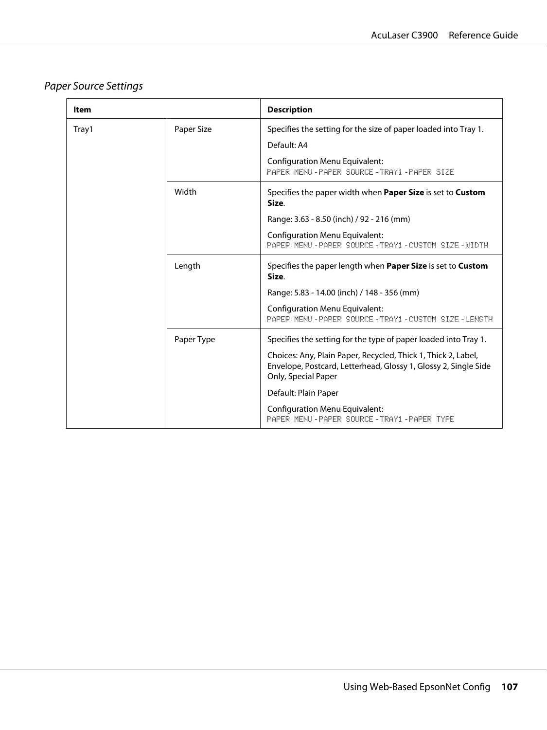### *Paper Source Settings*

| Item | | Description |
|---|---|---|
| Tray1 | Paper Size | Specifies the setting for the size of paper loaded into Tray 1.<br><br>Default: A4<br><br>Configuration Menu Equivalent:<br>PAPER MENU - PAPER SOURCE - TRAY1 - PAPER SIZE |
| | Width | Specifies the paper width when **Paper Size** is set to **Custom Size**.<br><br>Range: 3.63 - 8.50 (inch) / 92 - 216 (mm)<br><br>Configuration Menu Equivalent:<br>PAPER MENU - PAPER SOURCE - TRAY1 - CUSTOM SIZE - WIDTH |
| | Length | Specifies the paper length when **Paper Size** is set to **Custom Size**.<br><br>Range: 5.83 - 14.00 (inch) / 148 - 356 (mm)<br><br>Configuration Menu Equivalent:<br>PAPER MENU - PAPER SOURCE - TRAY1 - CUSTOM SIZE - LENGTH |
| | Paper Type | Specifies the setting for the type of paper loaded into Tray 1.<br><br>Choices: Any, Plain Paper, Recycled, Thick 1, Thick 2, Label, Envelope, Postcard, Letterhead, Glossy 1, Glossy 2, Single Side Only, Special Paper<br><br>Default: Plain Paper<br><br>Configuration Menu Equivalent:<br>PAPER MENU - PAPER SOURCE - TRAY1 - PAPER TYPE |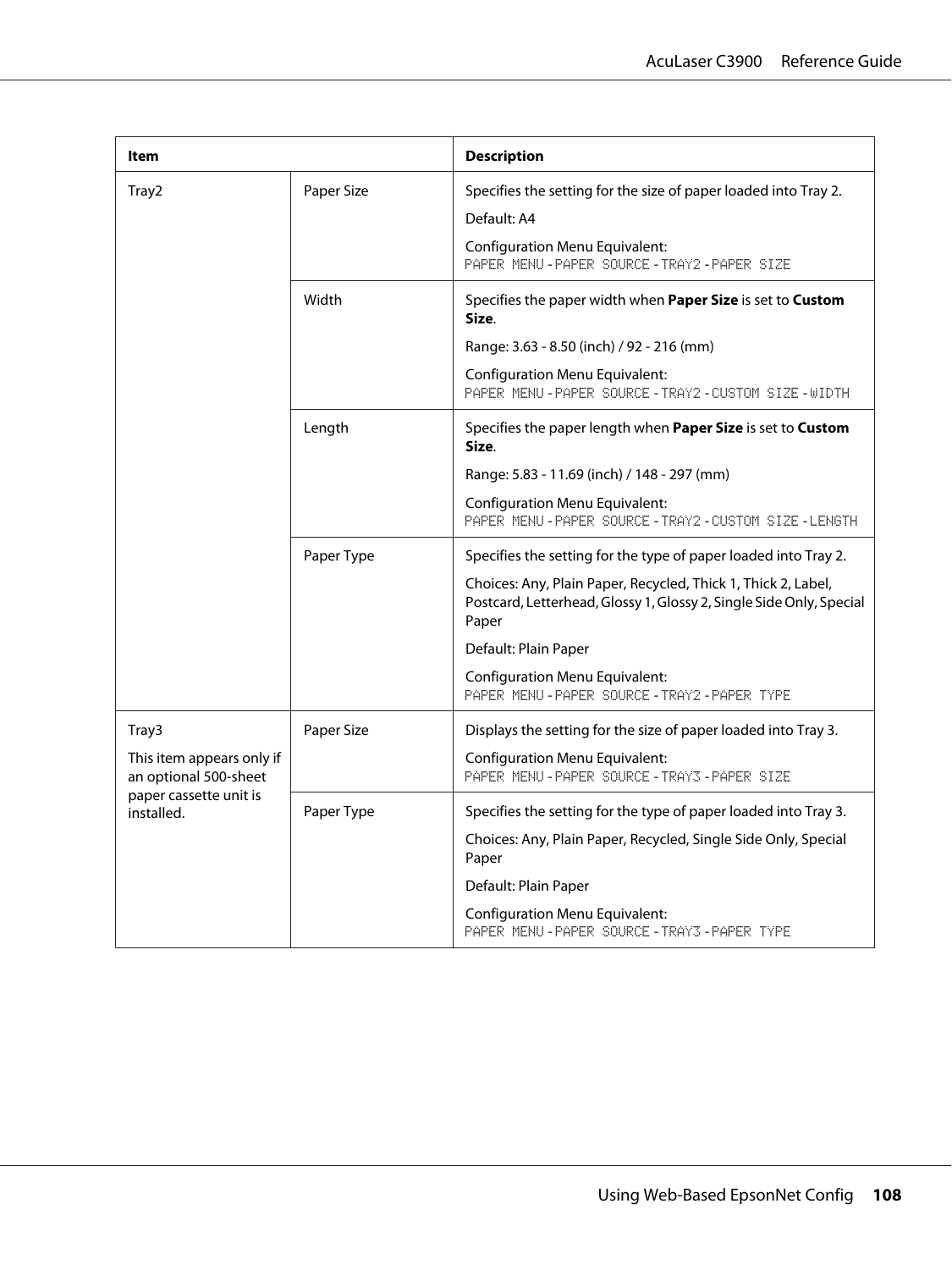| Item | | Description |
|---|---|---|
| Tray2 | Paper Size | Specifies the setting for the size of paper loaded into Tray 2.<br><br>Default: A4<br><br>Configuration Menu Equivalent:<br>PAPER MENU - PAPER SOURCE - TRAY2 - PAPER SIZE |
| | Width | Specifies the paper width when **Paper Size** is set to **Custom Size**.<br><br>Range: 3.63 - 8.50 (inch) / 92 - 216 (mm)<br><br>Configuration Menu Equivalent:<br>PAPER MENU - PAPER SOURCE - TRAY2 - CUSTOM SIZE - WIDTH |
| | Length | Specifies the paper length when **Paper Size** is set to **Custom Size**.<br><br>Range: 5.83 - 11.69 (inch) / 148 - 297 (mm)<br><br>Configuration Menu Equivalent:<br>PAPER MENU - PAPER SOURCE - TRAY2 - CUSTOM SIZE - LENGTH |
| | Paper Type | Specifies the setting for the type of paper loaded into Tray 2.<br><br>Choices: Any, Plain Paper, Recycled, Thick 1, Thick 2, Label, Postcard, Letterhead, Glossy 1, Glossy 2, Single Side Only, Special Paper<br><br>Default: Plain Paper<br><br>Configuration Menu Equivalent:<br>PAPER MENU - PAPER SOURCE - TRAY2 - PAPER TYPE |
| Tray3<br><br>This item appears only if an optional 500-sheet paper cassette unit is installed. | Paper Size | Displays the setting for the size of paper loaded into Tray 3.<br><br>Configuration Menu Equivalent:<br>PAPER MENU - PAPER SOURCE - TRAY3 - PAPER SIZE |
| | Paper Type | Specifies the setting for the type of paper loaded into Tray 3.<br><br>Choices: Any, Plain Paper, Recycled, Single Side Only, Special Paper<br><br>Default: Plain Paper<br><br>Configuration Menu Equivalent:<br>PAPER MENU - PAPER SOURCE - TRAY3 - PAPER TYPE |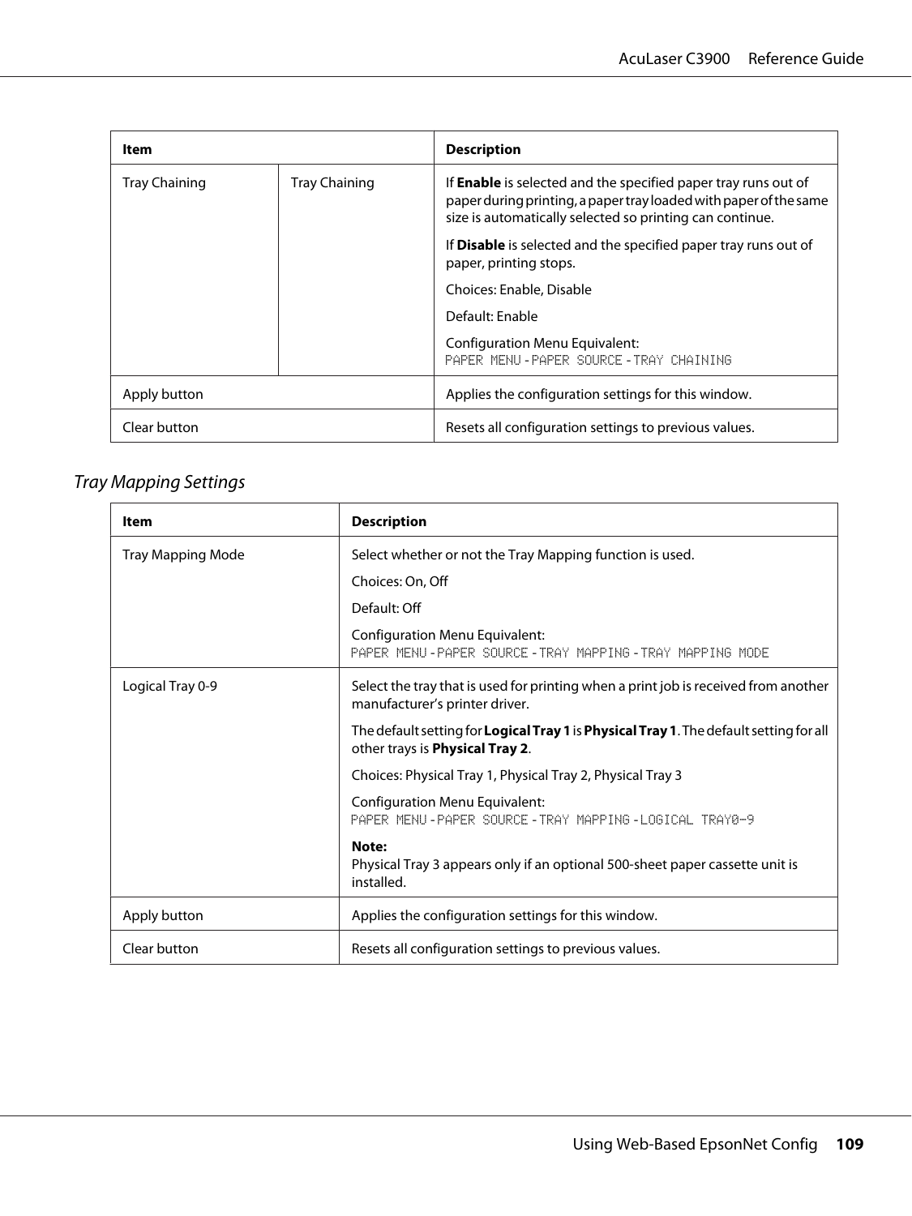| Item | | Description |
|---|---|---|
| Tray Chaining | Tray Chaining | If **Enable** is selected and the specified paper tray runs out of paper during printing, a paper tray loaded with paper of the same size is automatically selected so printing can continue.<br><br>If **Disable** is selected and the specified paper tray runs out of paper, printing stops.<br><br>Choices: Enable, Disable<br><br>Default: Enable<br><br>Configuration Menu Equivalent:<br>`PAPER MENU` - `PAPER SOURCE` - `TRAY CHAINING` |
| Apply button | | Applies the configuration settings for this window. |
| Clear button | | Resets all configuration settings to previous values. |

### *Tray Mapping Settings*

| Item | Description |
|---|---|
| Tray Mapping Mode | Select whether or not the Tray Mapping function is used.<br><br>Choices: On, Off<br><br>Default: Off<br><br>Configuration Menu Equivalent:<br>`PAPER MENU` - `PAPER SOURCE` - `TRAY MAPPING` - `TRAY MAPPING MODE` |
| Logical Tray 0-9 | Select the tray that is used for printing when a print job is received from another manufacturer's printer driver.<br><br>The default setting for **Logical Tray 1** is **Physical Tray 1**. The default setting for all other trays is **Physical Tray 2**.<br><br>Choices: Physical Tray 1, Physical Tray 2, Physical Tray 3<br><br>Configuration Menu Equivalent:<br>`PAPER MENU` - `PAPER SOURCE` - `TRAY MAPPING` - `LOGICAL TRAY0-9`<br><br>**Note:**<br>Physical Tray 3 appears only if an optional 500-sheet paper cassette unit is installed. |
| Apply button | Applies the configuration settings for this window. |
| Clear button | Resets all configuration settings to previous values. |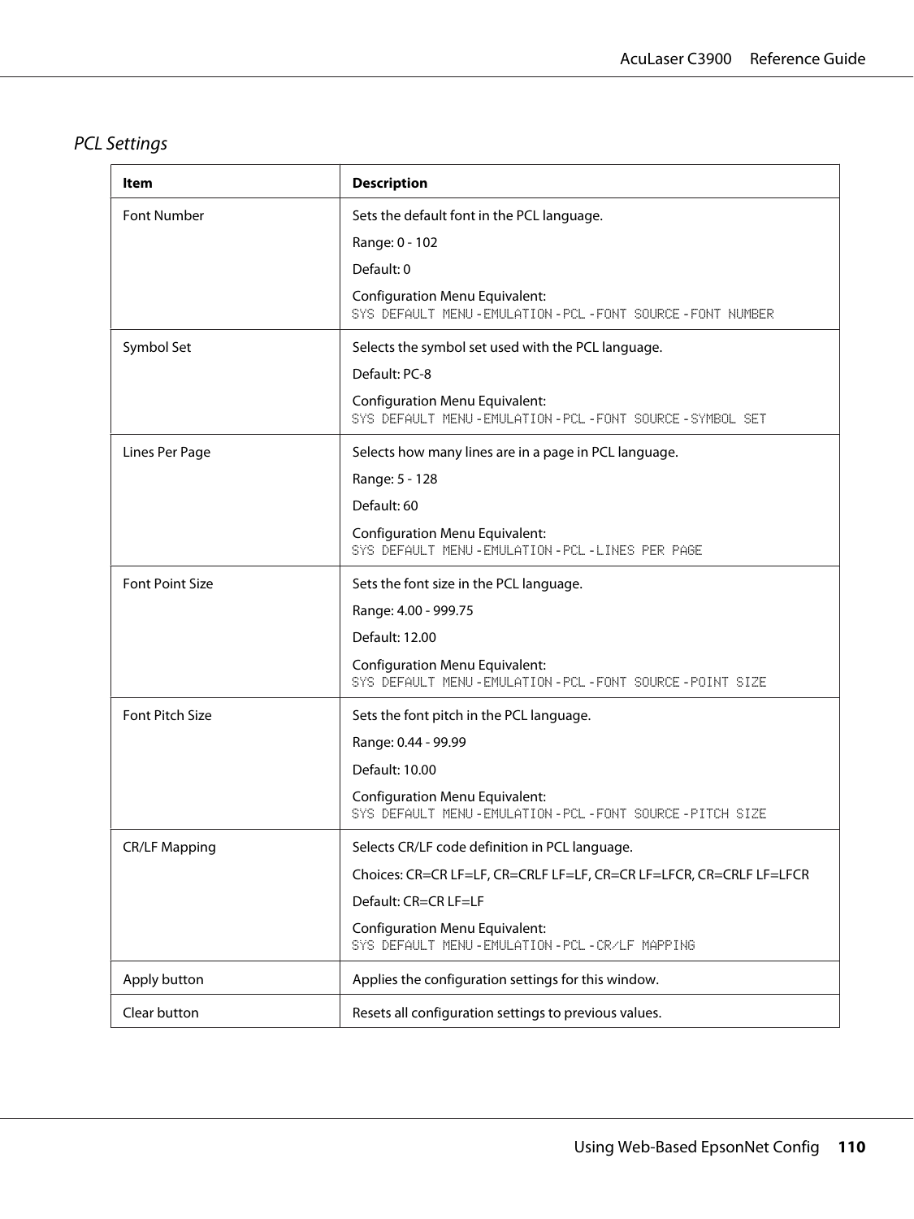### *PCL Settings*

| Item | Description |
|---|---|
| Font Number | Sets the default font in the PCL language.<br>Range: 0 - 102<br>Default: 0<br>Configuration Menu Equivalent:<br>`SYS DEFAULT MENU - EMULATION - PCL - FONT SOURCE - FONT NUMBER` |
| Symbol Set | Selects the symbol set used with the PCL language.<br>Default: PC-8<br>Configuration Menu Equivalent:<br>`SYS DEFAULT MENU - EMULATION - PCL - FONT SOURCE - SYMBOL SET` |
| Lines Per Page | Selects how many lines are in a page in PCL language.<br>Range: 5 - 128<br>Default: 60<br>Configuration Menu Equivalent:<br>`SYS DEFAULT MENU - EMULATION - PCL - LINES PER PAGE` |
| Font Point Size | Sets the font size in the PCL language.<br>Range: 4.00 - 999.75<br>Default: 12.00<br>Configuration Menu Equivalent:<br>`SYS DEFAULT MENU - EMULATION - PCL - FONT SOURCE - POINT SIZE` |
| Font Pitch Size | Sets the font pitch in the PCL language.<br>Range: 0.44 - 99.99<br>Default: 10.00<br>Configuration Menu Equivalent:<br>`SYS DEFAULT MENU - EMULATION - PCL - FONT SOURCE - PITCH SIZE` |
| CR/LF Mapping | Selects CR/LF code definition in PCL language.<br>Choices: CR=CR LF=LF, CR=CRLF LF=LF, CR=CR LF=LFCR, CR=CRLF LF=LFCR<br>Default: CR=CR LF=LF<br>Configuration Menu Equivalent:<br>`SYS DEFAULT MENU - EMULATION - PCL - CR/LF MAPPING` |
| Apply button | Applies the configuration settings for this window. |
| Clear button | Resets all configuration settings to previous values. |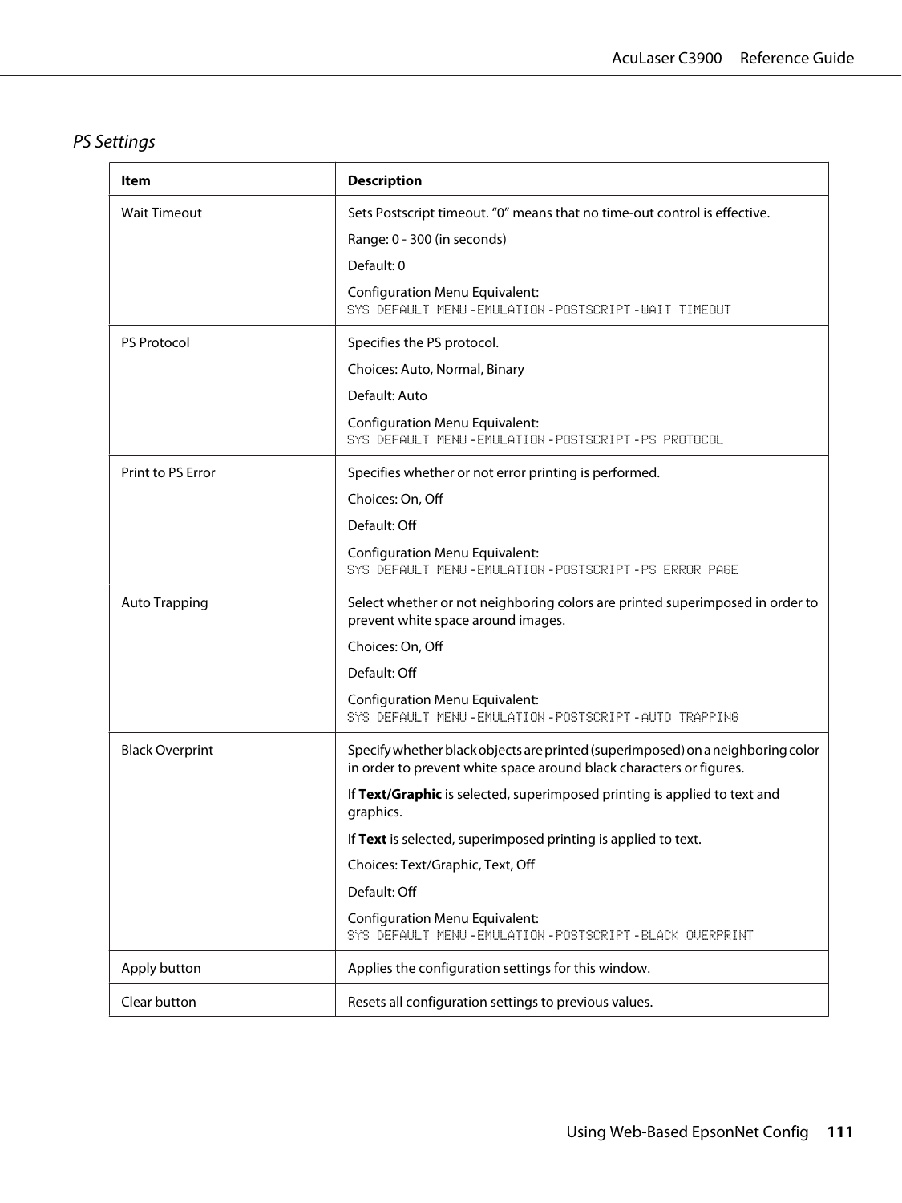### *PS Settings*

| Item | Description |
|---|---|
| Wait Timeout | Sets Postscript timeout. “0” means that no time-out control is effective.<br><br>Range: 0 - 300 (in seconds)<br><br>Default: 0<br><br>Configuration Menu Equivalent:<br>`SYS DEFAULT MENU` - `EMULATION` - `POSTSCRIPT` - `WAIT TIMEOUT` |
| PS Protocol | Specifies the PS protocol.<br><br>Choices: Auto, Normal, Binary<br><br>Default: Auto<br><br>Configuration Menu Equivalent:<br>`SYS DEFAULT MENU` - `EMULATION` - `POSTSCRIPT` - `PS PROTOCOL` |
| Print to PS Error | Specifies whether or not error printing is performed.<br><br>Choices: On, Off<br><br>Default: Off<br><br>Configuration Menu Equivalent:<br>`SYS DEFAULT MENU` - `EMULATION` - `POSTSCRIPT` - `PS ERROR PAGE` |
| Auto Trapping | Select whether or not neighboring colors are printed superimposed in order to prevent white space around images.<br><br>Choices: On, Off<br><br>Default: Off<br><br>Configuration Menu Equivalent:<br>`SYS DEFAULT MENU` - `EMULATION` - `POSTSCRIPT` - `AUTO TRAPPING` |
| Black Overprint | Specify whether black objects are printed (superimposed) on a neighboring color in order to prevent white space around black characters or figures.<br><br>If **Text/Graphic** is selected, superimposed printing is applied to text and graphics.<br><br>If **Text** is selected, superimposed printing is applied to text.<br><br>Choices: Text/Graphic, Text, Off<br><br>Default: Off<br><br>Configuration Menu Equivalent:<br>`SYS DEFAULT MENU` - `EMULATION` - `POSTSCRIPT` - `BLACK OVERPRINT` |
| Apply button | Applies the configuration settings for this window. |
| Clear button | Resets all configuration settings to previous values. |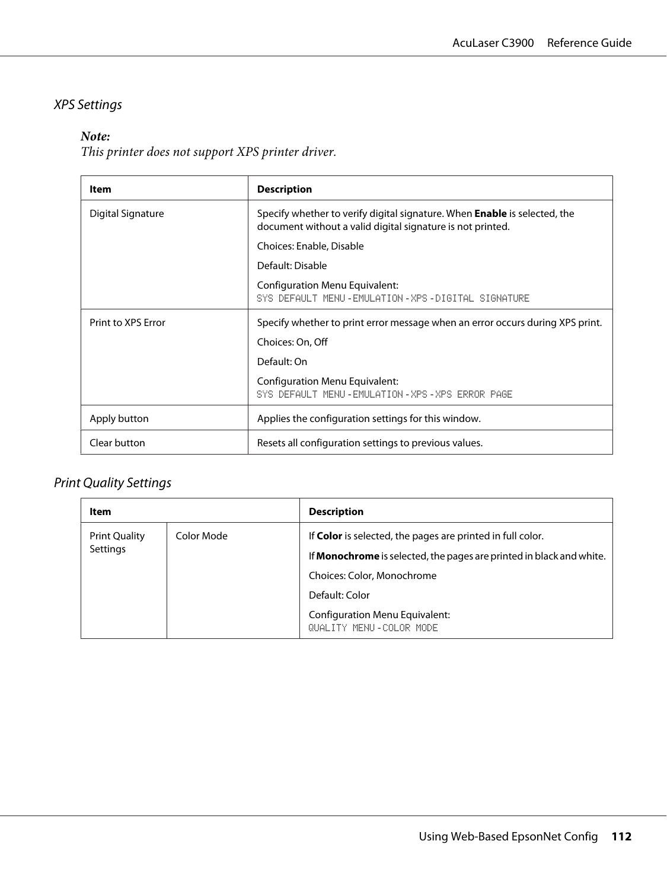### XPS Settings

***Note:***
*This printer does not support XPS printer driver.*

| Item | Description |
|---|---|
| Digital Signature | Specify whether to verify digital signature. When **Enable** is selected, the document without a valid digital signature is not printed.<br>Choices: Enable, Disable<br>Default: Disable<br>Configuration Menu Equivalent:<br>`SYS DEFAULT MENU - EMULATION - XPS - DIGITAL SIGNATURE` |
| Print to XPS Error | Specify whether to print error message when an error occurs during XPS print.<br>Choices: On, Off<br>Default: On<br>Configuration Menu Equivalent:<br>`SYS DEFAULT MENU - EMULATION - XPS - XPS ERROR PAGE` |
| Apply button | Applies the configuration settings for this window. |
| Clear button | Resets all configuration settings to previous values. |

### Print Quality Settings

| Item | | Description |
|---|---|---|
| Print Quality Settings | Color Mode | If **Color** is selected, the pages are printed in full color.<br>If **Monochrome** is selected, the pages are printed in black and white.<br>Choices: Color, Monochrome<br>Default: Color<br>Configuration Menu Equivalent:<br>`QUALITY MENU - COLOR MODE` |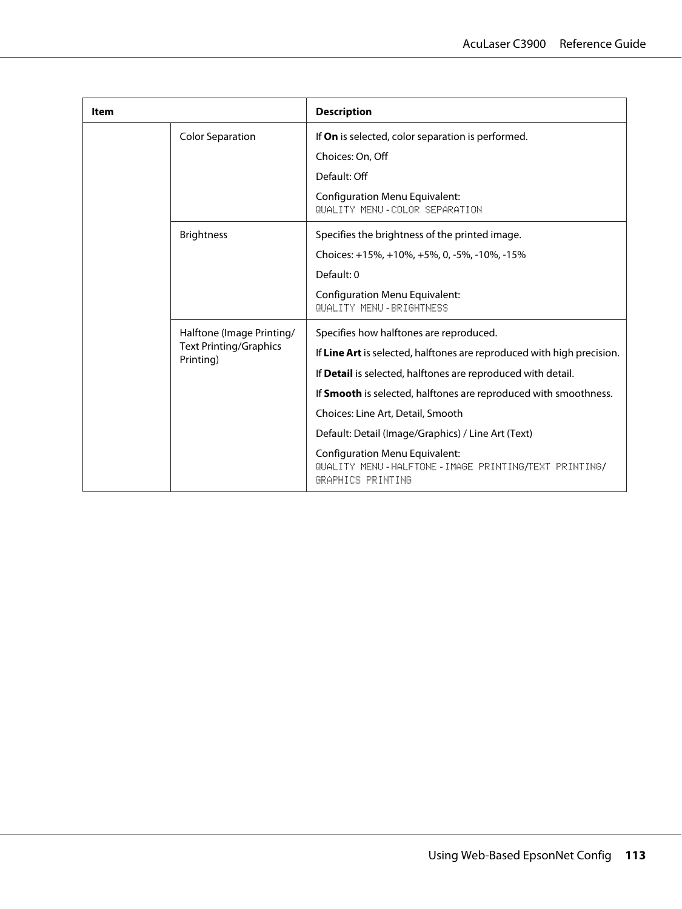| Item | | Description |
|---|---|---|
| | Color Separation | If **On** is selected, color separation is performed.<br>Choices: On, Off<br>Default: Off<br>Configuration Menu Equivalent:<br>QUALITY MENU - COLOR SEPARATION |
| | Brightness | Specifies the brightness of the printed image.<br>Choices: +15%, +10%, +5%, 0, -5%, -10%, -15%<br>Default: 0<br>Configuration Menu Equivalent:<br>QUALITY MENU - BRIGHTNESS |
| | Halftone (Image Printing/ Text Printing/Graphics Printing) | Specifies how halftones are reproduced.<br>If **Line Art** is selected, halftones are reproduced with high precision.<br>If **Detail** is selected, halftones are reproduced with detail.<br>If **Smooth** is selected, halftones are reproduced with smoothness.<br>Choices: Line Art, Detail, Smooth<br>Default: Detail (Image/Graphics) / Line Art (Text)<br>Configuration Menu Equivalent:<br>QUALITY MENU - HALFTONE - IMAGE PRINTING/TEXT PRINTING/ GRAPHICS PRINTING |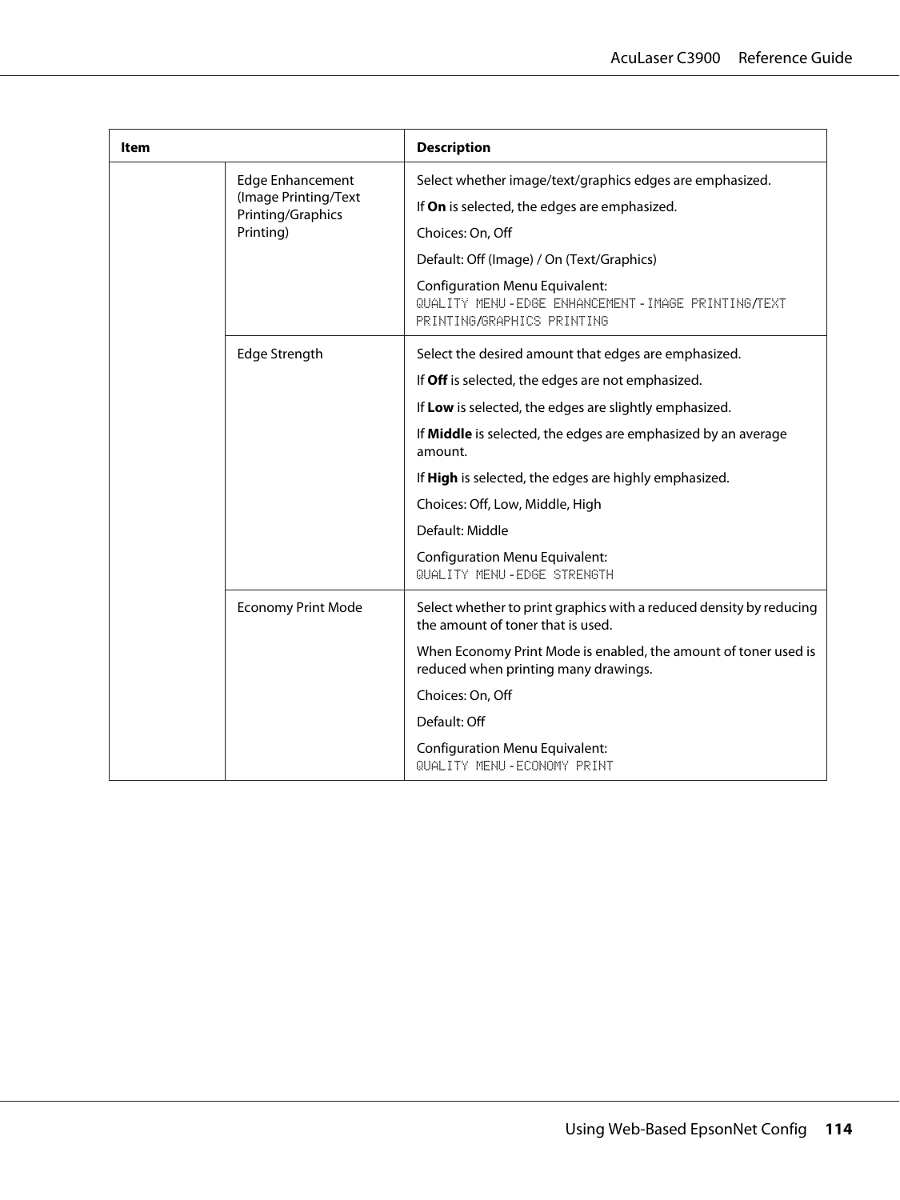| Item | | Description |
|---|---|---|
| | Edge Enhancement (Image Printing/Text Printing/Graphics Printing) | Select whether image/text/graphics edges are emphasized.<br>If **On** is selected, the edges are emphasized.<br>Choices: On, Off<br>Default: Off (Image) / On (Text/Graphics)<br>Configuration Menu Equivalent: `QUALITY MENU` - `EDGE ENHANCEMENT` - `IMAGE PRINTING`/`TEXT PRINTING`/`GRAPHICS PRINTING` |
| | Edge Strength | Select the desired amount that edges are emphasized.<br>If **Off** is selected, the edges are not emphasized.<br>If **Low** is selected, the edges are slightly emphasized.<br>If **Middle** is selected, the edges are emphasized by an average amount.<br>If **High** is selected, the edges are highly emphasized.<br>Choices: Off, Low, Middle, High<br>Default: Middle<br>Configuration Menu Equivalent: `QUALITY MENU` - `EDGE STRENGTH` |
| | Economy Print Mode | Select whether to print graphics with a reduced density by reducing the amount of toner that is used.<br>When Economy Print Mode is enabled, the amount of toner used is reduced when printing many drawings.<br>Choices: On, Off<br>Default: Off<br>Configuration Menu Equivalent: `QUALITY MENU` - `ECONOMY PRINT` |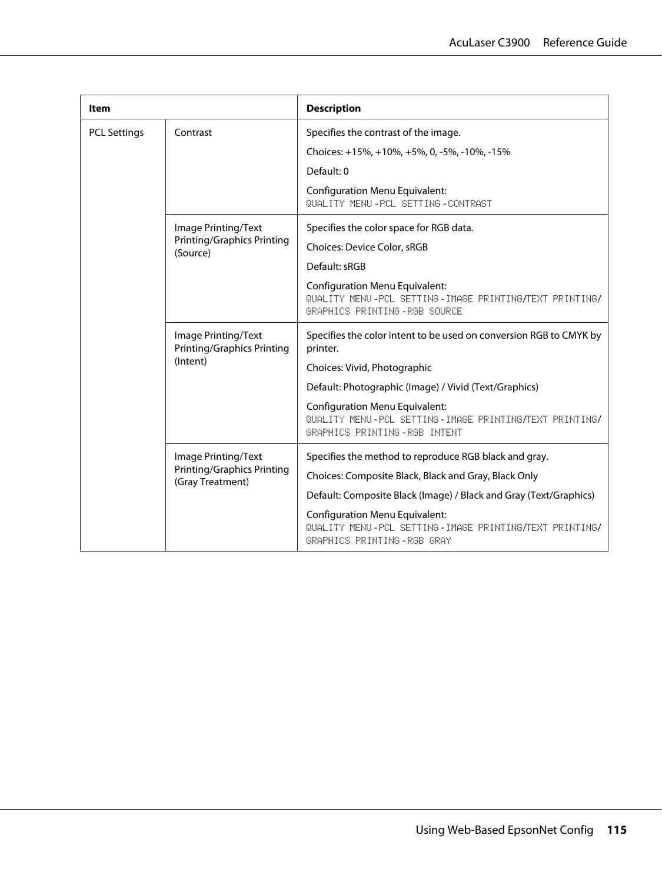| Item | | Description |
|---|---|---|
| PCL Settings | Contrast | Specifies the contrast of the image.<br>Choices: +15%, +10%, +5%, 0, -5%, -10%, -15%<br>Default: 0<br>Configuration Menu Equivalent:<br>QUALITY MENU - PCL SETTING - CONTRAST |
| | Image Printing/Text Printing/Graphics Printing (Source) | Specifies the color space for RGB data.<br>Choices: Device Color, sRGB<br>Default: sRGB<br>Configuration Menu Equivalent:<br>QUALITY MENU - PCL SETTING - IMAGE PRINTING/TEXT PRINTING/ GRAPHICS PRINTING - RGB SOURCE |
| | Image Printing/Text Printing/Graphics Printing (Intent) | Specifies the color intent to be used on conversion RGB to CMYK by printer.<br>Choices: Vivid, Photographic<br>Default: Photographic (Image) / Vivid (Text/Graphics)<br>Configuration Menu Equivalent:<br>QUALITY MENU - PCL SETTING - IMAGE PRINTING/TEXT PRINTING/ GRAPHICS PRINTING - RGB INTENT |
| | Image Printing/Text Printing/Graphics Printing (Gray Treatment) | Specifies the method to reproduce RGB black and gray.<br>Choices: Composite Black, Black and Gray, Black Only<br>Default: Composite Black (Image) / Black and Gray (Text/Graphics)<br>Configuration Menu Equivalent:<br>QUALITY MENU - PCL SETTING - IMAGE PRINTING/TEXT PRINTING/ GRAPHICS PRINTING - RGB GRAY |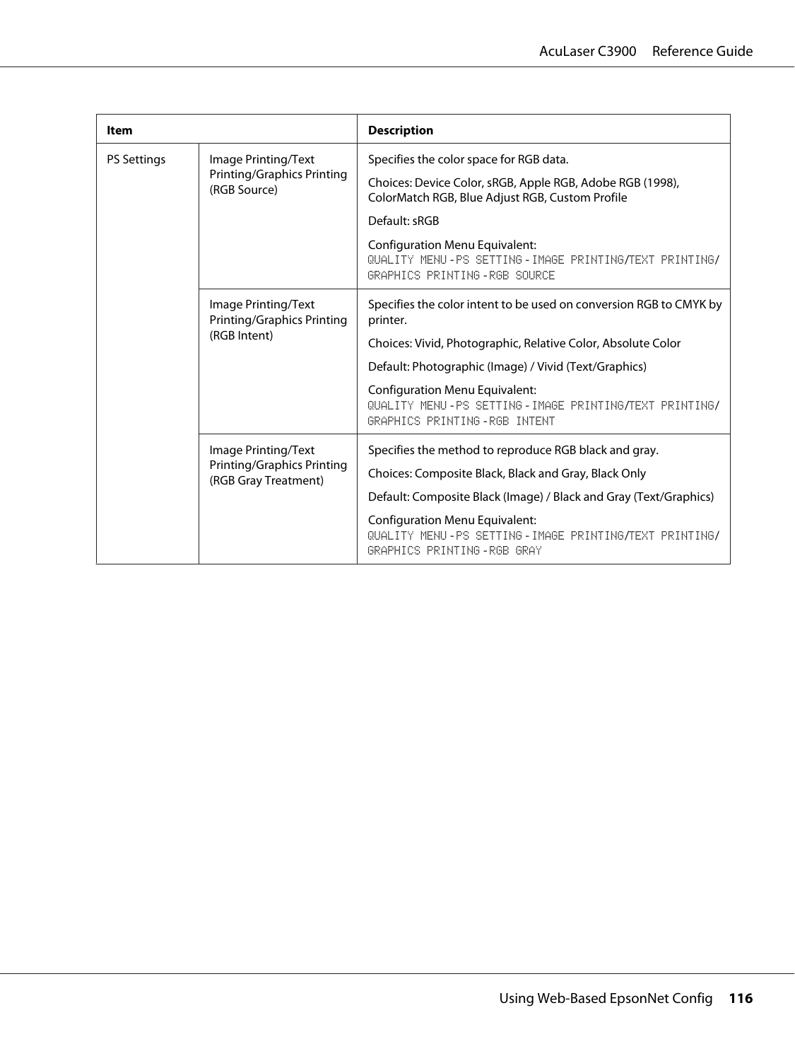| Item | | Description |
|---|---|---|
| PS Settings | Image Printing/Text Printing/Graphics Printing (RGB Source) | Specifies the color space for RGB data.<br><br>Choices: Device Color, sRGB, Apple RGB, Adobe RGB (1998), ColorMatch RGB, Blue Adjust RGB, Custom Profile<br><br>Default: sRGB<br><br>Configuration Menu Equivalent:<br>`QUALITY MENU` - `PS SETTING` - `IMAGE PRINTING/TEXT PRINTING/GRAPHICS PRINTING` - `RGB SOURCE` |
| | Image Printing/Text Printing/Graphics Printing (RGB Intent) | Specifies the color intent to be used on conversion RGB to CMYK by printer.<br><br>Choices: Vivid, Photographic, Relative Color, Absolute Color<br><br>Default: Photographic (Image) / Vivid (Text/Graphics)<br><br>Configuration Menu Equivalent:<br>`QUALITY MENU` - `PS SETTING` - `IMAGE PRINTING/TEXT PRINTING/GRAPHICS PRINTING` - `RGB INTENT` |
| | Image Printing/Text Printing/Graphics Printing (RGB Gray Treatment) | Specifies the method to reproduce RGB black and gray.<br><br>Choices: Composite Black, Black and Gray, Black Only<br><br>Default: Composite Black (Image) / Black and Gray (Text/Graphics)<br><br>Configuration Menu Equivalent:<br>`QUALITY MENU` - `PS SETTING` - `IMAGE PRINTING/TEXT PRINTING/GRAPHICS PRINTING` - `RGB GRAY` |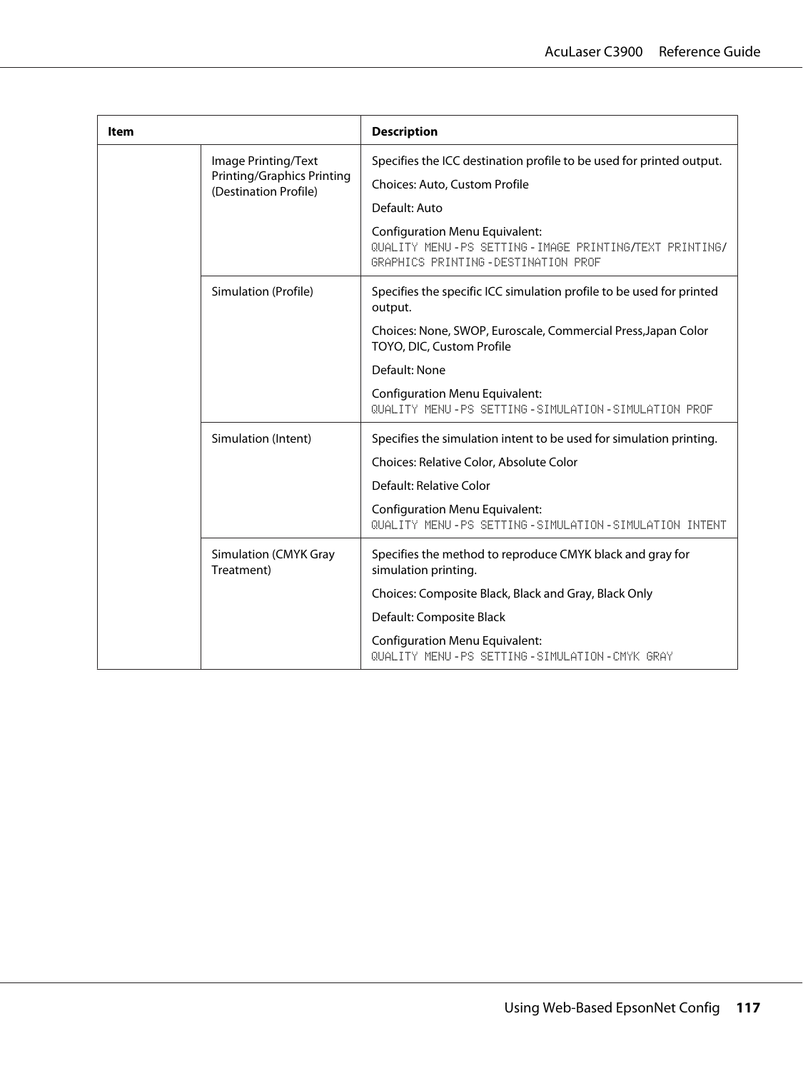| Item | | Description |
|---|---|---|
| | Image Printing/Text Printing/Graphics Printing (Destination Profile) | Specifies the ICC destination profile to be used for printed output.<br>Choices: Auto, Custom Profile<br>Default: Auto<br>Configuration Menu Equivalent:<br>QUALITY MENU - PS SETTING - IMAGE PRINTING/TEXT PRINTING/ GRAPHICS PRINTING - DESTINATION PROF |
| | Simulation (Profile) | Specifies the specific ICC simulation profile to be used for printed output.<br>Choices: None, SWOP, Euroscale, Commercial Press,Japan Color TOYO, DIC, Custom Profile<br>Default: None<br>Configuration Menu Equivalent:<br>QUALITY MENU - PS SETTING - SIMULATION - SIMULATION PROF |
| | Simulation (Intent) | Specifies the simulation intent to be used for simulation printing.<br>Choices: Relative Color, Absolute Color<br>Default: Relative Color<br>Configuration Menu Equivalent:<br>QUALITY MENU - PS SETTING - SIMULATION - SIMULATION INTENT |
| | Simulation (CMYK Gray Treatment) | Specifies the method to reproduce CMYK black and gray for simulation printing.<br>Choices: Composite Black, Black and Gray, Black Only<br>Default: Composite Black<br>Configuration Menu Equivalent:<br>QUALITY MENU - PS SETTING - SIMULATION - CMYK GRAY |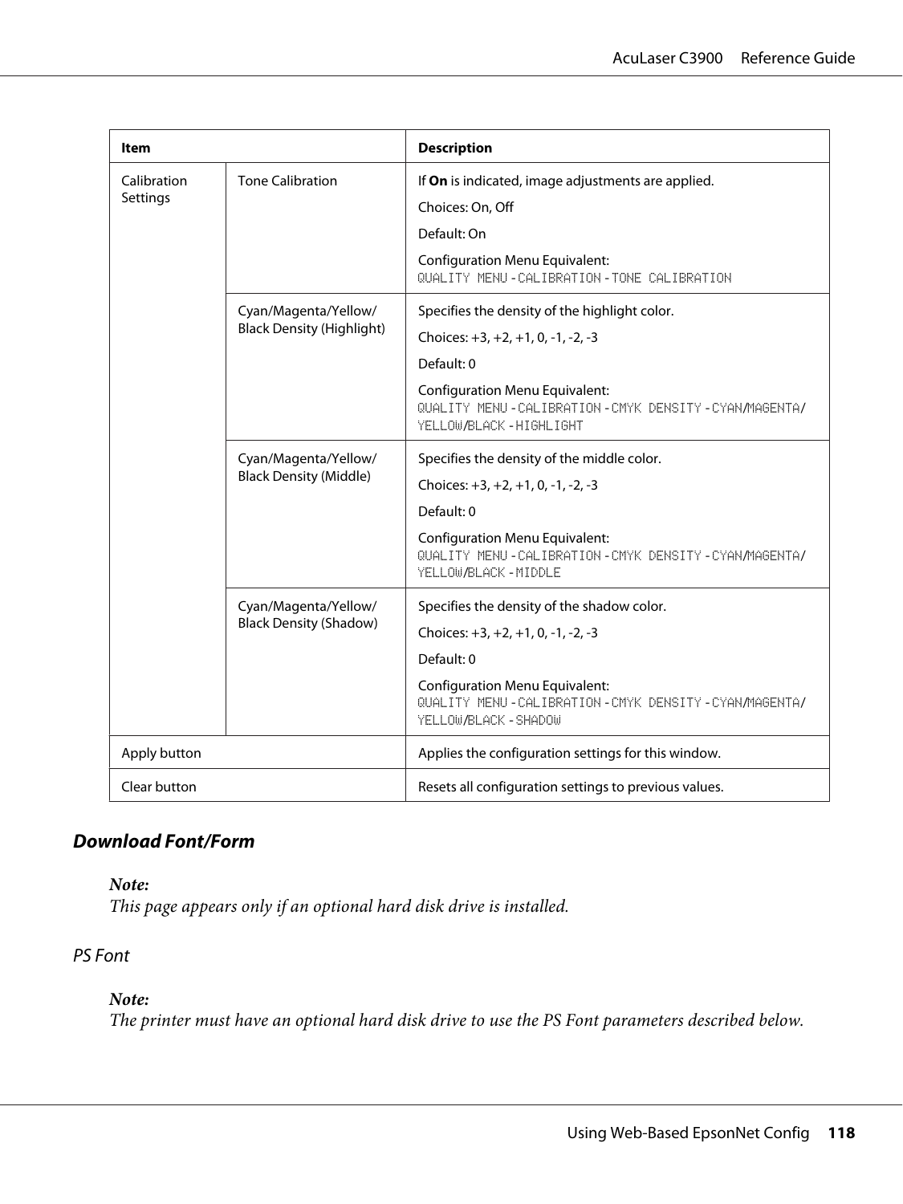| Item | | Description |
|---|---|---|
| Calibration Settings | Tone Calibration | If **On** is indicated, image adjustments are applied.<br>Choices: On, Off<br>Default: On<br>Configuration Menu Equivalent:<br>`QUALITY MENU - CALIBRATION - TONE CALIBRATION` |
| | Cyan/Magenta/Yellow/ Black Density (Highlight) | Specifies the density of the highlight color.<br>Choices: +3, +2, +1, 0, -1, -2, -3<br>Default: 0<br>Configuration Menu Equivalent:<br>`QUALITY MENU - CALIBRATION - CMYK DENSITY - CYAN/MAGENTA/ YELLOW/BLACK - HIGHLIGHT` |
| | Cyan/Magenta/Yellow/ Black Density (Middle) | Specifies the density of the middle color.<br>Choices: +3, +2, +1, 0, -1, -2, -3<br>Default: 0<br>Configuration Menu Equivalent:<br>`QUALITY MENU - CALIBRATION - CMYK DENSITY - CYAN/MAGENTA/ YELLOW/BLACK - MIDDLE` |
| | Cyan/Magenta/Yellow/ Black Density (Shadow) | Specifies the density of the shadow color.<br>Choices: +3, +2, +1, 0, -1, -2, -3<br>Default: 0<br>Configuration Menu Equivalent:<br>`QUALITY MENU - CALIBRATION - CMYK DENSITY - CYAN/MAGENTA/ YELLOW/BLACK - SHADOW` |
| Apply button | | Applies the configuration settings for this window. |
| Clear button | | Resets all configuration settings to previous values. |

### Download Font/Form

***Note:***
*This page appears only if an optional hard disk drive is installed.*

#### *PS Font*

***Note:***
*The printer must have an optional hard disk drive to use the PS Font parameters described below.*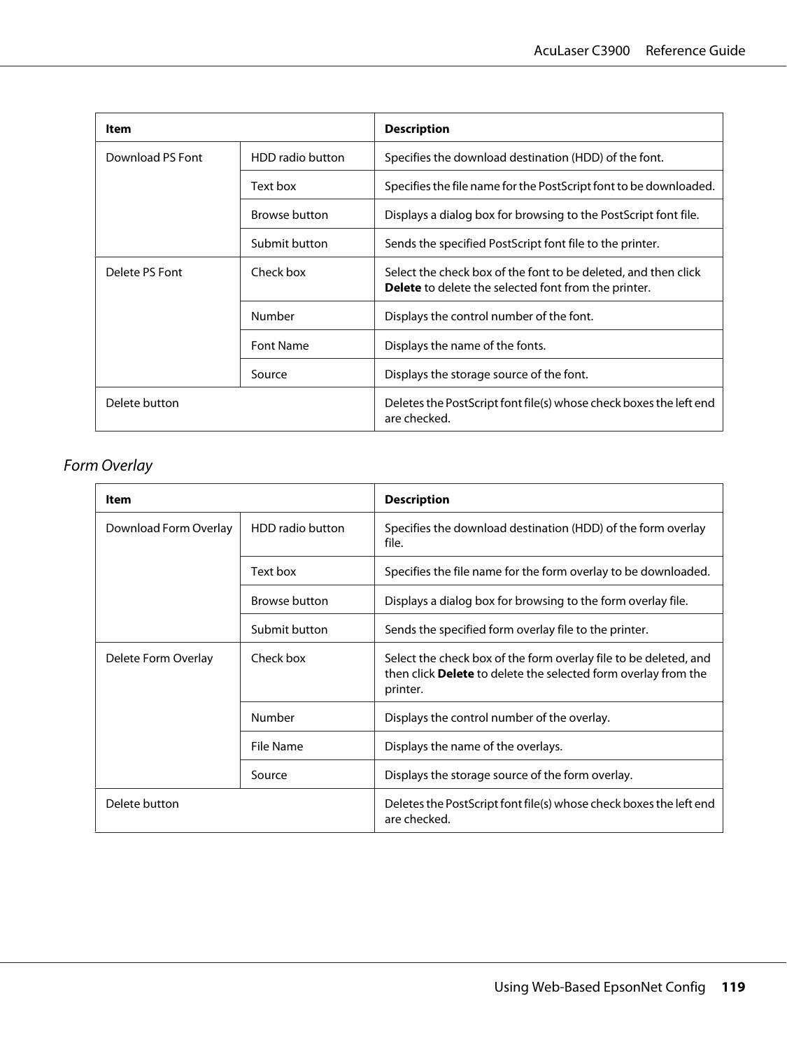| Item | | Description |
|---|---|---|
| Download PS Font | HDD radio button | Specifies the download destination (HDD) of the font. |
| | Text box | Specifies the file name for the PostScript font to be downloaded. |
| | Browse button | Displays a dialog box for browsing to the PostScript font file. |
| | Submit button | Sends the specified PostScript font file to the printer. |
| Delete PS Font | Check box | Select the check box of the font to be deleted, and then click **Delete** to delete the selected font from the printer. |
| | Number | Displays the control number of the font. |
| | Font Name | Displays the name of the fonts. |
| | Source | Displays the storage source of the font. |
| Delete button | | Deletes the PostScript font file(s) whose check boxes the left end are checked. |

### *Form Overlay*

| Item | | Description |
|---|---|---|
| Download Form Overlay | HDD radio button | Specifies the download destination (HDD) of the form overlay file. |
| | Text box | Specifies the file name for the form overlay to be downloaded. |
| | Browse button | Displays a dialog box for browsing to the form overlay file. |
| | Submit button | Sends the specified form overlay file to the printer. |
| Delete Form Overlay | Check box | Select the check box of the form overlay file to be deleted, and then click **Delete** to delete the selected form overlay from the printer. |
| | Number | Displays the control number of the overlay. |
| | File Name | Displays the name of the overlays. |
| | Source | Displays the storage source of the form overlay. |
| Delete button | | Deletes the PostScript font file(s) whose check boxes the left end are checked. |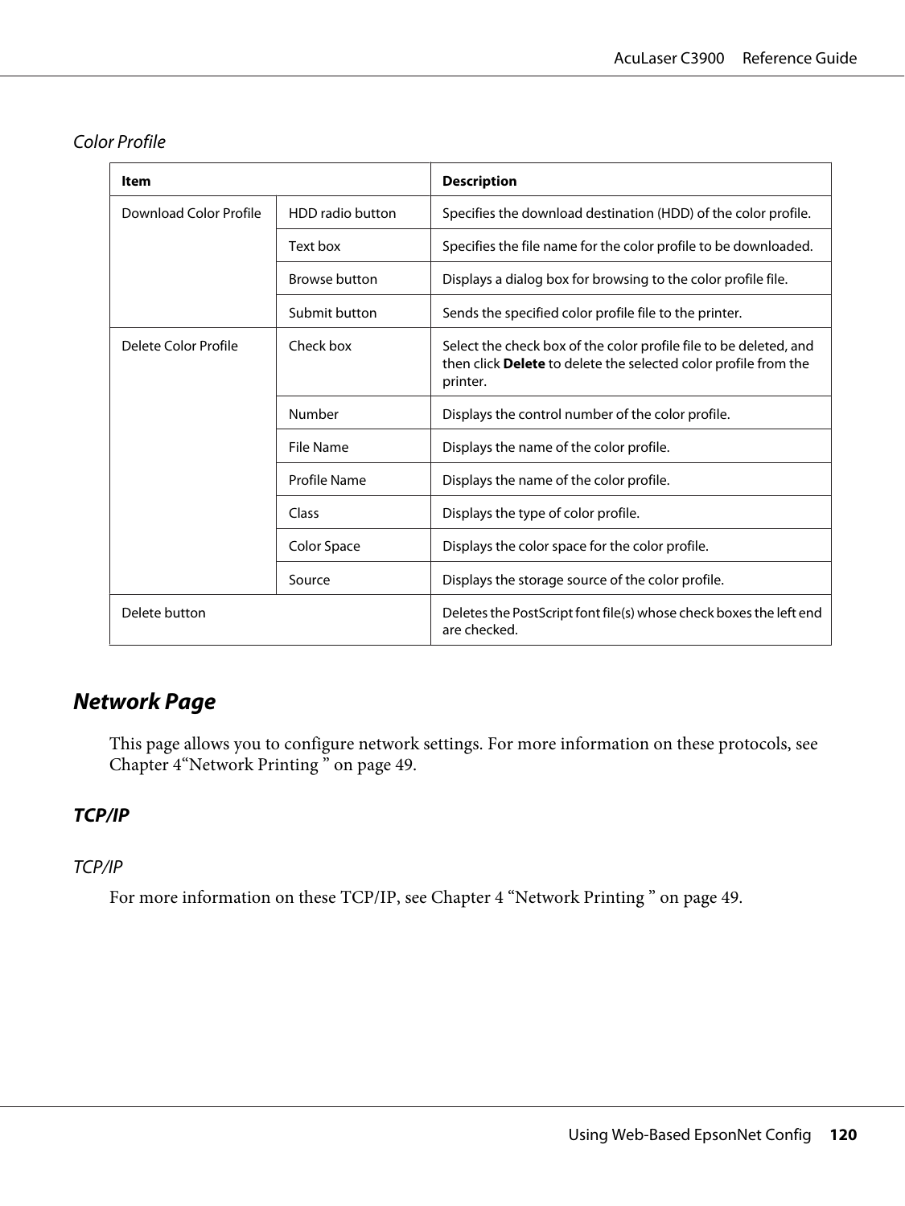*Color Profile*

| Item | | Description |
|---|---|---|
| Download Color Profile | HDD radio button | Specifies the download destination (HDD) of the color profile. |
| | Text box | Specifies the file name for the color profile to be downloaded. |
| | Browse button | Displays a dialog box for browsing to the color profile file. |
| | Submit button | Sends the specified color profile file to the printer. |
| Delete Color Profile | Check box | Select the check box of the color profile file to be deleted, and then click **Delete** to delete the selected color profile from the printer. |
| | Number | Displays the control number of the color profile. |
| | File Name | Displays the name of the color profile. |
| | Profile Name | Displays the name of the color profile. |
| | Class | Displays the type of color profile. |
| | Color Space | Displays the color space for the color profile. |
| | Source | Displays the storage source of the color profile. |
| Delete button | | Deletes the PostScript font file(s) whose check boxes the left end are checked. |

## Network Page

This page allows you to configure network settings. For more information on these protocols, see Chapter 4“Network Printing ” on page 49.

### TCP/IP

*TCP/IP*

For more information on these TCP/IP, see Chapter 4 “Network Printing ” on page 49.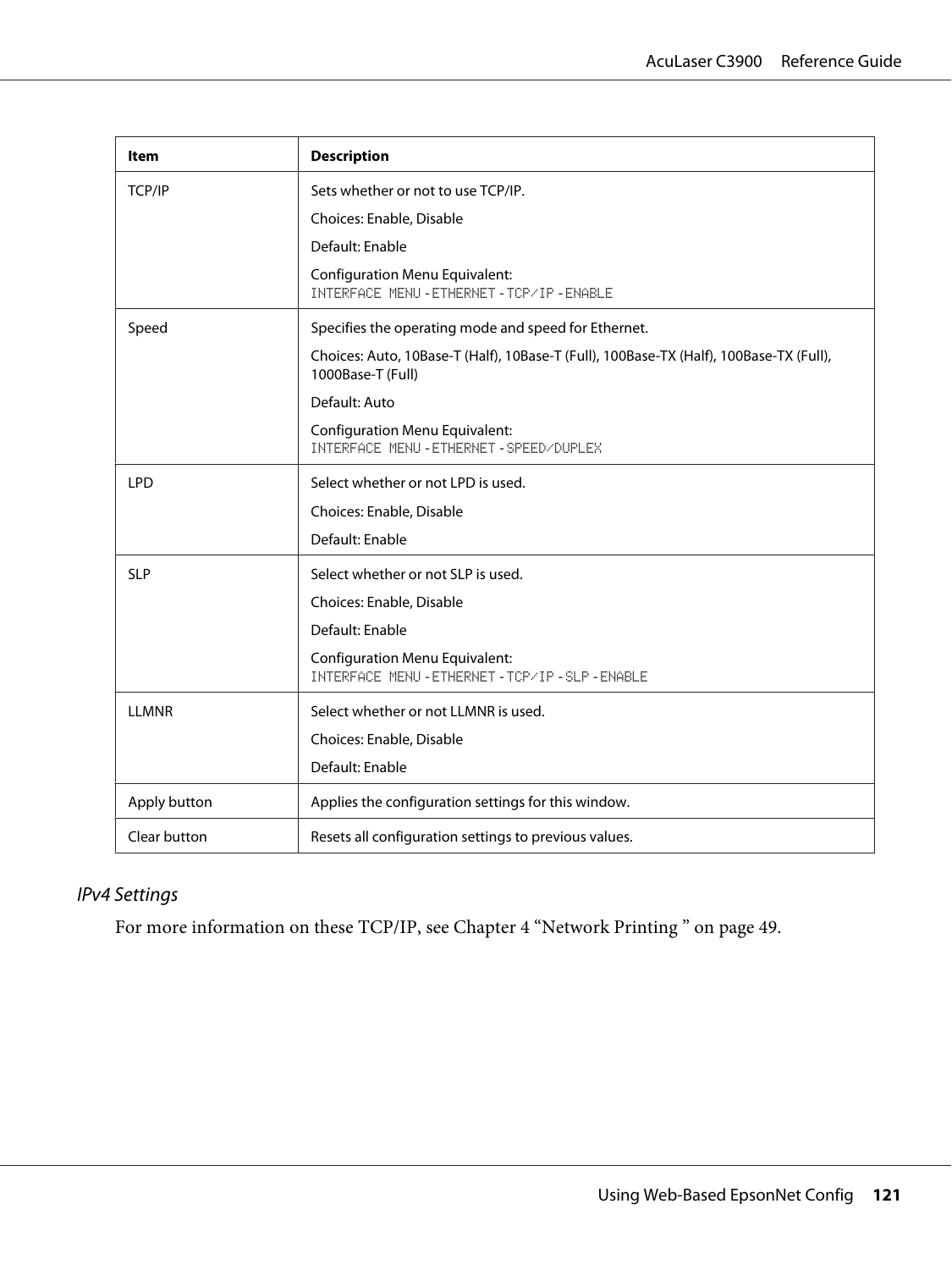| Item | Description |
|---|---|
| TCP/IP | Sets whether or not to use TCP/IP.<br>Choices: Enable, Disable<br>Default: Enable<br>Configuration Menu Equivalent:<br>`INTERFACE MENU - ETHERNET - TCP/IP - ENABLE` |
| Speed | Specifies the operating mode and speed for Ethernet.<br>Choices: Auto, 10Base-T (Half), 10Base-T (Full), 100Base-TX (Half), 100Base-TX (Full), 1000Base-T (Full)<br>Default: Auto<br>Configuration Menu Equivalent:<br>`INTERFACE MENU - ETHERNET - SPEED/DUPLEX` |
| LPD | Select whether or not LPD is used.<br>Choices: Enable, Disable<br>Default: Enable |
| SLP | Select whether or not SLP is used.<br>Choices: Enable, Disable<br>Default: Enable<br>Configuration Menu Equivalent:<br>`INTERFACE MENU - ETHERNET - TCP/IP - SLP - ENABLE` |
| LLMNR | Select whether or not LLMNR is used.<br>Choices: Enable, Disable<br>Default: Enable |
| Apply button | Applies the configuration settings for this window. |
| Clear button | Resets all configuration settings to previous values. |

### *IPv4 Settings*

For more information on these TCP/IP, see Chapter 4 “Network Printing ” on page 49.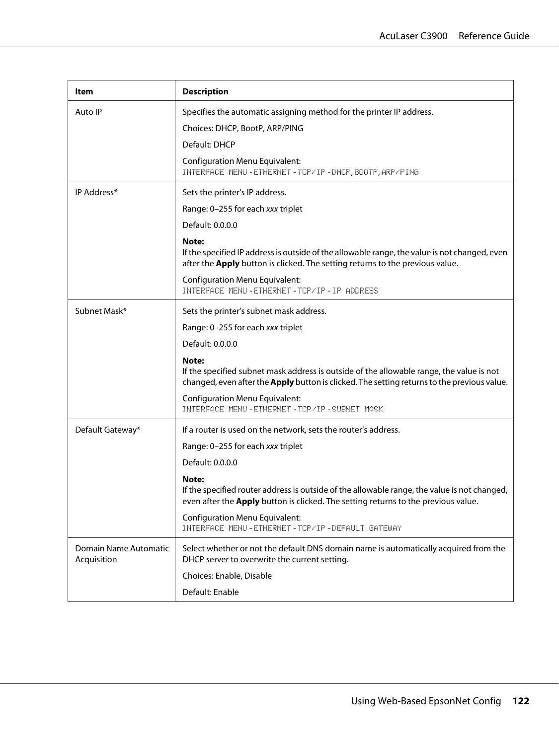| Item | Description |
|---|---|
| Auto IP | Specifies the automatic assigning method for the printer IP address.<br><br>Choices: DHCP, BootP, ARP/PING<br><br>Default: DHCP<br><br>Configuration Menu Equivalent:<br>`INTERFACE MENU` - `ETHERNET` - `TCP/IP` - `DHCP`, `BOOTP`, `ARP/PING` |
| IP Address* | Sets the printer's IP address.<br><br>Range: 0–255 for each *xxx* triplet<br><br>Default: 0.0.0.0<br><br>**Note:**<br>If the specified IP address is outside of the allowable range, the value is not changed, even after the **Apply** button is clicked. The setting returns to the previous value.<br><br>Configuration Menu Equivalent:<br>`INTERFACE MENU` - `ETHERNET` - `TCP/IP` - `IP ADDRESS` |
| Subnet Mask* | Sets the printer's subnet mask address.<br><br>Range: 0–255 for each *xxx* triplet<br><br>Default: 0.0.0.0<br><br>**Note:**<br>If the specified subnet mask address is outside of the allowable range, the value is not changed, even after the **Apply** button is clicked. The setting returns to the previous value.<br><br>Configuration Menu Equivalent:<br>`INTERFACE MENU` - `ETHERNET` - `TCP/IP` - `SUBNET MASK` |
| Default Gateway* | If a router is used on the network, sets the router's address.<br><br>Range: 0–255 for each *xxx* triplet<br><br>Default: 0.0.0.0<br><br>**Note:**<br>If the specified router address is outside of the allowable range, the value is not changed, even after the **Apply** button is clicked. The setting returns to the previous value.<br><br>Configuration Menu Equivalent:<br>`INTERFACE MENU` - `ETHERNET` - `TCP/IP` - `DEFAULT GATEWAY` |
| Domain Name Automatic Acquisition | Select whether or not the default DNS domain name is automatically acquired from the DHCP server to overwrite the current setting.<br><br>Choices: Enable, Disable<br><br>Default: Enable |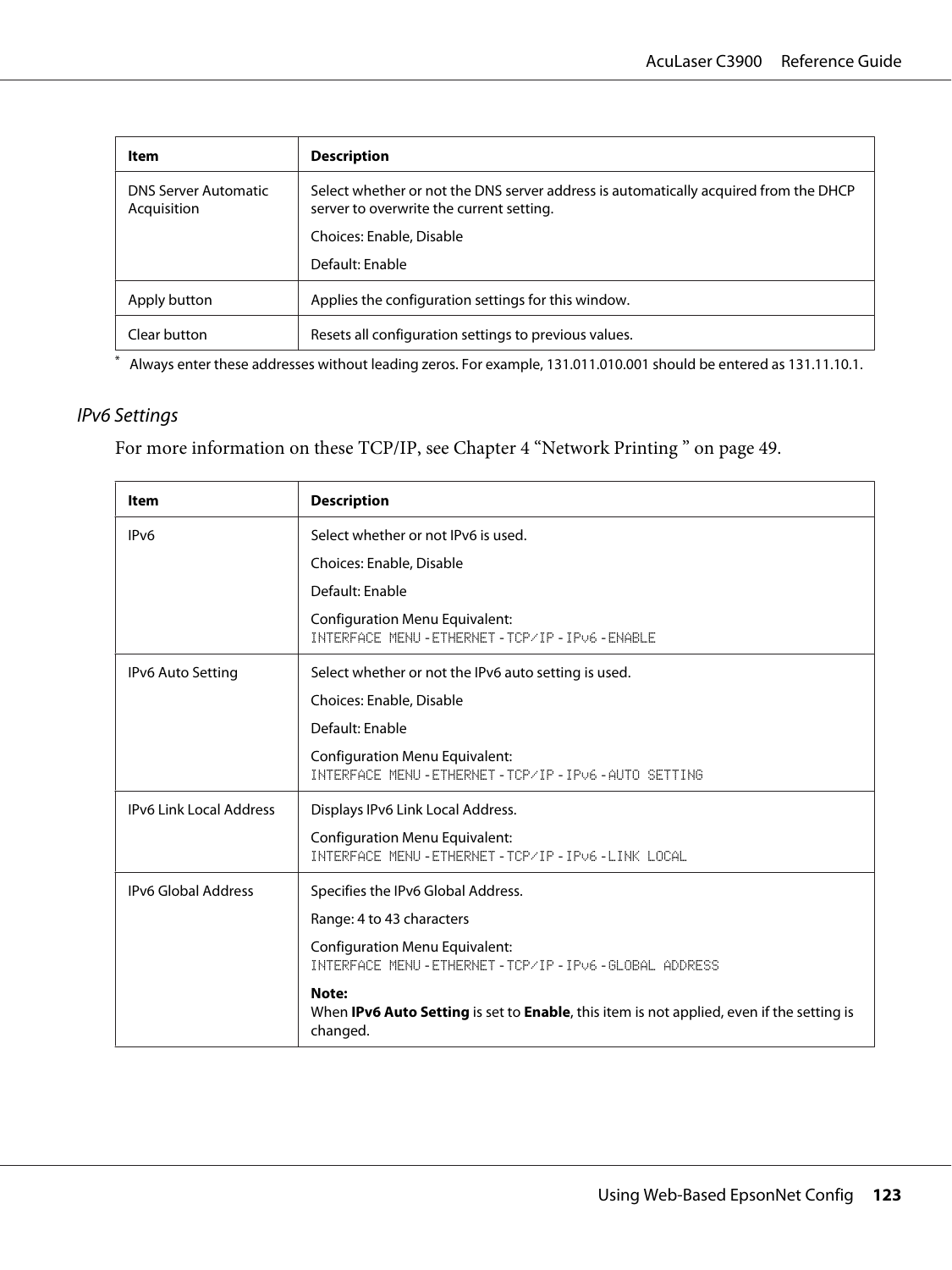| Item | Description |
| --- | --- |
| DNS Server Automatic Acquisition | Select whether or not the DNS server address is automatically acquired from the DHCP server to overwrite the current setting.<br><br>Choices: Enable, Disable<br><br>Default: Enable |
| Apply button | Applies the configuration settings for this window. |
| Clear button | Resets all configuration settings to previous values. |

* Always enter these addresses without leading zeros. For example, 131.011.010.001 should be entered as 131.11.10.1.

### *IPv6 Settings*

For more information on these TCP/IP, see Chapter 4 “Network Printing ” on page 49.

| Item | Description |
| --- | --- |
| IPv6 | Select whether or not IPv6 is used.<br><br>Choices: Enable, Disable<br><br>Default: Enable<br><br>Configuration Menu Equivalent:<br>`INTERFACE MENU - ETHERNET - TCP/IP - IPv6 - ENABLE` |
| IPv6 Auto Setting | Select whether or not the IPv6 auto setting is used.<br><br>Choices: Enable, Disable<br><br>Default: Enable<br><br>Configuration Menu Equivalent:<br>`INTERFACE MENU - ETHERNET - TCP/IP - IPv6 - AUTO SETTING` |
| IPv6 Link Local Address | Displays IPv6 Link Local Address.<br><br>Configuration Menu Equivalent:<br>`INTERFACE MENU - ETHERNET - TCP/IP - IPv6 - LINK LOCAL` |
| IPv6 Global Address | Specifies the IPv6 Global Address.<br><br>Range: 4 to 43 characters<br><br>Configuration Menu Equivalent:<br>`INTERFACE MENU - ETHERNET - TCP/IP - IPv6 - GLOBAL ADDRESS`<br><br>**Note:**<br>When **IPv6 Auto Setting** is set to **Enable**, this item is not applied, even if the setting is changed. |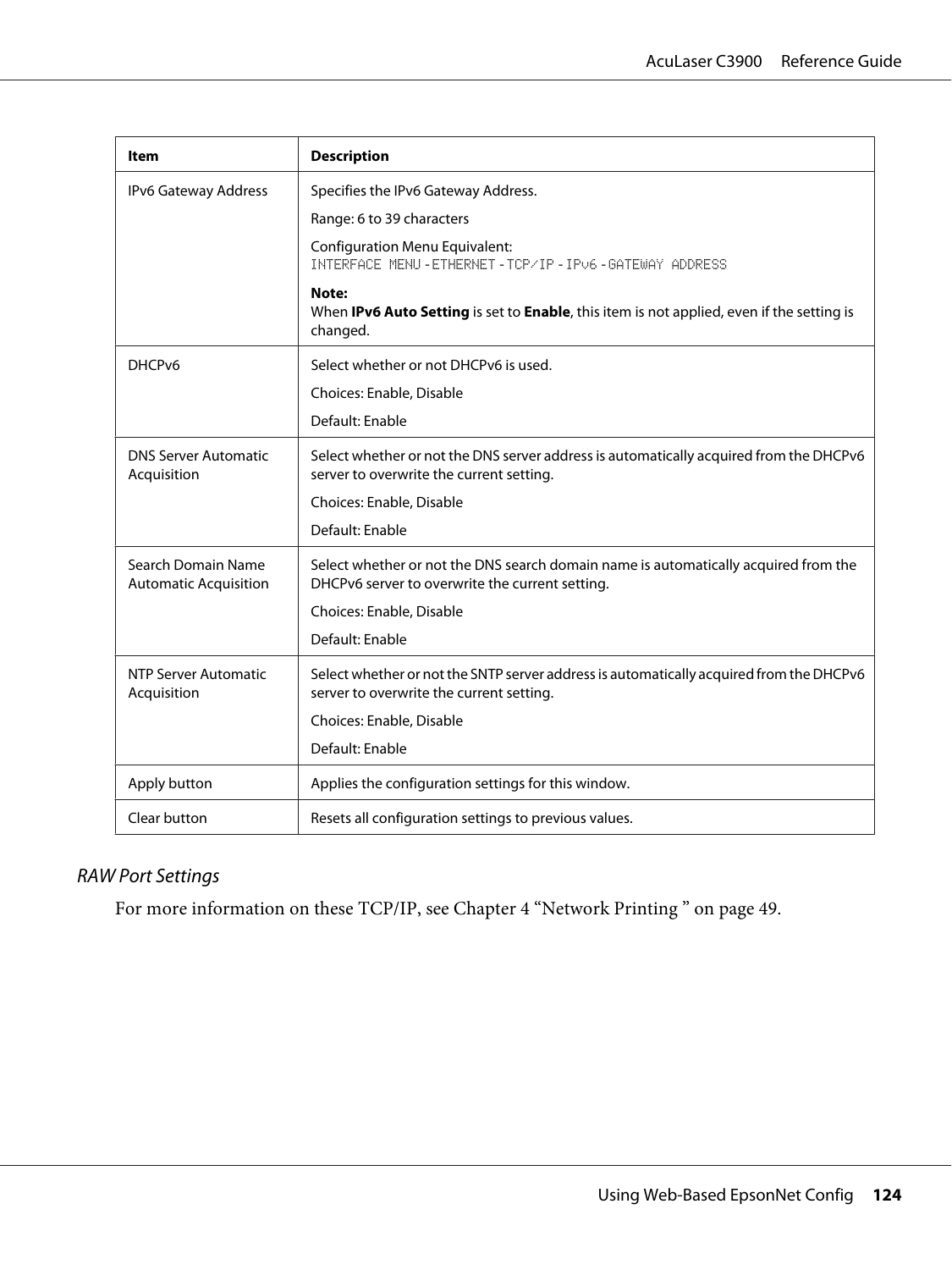| Item | Description |
| --- | --- |
| IPv6 Gateway Address | Specifies the IPv6 Gateway Address.<br><br>Range: 6 to 39 characters<br><br>Configuration Menu Equivalent:<br>`INTERFACE MENU` - `ETHERNET` - `TCP/IP` - `IPv6` - `GATEWAY ADDRESS`<br><br>**Note:**<br>When **IPv6 Auto Setting** is set to **Enable**, this item is not applied, even if the setting is changed. |
| DHCPv6 | Select whether or not DHCPv6 is used.<br><br>Choices: Enable, Disable<br><br>Default: Enable |
| DNS Server Automatic Acquisition | Select whether or not the DNS server address is automatically acquired from the DHCPv6 server to overwrite the current setting.<br><br>Choices: Enable, Disable<br><br>Default: Enable |
| Search Domain Name Automatic Acquisition | Select whether or not the DNS search domain name is automatically acquired from the DHCPv6 server to overwrite the current setting.<br><br>Choices: Enable, Disable<br><br>Default: Enable |
| NTP Server Automatic Acquisition | Select whether or not the SNTP server address is automatically acquired from the DHCPv6 server to overwrite the current setting.<br><br>Choices: Enable, Disable<br><br>Default: Enable |
| Apply button | Applies the configuration settings for this window. |
| Clear button | Resets all configuration settings to previous values. |

### *RAW Port Settings*

For more information on these TCP/IP, see Chapter 4 “Network Printing ” on page 49.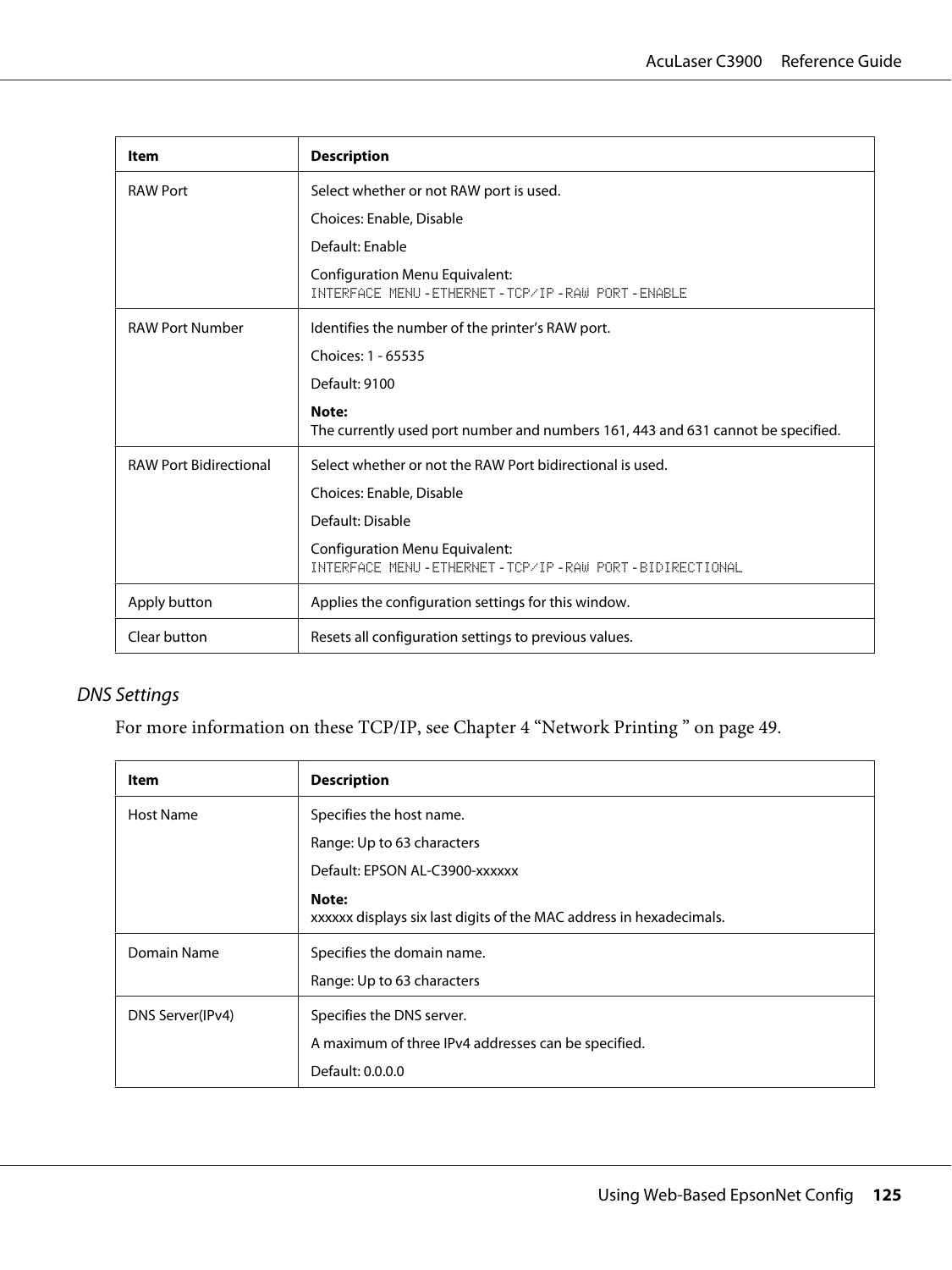| Item | Description |
|---|---|
| RAW Port | Select whether or not RAW port is used.<br><br>Choices: Enable, Disable<br><br>Default: Enable<br><br>Configuration Menu Equivalent:<br>INTERFACE MENU - ETHERNET - TCP/IP - RAW PORT - ENABLE |
| RAW Port Number | Identifies the number of the printer's RAW port.<br><br>Choices: 1 - 65535<br><br>Default: 9100<br><br>**Note:**<br>The currently used port number and numbers 161, 443 and 631 cannot be specified. |
| RAW Port Bidirectional | Select whether or not the RAW Port bidirectional is used.<br><br>Choices: Enable, Disable<br><br>Default: Disable<br><br>Configuration Menu Equivalent:<br>INTERFACE MENU - ETHERNET - TCP/IP - RAW PORT - BIDIRECTIONAL |
| Apply button | Applies the configuration settings for this window. |
| Clear button | Resets all configuration settings to previous values. |

### *DNS Settings*

For more information on these TCP/IP, see Chapter 4 "Network Printing " on page 49.

| Item | Description |
|---|---|
| Host Name | Specifies the host name.<br><br>Range: Up to 63 characters<br><br>Default: EPSON AL-C3900-xxxxxx<br><br>**Note:**<br>xxxxxx displays six last digits of the MAC address in hexadecimals. |
| Domain Name | Specifies the domain name.<br><br>Range: Up to 63 characters |
| DNS Server(IPv4) | Specifies the DNS server.<br><br>A maximum of three IPv4 addresses can be specified.<br><br>Default: 0.0.0.0 |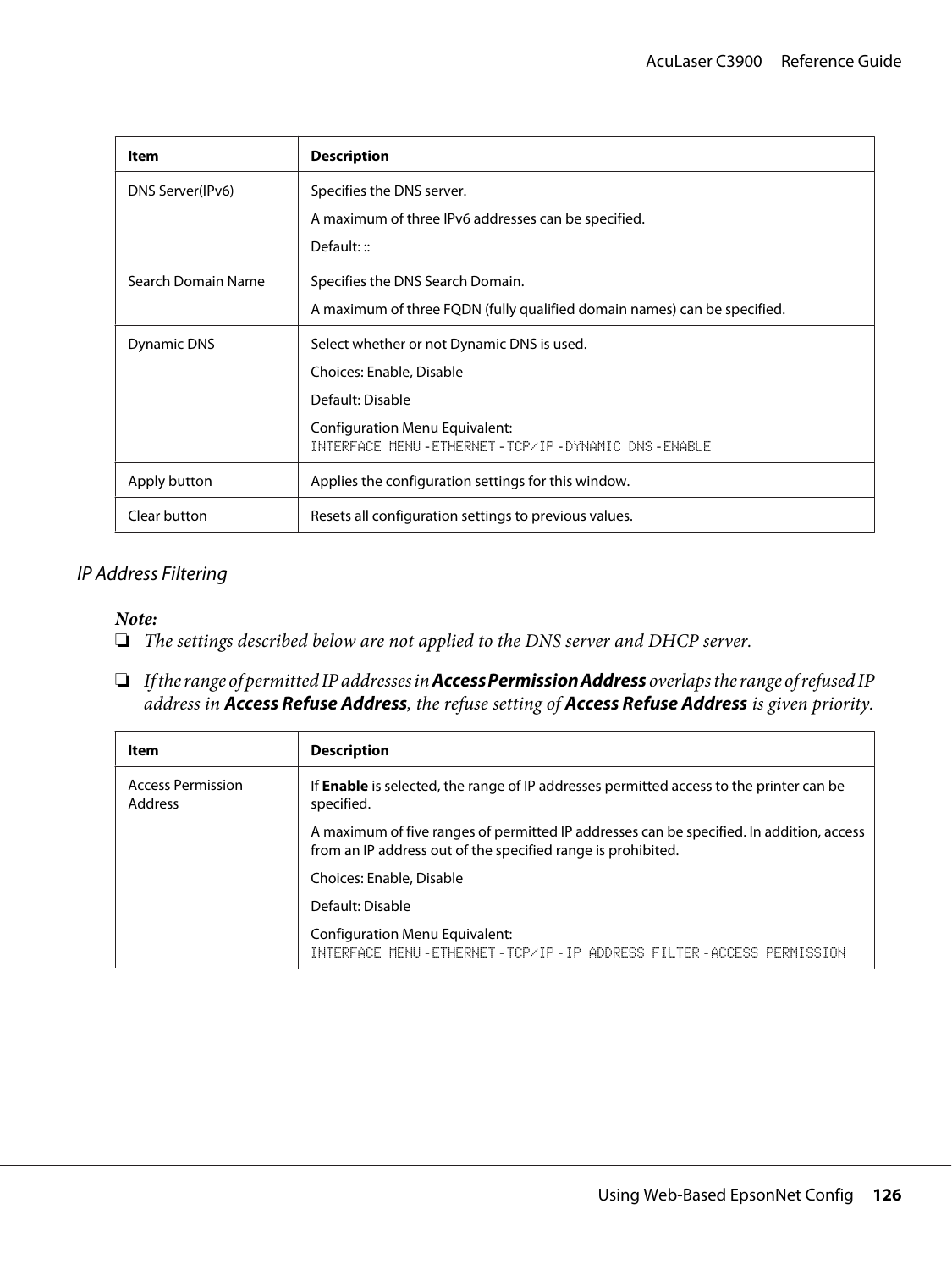| Item | Description |
| --- | --- |
| DNS Server(IPv6) | Specifies the DNS server.<br>A maximum of three IPv6 addresses can be specified.<br>Default: :: |
| Search Domain Name | Specifies the DNS Search Domain.<br>A maximum of three FQDN (fully qualified domain names) can be specified. |
| Dynamic DNS | Select whether or not Dynamic DNS is used.<br>Choices: Enable, Disable<br>Default: Disable<br>Configuration Menu Equivalent:<br>`INTERFACE MENU - ETHERNET - TCP/IP - DYNAMIC DNS - ENABLE` |
| Apply button | Applies the configuration settings for this window. |
| Clear button | Resets all configuration settings to previous values. |

### *IP Address Filtering*

***Note:***

- *The settings described below are not applied to the DNS server and DHCP server.*
- *If the range of permitted IP addresses in* ***Access Permission Address*** *overlaps the range of refused IP address in* ***Access Refuse Address****, the refuse setting of* ***Access Refuse Address*** *is given priority.*

| Item | Description |
| --- | --- |
| Access Permission Address | If **Enable** is selected, the range of IP addresses permitted access to the printer can be specified.<br>A maximum of five ranges of permitted IP addresses can be specified. In addition, access from an IP address out of the specified range is prohibited.<br>Choices: Enable, Disable<br>Default: Disable<br>Configuration Menu Equivalent:<br>`INTERFACE MENU - ETHERNET - TCP/IP - IP ADDRESS FILTER - ACCESS PERMISSION` |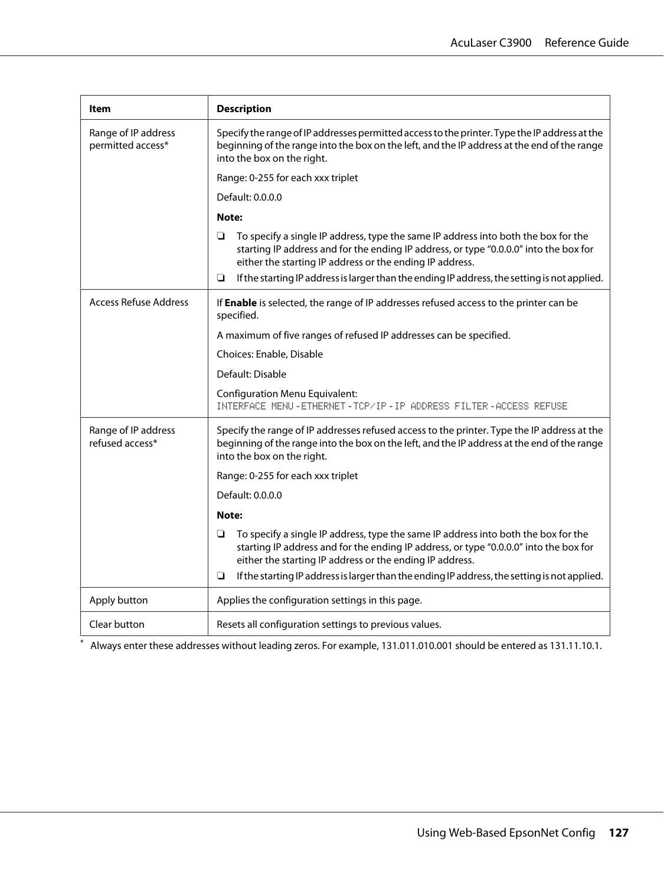| Item | Description |
|---|---|
| Range of IP address permitted access* | Specify the range of IP addresses permitted access to the printer. Type the IP address at the beginning of the range into the box on the left, and the IP address at the end of the range into the box on the right.<br><br>Range: 0-255 for each xxx triplet<br><br>Default: 0.0.0.0<br><br>**Note:**<br><br>❏ To specify a single IP address, type the same IP address into both the box for the starting IP address and for the ending IP address, or type “0.0.0.0” into the box for either the starting IP address or the ending IP address.<br>❏ If the starting IP address is larger than the ending IP address, the setting is not applied. |
| Access Refuse Address | If **Enable** is selected, the range of IP addresses refused access to the printer can be specified.<br><br>A maximum of five ranges of refused IP addresses can be specified.<br><br>Choices: Enable, Disable<br><br>Default: Disable<br><br>Configuration Menu Equivalent:<br>`INTERFACE MENU` - `ETHERNET` - `TCP/IP` - `IP ADDRESS FILTER` - `ACCESS REFUSE` |
| Range of IP address refused access* | Specify the range of IP addresses refused access to the printer. Type the IP address at the beginning of the range into the box on the left, and the IP address at the end of the range into the box on the right.<br><br>Range: 0-255 for each xxx triplet<br><br>Default: 0.0.0.0<br><br>**Note:**<br><br>❏ To specify a single IP address, type the same IP address into both the box for the starting IP address and for the ending IP address, or type “0.0.0.0” into the box for either the starting IP address or the ending IP address.<br>❏ If the starting IP address is larger than the ending IP address, the setting is not applied. |
| Apply button | Applies the configuration settings in this page. |
| Clear button | Resets all configuration settings to previous values. |

* Always enter these addresses without leading zeros. For example, 131.011.010.001 should be entered as 131.11.10.1.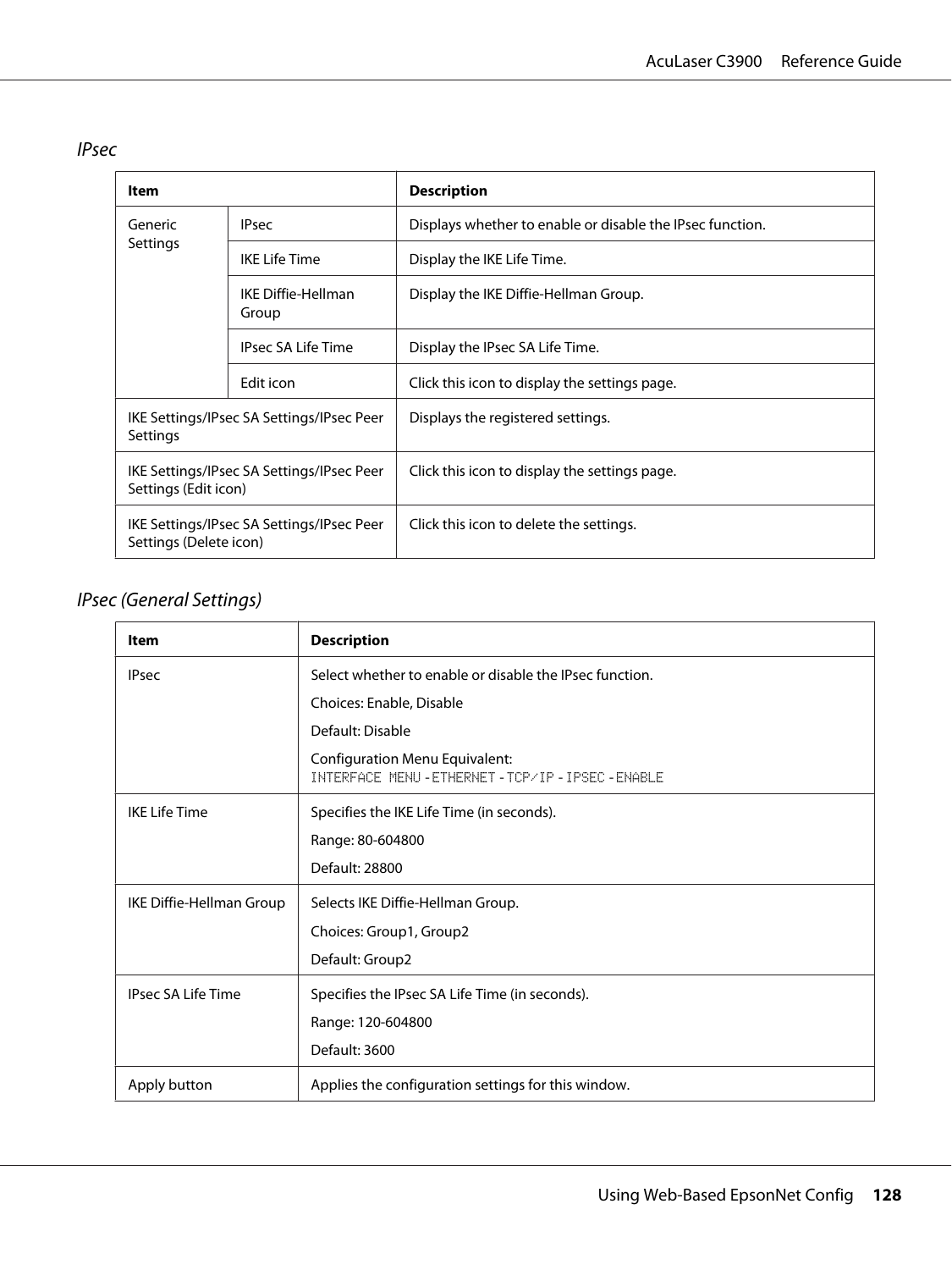### *IPsec*

| Item | | Description |
|---|---|---|
| Generic Settings | IPsec | Displays whether to enable or disable the IPsec function. |
| | IKE Life Time | Display the IKE Life Time. |
| | IKE Diffie-Hellman Group | Display the IKE Diffie-Hellman Group. |
| | IPsec SA Life Time | Display the IPsec SA Life Time. |
| | Edit icon | Click this icon to display the settings page. |
| IKE Settings/IPsec SA Settings/IPsec Peer Settings | | Displays the registered settings. |
| IKE Settings/IPsec SA Settings/IPsec Peer Settings (Edit icon) | | Click this icon to display the settings page. |
| IKE Settings/IPsec SA Settings/IPsec Peer Settings (Delete icon) | | Click this icon to delete the settings. |

### *IPsec (General Settings)*

| Item | Description |
|---|---|
| IPsec | Select whether to enable or disable the IPsec function.<br>Choices: Enable, Disable<br>Default: Disable<br>Configuration Menu Equivalent:<br>`INTERFACE MENU` - `ETHERNET` - `TCP/IP` - `IPSEC` - `ENABLE` |
| IKE Life Time | Specifies the IKE Life Time (in seconds).<br>Range: 80-604800<br>Default: 28800 |
| IKE Diffie-Hellman Group | Selects IKE Diffie-Hellman Group.<br>Choices: Group1, Group2<br>Default: Group2 |
| IPsec SA Life Time | Specifies the IPsec SA Life Time (in seconds).<br>Range: 120-604800<br>Default: 3600 |
| Apply button | Applies the configuration settings for this window. |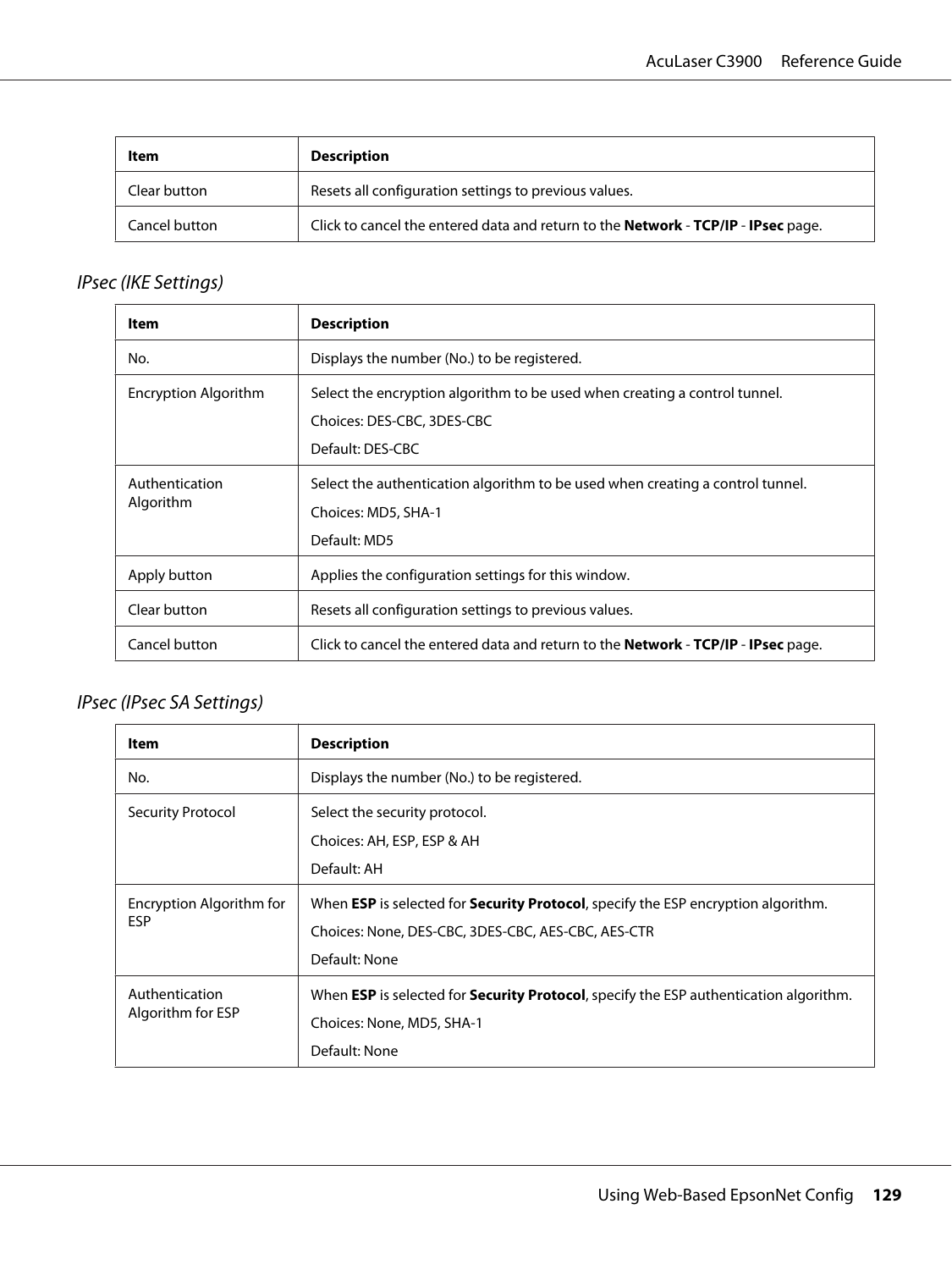| Item | Description |
|---|---|
| Clear button | Resets all configuration settings to previous values. |
| Cancel button | Click to cancel the entered data and return to the **Network** - **TCP/IP** - **IPsec** page. |

### *IPsec (IKE Settings)*

| Item | Description |
|---|---|
| No. | Displays the number (No.) to be registered. |
| Encryption Algorithm | Select the encryption algorithm to be used when creating a control tunnel.<br>Choices: DES-CBC, 3DES-CBC<br>Default: DES-CBC |
| Authentication Algorithm | Select the authentication algorithm to be used when creating a control tunnel.<br>Choices: MD5, SHA-1<br>Default: MD5 |
| Apply button | Applies the configuration settings for this window. |
| Clear button | Resets all configuration settings to previous values. |
| Cancel button | Click to cancel the entered data and return to the **Network** - **TCP/IP** - **IPsec** page. |

### *IPsec (IPsec SA Settings)*

| Item | Description |
|---|---|
| No. | Displays the number (No.) to be registered. |
| Security Protocol | Select the security protocol.<br>Choices: AH, ESP, ESP & AH<br>Default: AH |
| Encryption Algorithm for ESP | When **ESP** is selected for **Security Protocol**, specify the ESP encryption algorithm.<br>Choices: None, DES-CBC, 3DES-CBC, AES-CBC, AES-CTR<br>Default: None |
| Authentication Algorithm for ESP | When **ESP** is selected for **Security Protocol**, specify the ESP authentication algorithm.<br>Choices: None, MD5, SHA-1<br>Default: None |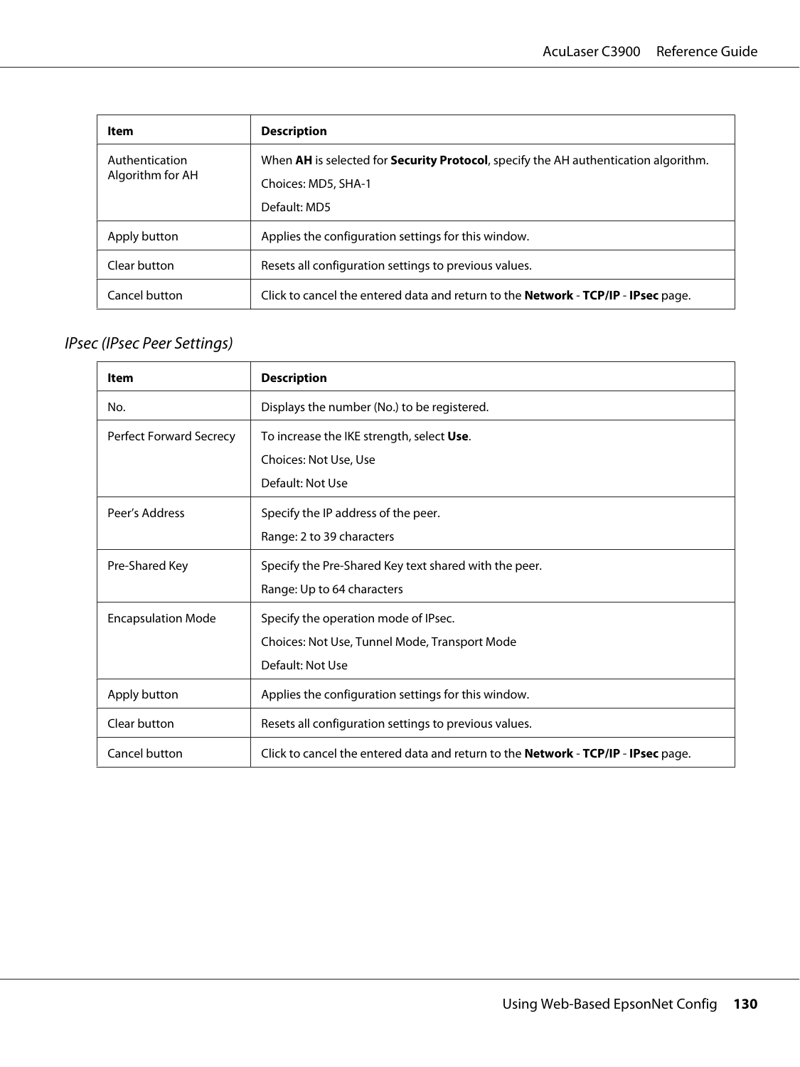| Item | Description |
| --- | --- |
| Authentication Algorithm for AH | When **AH** is selected for **Security Protocol**, specify the AH authentication algorithm.<br>Choices: MD5, SHA-1<br>Default: MD5 |
| Apply button | Applies the configuration settings for this window. |
| Clear button | Resets all configuration settings to previous values. |
| Cancel button | Click to cancel the entered data and return to the **Network** - **TCP/IP** - **IPsec** page. |

### *IPsec (IPsec Peer Settings)*

| Item | Description |
| --- | --- |
| No. | Displays the number (No.) to be registered. |
| Perfect Forward Secrecy | To increase the IKE strength, select **Use**.<br>Choices: Not Use, Use<br>Default: Not Use |
| Peer's Address | Specify the IP address of the peer.<br>Range: 2 to 39 characters |
| Pre-Shared Key | Specify the Pre-Shared Key text shared with the peer.<br>Range: Up to 64 characters |
| Encapsulation Mode | Specify the operation mode of IPsec.<br>Choices: Not Use, Tunnel Mode, Transport Mode<br>Default: Not Use |
| Apply button | Applies the configuration settings for this window. |
| Clear button | Resets all configuration settings to previous values. |
| Cancel button | Click to cancel the entered data and return to the **Network** - **TCP/IP** - **IPsec** page. |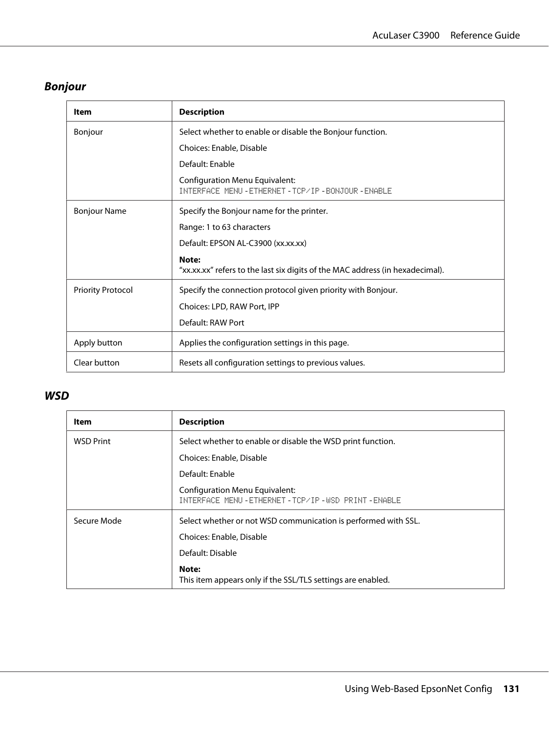### Bonjour

| Item | Description |
| --- | --- |
| Bonjour | Select whether to enable or disable the Bonjour function.<br>Choices: Enable, Disable<br>Default: Enable<br>Configuration Menu Equivalent:<br>`INTERFACE MENU - ETHERNET - TCP/IP - BONJOUR - ENABLE` |
| Bonjour Name | Specify the Bonjour name for the printer.<br>Range: 1 to 63 characters<br>Default: EPSON AL-C3900 (xx.xx.xx)<br>**Note:**<br>“xx.xx.xx” refers to the last six digits of the MAC address (in hexadecimal). |
| Priority Protocol | Specify the connection protocol given priority with Bonjour.<br>Choices: LPD, RAW Port, IPP<br>Default: RAW Port |
| Apply button | Applies the configuration settings in this page. |
| Clear button | Resets all configuration settings to previous values. |

### WSD

| Item | Description |
| --- | --- |
| WSD Print | Select whether to enable or disable the WSD print function.<br>Choices: Enable, Disable<br>Default: Enable<br>Configuration Menu Equivalent:<br>`INTERFACE MENU - ETHERNET - TCP/IP - WSD PRINT - ENABLE` |
| Secure Mode | Select whether or not WSD communication is performed with SSL.<br>Choices: Enable, Disable<br>Default: Disable<br>**Note:**<br>This item appears only if the SSL/TLS settings are enabled. |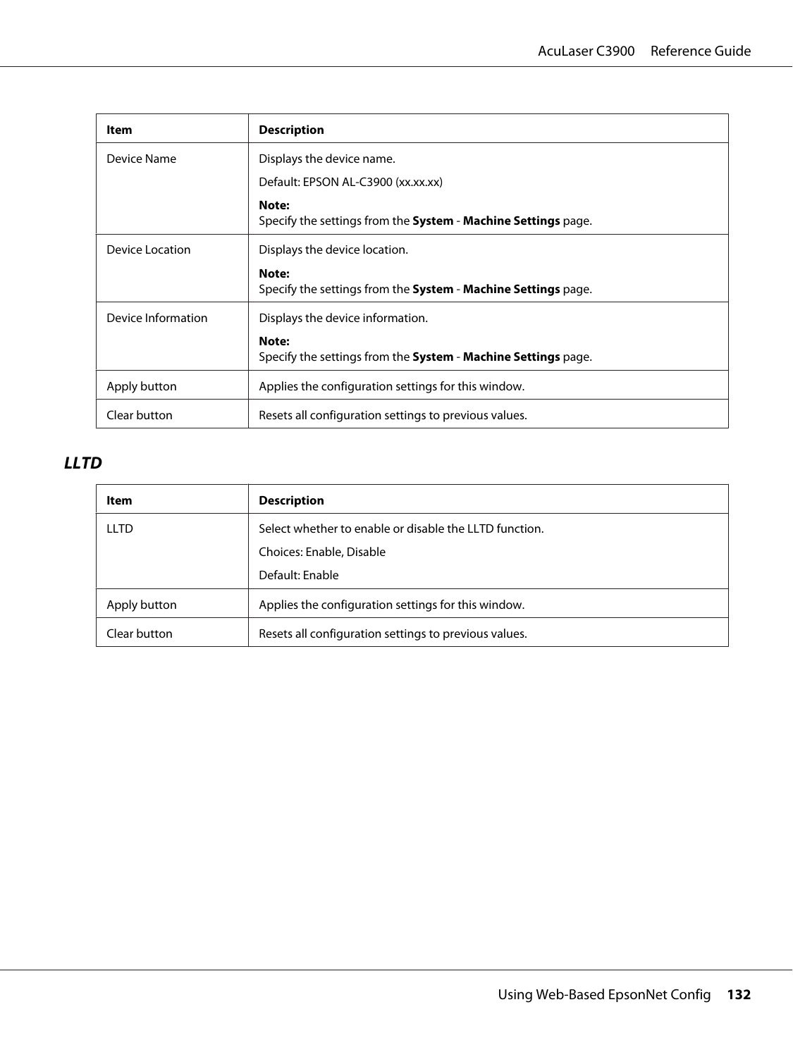| Item | Description |
|---|---|
| Device Name | Displays the device name.<br><br>Default: EPSON AL-C3900 (xx.xx.xx)<br><br>**Note:**<br>Specify the settings from the **System** - **Machine Settings** page. |
| Device Location | Displays the device location.<br><br>**Note:**<br>Specify the settings from the **System** - **Machine Settings** page. |
| Device Information | Displays the device information.<br><br>**Note:**<br>Specify the settings from the **System** - **Machine Settings** page. |
| Apply button | Applies the configuration settings for this window. |
| Clear button | Resets all configuration settings to previous values. |

### *LLTD*

| Item | Description |
|---|---|
| LLTD | Select whether to enable or disable the LLTD function.<br><br>Choices: Enable, Disable<br><br>Default: Enable |
| Apply button | Applies the configuration settings for this window. |
| Clear button | Resets all configuration settings to previous values. |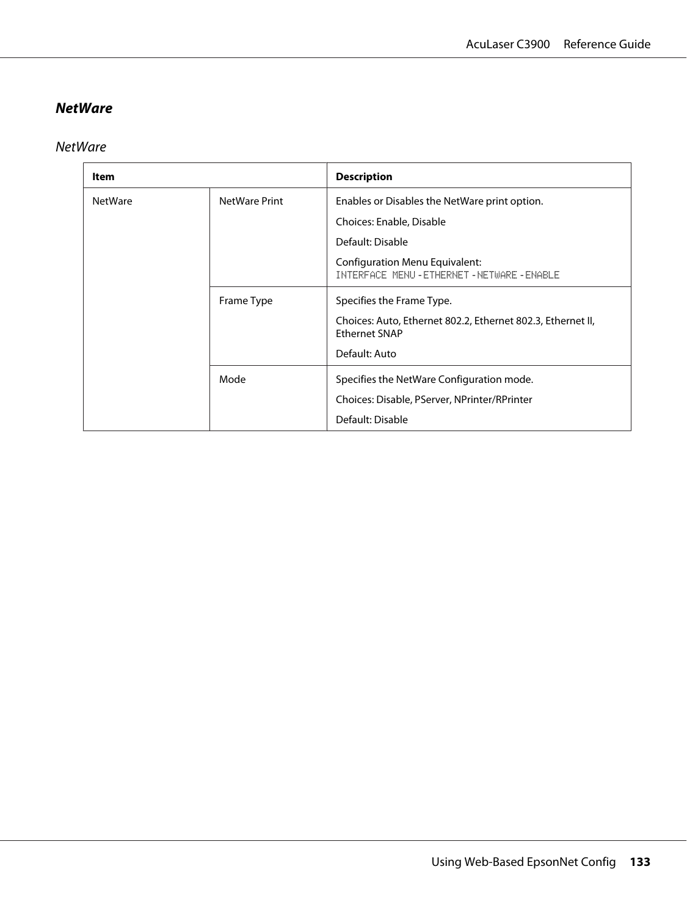## *NetWare*

### *NetWare*

| Item | | Description |
|---|---|---|
| NetWare | NetWare Print | Enables or Disables the NetWare print option.<br><br>Choices: Enable, Disable<br><br>Default: Disable<br><br>Configuration Menu Equivalent:<br>`INTERFACE MENU` - `ETHERNET` - `NETWARE` - `ENABLE` |
| | Frame Type | Specifies the Frame Type.<br><br>Choices: Auto, Ethernet 802.2, Ethernet 802.3, Ethernet II, Ethernet SNAP<br><br>Default: Auto |
| | Mode | Specifies the NetWare Configuration mode.<br><br>Choices: Disable, PServer, NPrinter/RPrinter<br><br>Default: Disable |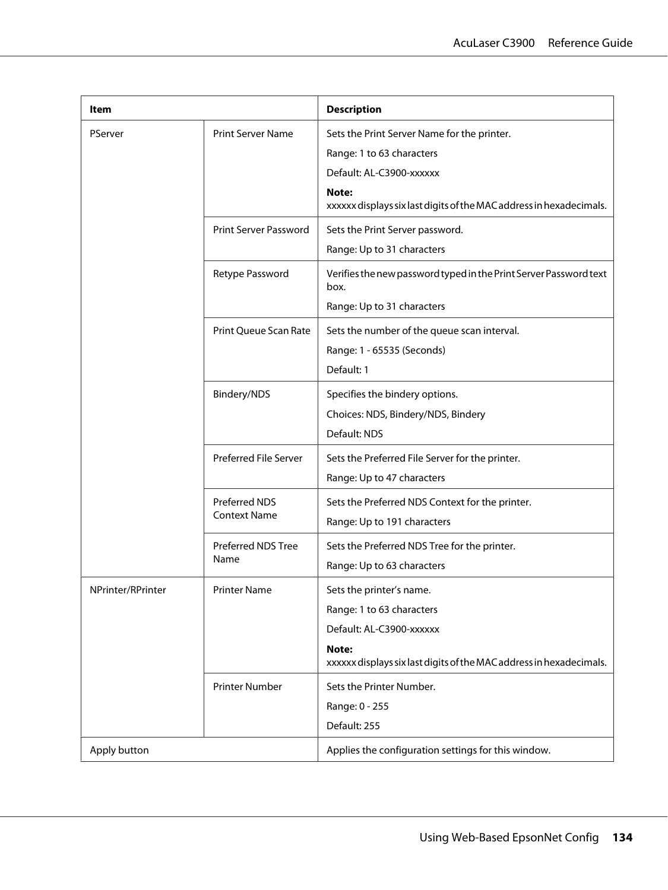| Item | | Description |
|---|---|---|
| PServer | Print Server Name | Sets the Print Server Name for the printer.<br><br>Range: 1 to 63 characters<br><br>Default: AL-C3900-xxxxxx<br><br>**Note:**<br>xxxxxx displays six last digits of the MAC address in hexadecimals. |
| | Print Server Password | Sets the Print Server password.<br><br>Range: Up to 31 characters |
| | Retype Password | Verifies the new password typed in the Print Server Password text box.<br><br>Range: Up to 31 characters |
| | Print Queue Scan Rate | Sets the number of the queue scan interval.<br><br>Range: 1 - 65535 (Seconds)<br><br>Default: 1 |
| | Bindery/NDS | Specifies the bindery options.<br><br>Choices: NDS, Bindery/NDS, Bindery<br><br>Default: NDS |
| | Preferred File Server | Sets the Preferred File Server for the printer.<br><br>Range: Up to 47 characters |
| | Preferred NDS Context Name | Sets the Preferred NDS Context for the printer.<br><br>Range: Up to 191 characters |
| | Preferred NDS Tree Name | Sets the Preferred NDS Tree for the printer.<br><br>Range: Up to 63 characters |
| NPrinter/RPrinter | Printer Name | Sets the printer's name.<br><br>Range: 1 to 63 characters<br><br>Default: AL-C3900-xxxxxx<br><br>**Note:**<br>xxxxxx displays six last digits of the MAC address in hexadecimals. |
| | Printer Number | Sets the Printer Number.<br><br>Range: 0 - 255<br><br>Default: 255 |
| Apply button | | Applies the configuration settings for this window. |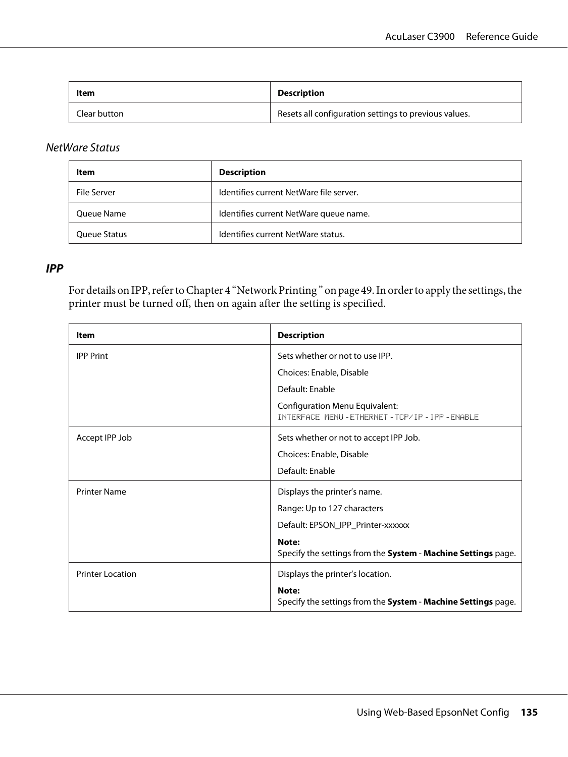| Item | Description |
|---|---|
| Clear button | Resets all configuration settings to previous values. |

*NetWare Status*

| Item | Description |
|---|---|
| File Server | Identifies current NetWare file server. |
| Queue Name | Identifies current NetWare queue name. |
| Queue Status | Identifies current NetWare status. |

### *IPP*

For details on IPP, refer to Chapter 4 “Network Printing ” on page 49. In order to apply the settings, the printer must be turned off, then on again after the setting is specified.

| Item | Description |
|---|---|
| IPP Print | Sets whether or not to use IPP.<br>Choices: Enable, Disable<br>Default: Enable<br>Configuration Menu Equivalent:<br>`INTERFACE MENU` - `ETHERNET` - `TCP/IP` - `IPP` - `ENABLE` |
| Accept IPP Job | Sets whether or not to accept IPP Job.<br>Choices: Enable, Disable<br>Default: Enable |
| Printer Name | Displays the printer's name.<br>Range: Up to 127 characters<br>Default: EPSON_IPP_Printer-xxxxxx<br>**Note:**<br>Specify the settings from the **System** - **Machine Settings** page. |
| Printer Location | Displays the printer's location.<br>**Note:**<br>Specify the settings from the **System** - **Machine Settings** page. |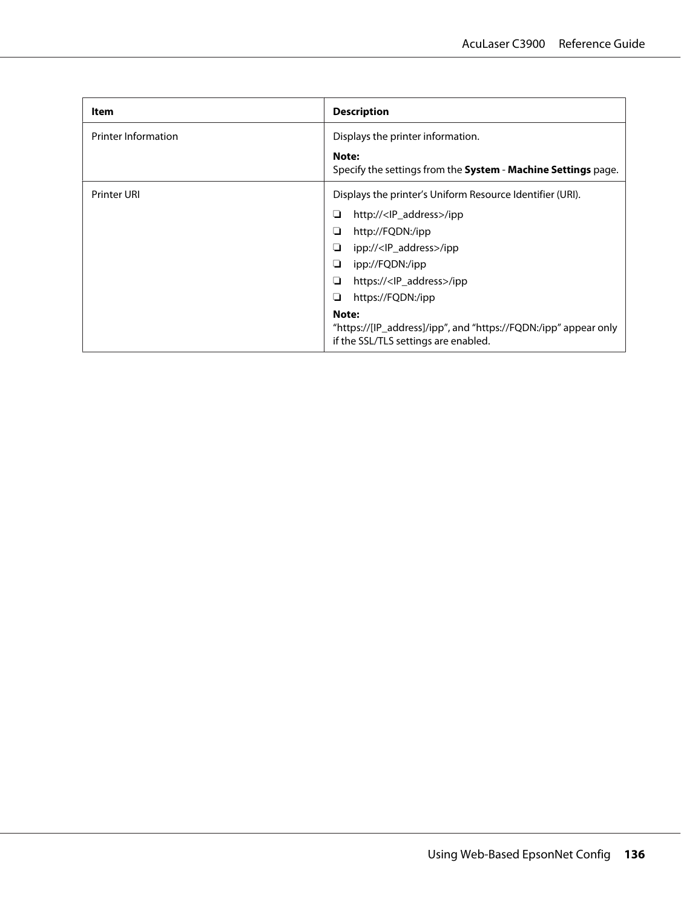| Item | Description |
|---|---|
| Printer Information | Displays the printer information.<br><br>**Note:**<br>Specify the settings from the **System** - **Machine Settings** page. |
| Printer URI | Displays the printer's Uniform Resource Identifier (URI).<br><br>❏ http://<IP_address>/ipp<br>❏ http://FQDN:/ipp<br>❏ ipp://<IP_address>/ipp<br>❏ ipp://FQDN:/ipp<br>❏ https://<IP_address>/ipp<br>❏ https://FQDN:/ipp<br><br>**Note:**<br>"https://[IP_address]/ipp", and "https://FQDN:/ipp" appear only if the SSL/TLS settings are enabled. |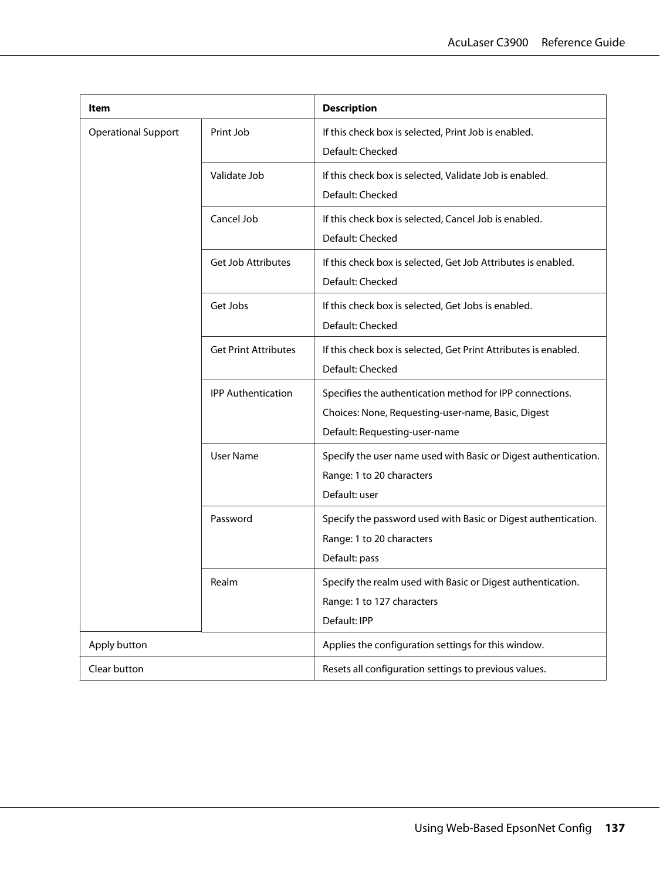| Item | | Description |
|---|---|---|
| Operational Support | Print Job | If this check box is selected, Print Job is enabled.<br>Default: Checked |
| | Validate Job | If this check box is selected, Validate Job is enabled.<br>Default: Checked |
| | Cancel Job | If this check box is selected, Cancel Job is enabled.<br>Default: Checked |
| | Get Job Attributes | If this check box is selected, Get Job Attributes is enabled.<br>Default: Checked |
| | Get Jobs | If this check box is selected, Get Jobs is enabled.<br>Default: Checked |
| | Get Print Attributes | If this check box is selected, Get Print Attributes is enabled.<br>Default: Checked |
| | IPP Authentication | Specifies the authentication method for IPP connections.<br>Choices: None, Requesting-user-name, Basic, Digest<br>Default: Requesting-user-name |
| | User Name | Specify the user name used with Basic or Digest authentication.<br>Range: 1 to 20 characters<br>Default: user |
| | Password | Specify the password used with Basic or Digest authentication.<br>Range: 1 to 20 characters<br>Default: pass |
| | Realm | Specify the realm used with Basic or Digest authentication.<br>Range: 1 to 127 characters<br>Default: IPP |
| Apply button | | Applies the configuration settings for this window. |
| Clear button | | Resets all configuration settings to previous values. |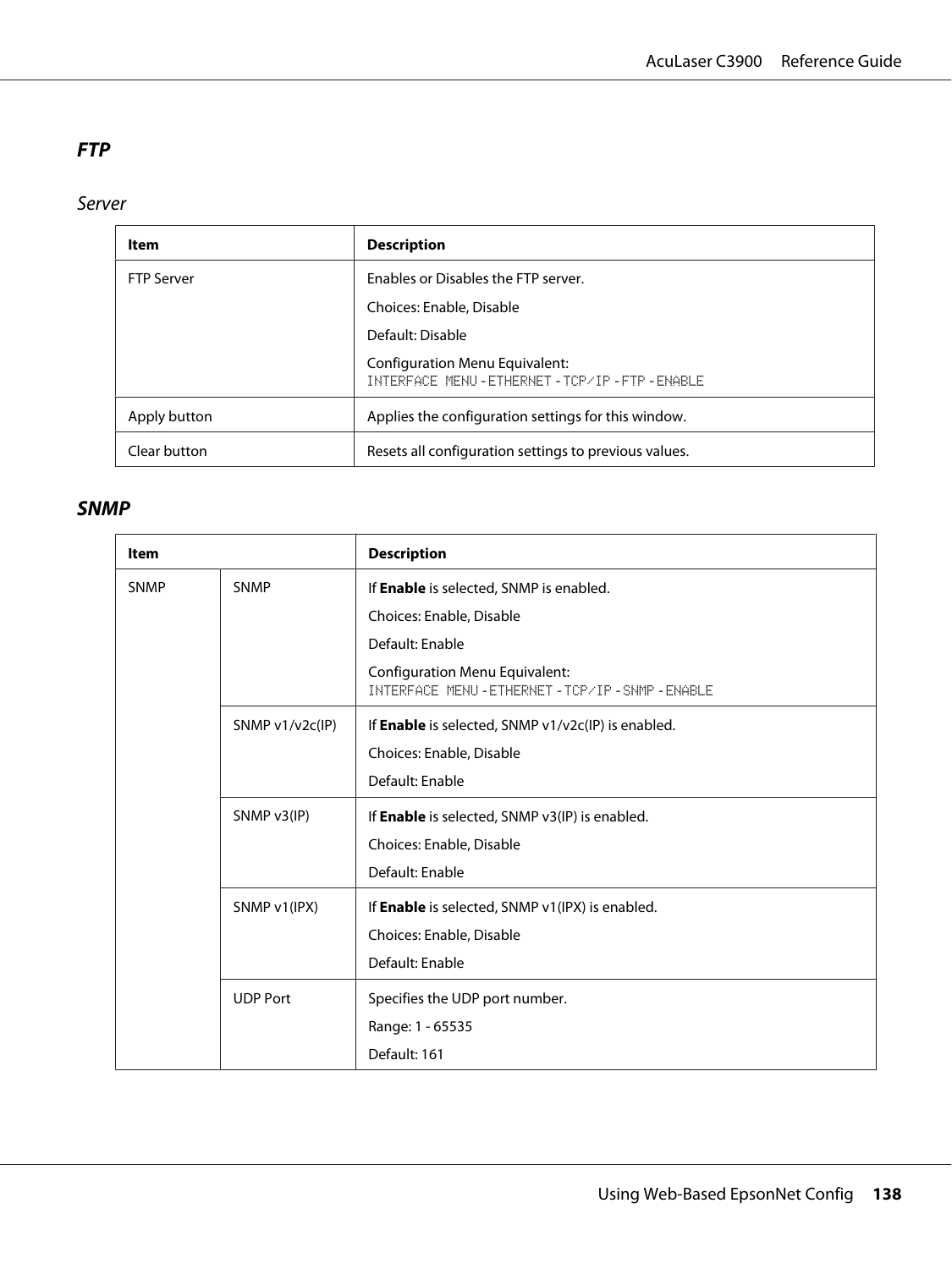### FTP

#### Server

| Item | Description |
|---|---|
| FTP Server | Enables or Disables the FTP server.<br>Choices: Enable, Disable<br>Default: Disable<br>Configuration Menu Equivalent:<br>INTERFACE MENU - ETHERNET - TCP/IP - FTP - ENABLE |
| Apply button | Applies the configuration settings for this window. |
| Clear button | Resets all configuration settings to previous values. |

### SNMP

| Item | | Description |
|---|---|---|
| SNMP | SNMP | If **Enable** is selected, SNMP is enabled.<br>Choices: Enable, Disable<br>Default: Enable<br>Configuration Menu Equivalent:<br>INTERFACE MENU - ETHERNET - TCP/IP - SNMP - ENABLE |
| | SNMP v1/v2c(IP) | If **Enable** is selected, SNMP v1/v2c(IP) is enabled.<br>Choices: Enable, Disable<br>Default: Enable |
| | SNMP v3(IP) | If **Enable** is selected, SNMP v3(IP) is enabled.<br>Choices: Enable, Disable<br>Default: Enable |
| | SNMP v1(IPX) | If **Enable** is selected, SNMP v1(IPX) is enabled.<br>Choices: Enable, Disable<br>Default: Enable |
| | UDP Port | Specifies the UDP port number.<br>Range: 1 - 65535<br>Default: 161 |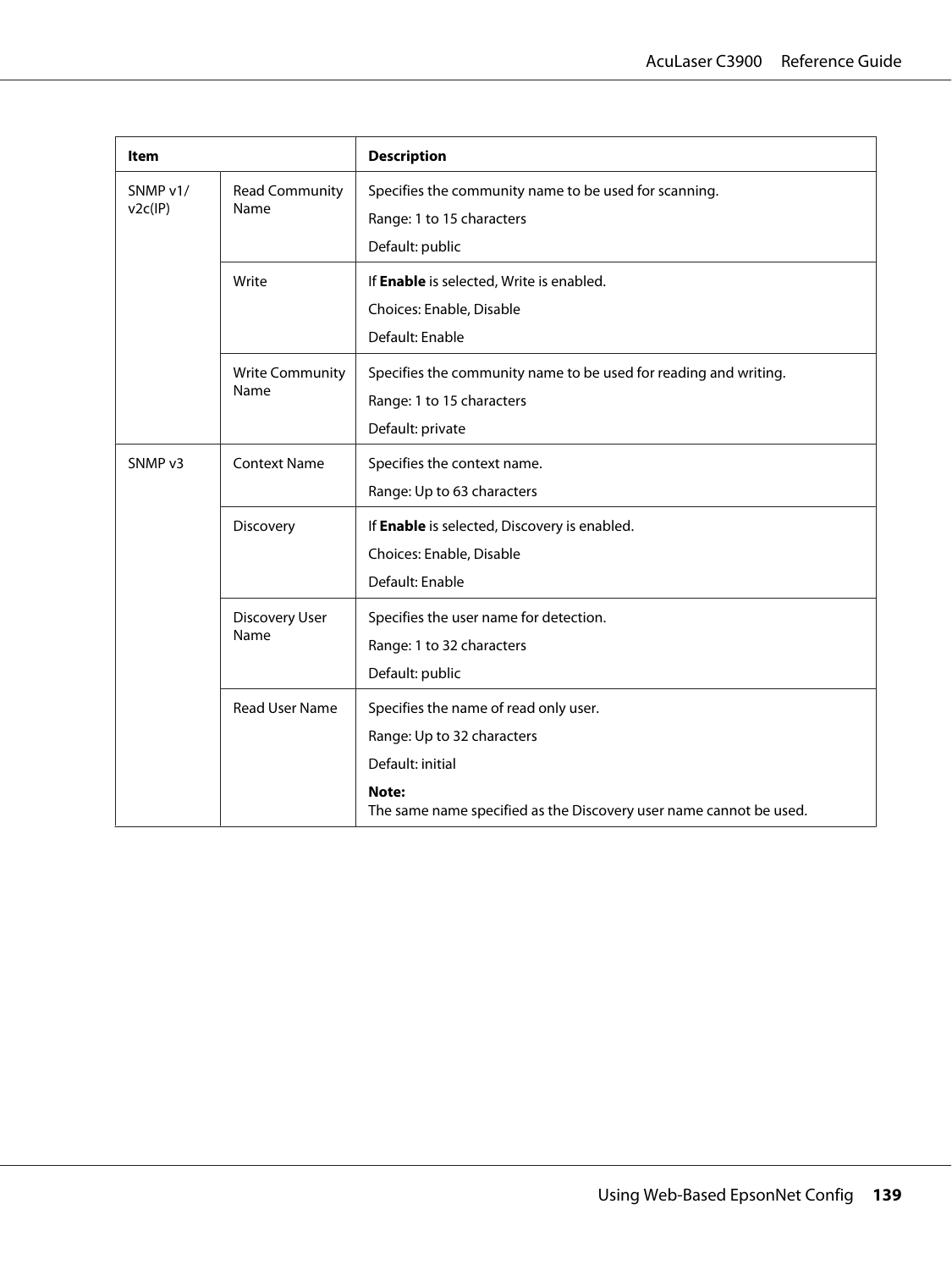| Item | | Description |
|---|---|---|
| SNMP v1/ v2c(IP) | Read Community Name | Specifies the community name to be used for scanning.<br>Range: 1 to 15 characters<br>Default: public |
| | Write | If **Enable** is selected, Write is enabled.<br>Choices: Enable, Disable<br>Default: Enable |
| | Write Community Name | Specifies the community name to be used for reading and writing.<br>Range: 1 to 15 characters<br>Default: private |
| SNMP v3 | Context Name | Specifies the context name.<br>Range: Up to 63 characters |
| | Discovery | If **Enable** is selected, Discovery is enabled.<br>Choices: Enable, Disable<br>Default: Enable |
| | Discovery User Name | Specifies the user name for detection.<br>Range: 1 to 32 characters<br>Default: public |
| | Read User Name | Specifies the name of read only user.<br>Range: Up to 32 characters<br>Default: initial<br>**Note:**<br>The same name specified as the Discovery user name cannot be used. |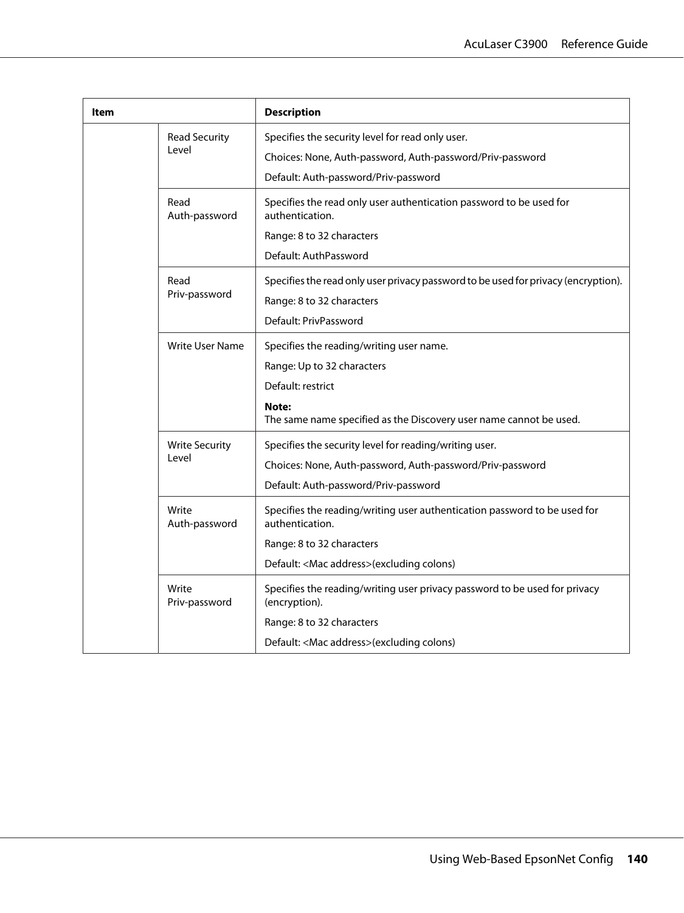| Item | | Description |
|---|---|---|
| | Read Security Level | Specifies the security level for read only user.<br>Choices: None, Auth-password, Auth-password/Priv-password<br>Default: Auth-password/Priv-password |
| | Read Auth-password | Specifies the read only user authentication password to be used for authentication.<br>Range: 8 to 32 characters<br>Default: AuthPassword |
| | Read Priv-password | Specifies the read only user privacy password to be used for privacy (encryption).<br>Range: 8 to 32 characters<br>Default: PrivPassword |
| | Write User Name | Specifies the reading/writing user name.<br>Range: Up to 32 characters<br>Default: restrict<br>**Note:**<br>The same name specified as the Discovery user name cannot be used. |
| | Write Security Level | Specifies the security level for reading/writing user.<br>Choices: None, Auth-password, Auth-password/Priv-password<br>Default: Auth-password/Priv-password |
| | Write Auth-password | Specifies the reading/writing user authentication password to be used for authentication.<br>Range: 8 to 32 characters<br>Default: <Mac address>(excluding colons) |
| | Write Priv-password | Specifies the reading/writing user privacy password to be used for privacy (encryption).<br>Range: 8 to 32 characters<br>Default: <Mac address>(excluding colons) |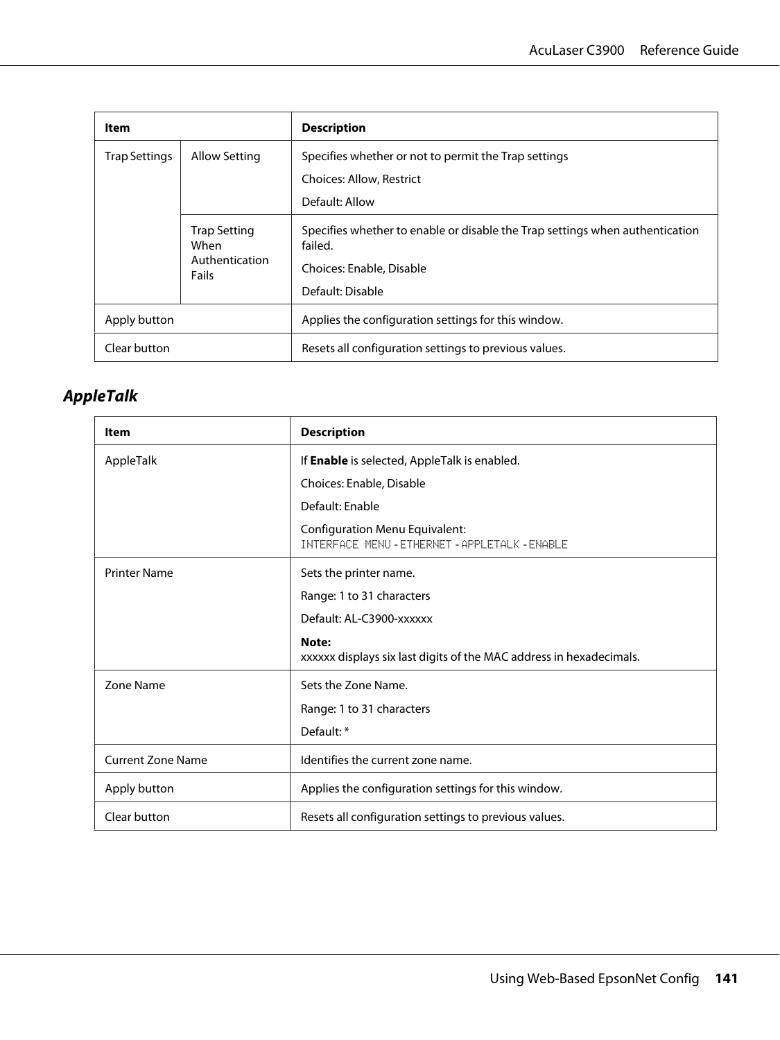| Item | | Description |
|---|---|---|
| Trap Settings | Allow Setting | Specifies whether or not to permit the Trap settings<br>Choices: Allow, Restrict<br>Default: Allow |
| | Trap Setting When Authentication Fails | Specifies whether to enable or disable the Trap settings when authentication failed.<br>Choices: Enable, Disable<br>Default: Disable |
| Apply button | | Applies the configuration settings for this window. |
| Clear button | | Resets all configuration settings to previous values. |

### *AppleTalk*

| Item | Description |
|---|---|
| AppleTalk | If **Enable** is selected, AppleTalk is enabled.<br>Choices: Enable, Disable<br>Default: Enable<br>Configuration Menu Equivalent:<br>INTERFACE MENU - ETHERNET - APPLETALK - ENABLE |
| Printer Name | Sets the printer name.<br>Range: 1 to 31 characters<br>Default: AL-C3900-xxxxxx<br>**Note:**<br>xxxxxx displays six last digits of the MAC address in hexadecimals. |
| Zone Name | Sets the Zone Name.<br>Range: 1 to 31 characters<br>Default: * |
| Current Zone Name | Identifies the current zone name. |
| Apply button | Applies the configuration settings for this window. |
| Clear button | Resets all configuration settings to previous values. |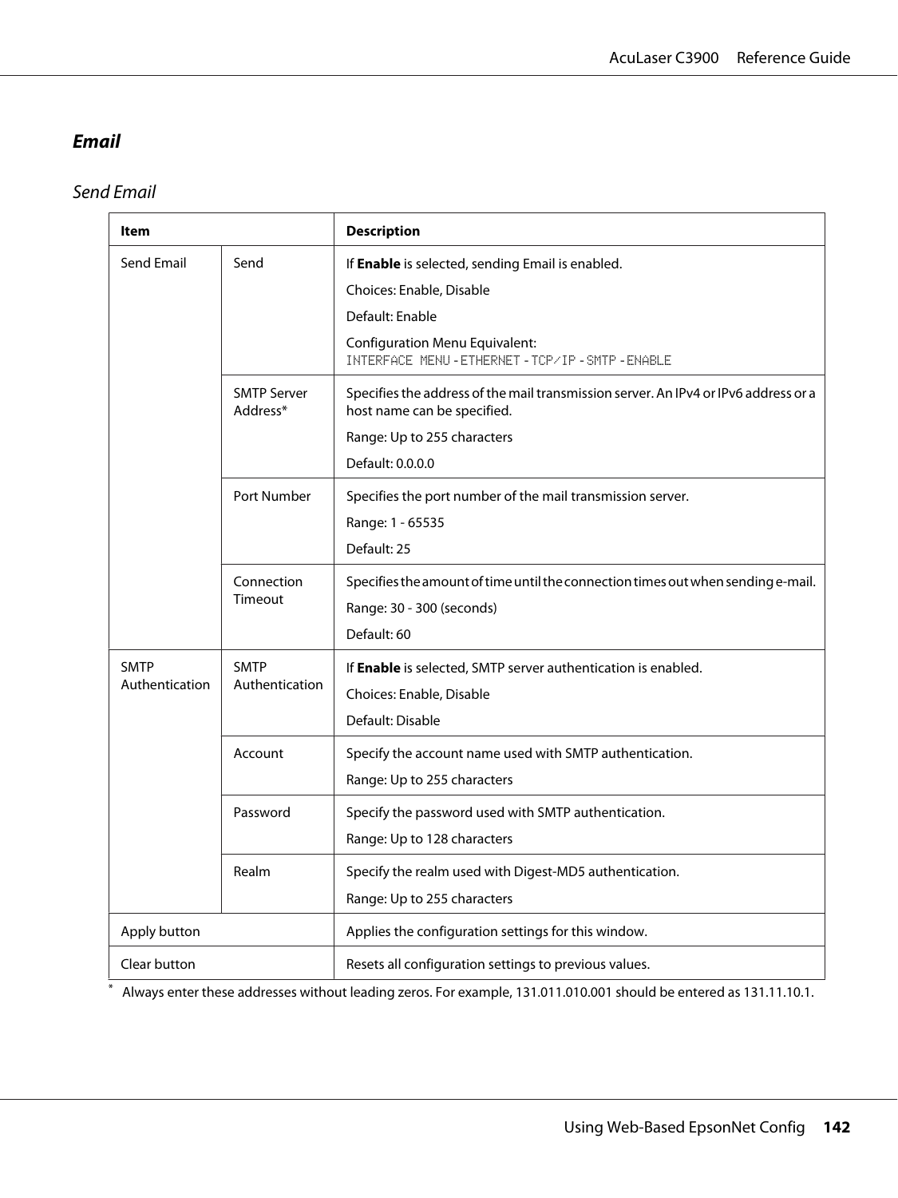## Email

### Send Email

| Item | | Description |
|---|---|---|
| Send Email | Send | If **Enable** is selected, sending Email is enabled.<br>Choices: Enable, Disable<br>Default: Enable<br>Configuration Menu Equivalent:<br>`INTERFACE MENU - ETHERNET - TCP/IP - SMTP - ENABLE` |
| | SMTP Server Address* | Specifies the address of the mail transmission server. An IPv4 or IPv6 address or a host name can be specified.<br>Range: Up to 255 characters<br>Default: 0.0.0.0 |
| | Port Number | Specifies the port number of the mail transmission server.<br>Range: 1 - 65535<br>Default: 25 |
| | Connection Timeout | Specifies the amount of time until the connection times out when sending e-mail.<br>Range: 30 - 300 (seconds)<br>Default: 60 |
| SMTP Authentication | SMTP Authentication | If **Enable** is selected, SMTP server authentication is enabled.<br>Choices: Enable, Disable<br>Default: Disable |
| | Account | Specify the account name used with SMTP authentication.<br>Range: Up to 255 characters |
| | Password | Specify the password used with SMTP authentication.<br>Range: Up to 128 characters |
| | Realm | Specify the realm used with Digest-MD5 authentication.<br>Range: Up to 255 characters |
| Apply button | | Applies the configuration settings for this window. |
| Clear button | | Resets all configuration settings to previous values. |

* Always enter these addresses without leading zeros. For example, 131.011.010.001 should be entered as 131.11.10.1.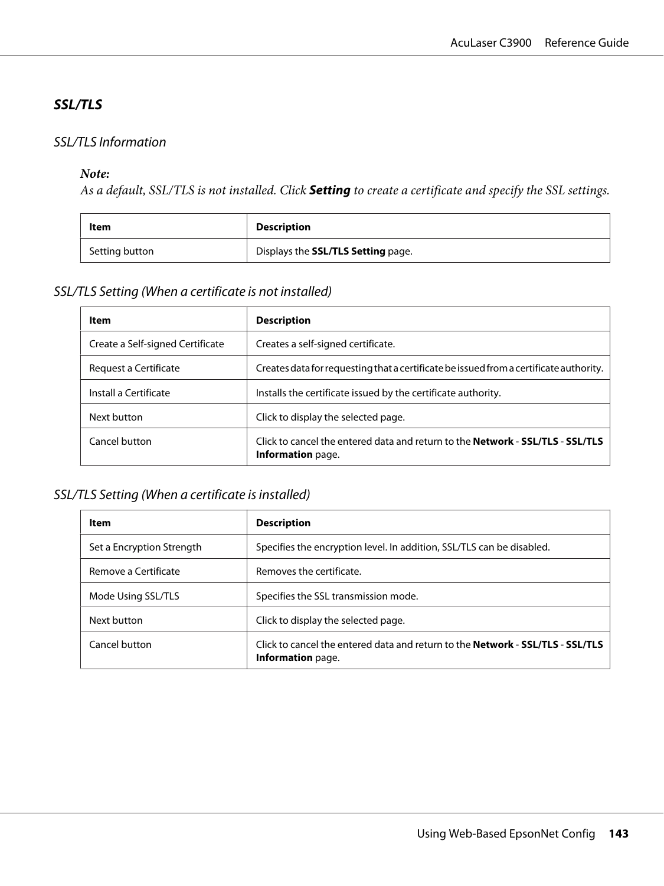### *SSL/TLS*

#### *SSL/TLS Information*

> ***Note:***
> *As a default, SSL/TLS is not installed. Click* ***Setting*** *to create a certificate and specify the SSL settings.*

| Item | Description |
|---|---|
| Setting button | Displays the **SSL/TLS Setting** page. |

#### *SSL/TLS Setting (When a certificate is not installed)*

| Item | Description |
|---|---|
| Create a Self-signed Certificate | Creates a self-signed certificate. |
| Request a Certificate | Creates data for requesting that a certificate be issued from a certificate authority. |
| Install a Certificate | Installs the certificate issued by the certificate authority. |
| Next button | Click to display the selected page. |
| Cancel button | Click to cancel the entered data and return to the **Network** - **SSL/TLS** - **SSL/TLS Information** page. |

#### *SSL/TLS Setting (When a certificate is installed)*

| Item | Description |
|---|---|
| Set a Encryption Strength | Specifies the encryption level. In addition, SSL/TLS can be disabled. |
| Remove a Certificate | Removes the certificate. |
| Mode Using SSL/TLS | Specifies the SSL transmission mode. |
| Next button | Click to display the selected page. |
| Cancel button | Click to cancel the entered data and return to the **Network** - **SSL/TLS** - **SSL/TLS Information** page. |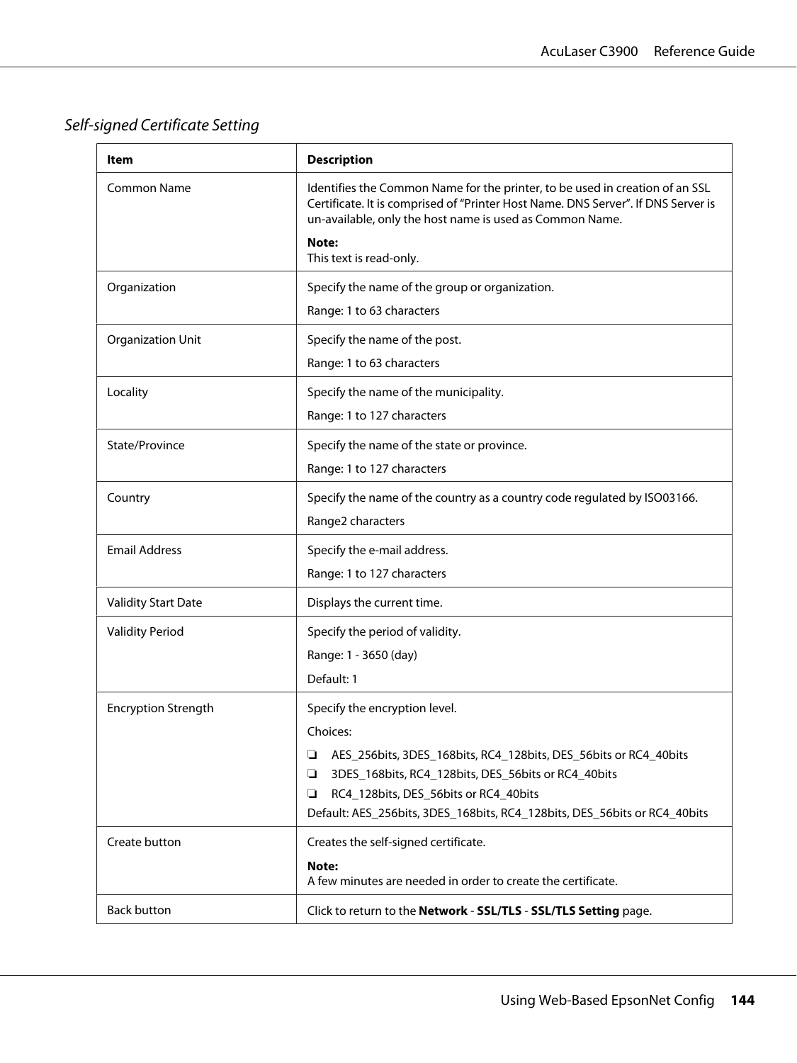### *Self-signed Certificate Setting*

| Item | Description |
|---|---|
| Common Name | Identifies the Common Name for the printer, to be used in creation of an SSL Certificate. It is comprised of "Printer Host Name. DNS Server". If DNS Server is un-available, only the host name is used as Common Name.<br><br>**Note:**<br>This text is read-only. |
| Organization | Specify the name of the group or organization.<br><br>Range: 1 to 63 characters |
| Organization Unit | Specify the name of the post.<br><br>Range: 1 to 63 characters |
| Locality | Specify the name of the municipality.<br><br>Range: 1 to 127 characters |
| State/Province | Specify the name of the state or province.<br><br>Range: 1 to 127 characters |
| Country | Specify the name of the country as a country code regulated by ISO03166.<br><br>Range2 characters |
| Email Address | Specify the e-mail address.<br><br>Range: 1 to 127 characters |
| Validity Start Date | Displays the current time. |
| Validity Period | Specify the period of validity.<br><br>Range: 1 - 3650 (day)<br><br>Default: 1 |
| Encryption Strength | Specify the encryption level.<br><br>Choices:<br><br>❏ AES_256bits, 3DES_168bits, RC4_128bits, DES_56bits or RC4_40bits<br>❏ 3DES_168bits, RC4_128bits, DES_56bits or RC4_40bits<br>❏ RC4_128bits, DES_56bits or RC4_40bits<br>Default: AES_256bits, 3DES_168bits, RC4_128bits, DES_56bits or RC4_40bits |
| Create button | Creates the self-signed certificate.<br><br>**Note:**<br>A few minutes are needed in order to create the certificate. |
| Back button | Click to return to the **Network** - **SSL/TLS** - **SSL/TLS Setting** page. |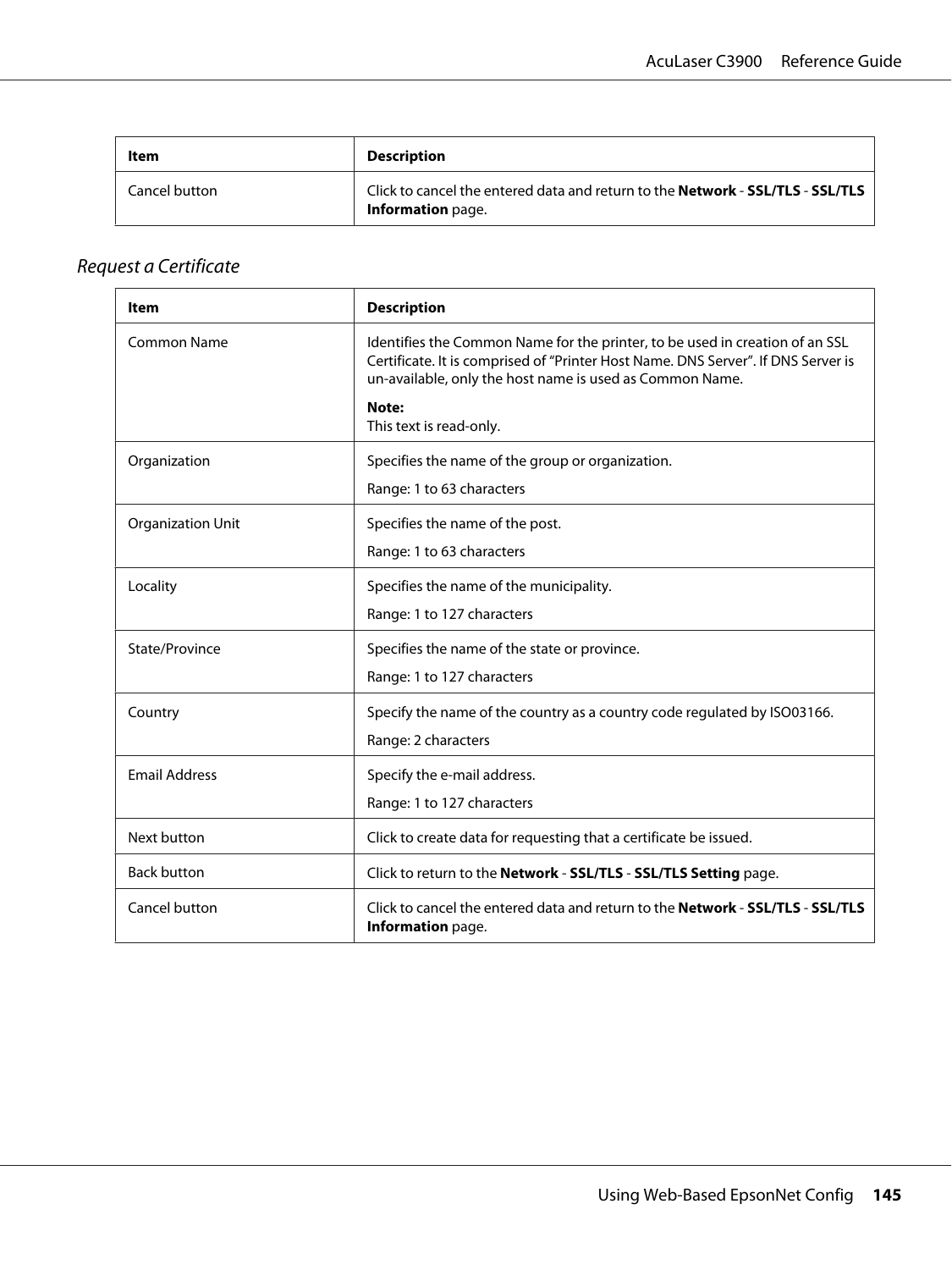| Item | Description |
|---|---|
| Cancel button | Click to cancel the entered data and return to the **Network** - **SSL/TLS** - **SSL/TLS Information** page. |

### *Request a Certificate*

| Item | Description |
|---|---|
| Common Name | Identifies the Common Name for the printer, to be used in creation of an SSL Certificate. It is comprised of “Printer Host Name. DNS Server”. If DNS Server is un-available, only the host name is used as Common Name.<br><br>**Note:**<br>This text is read-only. |
| Organization | Specifies the name of the group or organization.<br><br>Range: 1 to 63 characters |
| Organization Unit | Specifies the name of the post.<br><br>Range: 1 to 63 characters |
| Locality | Specifies the name of the municipality.<br><br>Range: 1 to 127 characters |
| State/Province | Specifies the name of the state or province.<br><br>Range: 1 to 127 characters |
| Country | Specify the name of the country as a country code regulated by ISO03166.<br><br>Range: 2 characters |
| Email Address | Specify the e-mail address.<br><br>Range: 1 to 127 characters |
| Next button | Click to create data for requesting that a certificate be issued. |
| Back button | Click to return to the **Network** - **SSL/TLS** - **SSL/TLS Setting** page. |
| Cancel button | Click to cancel the entered data and return to the **Network** - **SSL/TLS** - **SSL/TLS Information** page. |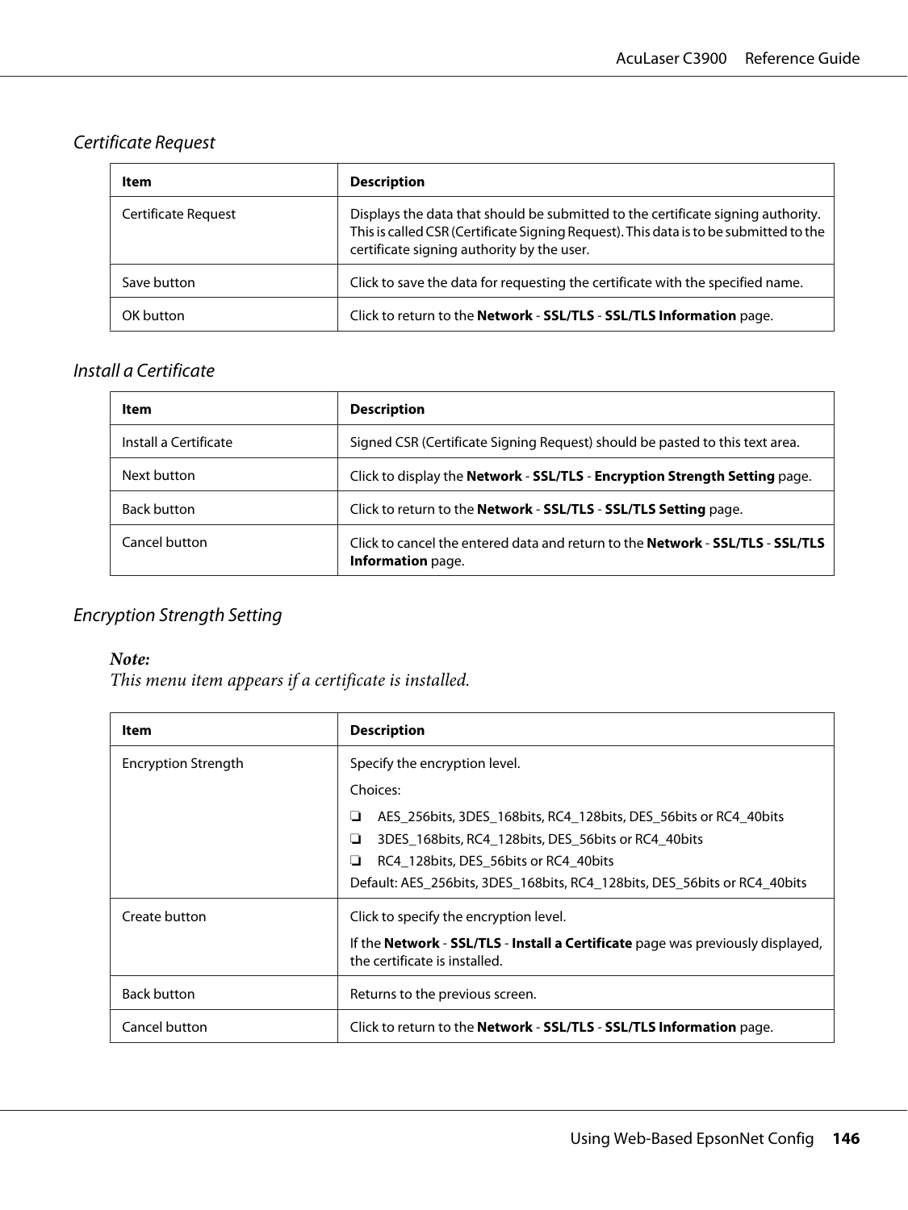### *Certificate Request*

| Item | Description |
|---|---|
| Certificate Request | Displays the data that should be submitted to the certificate signing authority. This is called CSR (Certificate Signing Request). This data is to be submitted to the certificate signing authority by the user. |
| Save button | Click to save the data for requesting the certificate with the specified name. |
| OK button | Click to return to the **Network** - **SSL/TLS** - **SSL/TLS Information** page. |

### *Install a Certificate*

| Item | Description |
|---|---|
| Install a Certificate | Signed CSR (Certificate Signing Request) should be pasted to this text area. |
| Next button | Click to display the **Network** - **SSL/TLS** - **Encryption Strength Setting** page. |
| Back button | Click to return to the **Network** - **SSL/TLS** - **SSL/TLS Setting** page. |
| Cancel button | Click to cancel the entered data and return to the **Network** - **SSL/TLS** - **SSL/TLS Information** page. |

### *Encryption Strength Setting*

***Note:***
*This menu item appears if a certificate is installed.*

| Item | Description |
|---|---|
| Encryption Strength | Specify the encryption level.<br>Choices:<br>❏ AES_256bits, 3DES_168bits, RC4_128bits, DES_56bits or RC4_40bits<br>❏ 3DES_168bits, RC4_128bits, DES_56bits or RC4_40bits<br>❏ RC4_128bits, DES_56bits or RC4_40bits<br>Default: AES_256bits, 3DES_168bits, RC4_128bits, DES_56bits or RC4_40bits |
| Create button | Click to specify the encryption level.<br>If the **Network** - **SSL/TLS** - **Install a Certificate** page was previously displayed, the certificate is installed. |
| Back button | Returns to the previous screen. |
| Cancel button | Click to return to the **Network** - **SSL/TLS** - **SSL/TLS Information** page. |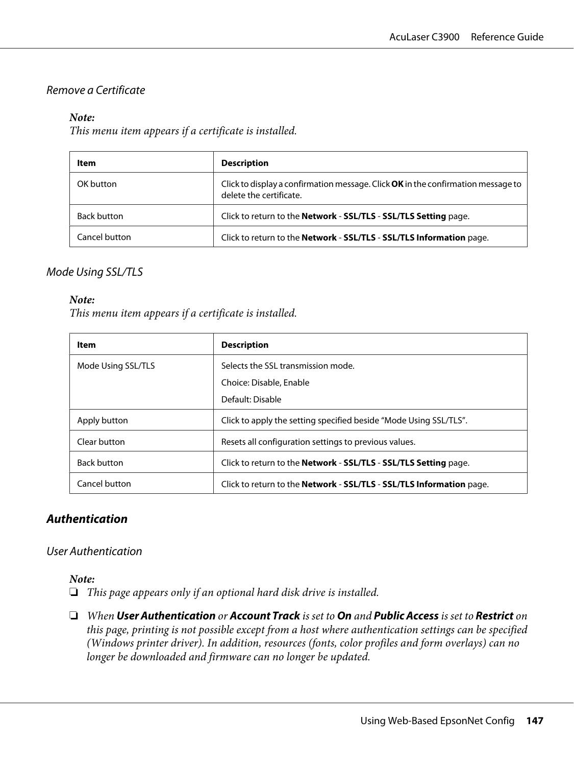#### *Remove a Certificate*

***Note:***
*This menu item appears if a certificate is installed.*

| Item | Description |
|---|---|
| OK button | Click to display a confirmation message. Click **OK** in the confirmation message to delete the certificate. |
| Back button | Click to return to the **Network** - **SSL/TLS** - **SSL/TLS Setting** page. |
| Cancel button | Click to return to the **Network** - **SSL/TLS** - **SSL/TLS Information** page. |

#### *Mode Using SSL/TLS*

***Note:***
*This menu item appears if a certificate is installed.*

| Item | Description |
|---|---|
| Mode Using SSL/TLS | Selects the SSL transmission mode.<br>Choice: Disable, Enable<br>Default: Disable |
| Apply button | Click to apply the setting specified beside “Mode Using SSL/TLS”. |
| Clear button | Resets all configuration settings to previous values. |
| Back button | Click to return to the **Network** - **SSL/TLS** - **SSL/TLS Setting** page. |
| Cancel button | Click to return to the **Network** - **SSL/TLS** - **SSL/TLS Information** page. |

### *Authentication*

#### *User Authentication*

***Note:***
- *This page appears only if an optional hard disk drive is installed.*
- *When **User Authentication** or **Account Track** is set to **On** and **Public Access** is set to **Restrict** on this page, printing is not possible except from a host where authentication settings can be specified (Windows printer driver). In addition, resources (fonts, color profiles and form overlays) can no longer be downloaded and firmware can no longer be updated.*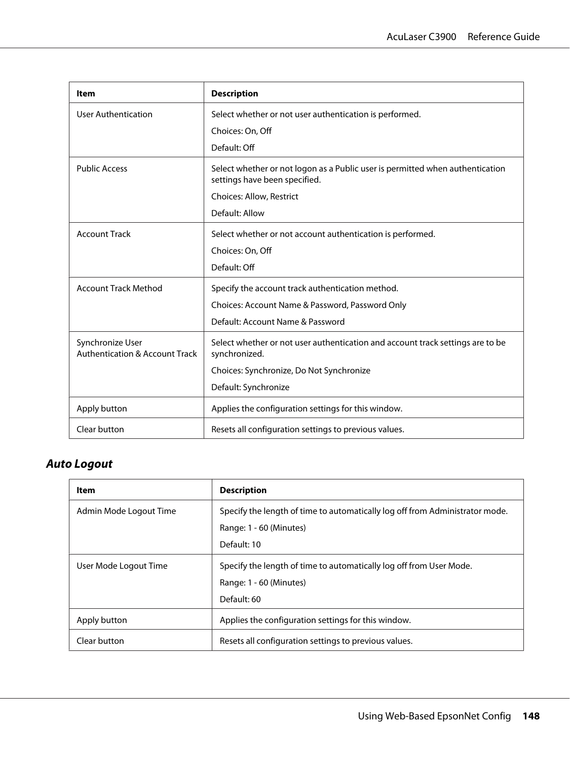| Item | Description |
|---|---|
| User Authentication | Select whether or not user authentication is performed.<br>Choices: On, Off<br>Default: Off |
| Public Access | Select whether or not logon as a Public user is permitted when authentication settings have been specified.<br>Choices: Allow, Restrict<br>Default: Allow |
| Account Track | Select whether or not account authentication is performed.<br>Choices: On, Off<br>Default: Off |
| Account Track Method | Specify the account track authentication method.<br>Choices: Account Name & Password, Password Only<br>Default: Account Name & Password |
| Synchronize User Authentication & Account Track | Select whether or not user authentication and account track settings are to be synchronized.<br>Choices: Synchronize, Do Not Synchronize<br>Default: Synchronize |
| Apply button | Applies the configuration settings for this window. |
| Clear button | Resets all configuration settings to previous values. |

### *Auto Logout*

| Item | Description |
|---|---|
| Admin Mode Logout Time | Specify the length of time to automatically log off from Administrator mode.<br>Range: 1 - 60 (Minutes)<br>Default: 10 |
| User Mode Logout Time | Specify the length of time to automatically log off from User Mode.<br>Range: 1 - 60 (Minutes)<br>Default: 60 |
| Apply button | Applies the configuration settings for this window. |
| Clear button | Resets all configuration settings to previous values. |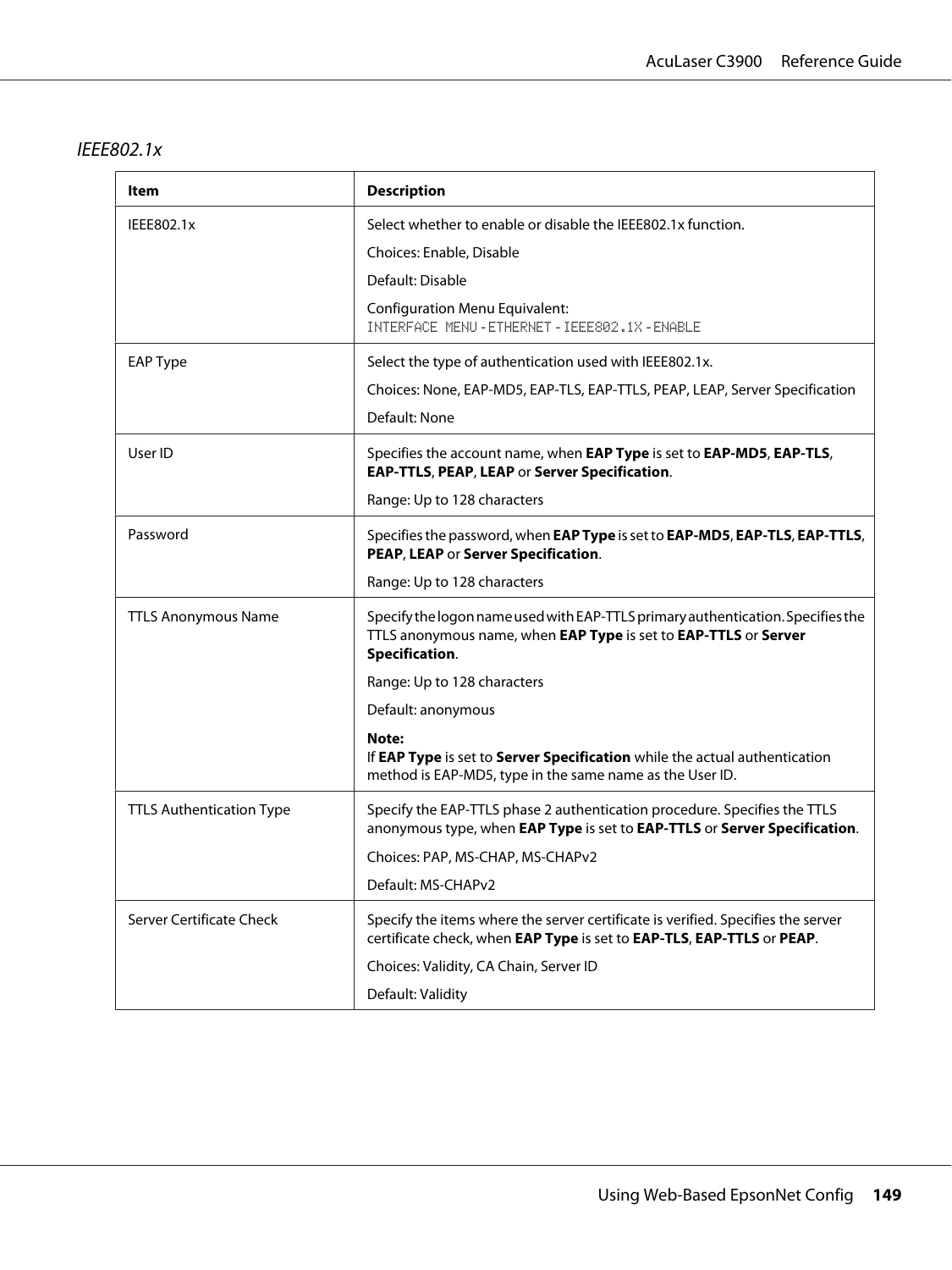### *IEEE802.1x*

| Item | Description |
|---|---|
| IEEE802.1x | Select whether to enable or disable the IEEE802.1x function.<br><br>Choices: Enable, Disable<br><br>Default: Disable<br><br>Configuration Menu Equivalent:<br>`INTERFACE MENU` - `ETHERNET` - `IEEE802.1X` - `ENABLE` |
| EAP Type | Select the type of authentication used with IEEE802.1x.<br><br>Choices: None, EAP-MD5, EAP-TLS, EAP-TTLS, PEAP, LEAP, Server Specification<br><br>Default: None |
| User ID | Specifies the account name, when **EAP Type** is set to **EAP-MD5**, **EAP-TLS**, **EAP-TTLS**, **PEAP**, **LEAP** or **Server Specification**.<br><br>Range: Up to 128 characters |
| Password | Specifies the password, when **EAP Type** is set to **EAP-MD5**, **EAP-TLS**, **EAP-TTLS**, **PEAP**, **LEAP** or **Server Specification**.<br><br>Range: Up to 128 characters |
| TTLS Anonymous Name | Specify the logon name used with EAP-TTLS primary authentication. Specifies the TTLS anonymous name, when **EAP Type** is set to **EAP-TTLS** or **Server Specification**.<br><br>Range: Up to 128 characters<br><br>Default: anonymous<br><br>**Note:**<br>If **EAP Type** is set to **Server Specification** while the actual authentication method is EAP-MD5, type in the same name as the User ID. |
| TTLS Authentication Type | Specify the EAP-TTLS phase 2 authentication procedure. Specifies the TTLS anonymous type, when **EAP Type** is set to **EAP-TTLS** or **Server Specification**.<br><br>Choices: PAP, MS-CHAP, MS-CHAPv2<br><br>Default: MS-CHAPv2 |
| Server Certificate Check | Specify the items where the server certificate is verified. Specifies the server certificate check, when **EAP Type** is set to **EAP-TLS**, **EAP-TTLS** or **PEAP**.<br><br>Choices: Validity, CA Chain, Server ID<br><br>Default: Validity |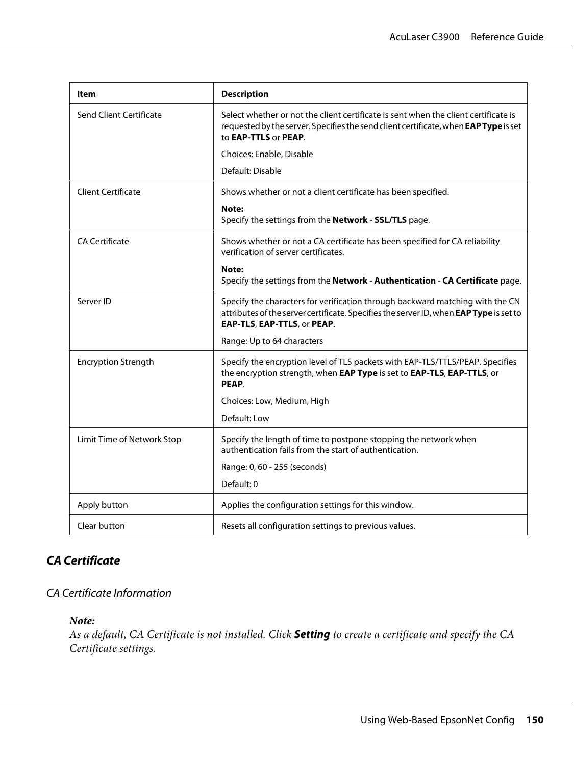| Item | Description |
|---|---|
| Send Client Certificate | Select whether or not the client certificate is sent when the client certificate is requested by the server. Specifies the send client certificate, when **EAP Type** is set to **EAP-TTLS** or **PEAP**.<br><br>Choices: Enable, Disable<br><br>Default: Disable |
| Client Certificate | Shows whether or not a client certificate has been specified.<br><br>**Note:**<br>Specify the settings from the **Network** - **SSL/TLS** page. |
| CA Certificate | Shows whether or not a CA certificate has been specified for CA reliability verification of server certificates.<br><br>**Note:**<br>Specify the settings from the **Network** - **Authentication** - **CA Certificate** page. |
| Server ID | Specify the characters for verification through backward matching with the CN attributes of the server certificate. Specifies the server ID, when **EAP Type** is set to **EAP-TLS**, **EAP-TTLS**, or **PEAP**.<br><br>Range: Up to 64 characters |
| Encryption Strength | Specify the encryption level of TLS packets with EAP-TLS/TTLS/PEAP. Specifies the encryption strength, when **EAP Type** is set to **EAP-TLS**, **EAP-TTLS**, or **PEAP**.<br><br>Choices: Low, Medium, High<br><br>Default: Low |
| Limit Time of Network Stop | Specify the length of time to postpone stopping the network when authentication fails from the start of authentication.<br><br>Range: 0, 60 - 255 (seconds)<br><br>Default: 0 |
| Apply button | Applies the configuration settings for this window. |
| Clear button | Resets all configuration settings to previous values. |

## CA Certificate

### CA Certificate Information

***Note:***
*As a default, CA Certificate is not installed. Click **Setting** to create a certificate and specify the CA Certificate settings.*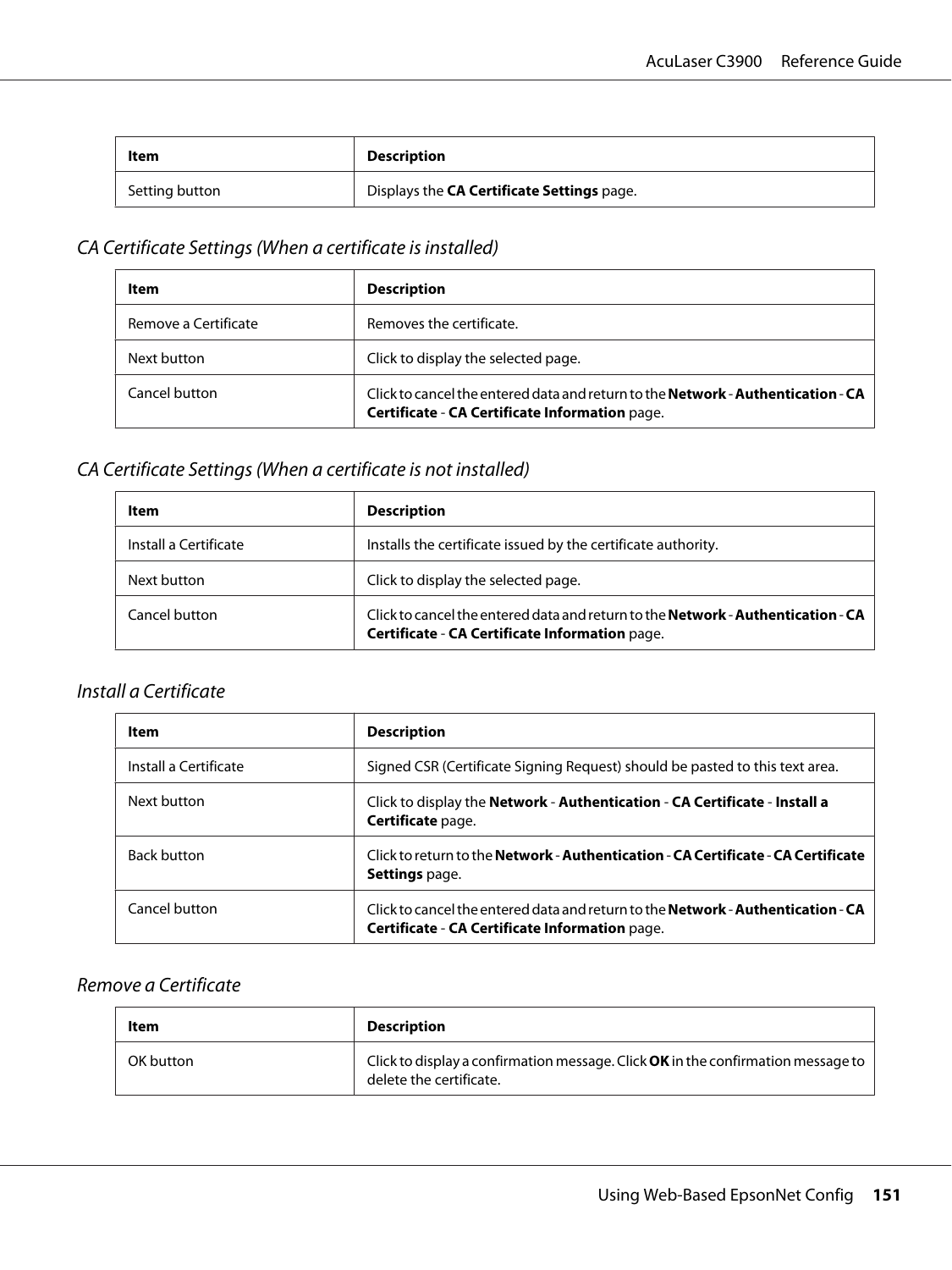| Item | Description |
|---|---|
| Setting button | Displays the **CA Certificate Settings** page. |

### *CA Certificate Settings (When a certificate is installed)*

| Item | Description |
|---|---|
| Remove a Certificate | Removes the certificate. |
| Next button | Click to display the selected page. |
| Cancel button | Click to cancel the entered data and return to the **Network** - **Authentication** - **CA Certificate** - **CA Certificate Information** page. |

### *CA Certificate Settings (When a certificate is not installed)*

| Item | Description |
|---|---|
| Install a Certificate | Installs the certificate issued by the certificate authority. |
| Next button | Click to display the selected page. |
| Cancel button | Click to cancel the entered data and return to the **Network** - **Authentication** - **CA Certificate** - **CA Certificate Information** page. |

### *Install a Certificate*

| Item | Description |
|---|---|
| Install a Certificate | Signed CSR (Certificate Signing Request) should be pasted to this text area. |
| Next button | Click to display the **Network** - **Authentication** - **CA Certificate** - **Install a Certificate** page. |
| Back button | Click to return to the **Network** - **Authentication** - **CA Certificate** - **CA Certificate Settings** page. |
| Cancel button | Click to cancel the entered data and return to the **Network** - **Authentication** - **CA Certificate** - **CA Certificate Information** page. |

### *Remove a Certificate*

| Item | Description |
|---|---|
| OK button | Click to display a confirmation message. Click **OK** in the confirmation message to delete the certificate. |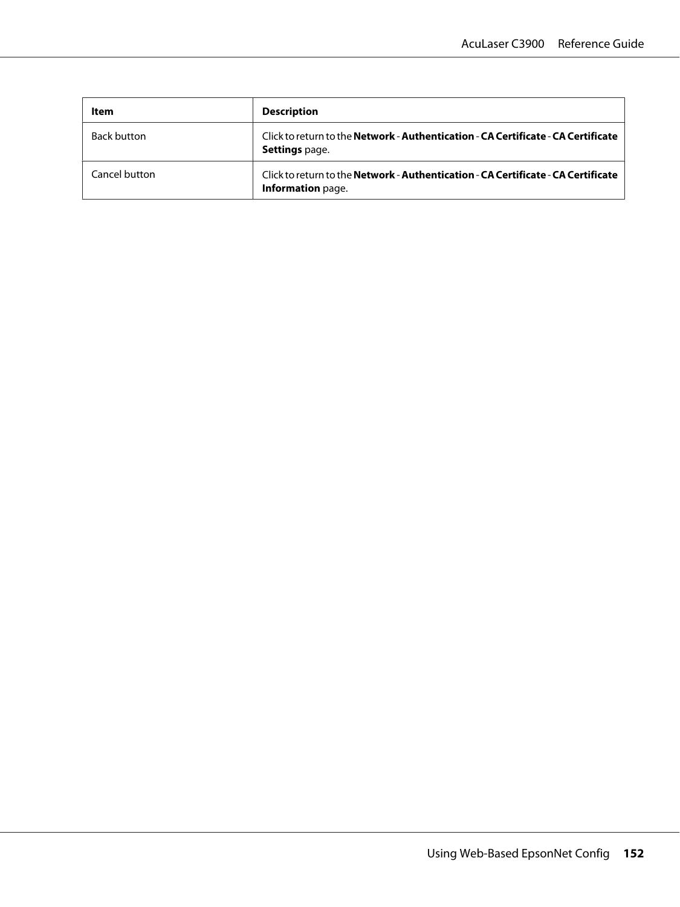| Item | Description |
| --- | --- |
| Back button | Click to return to the **Network** - **Authentication** - **CA Certificate** - **CA Certificate Settings** page. |
| Cancel button | Click to return to the **Network** - **Authentication** - **CA Certificate** - **CA Certificate Information** page. |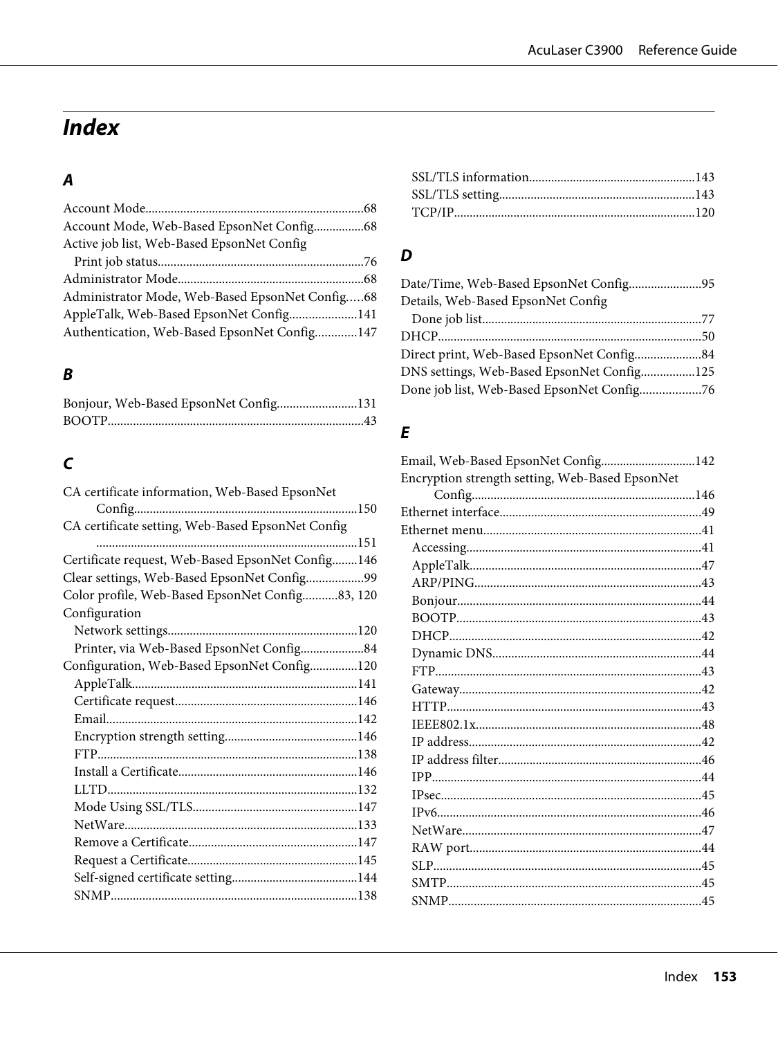# Index

## A

Account Mode....68
Account Mode, Web-Based EpsonNet Config....68
Active job list, Web-Based EpsonNet Config
- Print job status....76

Administrator Mode....68
Administrator Mode, Web-Based EpsonNet Config....68
AppleTalk, Web-Based EpsonNet Config....141
Authentication, Web-Based EpsonNet Config....147

## B

Bonjour, Web-Based EpsonNet Config....131
BOOTP....43

## C

CA certificate information, Web-Based EpsonNet Config....150
CA certificate setting, Web-Based EpsonNet Config....151
Certificate request, Web-Based EpsonNet Config....146
Clear settings, Web-Based EpsonNet Config....99
Color profile, Web-Based EpsonNet Config....83, 120
Configuration
- Network settings....120
- Printer, via Web-Based EpsonNet Config....84

Configuration, Web-Based EpsonNet Config....120
- AppleTalk....141
- Certificate request....146
- Email....142
- Encryption strength setting....146
- FTP....138
- Install a Certificate....146
- LLTD....132
- Mode Using SSL/TLS....147
- NetWare....133
- Remove a Certificate....147
- Request a Certificate....145
- Self-signed certificate setting....144
- SNMP....138
- SSL/TLS information....143
- SSL/TLS setting....143
- TCP/IP....120

## D

Date/Time, Web-Based EpsonNet Config....95
Details, Web-Based EpsonNet Config
- Done job list....77

DHCP....50
Direct print, Web-Based EpsonNet Config....84
DNS settings, Web-Based EpsonNet Config....125
Done job list, Web-Based EpsonNet Config....76

## E

Email, Web-Based EpsonNet Config....142
Encryption strength setting, Web-Based EpsonNet Config....146
Ethernet interface....49
Ethernet menu....41
- Accessing....41
- AppleTalk....47
- ARP/PING....43
- Bonjour....44
- BOOTP....43
- DHCP....42
- Dynamic DNS....44
- FTP....43
- Gateway....42
- HTTP....43
- IEEE802.1x....48
- IP address....42
- IP address filter....46
- IPP....44
- IPsec....45
- IPv6....46
- NetWare....47
- RAW port....44
- SLP....45
- SMTP....45
- SNMP....45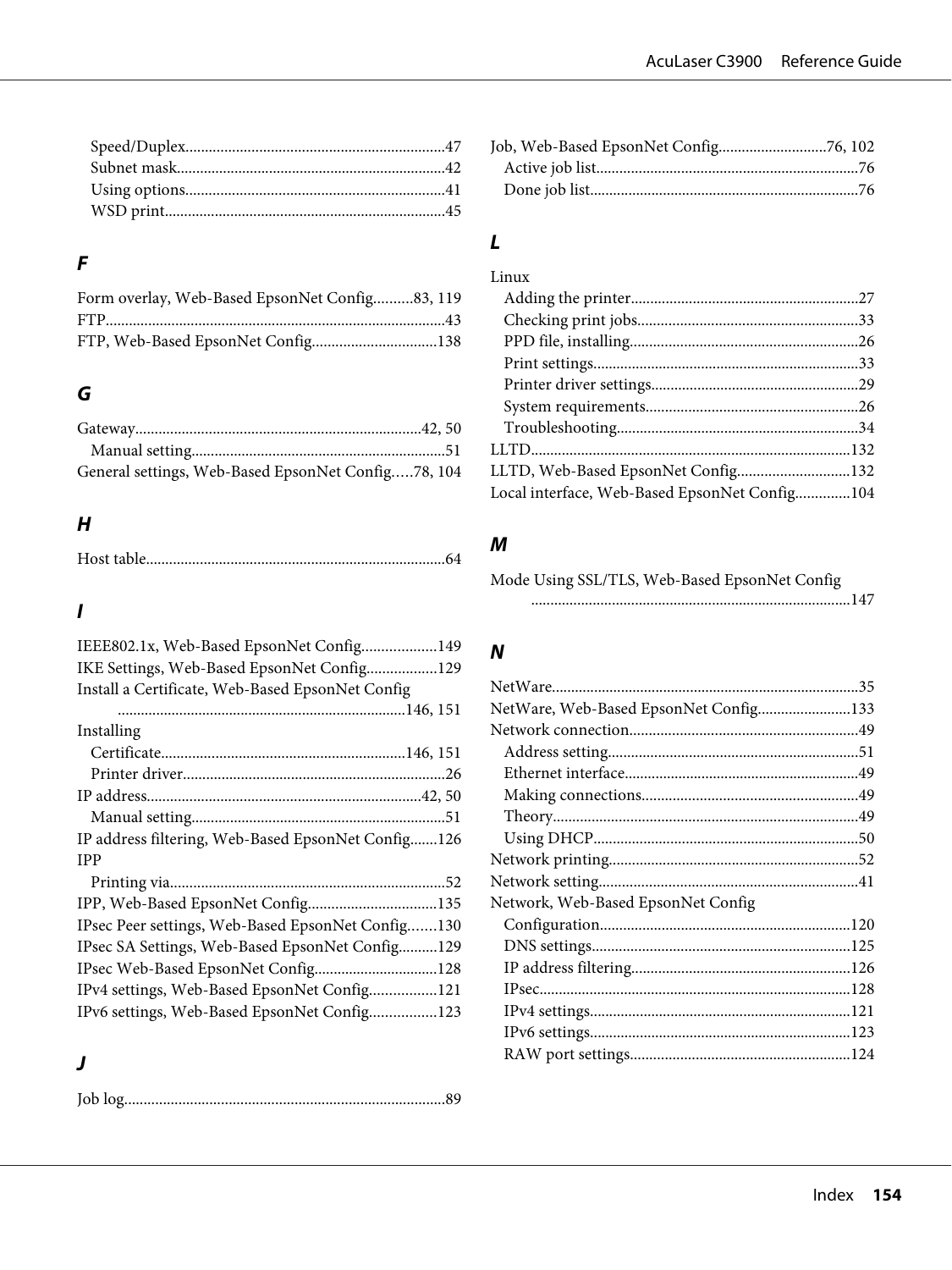Speed/Duplex......47
Subnet mask......42
Using options......41
WSD print......45

## F

Form overlay, Web-Based EpsonNet Config......83, 119
FTP......43
FTP, Web-Based EpsonNet Config......138

## G

Gateway......42, 50
Manual setting......51
General settings, Web-Based EpsonNet Config......78, 104

## H

Host table......64

## I

IEEE802.1x, Web-Based EpsonNet Config......149
IKE Settings, Web-Based EpsonNet Config......129
Install a Certificate, Web-Based EpsonNet Config......146, 151
Installing
Certificate......146, 151
Printer driver......26
IP address......42, 50
Manual setting......51
IP address filtering, Web-Based EpsonNet Config......126
IPP
Printing via......52
IPP, Web-Based EpsonNet Config......135
IPsec Peer settings, Web-Based EpsonNet Config......130
IPsec SA Settings, Web-Based EpsonNet Config......129
IPsec Web-Based EpsonNet Config......128
IPv4 settings, Web-Based EpsonNet Config......121
IPv6 settings, Web-Based EpsonNet Config......123

## J

Job log......89
Job, Web-Based EpsonNet Config......76, 102
Active job list......76
Done job list......76

## L

Linux
Adding the printer......27
Checking print jobs......33
PPD file, installing......26
Print settings......33
Printer driver settings......29
System requirements......26
Troubleshooting......34
LLTD......132
LLTD, Web-Based EpsonNet Config......132
Local interface, Web-Based EpsonNet Config......104

## M

Mode Using SSL/TLS, Web-Based EpsonNet Config......147

## N

NetWare......35
NetWare, Web-Based EpsonNet Config......133
Network connection......49
Address setting......51
Ethernet interface......49
Making connections......49
Theory......49
Using DHCP......50
Network printing......52
Network setting......41
Network, Web-Based EpsonNet Config
Configuration......120
DNS settings......125
IP address filtering......126
IPsec......128
IPv4 settings......121
IPv6 settings......123
RAW port settings......124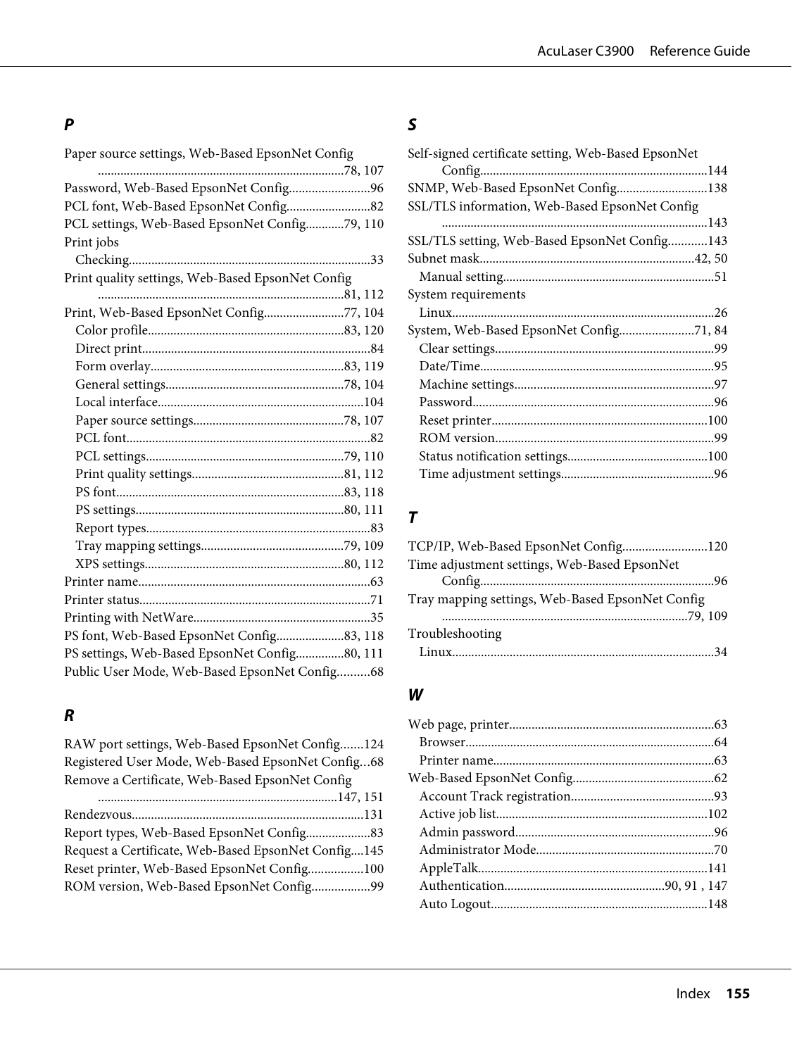### P

Paper source settings, Web-Based EpsonNet Config ....78, 107
Password, Web-Based EpsonNet Config....96
PCL font, Web-Based EpsonNet Config....82
PCL settings, Web-Based EpsonNet Config....79, 110
Print jobs
- Checking....33

Print quality settings, Web-Based EpsonNet Config ....81, 112
Print, Web-Based EpsonNet Config....77, 104
- Color profile....83, 120
- Direct print....84
- Form overlay....83, 119
- General settings....78, 104
- Local interface....104
- Paper source settings....78, 107
- PCL font....82
- PCL settings....79, 110
- Print quality settings....81, 112
- PS font....83, 118
- PS settings....80, 111
- Report types....83
- Tray mapping settings....79, 109
- XPS settings....80, 112

Printer name....63
Printer status....71
Printing with NetWare....35
PS font, Web-Based EpsonNet Config....83, 118
PS settings, Web-Based EpsonNet Config....80, 111
Public User Mode, Web-Based EpsonNet Config....68

### R

RAW port settings, Web-Based EpsonNet Config....124
Registered User Mode, Web-Based EpsonNet Config....68
Remove a Certificate, Web-Based EpsonNet Config ....147, 151
Rendezvous....131
Report types, Web-Based EpsonNet Config....83
Request a Certificate, Web-Based EpsonNet Config....145
Reset printer, Web-Based EpsonNet Config....100
ROM version, Web-Based EpsonNet Config....99

### S

Self-signed certificate setting, Web-Based EpsonNet Config....144
SNMP, Web-Based EpsonNet Config....138
SSL/TLS information, Web-Based EpsonNet Config ....143
SSL/TLS setting, Web-Based EpsonNet Config....143
Subnet mask....42, 50
- Manual setting....51

System requirements
- Linux....26

System, Web-Based EpsonNet Config....71, 84
- Clear settings....99
- Date/Time....95
- Machine settings....97
- Password....96
- Reset printer....100
- ROM version....99
- Status notification settings....100
- Time adjustment settings....96

### T

TCP/IP, Web-Based EpsonNet Config....120
Time adjustment settings, Web-Based EpsonNet Config....96
Tray mapping settings, Web-Based EpsonNet Config ....79, 109
Troubleshooting
- Linux....34

### W

Web page, printer....63
- Browser....64
- Printer name....63

Web-Based EpsonNet Config....62
- Account Track registration....93
- Active job list....102
- Admin password....96
- Administrator Mode....70
- AppleTalk....141
- Authentication....90, 91 , 147
- Auto Logout....148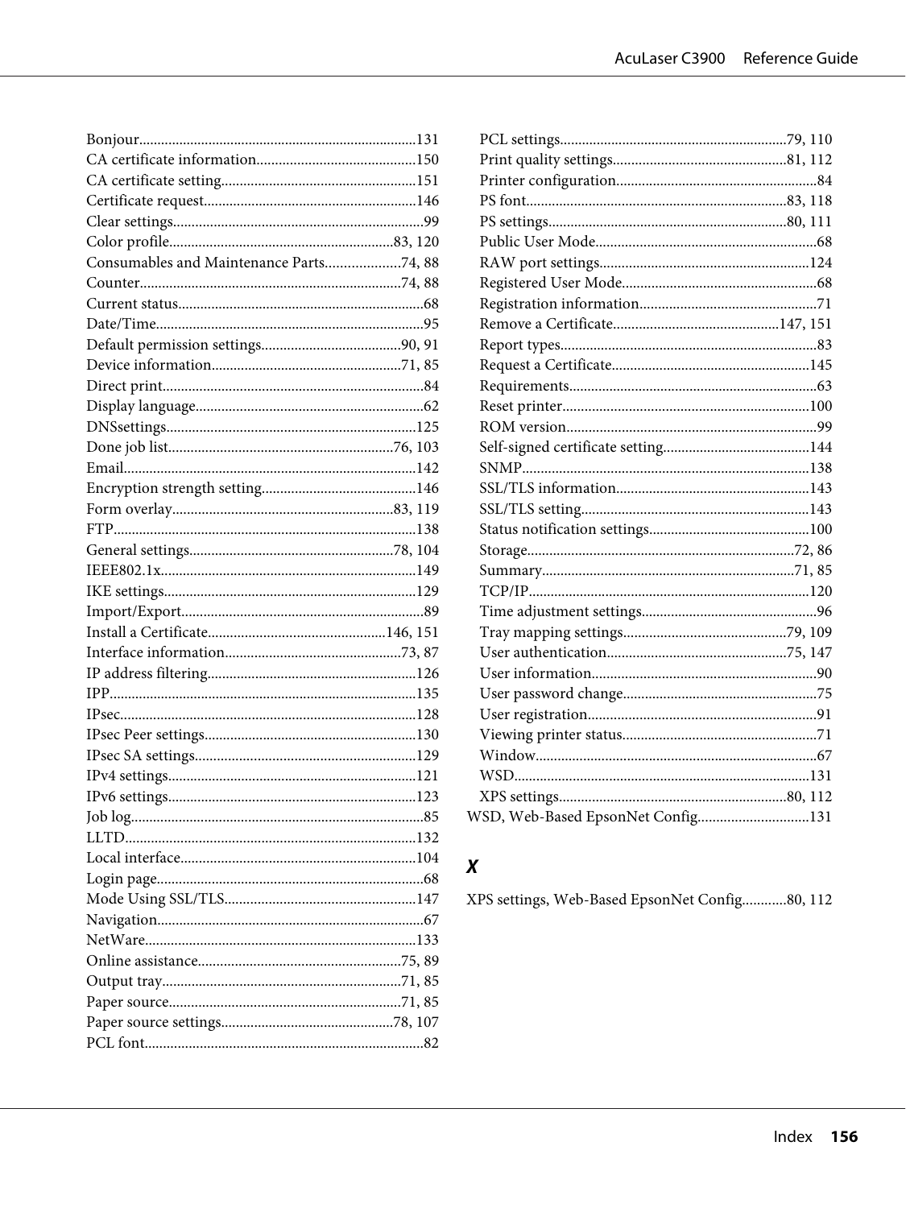Bonjour.......................................................................131
CA certificate information...........................................150
CA certificate setting....................................................151
Certificate request.........................................................146
Clear settings...................................................................99
Color profile............................................................83, 120
Consumables and Maintenance Parts....................74, 88
Counter......................................................................74, 88
Current status..................................................................68
Date/Time........................................................................95
Default permission settings.....................................90, 91
Device information...................................................71, 85
Direct print.......................................................................84
Display language.............................................................62
DNSsettings...................................................................125
Done job list............................................................76, 103
Email...............................................................................142
Encryption strength setting..........................................146
Form overlay...........................................................83, 119
FTP.................................................................................138
General settings.......................................................78, 104
IEEE802.1x.....................................................................149
IKE settings....................................................................129
Import/Export.................................................................89
Install a Certificate................................................146, 151
Interface information...............................................73, 87
IP address filtering........................................................126
IPP..................................................................................135
IPsec................................................................................128
IPsec Peer settings.........................................................130
IPsec SA settings...........................................................129
IPv4 settings...................................................................121
IPv6 settings...................................................................123
Job log...............................................................................85
LLTD..............................................................................132
Local interface...............................................................104
Login page........................................................................68
Mode Using SSL/TLS....................................................147
Navigation........................................................................67
NetWare.........................................................................133
Online assistance......................................................75, 89
Output tray................................................................71, 85
Paper source..............................................................71, 85
Paper source settings..............................................78, 107
PCL font...........................................................................82

PCL settings............................................................79, 110
Print quality settings..............................................81, 112
Printer configuration......................................................84
PS font......................................................................83, 118
PS settings................................................................80, 111
Public User Mode...........................................................68
RAW port settings.........................................................124
Registered User Mode....................................................68
Registration information...............................................71
Remove a Certificate............................................147, 151
Report types.....................................................................83
Request a Certificate.....................................................145
Requirements...................................................................63
Reset printer..................................................................100
ROM version...................................................................99
Self-signed certificate setting.......................................144
SNMP.............................................................................138
SSL/TLS information....................................................143
SSL/TLS setting.............................................................143
Status notification settings...........................................100
Storage.......................................................................72, 86
Summary....................................................................71, 85
TCP/IP............................................................................120
Time adjustment settings...............................................96
Tray mapping settings...........................................79, 109
User authentication................................................75, 147
User information............................................................90
User password change....................................................75
User registration.............................................................91
Viewing printer status....................................................71
Window............................................................................67
WSD...............................................................................131
XPS settings.............................................................80, 112
WSD, Web-Based EpsonNet Config.............................131

## X

XPS settings, Web-Based EpsonNet Config............80, 112